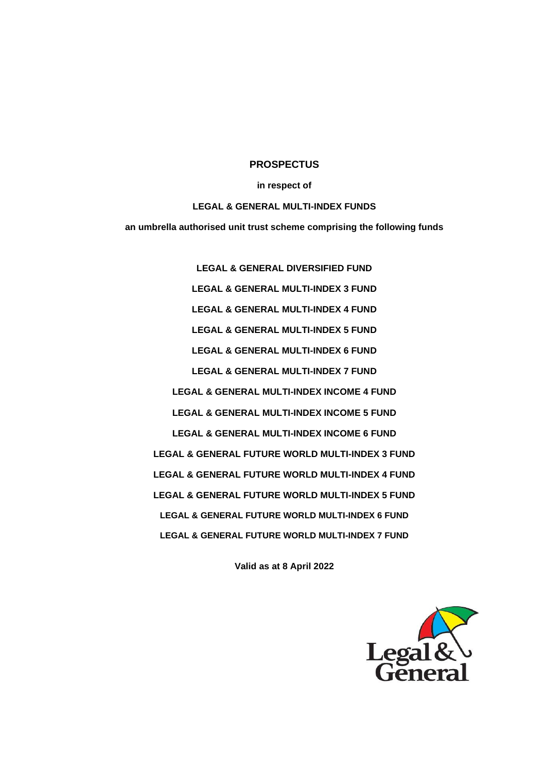# PROSPECTUS

**in respect of**

**LEGAL & GENERAL MULTI-INDEX FUNDS**

**an umbrella authorised unit trust scheme comprising the following funds**

**LEGAL & GENERAL DIVERSIFIED FUND**

**LEGAL & GENERAL MULTI-INDEX 3 FUND**

**LEGAL & GENERAL MULTI-INDEX 4 FUND**

**LEGAL & GENERAL MULTI-INDEX 5 FUND**

**LEGAL & GENERAL MULTI-INDEX 6 FUND**

**LEGAL & GENERAL MULTI-INDEX 7 FUND**

**LEGAL & GENERAL MULTI-INDEX INCOME 4 FUND**

**LEGAL & GENERAL MULTI-INDEX INCOME 5 FUND**

**LEGAL & GENERAL MULTI-INDEX INCOME 6 FUND**

**LEGAL & GENERAL FUTURE WORLD MULTI-INDEX 3 FUND**

**LEGAL & GENERAL FUTURE WORLD MULTI-INDEX 4 FUND**

**LEGAL & GENERAL FUTURE WORLD MULTI-INDEX 5 FUND**

**LEGAL & GENERAL FUTURE WORLD MULTI-INDEX 6 FUND**

**LEGAL & GENERAL FUTURE WORLD MULTI-INDEX 7 FUND**

**Valid as at 8 April 2022**

Legal & General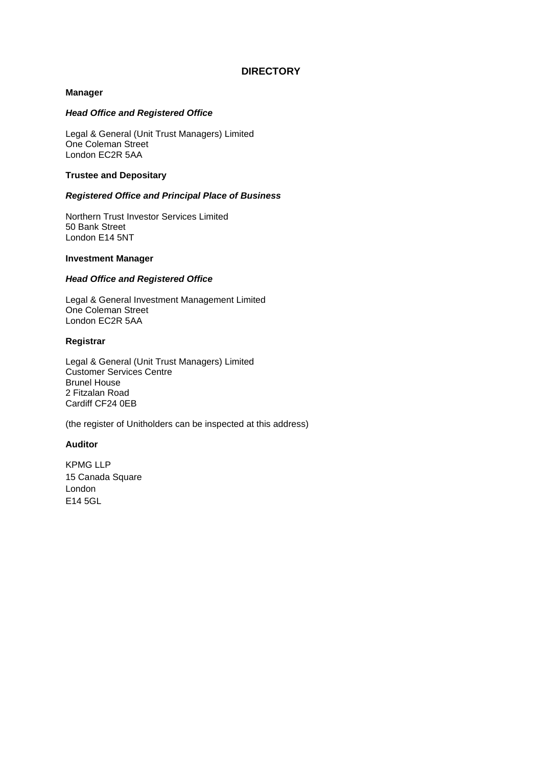# DIRECTORY

**Manager**

***Head Office and Registered Office***

Legal & General (Unit Trust Managers) Limited
One Coleman Street
London EC2R 5AA

**Trustee and Depositary**

***Registered Office and Principal Place of Business***

Northern Trust Investor Services Limited
50 Bank Street
London E14 5NT

**Investment Manager**

***Head Office and Registered Office***

Legal & General Investment Management Limited
One Coleman Street
London EC2R 5AA

**Registrar**

Legal & General (Unit Trust Managers) Limited
Customer Services Centre
Brunel House
2 Fitzalan Road
Cardiff CF24 0EB

(the register of Unitholders can be inspected at this address)

**Auditor**

KPMG LLP
15 Canada Square
London
E14 5GL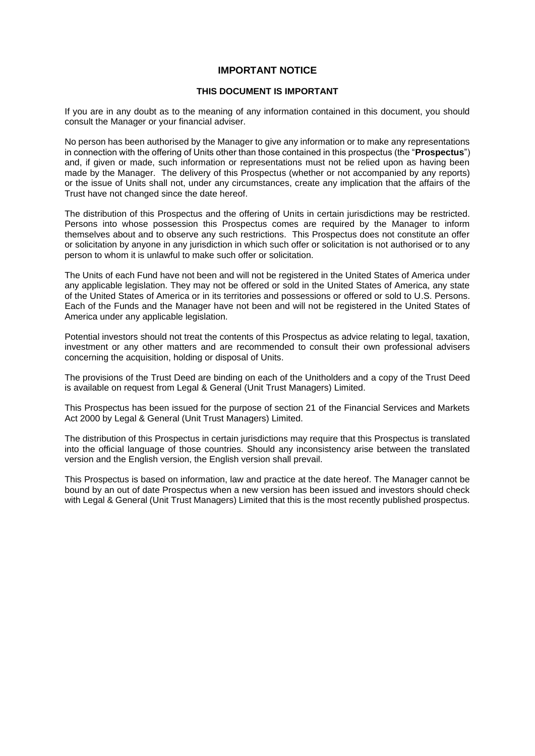# IMPORTANT NOTICE

## THIS DOCUMENT IS IMPORTANT

If you are in any doubt as to the meaning of any information contained in this document, you should consult the Manager or your financial adviser.

No person has been authorised by the Manager to give any information or to make any representations in connection with the offering of Units other than those contained in this prospectus (the "**Prospectus**") and, if given or made, such information or representations must not be relied upon as having been made by the Manager. The delivery of this Prospectus (whether or not accompanied by any reports) or the issue of Units shall not, under any circumstances, create any implication that the affairs of the Trust have not changed since the date hereof.

The distribution of this Prospectus and the offering of Units in certain jurisdictions may be restricted. Persons into whose possession this Prospectus comes are required by the Manager to inform themselves about and to observe any such restrictions. This Prospectus does not constitute an offer or solicitation by anyone in any jurisdiction in which such offer or solicitation is not authorised or to any person to whom it is unlawful to make such offer or solicitation.

The Units of each Fund have not been and will not be registered in the United States of America under any applicable legislation. They may not be offered or sold in the United States of America, any state of the United States of America or in its territories and possessions or offered or sold to U.S. Persons. Each of the Funds and the Manager have not been and will not be registered in the United States of America under any applicable legislation.

Potential investors should not treat the contents of this Prospectus as advice relating to legal, taxation, investment or any other matters and are recommended to consult their own professional advisers concerning the acquisition, holding or disposal of Units.

The provisions of the Trust Deed are binding on each of the Unitholders and a copy of the Trust Deed is available on request from Legal & General (Unit Trust Managers) Limited.

This Prospectus has been issued for the purpose of section 21 of the Financial Services and Markets Act 2000 by Legal & General (Unit Trust Managers) Limited.

The distribution of this Prospectus in certain jurisdictions may require that this Prospectus is translated into the official language of those countries. Should any inconsistency arise between the translated version and the English version, the English version shall prevail.

This Prospectus is based on information, law and practice at the date hereof. The Manager cannot be bound by an out of date Prospectus when a new version has been issued and investors should check with Legal & General (Unit Trust Managers) Limited that this is the most recently published prospectus.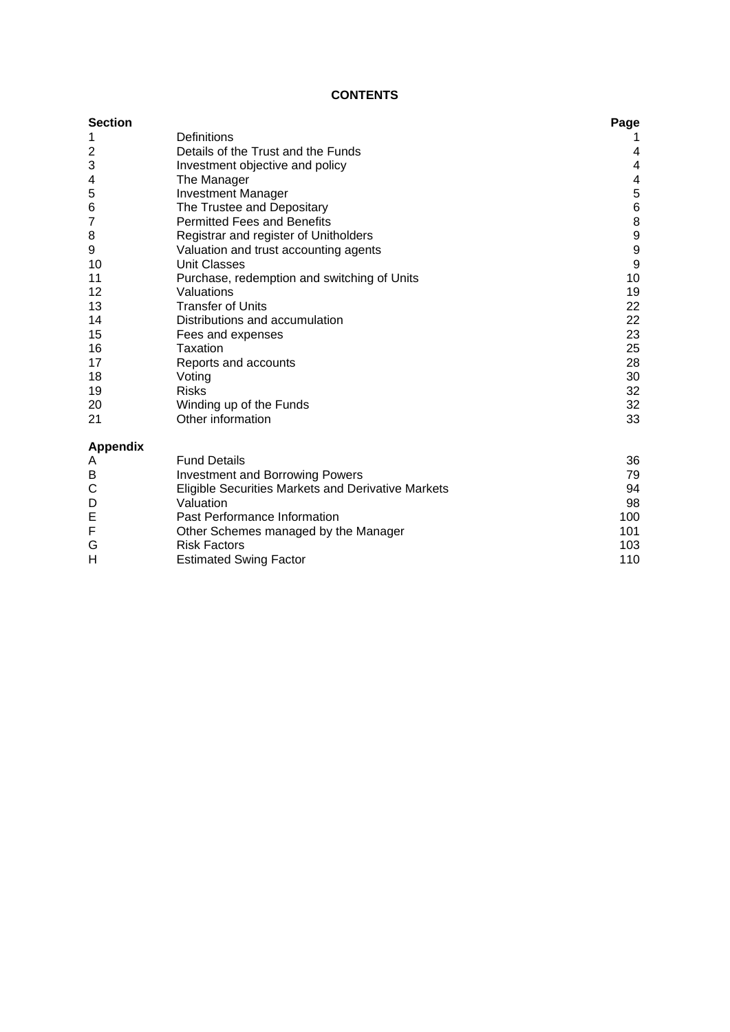**CONTENTS**

| Section | | Page |
|---|---|---|
| 1 | Definitions | 1 |
| 2 | Details of the Trust and the Funds | 4 |
| 3 | Investment objective and policy | 4 |
| 4 | The Manager | 4 |
| 5 | Investment Manager | 5 |
| 6 | The Trustee and Depositary | 6 |
| 7 | Permitted Fees and Benefits | 8 |
| 8 | Registrar and register of Unitholders | 9 |
| 9 | Valuation and trust accounting agents | 9 |
| 10 | Unit Classes | 9 |
| 11 | Purchase, redemption and switching of Units | 10 |
| 12 | Valuations | 19 |
| 13 | Transfer of Units | 22 |
| 14 | Distributions and accumulation | 22 |
| 15 | Fees and expenses | 23 |
| 16 | Taxation | 25 |
| 17 | Reports and accounts | 28 |
| 18 | Voting | 30 |
| 19 | Risks | 32 |
| 20 | Winding up of the Funds | 32 |
| 21 | Other information | 33 |

| Appendix | | |
|---|---|---|
| A | Fund Details | 36 |
| B | Investment and Borrowing Powers | 79 |
| C | Eligible Securities Markets and Derivative Markets | 94 |
| D | Valuation | 98 |
| E | Past Performance Information | 100 |
| F | Other Schemes managed by the Manager | 101 |
| G | Risk Factors | 103 |
| H | Estimated Swing Factor | 110 |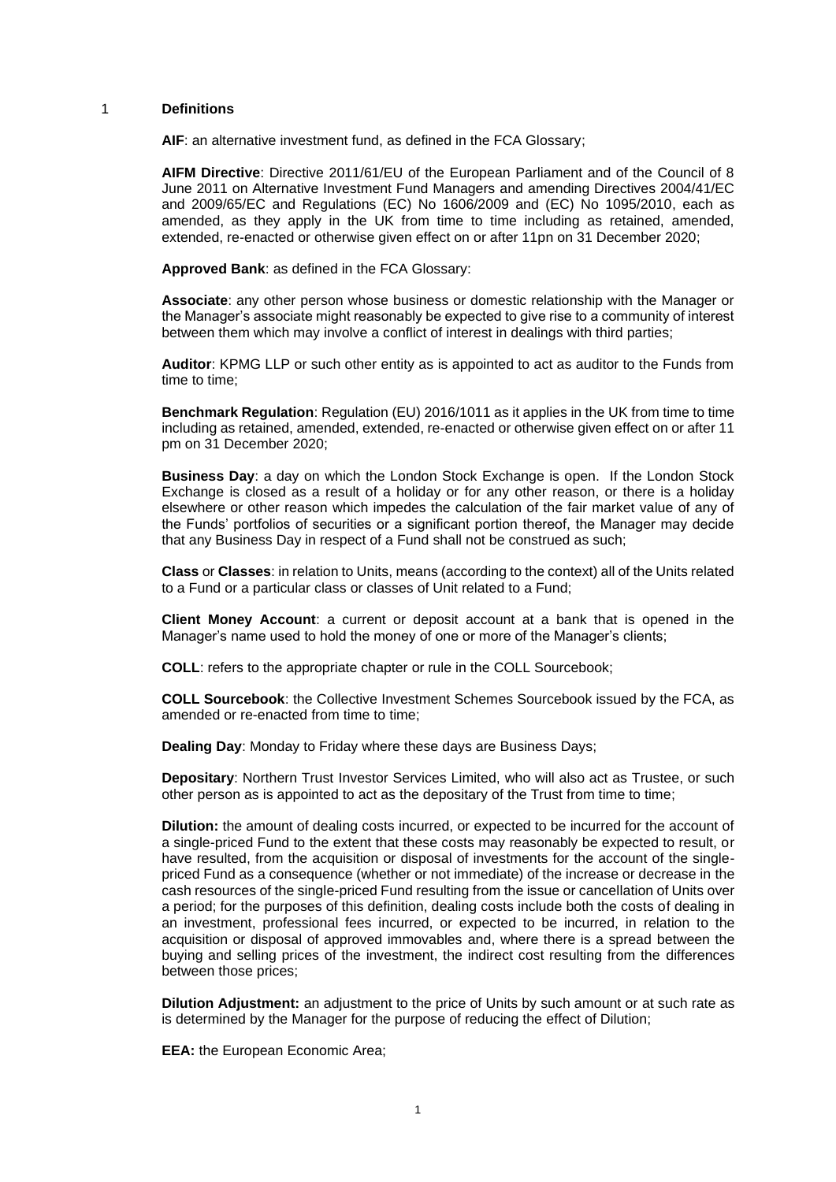## 1 Definitions

**AIF**: an alternative investment fund, as defined in the FCA Glossary;

**AIFM Directive**: Directive 2011/61/EU of the European Parliament and of the Council of 8 June 2011 on Alternative Investment Fund Managers and amending Directives 2004/41/EC and 2009/65/EC and Regulations (EC) No 1606/2009 and (EC) No 1095/2010, each as amended, as they apply in the UK from time to time including as retained, amended, extended, re-enacted or otherwise given effect on or after 11pn on 31 December 2020;

**Approved Bank**: as defined in the FCA Glossary:

**Associate**: any other person whose business or domestic relationship with the Manager or the Manager's associate might reasonably be expected to give rise to a community of interest between them which may involve a conflict of interest in dealings with third parties;

**Auditor**: KPMG LLP or such other entity as is appointed to act as auditor to the Funds from time to time;

**Benchmark Regulation**: Regulation (EU) 2016/1011 as it applies in the UK from time to time including as retained, amended, extended, re-enacted or otherwise given effect on or after 11 pm on 31 December 2020;

**Business Day**: a day on which the London Stock Exchange is open. If the London Stock Exchange is closed as a result of a holiday or for any other reason, or there is a holiday elsewhere or other reason which impedes the calculation of the fair market value of any of the Funds' portfolios of securities or a significant portion thereof, the Manager may decide that any Business Day in respect of a Fund shall not be construed as such;

**Class** or **Classes**: in relation to Units, means (according to the context) all of the Units related to a Fund or a particular class or classes of Unit related to a Fund;

**Client Money Account**: a current or deposit account at a bank that is opened in the Manager's name used to hold the money of one or more of the Manager's clients;

**COLL**: refers to the appropriate chapter or rule in the COLL Sourcebook;

**COLL Sourcebook**: the Collective Investment Schemes Sourcebook issued by the FCA, as amended or re-enacted from time to time;

**Dealing Day**: Monday to Friday where these days are Business Days;

**Depositary**: Northern Trust Investor Services Limited, who will also act as Trustee, or such other person as is appointed to act as the depositary of the Trust from time to time;

**Dilution:** the amount of dealing costs incurred, or expected to be incurred for the account of a single-priced Fund to the extent that these costs may reasonably be expected to result, or have resulted, from the acquisition or disposal of investments for the account of the single-priced Fund as a consequence (whether or not immediate) of the increase or decrease in the cash resources of the single-priced Fund resulting from the issue or cancellation of Units over a period; for the purposes of this definition, dealing costs include both the costs of dealing in an investment, professional fees incurred, or expected to be incurred, in relation to the acquisition or disposal of approved immovables and, where there is a spread between the buying and selling prices of the investment, the indirect cost resulting from the differences between those prices;

**Dilution Adjustment:** an adjustment to the price of Units by such amount or at such rate as is determined by the Manager for the purpose of reducing the effect of Dilution;

**EEA:** the European Economic Area;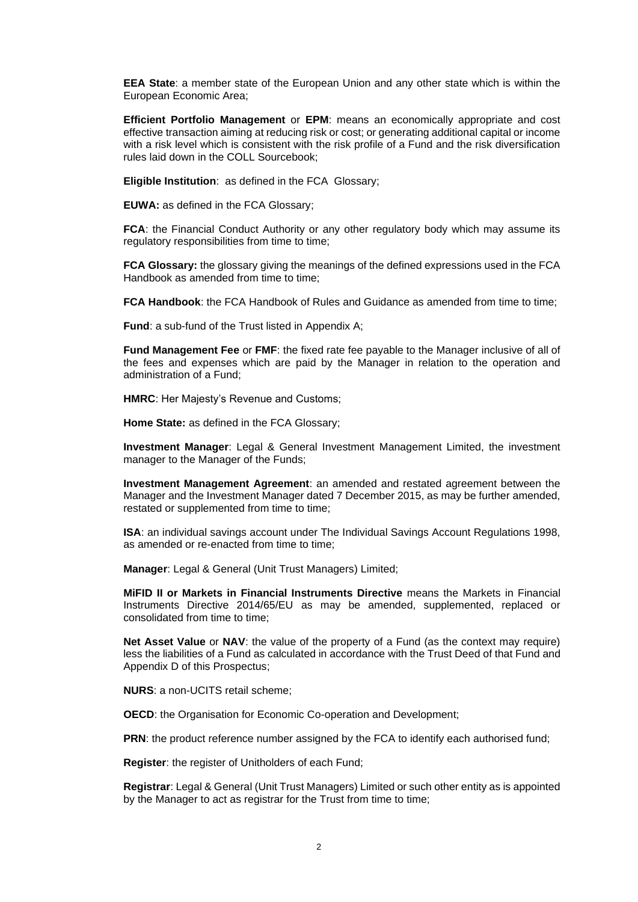**EEA State**: a member state of the European Union and any other state which is within the European Economic Area;

**Efficient Portfolio Management** or **EPM**: means an economically appropriate and cost effective transaction aiming at reducing risk or cost; or generating additional capital or income with a risk level which is consistent with the risk profile of a Fund and the risk diversification rules laid down in the COLL Sourcebook;

**Eligible Institution**: as defined in the FCA Glossary;

**EUWA:** as defined in the FCA Glossary;

**FCA**: the Financial Conduct Authority or any other regulatory body which may assume its regulatory responsibilities from time to time;

**FCA Glossary:** the glossary giving the meanings of the defined expressions used in the FCA Handbook as amended from time to time;

**FCA Handbook**: the FCA Handbook of Rules and Guidance as amended from time to time;

**Fund**: a sub-fund of the Trust listed in Appendix A;

**Fund Management Fee** or **FMF**: the fixed rate fee payable to the Manager inclusive of all of the fees and expenses which are paid by the Manager in relation to the operation and administration of a Fund;

**HMRC**: Her Majesty's Revenue and Customs;

**Home State:** as defined in the FCA Glossary;

**Investment Manager**: Legal & General Investment Management Limited, the investment manager to the Manager of the Funds;

**Investment Management Agreement**: an amended and restated agreement between the Manager and the Investment Manager dated 7 December 2015, as may be further amended, restated or supplemented from time to time;

**ISA**: an individual savings account under The Individual Savings Account Regulations 1998, as amended or re-enacted from time to time;

**Manager**: Legal & General (Unit Trust Managers) Limited;

**MiFID II or Markets in Financial Instruments Directive** means the Markets in Financial Instruments Directive 2014/65/EU as may be amended, supplemented, replaced or consolidated from time to time;

**Net Asset Value** or **NAV**: the value of the property of a Fund (as the context may require) less the liabilities of a Fund as calculated in accordance with the Trust Deed of that Fund and Appendix D of this Prospectus;

**NURS**: a non-UCITS retail scheme;

**OECD**: the Organisation for Economic Co-operation and Development;

**PRN**: the product reference number assigned by the FCA to identify each authorised fund;

**Register**: the register of Unitholders of each Fund;

**Registrar**: Legal & General (Unit Trust Managers) Limited or such other entity as is appointed by the Manager to act as registrar for the Trust from time to time;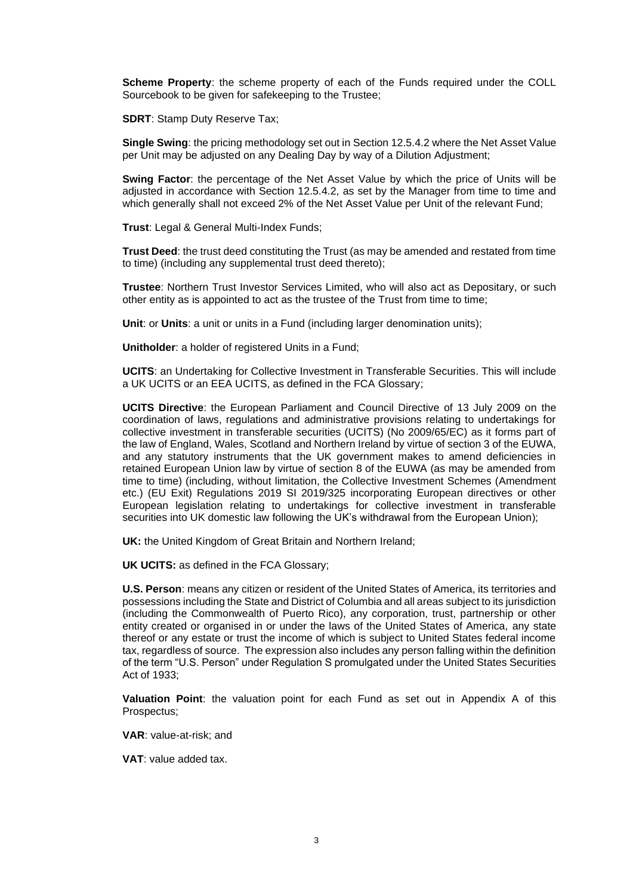**Scheme Property**: the scheme property of each of the Funds required under the COLL Sourcebook to be given for safekeeping to the Trustee;

**SDRT**: Stamp Duty Reserve Tax;

**Single Swing**: the pricing methodology set out in Section 12.5.4.2 where the Net Asset Value per Unit may be adjusted on any Dealing Day by way of a Dilution Adjustment;

**Swing Factor**: the percentage of the Net Asset Value by which the price of Units will be adjusted in accordance with Section 12.5.4.2, as set by the Manager from time to time and which generally shall not exceed 2% of the Net Asset Value per Unit of the relevant Fund;

**Trust**: Legal & General Multi-Index Funds;

**Trust Deed**: the trust deed constituting the Trust (as may be amended and restated from time to time) (including any supplemental trust deed thereto);

**Trustee**: Northern Trust Investor Services Limited, who will also act as Depositary, or such other entity as is appointed to act as the trustee of the Trust from time to time;

**Unit**: or **Units**: a unit or units in a Fund (including larger denomination units);

**Unitholder**: a holder of registered Units in a Fund;

**UCITS**: an Undertaking for Collective Investment in Transferable Securities. This will include a UK UCITS or an EEA UCITS, as defined in the FCA Glossary;

**UCITS Directive**: the European Parliament and Council Directive of 13 July 2009 on the coordination of laws, regulations and administrative provisions relating to undertakings for collective investment in transferable securities (UCITS) (No 2009/65/EC) as it forms part of the law of England, Wales, Scotland and Northern Ireland by virtue of section 3 of the EUWA, and any statutory instruments that the UK government makes to amend deficiencies in retained European Union law by virtue of section 8 of the EUWA (as may be amended from time to time) (including, without limitation, the Collective Investment Schemes (Amendment etc.) (EU Exit) Regulations 2019 SI 2019/325 incorporating European directives or other European legislation relating to undertakings for collective investment in transferable securities into UK domestic law following the UK's withdrawal from the European Union);

**UK:** the United Kingdom of Great Britain and Northern Ireland;

**UK UCITS:** as defined in the FCA Glossary;

**U.S. Person**: means any citizen or resident of the United States of America, its territories and possessions including the State and District of Columbia and all areas subject to its jurisdiction (including the Commonwealth of Puerto Rico), any corporation, trust, partnership or other entity created or organised in or under the laws of the United States of America, any state thereof or any estate or trust the income of which is subject to United States federal income tax, regardless of source. The expression also includes any person falling within the definition of the term "U.S. Person" under Regulation S promulgated under the United States Securities Act of 1933;

**Valuation Point**: the valuation point for each Fund as set out in Appendix A of this Prospectus;

**VAR**: value-at-risk; and

**VAT**: value added tax.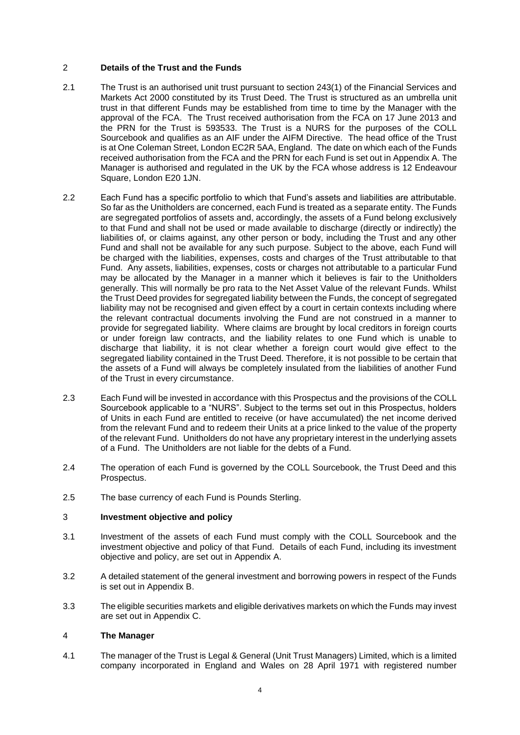## 2 Details of the Trust and the Funds

2.1 The Trust is an authorised unit trust pursuant to section 243(1) of the Financial Services and Markets Act 2000 constituted by its Trust Deed. The Trust is structured as an umbrella unit trust in that different Funds may be established from time to time by the Manager with the approval of the FCA. The Trust received authorisation from the FCA on 17 June 2013 and the PRN for the Trust is 593533. The Trust is a NURS for the purposes of the COLL Sourcebook and qualifies as an AIF under the AIFM Directive. The head office of the Trust is at One Coleman Street, London EC2R 5AA, England. The date on which each of the Funds received authorisation from the FCA and the PRN for each Fund is set out in Appendix A. The Manager is authorised and regulated in the UK by the FCA whose address is 12 Endeavour Square, London E20 1JN.

2.2 Each Fund has a specific portfolio to which that Fund's assets and liabilities are attributable. So far as the Unitholders are concerned, each Fund is treated as a separate entity. The Funds are segregated portfolios of assets and, accordingly, the assets of a Fund belong exclusively to that Fund and shall not be used or made available to discharge (directly or indirectly) the liabilities of, or claims against, any other person or body, including the Trust and any other Fund and shall not be available for any such purpose. Subject to the above, each Fund will be charged with the liabilities, expenses, costs and charges of the Trust attributable to that Fund. Any assets, liabilities, expenses, costs or charges not attributable to a particular Fund may be allocated by the Manager in a manner which it believes is fair to the Unitholders generally. This will normally be pro rata to the Net Asset Value of the relevant Funds. Whilst the Trust Deed provides for segregated liability between the Funds, the concept of segregated liability may not be recognised and given effect by a court in certain contexts including where the relevant contractual documents involving the Fund are not construed in a manner to provide for segregated liability. Where claims are brought by local creditors in foreign courts or under foreign law contracts, and the liability relates to one Fund which is unable to discharge that liability, it is not clear whether a foreign court would give effect to the segregated liability contained in the Trust Deed. Therefore, it is not possible to be certain that the assets of a Fund will always be completely insulated from the liabilities of another Fund of the Trust in every circumstance.

2.3 Each Fund will be invested in accordance with this Prospectus and the provisions of the COLL Sourcebook applicable to a "NURS". Subject to the terms set out in this Prospectus, holders of Units in each Fund are entitled to receive (or have accumulated) the net income derived from the relevant Fund and to redeem their Units at a price linked to the value of the property of the relevant Fund. Unitholders do not have any proprietary interest in the underlying assets of a Fund. The Unitholders are not liable for the debts of a Fund.

2.4 The operation of each Fund is governed by the COLL Sourcebook, the Trust Deed and this Prospectus.

2.5 The base currency of each Fund is Pounds Sterling.

## 3 Investment objective and policy

3.1 Investment of the assets of each Fund must comply with the COLL Sourcebook and the investment objective and policy of that Fund. Details of each Fund, including its investment objective and policy, are set out in Appendix A.

3.2 A detailed statement of the general investment and borrowing powers in respect of the Funds is set out in Appendix B.

3.3 The eligible securities markets and eligible derivatives markets on which the Funds may invest are set out in Appendix C.

## 4 The Manager

4.1 The manager of the Trust is Legal & General (Unit Trust Managers) Limited, which is a limited company incorporated in England and Wales on 28 April 1971 with registered number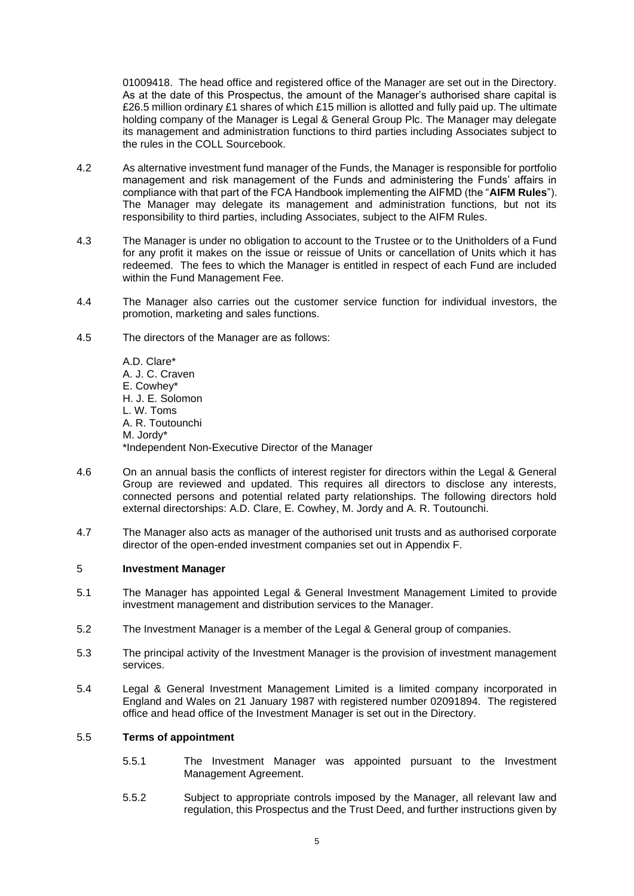01009418. The head office and registered office of the Manager are set out in the Directory. As at the date of this Prospectus, the amount of the Manager's authorised share capital is £26.5 million ordinary £1 shares of which £15 million is allotted and fully paid up. The ultimate holding company of the Manager is Legal & General Group Plc. The Manager may delegate its management and administration functions to third parties including Associates subject to the rules in the COLL Sourcebook.

4.2 As alternative investment fund manager of the Funds, the Manager is responsible for portfolio management and risk management of the Funds and administering the Funds' affairs in compliance with that part of the FCA Handbook implementing the AIFMD (the "**AIFM Rules**"). The Manager may delegate its management and administration functions, but not its responsibility to third parties, including Associates, subject to the AIFM Rules.

4.3 The Manager is under no obligation to account to the Trustee or to the Unitholders of a Fund for any profit it makes on the issue or reissue of Units or cancellation of Units which it has redeemed. The fees to which the Manager is entitled in respect of each Fund are included within the Fund Management Fee.

4.4 The Manager also carries out the customer service function for individual investors, the promotion, marketing and sales functions.

4.5 The directors of the Manager are as follows:

A.D. Clare*
A. J. C. Craven
E. Cowhey*
H. J. E. Solomon
L. W. Toms
A. R. Toutounchi
M. Jordy*
*Independent Non-Executive Director of the Manager

4.6 On an annual basis the conflicts of interest register for directors within the Legal & General Group are reviewed and updated. This requires all directors to disclose any interests, connected persons and potential related party relationships. The following directors hold external directorships: A.D. Clare, E. Cowhey, M. Jordy and A. R. Toutounchi.

4.7 The Manager also acts as manager of the authorised unit trusts and as authorised corporate director of the open-ended investment companies set out in Appendix F.

## 5 Investment Manager

5.1 The Manager has appointed Legal & General Investment Management Limited to provide investment management and distribution services to the Manager.

5.2 The Investment Manager is a member of the Legal & General group of companies.

5.3 The principal activity of the Investment Manager is the provision of investment management services.

5.4 Legal & General Investment Management Limited is a limited company incorporated in England and Wales on 21 January 1987 with registered number 02091894. The registered office and head office of the Investment Manager is set out in the Directory.

### 5.5 Terms of appointment

5.5.1 The Investment Manager was appointed pursuant to the Investment Management Agreement.

5.5.2 Subject to appropriate controls imposed by the Manager, all relevant law and regulation, this Prospectus and the Trust Deed, and further instructions given by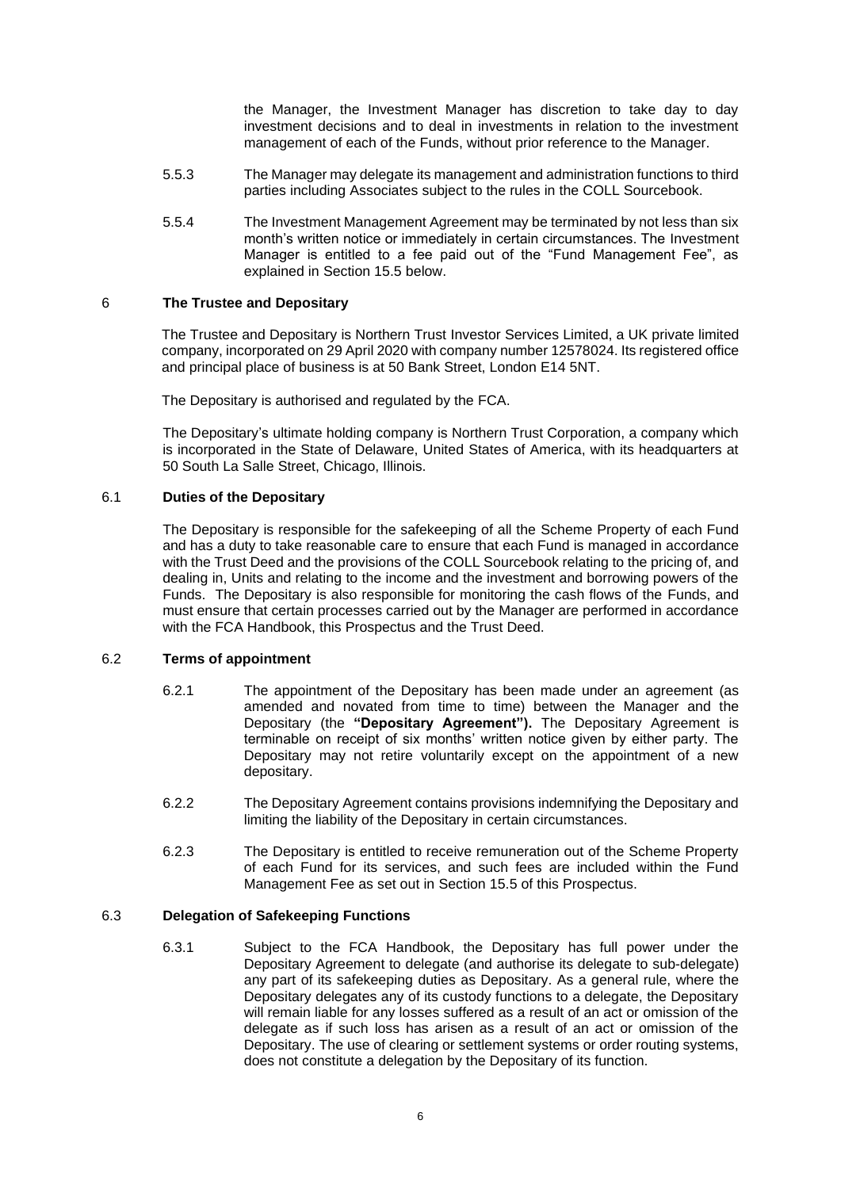the Manager, the Investment Manager has discretion to take day to day investment decisions and to deal in investments in relation to the investment management of each of the Funds, without prior reference to the Manager.

5.5.3 The Manager may delegate its management and administration functions to third parties including Associates subject to the rules in the COLL Sourcebook.

5.5.4 The Investment Management Agreement may be terminated by not less than six month's written notice or immediately in certain circumstances. The Investment Manager is entitled to a fee paid out of the "Fund Management Fee", as explained in Section 15.5 below.

## 6 The Trustee and Depositary

The Trustee and Depositary is Northern Trust Investor Services Limited, a UK private limited company, incorporated on 29 April 2020 with company number 12578024. Its registered office and principal place of business is at 50 Bank Street, London E14 5NT.

The Depositary is authorised and regulated by the FCA.

The Depositary's ultimate holding company is Northern Trust Corporation, a company which is incorporated in the State of Delaware, United States of America, with its headquarters at 50 South La Salle Street, Chicago, Illinois.

### 6.1 Duties of the Depositary

The Depositary is responsible for the safekeeping of all the Scheme Property of each Fund and has a duty to take reasonable care to ensure that each Fund is managed in accordance with the Trust Deed and the provisions of the COLL Sourcebook relating to the pricing of, and dealing in, Units and relating to the income and the investment and borrowing powers of the Funds. The Depositary is also responsible for monitoring the cash flows of the Funds, and must ensure that certain processes carried out by the Manager are performed in accordance with the FCA Handbook, this Prospectus and the Trust Deed.

### 6.2 Terms of appointment

6.2.1 The appointment of the Depositary has been made under an agreement (as amended and novated from time to time) between the Manager and the Depositary (the **"Depositary Agreement").** The Depositary Agreement is terminable on receipt of six months' written notice given by either party. The Depositary may not retire voluntarily except on the appointment of a new depositary.

6.2.2 The Depositary Agreement contains provisions indemnifying the Depositary and limiting the liability of the Depositary in certain circumstances.

6.2.3 The Depositary is entitled to receive remuneration out of the Scheme Property of each Fund for its services, and such fees are included within the Fund Management Fee as set out in Section 15.5 of this Prospectus.

### 6.3 Delegation of Safekeeping Functions

6.3.1 Subject to the FCA Handbook, the Depositary has full power under the Depositary Agreement to delegate (and authorise its delegate to sub-delegate) any part of its safekeeping duties as Depositary. As a general rule, where the Depositary delegates any of its custody functions to a delegate, the Depositary will remain liable for any losses suffered as a result of an act or omission of the delegate as if such loss has arisen as a result of an act or omission of the Depositary. The use of clearing or settlement systems or order routing systems, does not constitute a delegation by the Depositary of its function.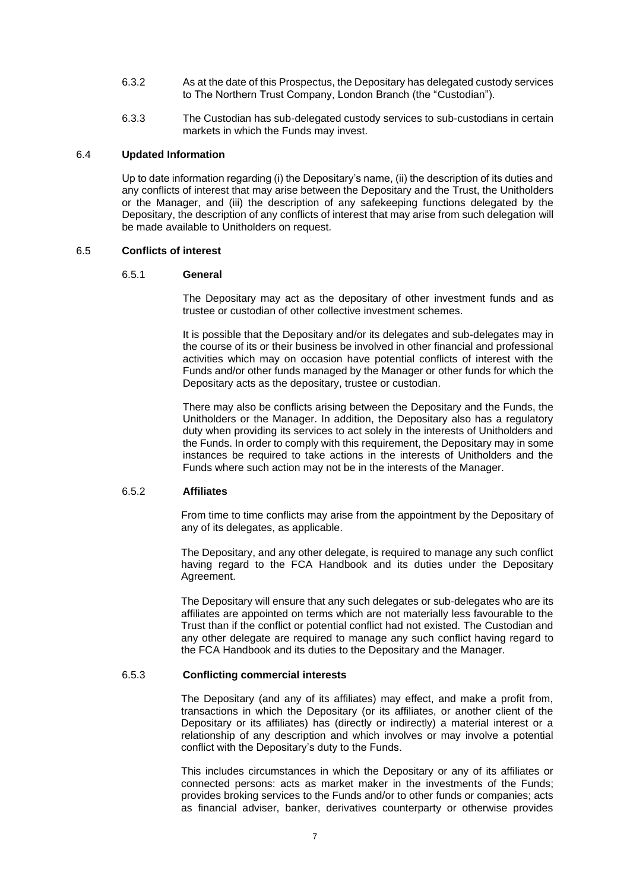6.3.2 As at the date of this Prospectus, the Depositary has delegated custody services to The Northern Trust Company, London Branch (the "Custodian").

6.3.3 The Custodian has sub-delegated custody services to sub-custodians in certain markets in which the Funds may invest.

### 6.4 Updated Information

Up to date information regarding (i) the Depositary's name, (ii) the description of its duties and any conflicts of interest that may arise between the Depositary and the Trust, the Unitholders or the Manager, and (iii) the description of any safekeeping functions delegated by the Depositary, the description of any conflicts of interest that may arise from such delegation will be made available to Unitholders on request.

### 6.5 Conflicts of interest

#### 6.5.1 General

The Depositary may act as the depositary of other investment funds and as trustee or custodian of other collective investment schemes.

It is possible that the Depositary and/or its delegates and sub-delegates may in the course of its or their business be involved in other financial and professional activities which may on occasion have potential conflicts of interest with the Funds and/or other funds managed by the Manager or other funds for which the Depositary acts as the depositary, trustee or custodian.

There may also be conflicts arising between the Depositary and the Funds, the Unitholders or the Manager. In addition, the Depositary also has a regulatory duty when providing its services to act solely in the interests of Unitholders and the Funds. In order to comply with this requirement, the Depositary may in some instances be required to take actions in the interests of Unitholders and the Funds where such action may not be in the interests of the Manager.

#### 6.5.2 Affiliates

From time to time conflicts may arise from the appointment by the Depositary of any of its delegates, as applicable.

The Depositary, and any other delegate, is required to manage any such conflict having regard to the FCA Handbook and its duties under the Depositary Agreement.

The Depositary will ensure that any such delegates or sub-delegates who are its affiliates are appointed on terms which are not materially less favourable to the Trust than if the conflict or potential conflict had not existed. The Custodian and any other delegate are required to manage any such conflict having regard to the FCA Handbook and its duties to the Depositary and the Manager.

#### 6.5.3 Conflicting commercial interests

The Depositary (and any of its affiliates) may effect, and make a profit from, transactions in which the Depositary (or its affiliates, or another client of the Depositary or its affiliates) has (directly or indirectly) a material interest or a relationship of any description and which involves or may involve a potential conflict with the Depositary's duty to the Funds.

This includes circumstances in which the Depositary or any of its affiliates or connected persons: acts as market maker in the investments of the Funds; provides broking services to the Funds and/or to other funds or companies; acts as financial adviser, banker, derivatives counterparty or otherwise provides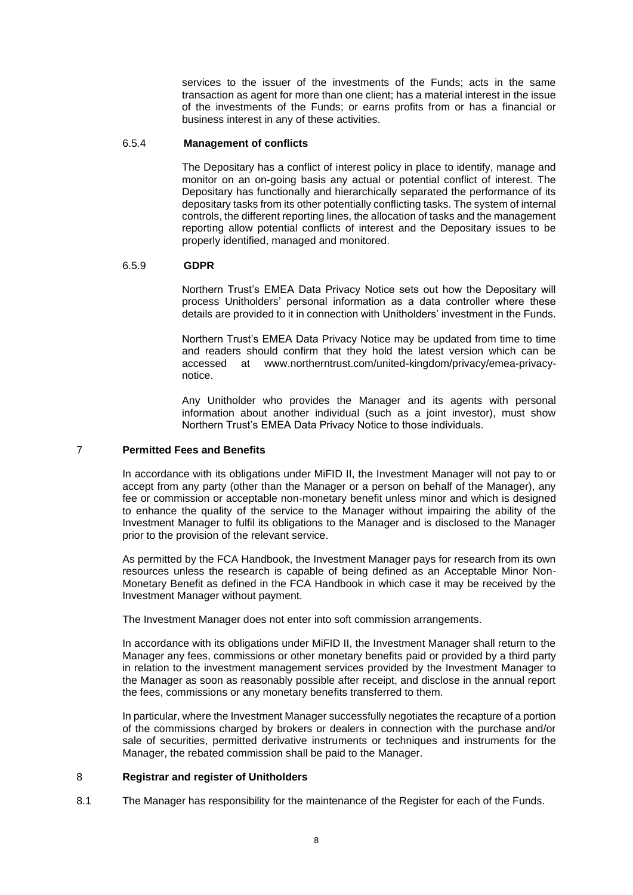services to the issuer of the investments of the Funds; acts in the same transaction as agent for more than one client; has a material interest in the issue of the investments of the Funds; or earns profits from or has a financial or business interest in any of these activities.

#### 6.5.4 Management of conflicts

The Depositary has a conflict of interest policy in place to identify, manage and monitor on an on-going basis any actual or potential conflict of interest. The Depositary has functionally and hierarchically separated the performance of its depositary tasks from its other potentially conflicting tasks. The system of internal controls, the different reporting lines, the allocation of tasks and the management reporting allow potential conflicts of interest and the Depositary issues to be properly identified, managed and monitored.

#### 6.5.9 GDPR

Northern Trust's EMEA Data Privacy Notice sets out how the Depositary will process Unitholders' personal information as a data controller where these details are provided to it in connection with Unitholders' investment in the Funds.

Northern Trust's EMEA Data Privacy Notice may be updated from time to time and readers should confirm that they hold the latest version which can be accessed at www.northerntrust.com/united-kingdom/privacy/emea-privacy-notice.

Any Unitholder who provides the Manager and its agents with personal information about another individual (such as a joint investor), must show Northern Trust's EMEA Data Privacy Notice to those individuals.

## 7 Permitted Fees and Benefits

In accordance with its obligations under MiFID II, the Investment Manager will not pay to or accept from any party (other than the Manager or a person on behalf of the Manager), any fee or commission or acceptable non-monetary benefit unless minor and which is designed to enhance the quality of the service to the Manager without impairing the ability of the Investment Manager to fulfil its obligations to the Manager and is disclosed to the Manager prior to the provision of the relevant service.

As permitted by the FCA Handbook, the Investment Manager pays for research from its own resources unless the research is capable of being defined as an Acceptable Minor Non-Monetary Benefit as defined in the FCA Handbook in which case it may be received by the Investment Manager without payment.

The Investment Manager does not enter into soft commission arrangements.

In accordance with its obligations under MiFID II, the Investment Manager shall return to the Manager any fees, commissions or other monetary benefits paid or provided by a third party in relation to the investment management services provided by the Investment Manager to the Manager as soon as reasonably possible after receipt, and disclose in the annual report the fees, commissions or any monetary benefits transferred to them.

In particular, where the Investment Manager successfully negotiates the recapture of a portion of the commissions charged by brokers or dealers in connection with the purchase and/or sale of securities, permitted derivative instruments or techniques and instruments for the Manager, the rebated commission shall be paid to the Manager.

## 8 Registrar and register of Unitholders

8.1 The Manager has responsibility for the maintenance of the Register for each of the Funds.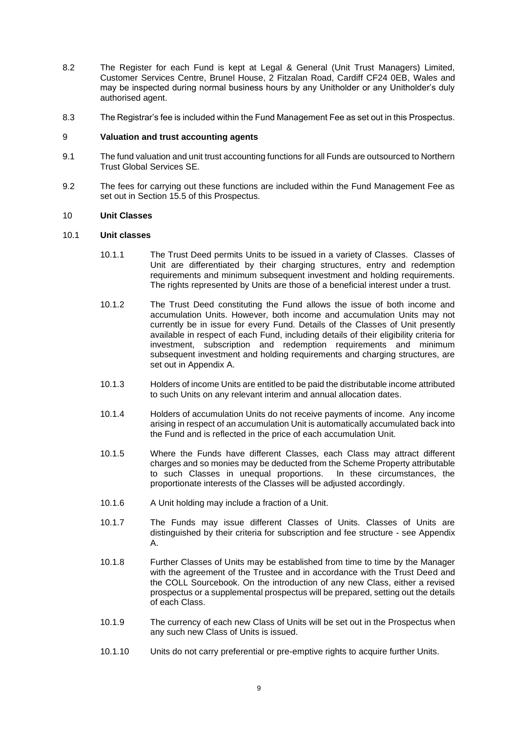8.2 The Register for each Fund is kept at Legal & General (Unit Trust Managers) Limited, Customer Services Centre, Brunel House, 2 Fitzalan Road, Cardiff CF24 0EB, Wales and may be inspected during normal business hours by any Unitholder or any Unitholder's duly authorised agent.

8.3 The Registrar's fee is included within the Fund Management Fee as set out in this Prospectus.

## 9 Valuation and trust accounting agents

9.1 The fund valuation and unit trust accounting functions for all Funds are outsourced to Northern Trust Global Services SE.

9.2 The fees for carrying out these functions are included within the Fund Management Fee as set out in Section 15.5 of this Prospectus.

## 10 Unit Classes

### 10.1 Unit classes

10.1.1 The Trust Deed permits Units to be issued in a variety of Classes. Classes of Unit are differentiated by their charging structures, entry and redemption requirements and minimum subsequent investment and holding requirements. The rights represented by Units are those of a beneficial interest under a trust.

10.1.2 The Trust Deed constituting the Fund allows the issue of both income and accumulation Units. However, both income and accumulation Units may not currently be in issue for every Fund. Details of the Classes of Unit presently available in respect of each Fund, including details of their eligibility criteria for investment, subscription and redemption requirements and minimum subsequent investment and holding requirements and charging structures, are set out in Appendix A.

10.1.3 Holders of income Units are entitled to be paid the distributable income attributed to such Units on any relevant interim and annual allocation dates.

10.1.4 Holders of accumulation Units do not receive payments of income. Any income arising in respect of an accumulation Unit is automatically accumulated back into the Fund and is reflected in the price of each accumulation Unit.

10.1.5 Where the Funds have different Classes, each Class may attract different charges and so monies may be deducted from the Scheme Property attributable to such Classes in unequal proportions. In these circumstances, the proportionate interests of the Classes will be adjusted accordingly.

10.1.6 A Unit holding may include a fraction of a Unit.

10.1.7 The Funds may issue different Classes of Units. Classes of Units are distinguished by their criteria for subscription and fee structure - see Appendix A.

10.1.8 Further Classes of Units may be established from time to time by the Manager with the agreement of the Trustee and in accordance with the Trust Deed and the COLL Sourcebook. On the introduction of any new Class, either a revised prospectus or a supplemental prospectus will be prepared, setting out the details of each Class.

10.1.9 The currency of each new Class of Units will be set out in the Prospectus when any such new Class of Units is issued.

10.1.10 Units do not carry preferential or pre-emptive rights to acquire further Units.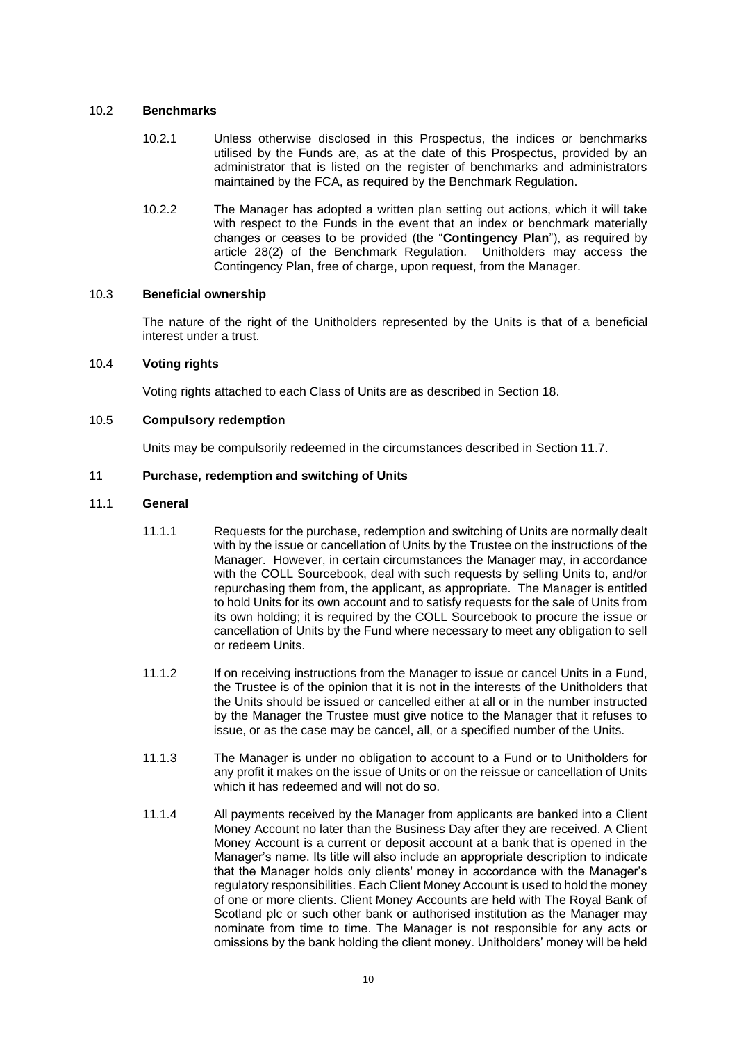### 10.2 Benchmarks

10.2.1 Unless otherwise disclosed in this Prospectus, the indices or benchmarks utilised by the Funds are, as at the date of this Prospectus, provided by an administrator that is listed on the register of benchmarks and administrators maintained by the FCA, as required by the Benchmark Regulation.

10.2.2 The Manager has adopted a written plan setting out actions, which it will take with respect to the Funds in the event that an index or benchmark materially changes or ceases to be provided (the "**Contingency Plan**"), as required by article 28(2) of the Benchmark Regulation. Unitholders may access the Contingency Plan, free of charge, upon request, from the Manager.

### 10.3 Beneficial ownership

The nature of the right of the Unitholders represented by the Units is that of a beneficial interest under a trust.

### 10.4 Voting rights

Voting rights attached to each Class of Units are as described in Section 18.

### 10.5 Compulsory redemption

Units may be compulsorily redeemed in the circumstances described in Section 11.7.

## 11 Purchase, redemption and switching of Units

### 11.1 General

11.1.1 Requests for the purchase, redemption and switching of Units are normally dealt with by the issue or cancellation of Units by the Trustee on the instructions of the Manager. However, in certain circumstances the Manager may, in accordance with the COLL Sourcebook, deal with such requests by selling Units to, and/or repurchasing them from, the applicant, as appropriate. The Manager is entitled to hold Units for its own account and to satisfy requests for the sale of Units from its own holding; it is required by the COLL Sourcebook to procure the issue or cancellation of Units by the Fund where necessary to meet any obligation to sell or redeem Units.

11.1.2 If on receiving instructions from the Manager to issue or cancel Units in a Fund, the Trustee is of the opinion that it is not in the interests of the Unitholders that the Units should be issued or cancelled either at all or in the number instructed by the Manager the Trustee must give notice to the Manager that it refuses to issue, or as the case may be cancel, all, or a specified number of the Units.

11.1.3 The Manager is under no obligation to account to a Fund or to Unitholders for any profit it makes on the issue of Units or on the reissue or cancellation of Units which it has redeemed and will not do so.

11.1.4 All payments received by the Manager from applicants are banked into a Client Money Account no later than the Business Day after they are received. A Client Money Account is a current or deposit account at a bank that is opened in the Manager's name. Its title will also include an appropriate description to indicate that the Manager holds only clients' money in accordance with the Manager's regulatory responsibilities. Each Client Money Account is used to hold the money of one or more clients. Client Money Accounts are held with The Royal Bank of Scotland plc or such other bank or authorised institution as the Manager may nominate from time to time. The Manager is not responsible for any acts or omissions by the bank holding the client money. Unitholders' money will be held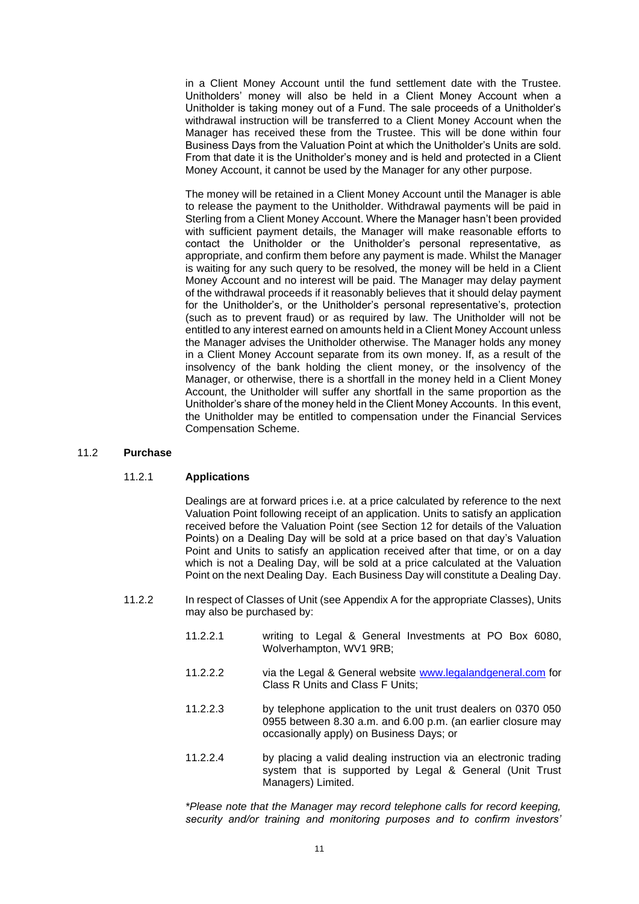in a Client Money Account until the fund settlement date with the Trustee. Unitholders' money will also be held in a Client Money Account when a Unitholder is taking money out of a Fund. The sale proceeds of a Unitholder's withdrawal instruction will be transferred to a Client Money Account when the Manager has received these from the Trustee. This will be done within four Business Days from the Valuation Point at which the Unitholder's Units are sold. From that date it is the Unitholder's money and is held and protected in a Client Money Account, it cannot be used by the Manager for any other purpose.

The money will be retained in a Client Money Account until the Manager is able to release the payment to the Unitholder. Withdrawal payments will be paid in Sterling from a Client Money Account. Where the Manager hasn't been provided with sufficient payment details, the Manager will make reasonable efforts to contact the Unitholder or the Unitholder's personal representative, as appropriate, and confirm them before any payment is made. Whilst the Manager is waiting for any such query to be resolved, the money will be held in a Client Money Account and no interest will be paid. The Manager may delay payment of the withdrawal proceeds if it reasonably believes that it should delay payment for the Unitholder's, or the Unitholder's personal representative's, protection (such as to prevent fraud) or as required by law. The Unitholder will not be entitled to any interest earned on amounts held in a Client Money Account unless the Manager advises the Unitholder otherwise. The Manager holds any money in a Client Money Account separate from its own money. If, as a result of the insolvency of the bank holding the client money, or the insolvency of the Manager, or otherwise, there is a shortfall in the money held in a Client Money Account, the Unitholder will suffer any shortfall in the same proportion as the Unitholder's share of the money held in the Client Money Accounts. In this event, the Unitholder may be entitled to compensation under the Financial Services Compensation Scheme.

### 11.2 Purchase

#### 11.2.1 Applications

Dealings are at forward prices i.e. at a price calculated by reference to the next Valuation Point following receipt of an application. Units to satisfy an application received before the Valuation Point (see Section 12 for details of the Valuation Points) on a Dealing Day will be sold at a price based on that day's Valuation Point and Units to satisfy an application received after that time, or on a day which is not a Dealing Day, will be sold at a price calculated at the Valuation Point on the next Dealing Day. Each Business Day will constitute a Dealing Day.

11.2.2 In respect of Classes of Unit (see Appendix A for the appropriate Classes), Units may also be purchased by:

11.2.2.1 writing to Legal & General Investments at PO Box 6080, Wolverhampton, WV1 9RB;

11.2.2.2 via the Legal & General website www.legalandgeneral.com for Class R Units and Class F Units;

11.2.2.3 by telephone application to the unit trust dealers on 0370 050 0955 between 8.30 a.m. and 6.00 p.m. (an earlier closure may occasionally apply) on Business Days; or

11.2.2.4 by placing a valid dealing instruction via an electronic trading system that is supported by Legal & General (Unit Trust Managers) Limited.

*\*Please note that the Manager may record telephone calls for record keeping, security and/or training and monitoring purposes and to confirm investors'*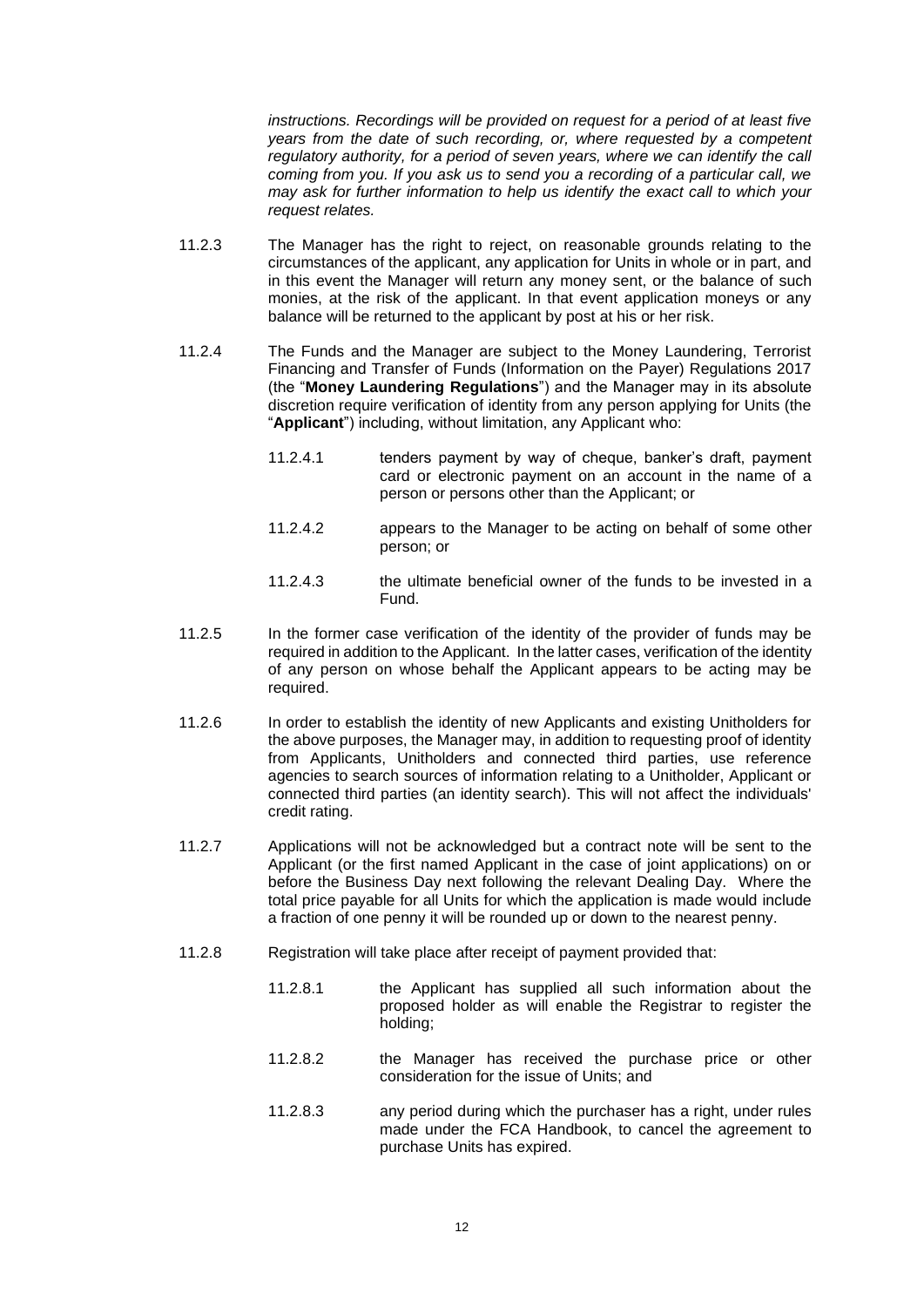*instructions. Recordings will be provided on request for a period of at least five years from the date of such recording, or, where requested by a competent regulatory authority, for a period of seven years, where we can identify the call coming from you. If you ask us to send you a recording of a particular call, we may ask for further information to help us identify the exact call to which your request relates.*

11.2.3 The Manager has the right to reject, on reasonable grounds relating to the circumstances of the applicant, any application for Units in whole or in part, and in this event the Manager will return any money sent, or the balance of such monies, at the risk of the applicant. In that event application moneys or any balance will be returned to the applicant by post at his or her risk.

11.2.4 The Funds and the Manager are subject to the Money Laundering, Terrorist Financing and Transfer of Funds (Information on the Payer) Regulations 2017 (the "**Money Laundering Regulations**") and the Manager may in its absolute discretion require verification of identity from any person applying for Units (the "**Applicant**") including, without limitation, any Applicant who:

> 11.2.4.1 tenders payment by way of cheque, banker's draft, payment card or electronic payment on an account in the name of a person or persons other than the Applicant; or
>
> 11.2.4.2 appears to the Manager to be acting on behalf of some other person; or
>
> 11.2.4.3 the ultimate beneficial owner of the funds to be invested in a Fund.

11.2.5 In the former case verification of the identity of the provider of funds may be required in addition to the Applicant. In the latter cases, verification of the identity of any person on whose behalf the Applicant appears to be acting may be required.

11.2.6 In order to establish the identity of new Applicants and existing Unitholders for the above purposes, the Manager may, in addition to requesting proof of identity from Applicants, Unitholders and connected third parties, use reference agencies to search sources of information relating to a Unitholder, Applicant or connected third parties (an identity search). This will not affect the individuals' credit rating.

11.2.7 Applications will not be acknowledged but a contract note will be sent to the Applicant (or the first named Applicant in the case of joint applications) on or before the Business Day next following the relevant Dealing Day. Where the total price payable for all Units for which the application is made would include a fraction of one penny it will be rounded up or down to the nearest penny.

11.2.8 Registration will take place after receipt of payment provided that:

> 11.2.8.1 the Applicant has supplied all such information about the proposed holder as will enable the Registrar to register the holding;
>
> 11.2.8.2 the Manager has received the purchase price or other consideration for the issue of Units; and
>
> 11.2.8.3 any period during which the purchaser has a right, under rules made under the FCA Handbook, to cancel the agreement to purchase Units has expired.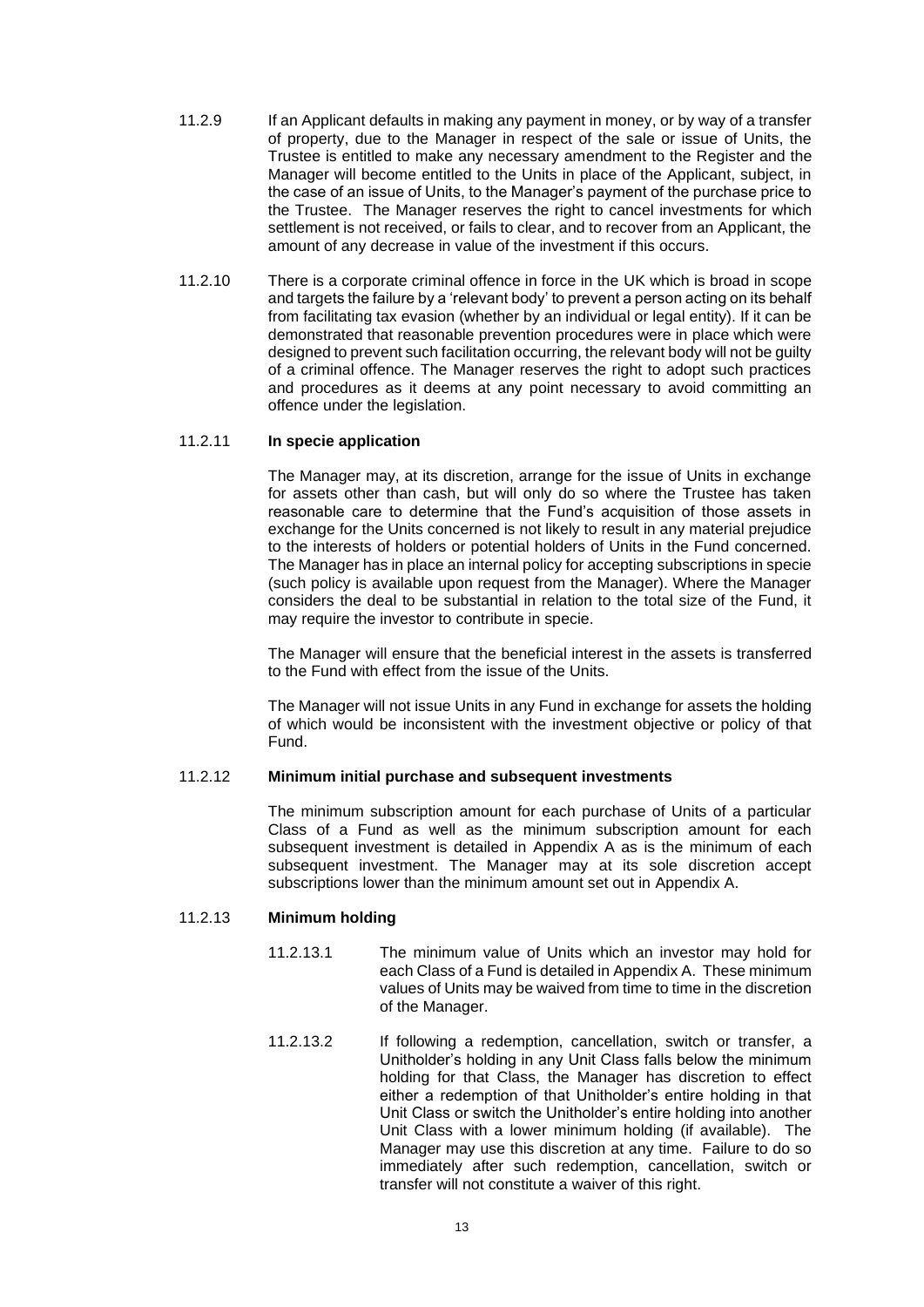11.2.9 If an Applicant defaults in making any payment in money, or by way of a transfer of property, due to the Manager in respect of the sale or issue of Units, the Trustee is entitled to make any necessary amendment to the Register and the Manager will become entitled to the Units in place of the Applicant, subject, in the case of an issue of Units, to the Manager's payment of the purchase price to the Trustee. The Manager reserves the right to cancel investments for which settlement is not received, or fails to clear, and to recover from an Applicant, the amount of any decrease in value of the investment if this occurs.

11.2.10 There is a corporate criminal offence in force in the UK which is broad in scope and targets the failure by a 'relevant body' to prevent a person acting on its behalf from facilitating tax evasion (whether by an individual or legal entity). If it can be demonstrated that reasonable prevention procedures were in place which were designed to prevent such facilitation occurring, the relevant body will not be guilty of a criminal offence. The Manager reserves the right to adopt such practices and procedures as it deems at any point necessary to avoid committing an offence under the legislation.

11.2.11 **In specie application**

The Manager may, at its discretion, arrange for the issue of Units in exchange for assets other than cash, but will only do so where the Trustee has taken reasonable care to determine that the Fund's acquisition of those assets in exchange for the Units concerned is not likely to result in any material prejudice to the interests of holders or potential holders of Units in the Fund concerned. The Manager has in place an internal policy for accepting subscriptions in specie (such policy is available upon request from the Manager). Where the Manager considers the deal to be substantial in relation to the total size of the Fund, it may require the investor to contribute in specie.

The Manager will ensure that the beneficial interest in the assets is transferred to the Fund with effect from the issue of the Units.

The Manager will not issue Units in any Fund in exchange for assets the holding of which would be inconsistent with the investment objective or policy of that Fund.

11.2.12 **Minimum initial purchase and subsequent investments**

The minimum subscription amount for each purchase of Units of a particular Class of a Fund as well as the minimum subscription amount for each subsequent investment is detailed in Appendix A as is the minimum of each subsequent investment. The Manager may at its sole discretion accept subscriptions lower than the minimum amount set out in Appendix A.

11.2.13 **Minimum holding**

11.2.13.1 The minimum value of Units which an investor may hold for each Class of a Fund is detailed in Appendix A. These minimum values of Units may be waived from time to time in the discretion of the Manager.

11.2.13.2 If following a redemption, cancellation, switch or transfer, a Unitholder's holding in any Unit Class falls below the minimum holding for that Class, the Manager has discretion to effect either a redemption of that Unitholder's entire holding in that Unit Class or switch the Unitholder's entire holding into another Unit Class with a lower minimum holding (if available). The Manager may use this discretion at any time. Failure to do so immediately after such redemption, cancellation, switch or transfer will not constitute a waiver of this right.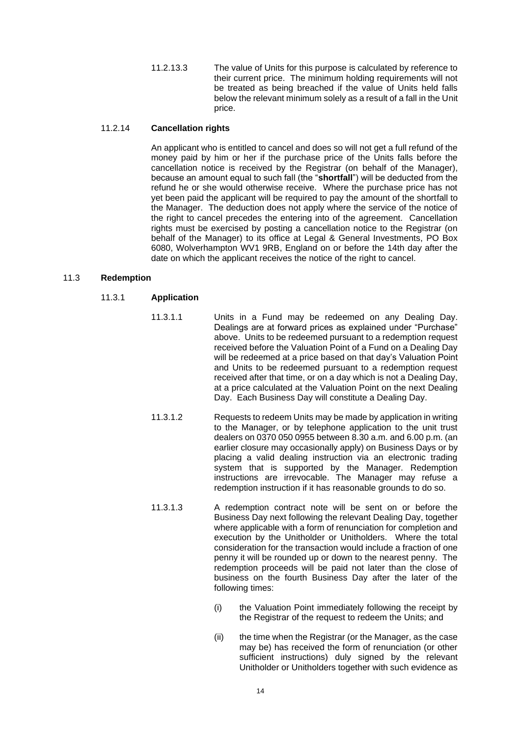11.2.13.3 The value of Units for this purpose is calculated by reference to their current price. The minimum holding requirements will not be treated as being breached if the value of Units held falls below the relevant minimum solely as a result of a fall in the Unit price.

#### 11.2.14 **Cancellation rights**

An applicant who is entitled to cancel and does so will not get a full refund of the money paid by him or her if the purchase price of the Units falls before the cancellation notice is received by the Registrar (on behalf of the Manager), because an amount equal to such fall (the "**shortfall**") will be deducted from the refund he or she would otherwise receive. Where the purchase price has not yet been paid the applicant will be required to pay the amount of the shortfall to the Manager. The deduction does not apply where the service of the notice of the right to cancel precedes the entering into of the agreement. Cancellation rights must be exercised by posting a cancellation notice to the Registrar (on behalf of the Manager) to its office at Legal & General Investments, PO Box 6080, Wolverhampton WV1 9RB, England on or before the 14th day after the date on which the applicant receives the notice of the right to cancel.

## 11.3 **Redemption**

### 11.3.1 **Application**

11.3.1.1 Units in a Fund may be redeemed on any Dealing Day. Dealings are at forward prices as explained under "Purchase" above. Units to be redeemed pursuant to a redemption request received before the Valuation Point of a Fund on a Dealing Day will be redeemed at a price based on that day's Valuation Point and Units to be redeemed pursuant to a redemption request received after that time, or on a day which is not a Dealing Day, at a price calculated at the Valuation Point on the next Dealing Day. Each Business Day will constitute a Dealing Day.

11.3.1.2 Requests to redeem Units may be made by application in writing to the Manager, or by telephone application to the unit trust dealers on 0370 050 0955 between 8.30 a.m. and 6.00 p.m. (an earlier closure may occasionally apply) on Business Days or by placing a valid dealing instruction via an electronic trading system that is supported by the Manager. Redemption instructions are irrevocable. The Manager may refuse a redemption instruction if it has reasonable grounds to do so.

11.3.1.3 A redemption contract note will be sent on or before the Business Day next following the relevant Dealing Day, together where applicable with a form of renunciation for completion and execution by the Unitholder or Unitholders. Where the total consideration for the transaction would include a fraction of one penny it will be rounded up or down to the nearest penny. The redemption proceeds will be paid not later than the close of business on the fourth Business Day after the later of the following times:

(i) the Valuation Point immediately following the receipt by the Registrar of the request to redeem the Units; and

(ii) the time when the Registrar (or the Manager, as the case may be) has received the form of renunciation (or other sufficient instructions) duly signed by the relevant Unitholder or Unitholders together with such evidence as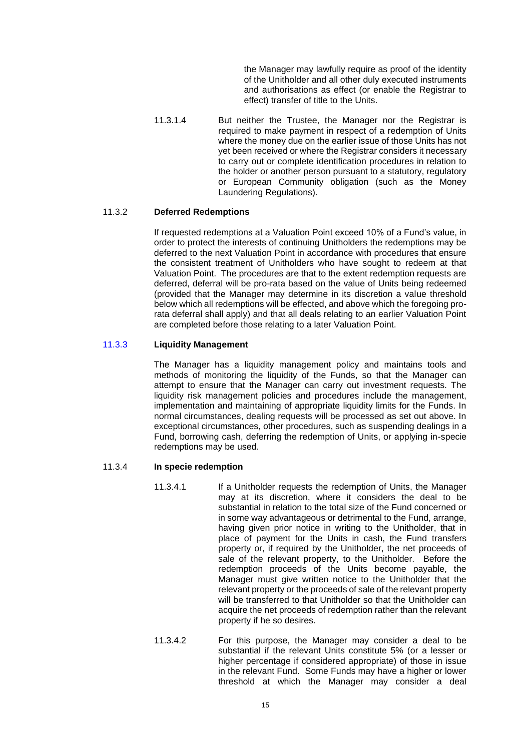the Manager may lawfully require as proof of the identity of the Unitholder and all other duly executed instruments and authorisations as effect (or enable the Registrar to effect) transfer of title to the Units.

11.3.1.4 But neither the Trustee, the Manager nor the Registrar is required to make payment in respect of a redemption of Units where the money due on the earlier issue of those Units has not yet been received or where the Registrar considers it necessary to carry out or complete identification procedures in relation to the holder or another person pursuant to a statutory, regulatory or European Community obligation (such as the Money Laundering Regulations).

#### 11.3.2 **Deferred Redemptions**

If requested redemptions at a Valuation Point exceed 10% of a Fund's value, in order to protect the interests of continuing Unitholders the redemptions may be deferred to the next Valuation Point in accordance with procedures that ensure the consistent treatment of Unitholders who have sought to redeem at that Valuation Point. The procedures are that to the extent redemption requests are deferred, deferral will be pro-rata based on the value of Units being redeemed (provided that the Manager may determine in its discretion a value threshold below which all redemptions will be effected, and above which the foregoing pro-rata deferral shall apply) and that all deals relating to an earlier Valuation Point are completed before those relating to a later Valuation Point.

#### 11.3.3 **Liquidity Management**

The Manager has a liquidity management policy and maintains tools and methods of monitoring the liquidity of the Funds, so that the Manager can attempt to ensure that the Manager can carry out investment requests. The liquidity risk management policies and procedures include the management, implementation and maintaining of appropriate liquidity limits for the Funds. In normal circumstances, dealing requests will be processed as set out above. In exceptional circumstances, other procedures, such as suspending dealings in a Fund, borrowing cash, deferring the redemption of Units, or applying in-specie redemptions may be used.

#### 11.3.4 **In specie redemption**

11.3.4.1 If a Unitholder requests the redemption of Units, the Manager may at its discretion, where it considers the deal to be substantial in relation to the total size of the Fund concerned or in some way advantageous or detrimental to the Fund, arrange, having given prior notice in writing to the Unitholder, that in place of payment for the Units in cash, the Fund transfers property or, if required by the Unitholder, the net proceeds of sale of the relevant property, to the Unitholder. Before the redemption proceeds of the Units become payable, the Manager must give written notice to the Unitholder that the relevant property or the proceeds of sale of the relevant property will be transferred to that Unitholder so that the Unitholder can acquire the net proceeds of redemption rather than the relevant property if he so desires.

11.3.4.2 For this purpose, the Manager may consider a deal to be substantial if the relevant Units constitute 5% (or a lesser or higher percentage if considered appropriate) of those in issue in the relevant Fund. Some Funds may have a higher or lower threshold at which the Manager may consider a deal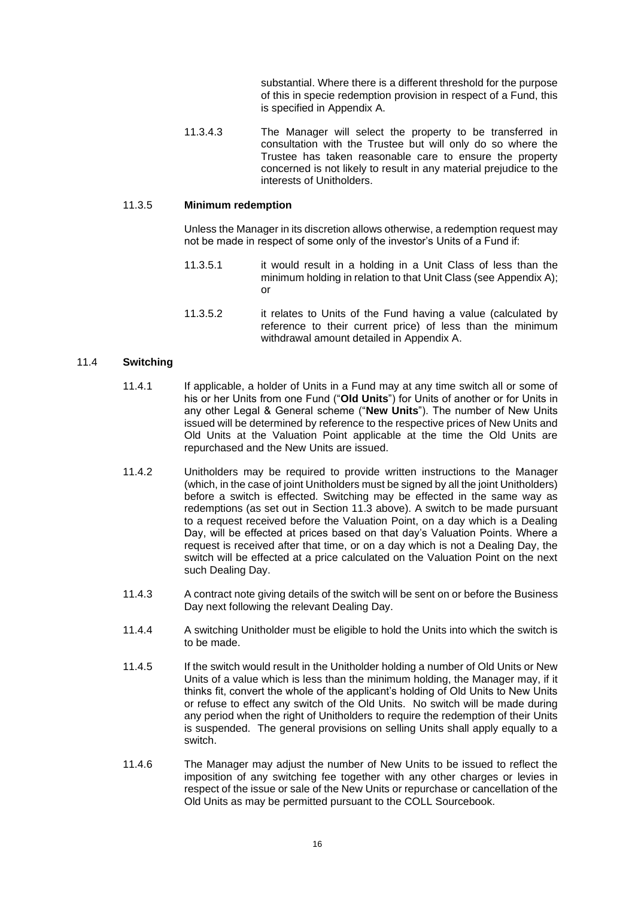substantial. Where there is a different threshold for the purpose of this in specie redemption provision in respect of a Fund, this is specified in Appendix A.

11.3.4.3 The Manager will select the property to be transferred in consultation with the Trustee but will only do so where the Trustee has taken reasonable care to ensure the property concerned is not likely to result in any material prejudice to the interests of Unitholders.

### 11.3.5 Minimum redemption

Unless the Manager in its discretion allows otherwise, a redemption request may not be made in respect of some only of the investor's Units of a Fund if:

11.3.5.1 it would result in a holding in a Unit Class of less than the minimum holding in relation to that Unit Class (see Appendix A); or

11.3.5.2 it relates to Units of the Fund having a value (calculated by reference to their current price) of less than the minimum withdrawal amount detailed in Appendix A.

## 11.4 Switching

11.4.1 If applicable, a holder of Units in a Fund may at any time switch all or some of his or her Units from one Fund ("**Old Units**") for Units of another or for Units in any other Legal & General scheme ("**New Units**"). The number of New Units issued will be determined by reference to the respective prices of New Units and Old Units at the Valuation Point applicable at the time the Old Units are repurchased and the New Units are issued.

11.4.2 Unitholders may be required to provide written instructions to the Manager (which, in the case of joint Unitholders must be signed by all the joint Unitholders) before a switch is effected. Switching may be effected in the same way as redemptions (as set out in Section 11.3 above). A switch to be made pursuant to a request received before the Valuation Point, on a day which is a Dealing Day, will be effected at prices based on that day's Valuation Points. Where a request is received after that time, or on a day which is not a Dealing Day, the switch will be effected at a price calculated on the Valuation Point on the next such Dealing Day.

11.4.3 A contract note giving details of the switch will be sent on or before the Business Day next following the relevant Dealing Day.

11.4.4 A switching Unitholder must be eligible to hold the Units into which the switch is to be made.

11.4.5 If the switch would result in the Unitholder holding a number of Old Units or New Units of a value which is less than the minimum holding, the Manager may, if it thinks fit, convert the whole of the applicant's holding of Old Units to New Units or refuse to effect any switch of the Old Units. No switch will be made during any period when the right of Unitholders to require the redemption of their Units is suspended. The general provisions on selling Units shall apply equally to a switch.

11.4.6 The Manager may adjust the number of New Units to be issued to reflect the imposition of any switching fee together with any other charges or levies in respect of the issue or sale of the New Units or repurchase or cancellation of the Old Units as may be permitted pursuant to the COLL Sourcebook.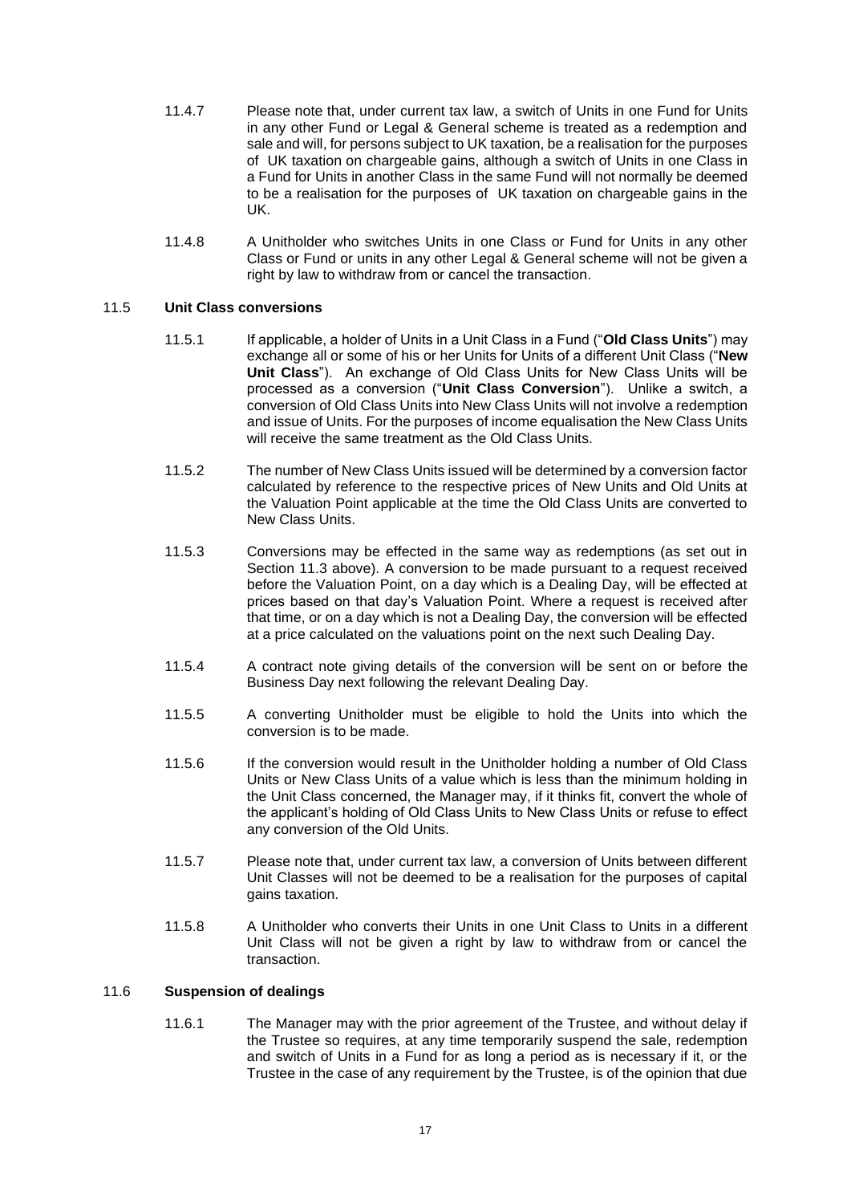11.4.7 Please note that, under current tax law, a switch of Units in one Fund for Units in any other Fund or Legal & General scheme is treated as a redemption and sale and will, for persons subject to UK taxation, be a realisation for the purposes of UK taxation on chargeable gains, although a switch of Units in one Class in a Fund for Units in another Class in the same Fund will not normally be deemed to be a realisation for the purposes of UK taxation on chargeable gains in the UK.

11.4.8 A Unitholder who switches Units in one Class or Fund for Units in any other Class or Fund or units in any other Legal & General scheme will not be given a right by law to withdraw from or cancel the transaction.

### 11.5 Unit Class conversions

11.5.1 If applicable, a holder of Units in a Unit Class in a Fund ("**Old Class Units**") may exchange all or some of his or her Units for Units of a different Unit Class ("**New Unit Class**"). An exchange of Old Class Units for New Class Units will be processed as a conversion ("**Unit Class Conversion**"). Unlike a switch, a conversion of Old Class Units into New Class Units will not involve a redemption and issue of Units. For the purposes of income equalisation the New Class Units will receive the same treatment as the Old Class Units.

11.5.2 The number of New Class Units issued will be determined by a conversion factor calculated by reference to the respective prices of New Units and Old Units at the Valuation Point applicable at the time the Old Class Units are converted to New Class Units.

11.5.3 Conversions may be effected in the same way as redemptions (as set out in Section 11.3 above). A conversion to be made pursuant to a request received before the Valuation Point, on a day which is a Dealing Day, will be effected at prices based on that day's Valuation Point. Where a request is received after that time, or on a day which is not a Dealing Day, the conversion will be effected at a price calculated on the valuations point on the next such Dealing Day.

11.5.4 A contract note giving details of the conversion will be sent on or before the Business Day next following the relevant Dealing Day.

11.5.5 A converting Unitholder must be eligible to hold the Units into which the conversion is to be made.

11.5.6 If the conversion would result in the Unitholder holding a number of Old Class Units or New Class Units of a value which is less than the minimum holding in the Unit Class concerned, the Manager may, if it thinks fit, convert the whole of the applicant's holding of Old Class Units to New Class Units or refuse to effect any conversion of the Old Units.

11.5.7 Please note that, under current tax law, a conversion of Units between different Unit Classes will not be deemed to be a realisation for the purposes of capital gains taxation.

11.5.8 A Unitholder who converts their Units in one Unit Class to Units in a different Unit Class will not be given a right by law to withdraw from or cancel the transaction.

### 11.6 Suspension of dealings

11.6.1 The Manager may with the prior agreement of the Trustee, and without delay if the Trustee so requires, at any time temporarily suspend the sale, redemption and switch of Units in a Fund for as long a period as is necessary if it, or the Trustee in the case of any requirement by the Trustee, is of the opinion that due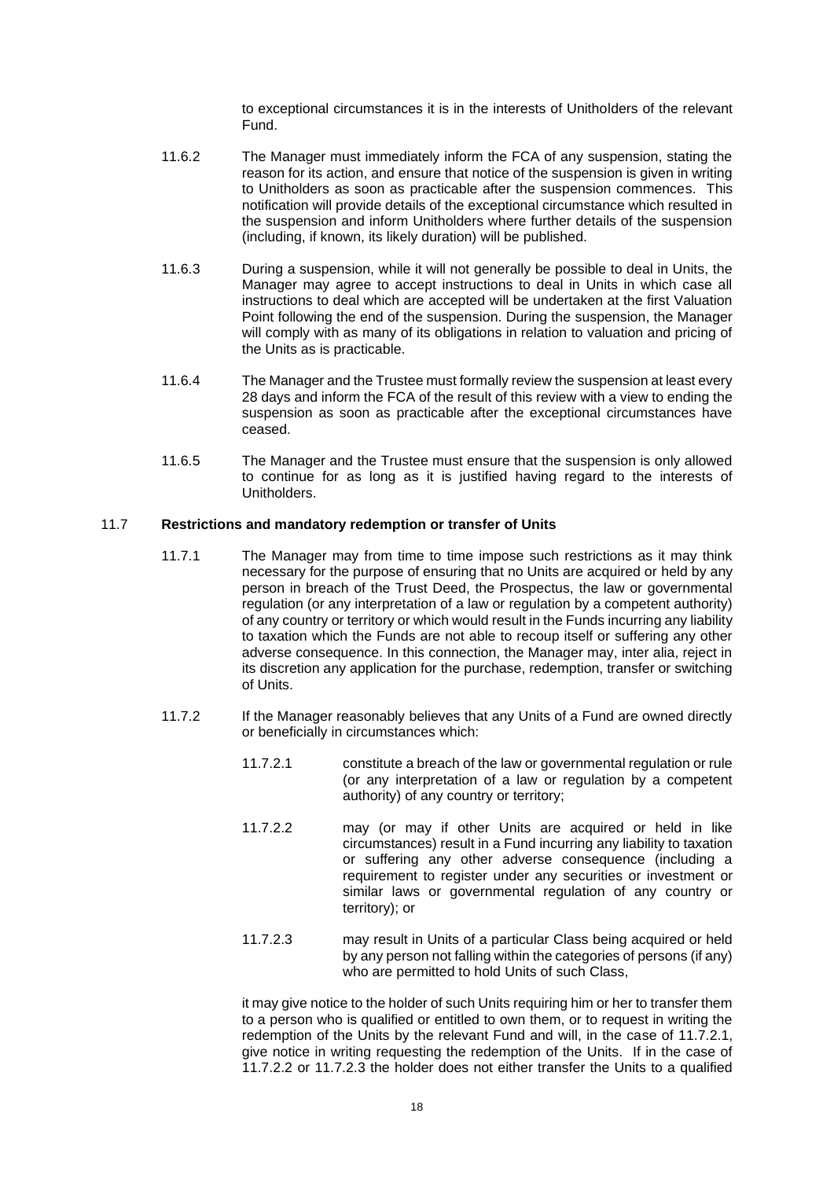to exceptional circumstances it is in the interests of Unitholders of the relevant Fund.

11.6.2 The Manager must immediately inform the FCA of any suspension, stating the reason for its action, and ensure that notice of the suspension is given in writing to Unitholders as soon as practicable after the suspension commences. This notification will provide details of the exceptional circumstance which resulted in the suspension and inform Unitholders where further details of the suspension (including, if known, its likely duration) will be published.

11.6.3 During a suspension, while it will not generally be possible to deal in Units, the Manager may agree to accept instructions to deal in Units in which case all instructions to deal which are accepted will be undertaken at the first Valuation Point following the end of the suspension. During the suspension, the Manager will comply with as many of its obligations in relation to valuation and pricing of the Units as is practicable.

11.6.4 The Manager and the Trustee must formally review the suspension at least every 28 days and inform the FCA of the result of this review with a view to ending the suspension as soon as practicable after the exceptional circumstances have ceased.

11.6.5 The Manager and the Trustee must ensure that the suspension is only allowed to continue for as long as it is justified having regard to the interests of Unitholders.

## 11.7 Restrictions and mandatory redemption or transfer of Units

11.7.1 The Manager may from time to time impose such restrictions as it may think necessary for the purpose of ensuring that no Units are acquired or held by any person in breach of the Trust Deed, the Prospectus, the law or governmental regulation (or any interpretation of a law or regulation by a competent authority) of any country or territory or which would result in the Funds incurring any liability to taxation which the Funds are not able to recoup itself or suffering any other adverse consequence. In this connection, the Manager may, inter alia, reject in its discretion any application for the purchase, redemption, transfer or switching of Units.

11.7.2 If the Manager reasonably believes that any Units of a Fund are owned directly or beneficially in circumstances which:

11.7.2.1 constitute a breach of the law or governmental regulation or rule (or any interpretation of a law or regulation by a competent authority) of any country or territory;

11.7.2.2 may (or may if other Units are acquired or held in like circumstances) result in a Fund incurring any liability to taxation or suffering any other adverse consequence (including a requirement to register under any securities or investment or similar laws or governmental regulation of any country or territory); or

11.7.2.3 may result in Units of a particular Class being acquired or held by any person not falling within the categories of persons (if any) who are permitted to hold Units of such Class,

it may give notice to the holder of such Units requiring him or her to transfer them to a person who is qualified or entitled to own them, or to request in writing the redemption of the Units by the relevant Fund and will, in the case of 11.7.2.1, give notice in writing requesting the redemption of the Units. If in the case of 11.7.2.2 or 11.7.2.3 the holder does not either transfer the Units to a qualified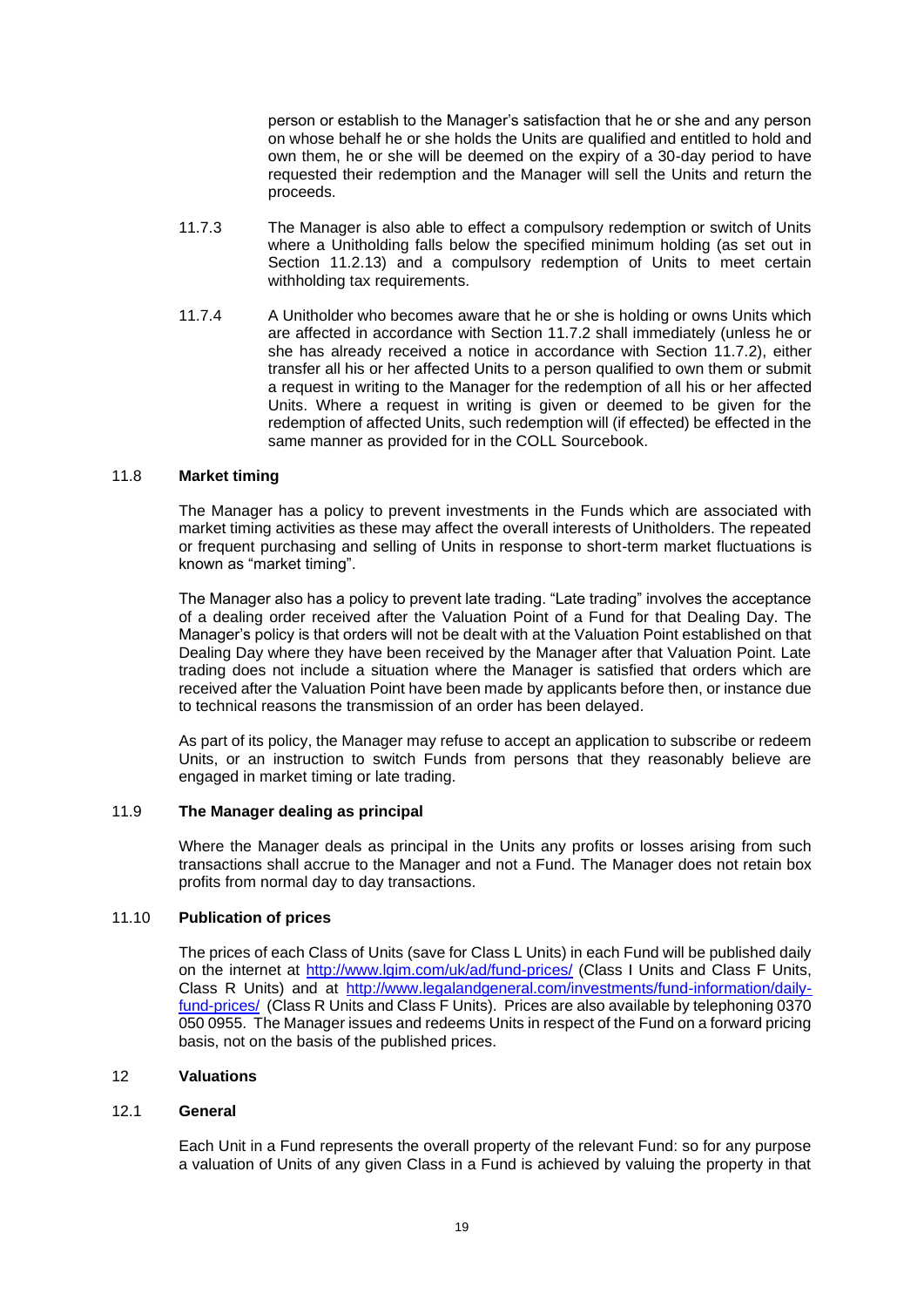person or establish to the Manager's satisfaction that he or she and any person on whose behalf he or she holds the Units are qualified and entitled to hold and own them, he or she will be deemed on the expiry of a 30-day period to have requested their redemption and the Manager will sell the Units and return the proceeds.

11.7.3 The Manager is also able to effect a compulsory redemption or switch of Units where a Unitholding falls below the specified minimum holding (as set out in Section 11.2.13) and a compulsory redemption of Units to meet certain withholding tax requirements.

11.7.4 A Unitholder who becomes aware that he or she is holding or owns Units which are affected in accordance with Section 11.7.2 shall immediately (unless he or she has already received a notice in accordance with Section 11.7.2), either transfer all his or her affected Units to a person qualified to own them or submit a request in writing to the Manager for the redemption of all his or her affected Units. Where a request in writing is given or deemed to be given for the redemption of affected Units, such redemption will (if effected) be effected in the same manner as provided for in the COLL Sourcebook.

### 11.8 Market timing

The Manager has a policy to prevent investments in the Funds which are associated with market timing activities as these may affect the overall interests of Unitholders. The repeated or frequent purchasing and selling of Units in response to short-term market fluctuations is known as "market timing".

The Manager also has a policy to prevent late trading. "Late trading" involves the acceptance of a dealing order received after the Valuation Point of a Fund for that Dealing Day. The Manager's policy is that orders will not be dealt with at the Valuation Point established on that Dealing Day where they have been received by the Manager after that Valuation Point. Late trading does not include a situation where the Manager is satisfied that orders which are received after the Valuation Point have been made by applicants before then, or instance due to technical reasons the transmission of an order has been delayed.

As part of its policy, the Manager may refuse to accept an application to subscribe or redeem Units, or an instruction to switch Funds from persons that they reasonably believe are engaged in market timing or late trading.

### 11.9 The Manager dealing as principal

Where the Manager deals as principal in the Units any profits or losses arising from such transactions shall accrue to the Manager and not a Fund. The Manager does not retain box profits from normal day to day transactions.

### 11.10 Publication of prices

The prices of each Class of Units (save for Class L Units) in each Fund will be published daily on the internet at http://www.lgim.com/uk/ad/fund-prices/ (Class I Units and Class F Units, Class R Units) and at http://www.legalandgeneral.com/investments/fund-information/daily-fund-prices/ (Class R Units and Class F Units). Prices are also available by telephoning 0370 050 0955. The Manager issues and redeems Units in respect of the Fund on a forward pricing basis, not on the basis of the published prices.

## 12 Valuations

### 12.1 General

Each Unit in a Fund represents the overall property of the relevant Fund: so for any purpose a valuation of Units of any given Class in a Fund is achieved by valuing the property in that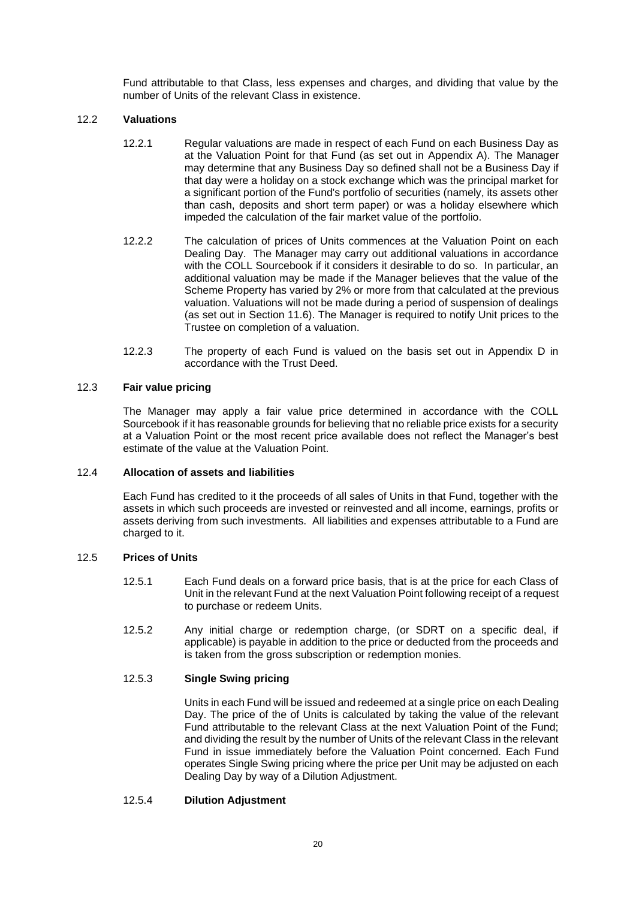Fund attributable to that Class, less expenses and charges, and dividing that value by the number of Units of the relevant Class in existence.

### 12.2 Valuations

12.2.1 Regular valuations are made in respect of each Fund on each Business Day as at the Valuation Point for that Fund (as set out in Appendix A). The Manager may determine that any Business Day so defined shall not be a Business Day if that day were a holiday on a stock exchange which was the principal market for a significant portion of the Fund's portfolio of securities (namely, its assets other than cash, deposits and short term paper) or was a holiday elsewhere which impeded the calculation of the fair market value of the portfolio.

12.2.2 The calculation of prices of Units commences at the Valuation Point on each Dealing Day. The Manager may carry out additional valuations in accordance with the COLL Sourcebook if it considers it desirable to do so. In particular, an additional valuation may be made if the Manager believes that the value of the Scheme Property has varied by 2% or more from that calculated at the previous valuation. Valuations will not be made during a period of suspension of dealings (as set out in Section 11.6). The Manager is required to notify Unit prices to the Trustee on completion of a valuation.

12.2.3 The property of each Fund is valued on the basis set out in Appendix D in accordance with the Trust Deed.

### 12.3 Fair value pricing

The Manager may apply a fair value price determined in accordance with the COLL Sourcebook if it has reasonable grounds for believing that no reliable price exists for a security at a Valuation Point or the most recent price available does not reflect the Manager's best estimate of the value at the Valuation Point.

### 12.4 Allocation of assets and liabilities

Each Fund has credited to it the proceeds of all sales of Units in that Fund, together with the assets in which such proceeds are invested or reinvested and all income, earnings, profits or assets deriving from such investments. All liabilities and expenses attributable to a Fund are charged to it.

### 12.5 Prices of Units

12.5.1 Each Fund deals on a forward price basis, that is at the price for each Class of Unit in the relevant Fund at the next Valuation Point following receipt of a request to purchase or redeem Units.

12.5.2 Any initial charge or redemption charge, (or SDRT on a specific deal, if applicable) is payable in addition to the price or deducted from the proceeds and is taken from the gross subscription or redemption monies.

#### 12.5.3 Single Swing pricing

Units in each Fund will be issued and redeemed at a single price on each Dealing Day. The price of the of Units is calculated by taking the value of the relevant Fund attributable to the relevant Class at the next Valuation Point of the Fund; and dividing the result by the number of Units of the relevant Class in the relevant Fund in issue immediately before the Valuation Point concerned. Each Fund operates Single Swing pricing where the price per Unit may be adjusted on each Dealing Day by way of a Dilution Adjustment.

#### 12.5.4 Dilution Adjustment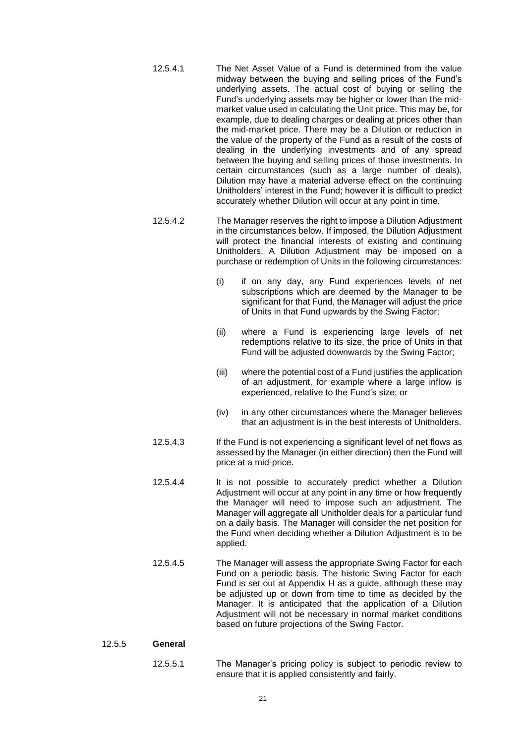12.5.4.1 The Net Asset Value of a Fund is determined from the value midway between the buying and selling prices of the Fund's underlying assets. The actual cost of buying or selling the Fund's underlying assets may be higher or lower than the mid-market value used in calculating the Unit price. This may be, for example, due to dealing charges or dealing at prices other than the mid-market price. There may be a Dilution or reduction in the value of the property of the Fund as a result of the costs of dealing in the underlying investments and of any spread between the buying and selling prices of those investments. In certain circumstances (such as a large number of deals), Dilution may have a material adverse effect on the continuing Unitholders' interest in the Fund; however it is difficult to predict accurately whether Dilution will occur at any point in time.

12.5.4.2 The Manager reserves the right to impose a Dilution Adjustment in the circumstances below. If imposed, the Dilution Adjustment will protect the financial interests of existing and continuing Unitholders. A Dilution Adjustment may be imposed on a purchase or redemption of Units in the following circumstances:

(i) if on any day, any Fund experiences levels of net subscriptions which are deemed by the Manager to be significant for that Fund, the Manager will adjust the price of Units in that Fund upwards by the Swing Factor;

(ii) where a Fund is experiencing large levels of net redemptions relative to its size, the price of Units in that Fund will be adjusted downwards by the Swing Factor;

(iii) where the potential cost of a Fund justifies the application of an adjustment, for example where a large inflow is experienced, relative to the Fund's size; or

(iv) in any other circumstances where the Manager believes that an adjustment is in the best interests of Unitholders.

12.5.4.3 If the Fund is not experiencing a significant level of net flows as assessed by the Manager (in either direction) then the Fund will price at a mid-price.

12.5.4.4 It is not possible to accurately predict whether a Dilution Adjustment will occur at any point in any time or how frequently the Manager will need to impose such an adjustment. The Manager will aggregate all Unitholder deals for a particular fund on a daily basis. The Manager will consider the net position for the Fund when deciding whether a Dilution Adjustment is to be applied.

12.5.4.5 The Manager will assess the appropriate Swing Factor for each Fund on a periodic basis. The historic Swing Factor for each Fund is set out at Appendix H as a guide, although these may be adjusted up or down from time to time as decided by the Manager. It is anticipated that the application of a Dilution Adjustment will not be necessary in normal market conditions based on future projections of the Swing Factor.

12.5.5 **General**

12.5.5.1 The Manager's pricing policy is subject to periodic review to ensure that it is applied consistently and fairly.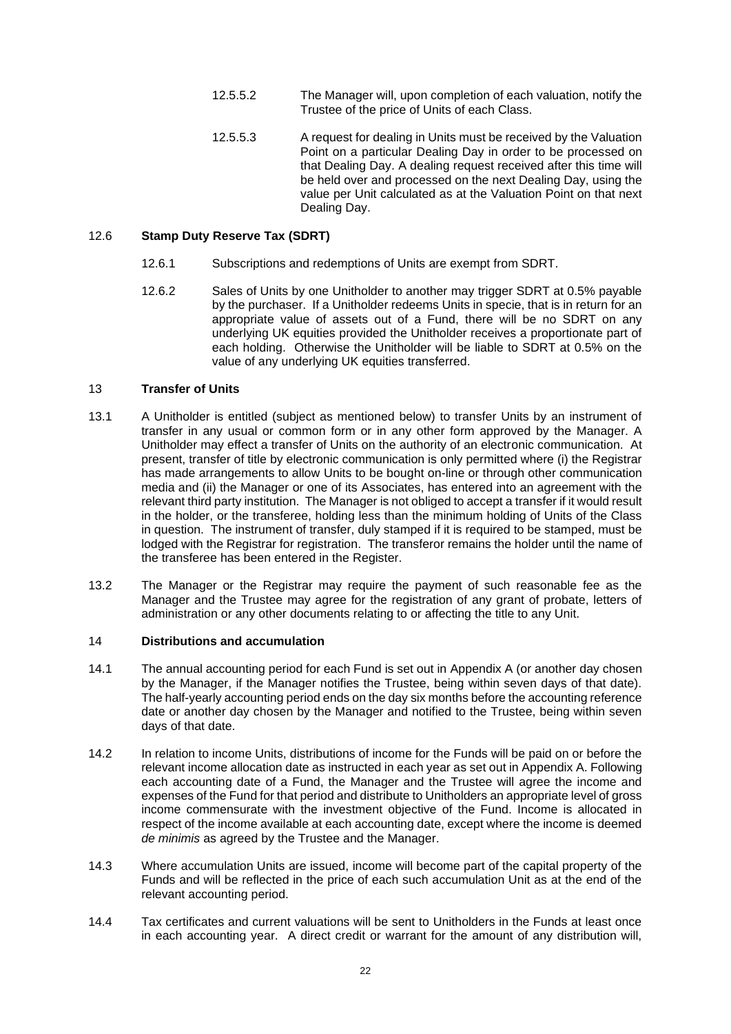12.5.5.2 The Manager will, upon completion of each valuation, notify the Trustee of the price of Units of each Class.

12.5.5.3 A request for dealing in Units must be received by the Valuation Point on a particular Dealing Day in order to be processed on that Dealing Day. A dealing request received after this time will be held over and processed on the next Dealing Day, using the value per Unit calculated as at the Valuation Point on that next Dealing Day.

## 12.6 **Stamp Duty Reserve Tax (SDRT)**

12.6.1 Subscriptions and redemptions of Units are exempt from SDRT.

12.6.2 Sales of Units by one Unitholder to another may trigger SDRT at 0.5% payable by the purchaser. If a Unitholder redeems Units in specie, that is in return for an appropriate value of assets out of a Fund, there will be no SDRT on any underlying UK equities provided the Unitholder receives a proportionate part of each holding. Otherwise the Unitholder will be liable to SDRT at 0.5% on the value of any underlying UK equities transferred.

## 13 **Transfer of Units**

13.1 A Unitholder is entitled (subject as mentioned below) to transfer Units by an instrument of transfer in any usual or common form or in any other form approved by the Manager. A Unitholder may effect a transfer of Units on the authority of an electronic communication. At present, transfer of title by electronic communication is only permitted where (i) the Registrar has made arrangements to allow Units to be bought on-line or through other communication media and (ii) the Manager or one of its Associates, has entered into an agreement with the relevant third party institution. The Manager is not obliged to accept a transfer if it would result in the holder, or the transferee, holding less than the minimum holding of Units of the Class in question. The instrument of transfer, duly stamped if it is required to be stamped, must be lodged with the Registrar for registration. The transferor remains the holder until the name of the transferee has been entered in the Register.

13.2 The Manager or the Registrar may require the payment of such reasonable fee as the Manager and the Trustee may agree for the registration of any grant of probate, letters of administration or any other documents relating to or affecting the title to any Unit.

## 14 **Distributions and accumulation**

14.1 The annual accounting period for each Fund is set out in Appendix A (or another day chosen by the Manager, if the Manager notifies the Trustee, being within seven days of that date). The half-yearly accounting period ends on the day six months before the accounting reference date or another day chosen by the Manager and notified to the Trustee, being within seven days of that date.

14.2 In relation to income Units, distributions of income for the Funds will be paid on or before the relevant income allocation date as instructed in each year as set out in Appendix A. Following each accounting date of a Fund, the Manager and the Trustee will agree the income and expenses of the Fund for that period and distribute to Unitholders an appropriate level of gross income commensurate with the investment objective of the Fund. Income is allocated in respect of the income available at each accounting date, except where the income is deemed *de minimis* as agreed by the Trustee and the Manager.

14.3 Where accumulation Units are issued, income will become part of the capital property of the Funds and will be reflected in the price of each such accumulation Unit as at the end of the relevant accounting period.

14.4 Tax certificates and current valuations will be sent to Unitholders in the Funds at least once in each accounting year. A direct credit or warrant for the amount of any distribution will,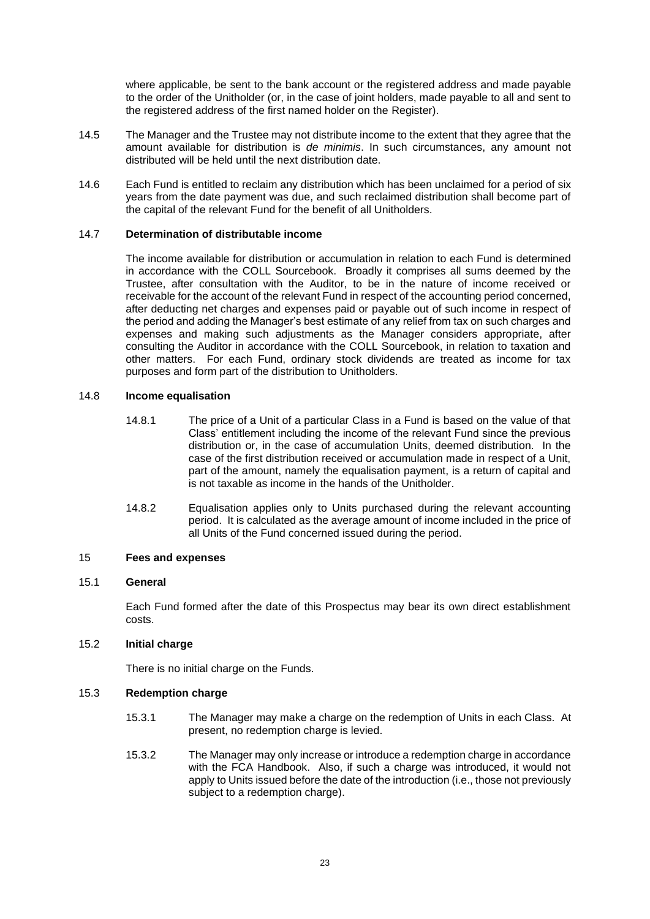where applicable, be sent to the bank account or the registered address and made payable to the order of the Unitholder (or, in the case of joint holders, made payable to all and sent to the registered address of the first named holder on the Register).

14.5 The Manager and the Trustee may not distribute income to the extent that they agree that the amount available for distribution is *de minimis*. In such circumstances, any amount not distributed will be held until the next distribution date.

14.6 Each Fund is entitled to reclaim any distribution which has been unclaimed for a period of six years from the date payment was due, and such reclaimed distribution shall become part of the capital of the relevant Fund for the benefit of all Unitholders.

### 14.7 Determination of distributable income

The income available for distribution or accumulation in relation to each Fund is determined in accordance with the COLL Sourcebook. Broadly it comprises all sums deemed by the Trustee, after consultation with the Auditor, to be in the nature of income received or receivable for the account of the relevant Fund in respect of the accounting period concerned, after deducting net charges and expenses paid or payable out of such income in respect of the period and adding the Manager's best estimate of any relief from tax on such charges and expenses and making such adjustments as the Manager considers appropriate, after consulting the Auditor in accordance with the COLL Sourcebook, in relation to taxation and other matters. For each Fund, ordinary stock dividends are treated as income for tax purposes and form part of the distribution to Unitholders.

### 14.8 Income equalisation

14.8.1 The price of a Unit of a particular Class in a Fund is based on the value of that Class' entitlement including the income of the relevant Fund since the previous distribution or, in the case of accumulation Units, deemed distribution. In the case of the first distribution received or accumulation made in respect of a Unit, part of the amount, namely the equalisation payment, is a return of capital and is not taxable as income in the hands of the Unitholder.

14.8.2 Equalisation applies only to Units purchased during the relevant accounting period. It is calculated as the average amount of income included in the price of all Units of the Fund concerned issued during the period.

## 15 Fees and expenses

### 15.1 General

Each Fund formed after the date of this Prospectus may bear its own direct establishment costs.

### 15.2 Initial charge

There is no initial charge on the Funds.

### 15.3 Redemption charge

15.3.1 The Manager may make a charge on the redemption of Units in each Class. At present, no redemption charge is levied.

15.3.2 The Manager may only increase or introduce a redemption charge in accordance with the FCA Handbook. Also, if such a charge was introduced, it would not apply to Units issued before the date of the introduction (i.e., those not previously subject to a redemption charge).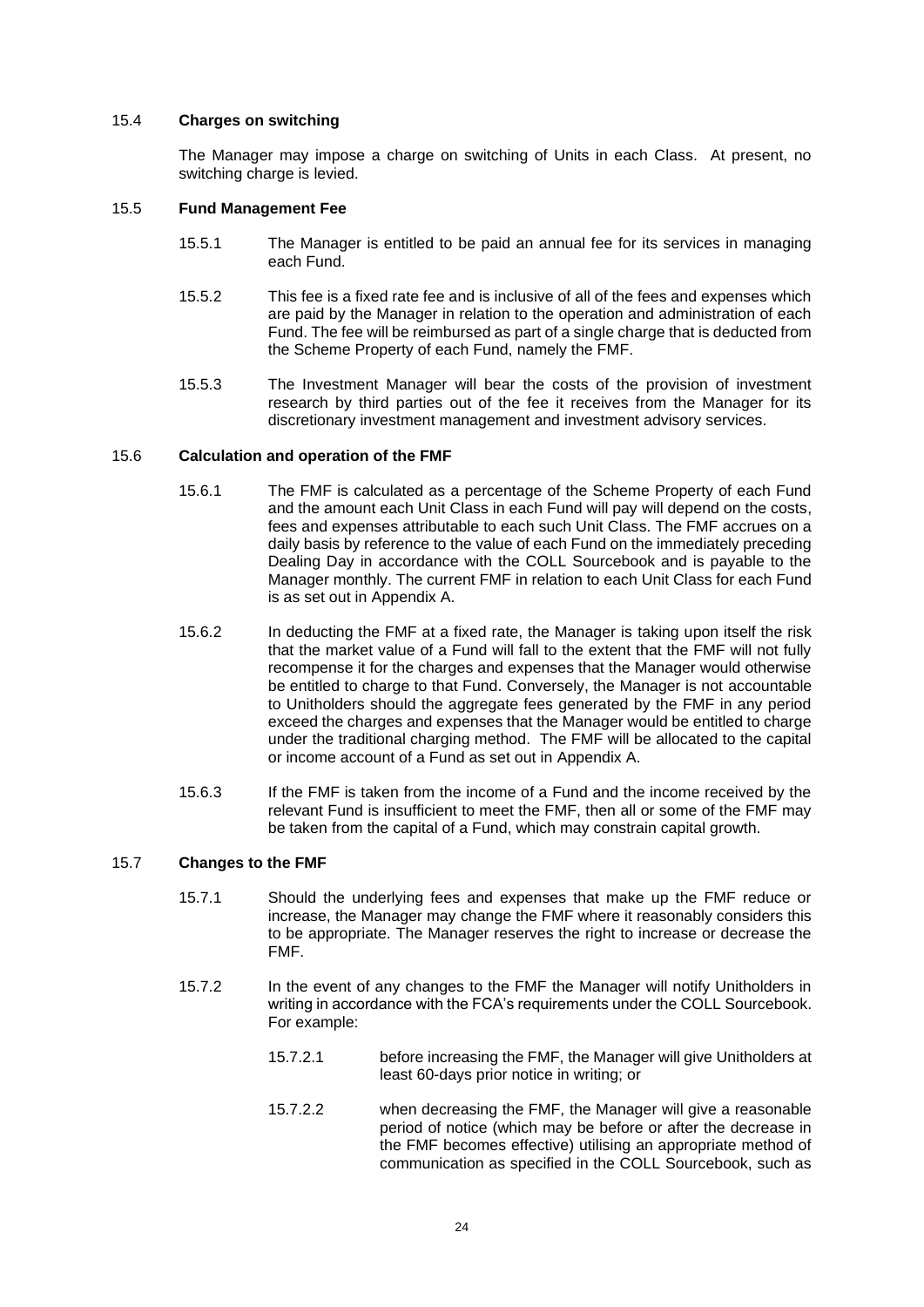### 15.4 **Charges on switching**

The Manager may impose a charge on switching of Units in each Class. At present, no switching charge is levied.

### 15.5 **Fund Management Fee**

15.5.1 The Manager is entitled to be paid an annual fee for its services in managing each Fund.

15.5.2 This fee is a fixed rate fee and is inclusive of all of the fees and expenses which are paid by the Manager in relation to the operation and administration of each Fund. The fee will be reimbursed as part of a single charge that is deducted from the Scheme Property of each Fund, namely the FMF.

15.5.3 The Investment Manager will bear the costs of the provision of investment research by third parties out of the fee it receives from the Manager for its discretionary investment management and investment advisory services.

### 15.6 **Calculation and operation of the FMF**

15.6.1 The FMF is calculated as a percentage of the Scheme Property of each Fund and the amount each Unit Class in each Fund will pay will depend on the costs, fees and expenses attributable to each such Unit Class. The FMF accrues on a daily basis by reference to the value of each Fund on the immediately preceding Dealing Day in accordance with the COLL Sourcebook and is payable to the Manager monthly. The current FMF in relation to each Unit Class for each Fund is as set out in Appendix A.

15.6.2 In deducting the FMF at a fixed rate, the Manager is taking upon itself the risk that the market value of a Fund will fall to the extent that the FMF will not fully recompense it for the charges and expenses that the Manager would otherwise be entitled to charge to that Fund. Conversely, the Manager is not accountable to Unitholders should the aggregate fees generated by the FMF in any period exceed the charges and expenses that the Manager would be entitled to charge under the traditional charging method. The FMF will be allocated to the capital or income account of a Fund as set out in Appendix A.

15.6.3 If the FMF is taken from the income of a Fund and the income received by the relevant Fund is insufficient to meet the FMF, then all or some of the FMF may be taken from the capital of a Fund, which may constrain capital growth.

### 15.7 **Changes to the FMF**

15.7.1 Should the underlying fees and expenses that make up the FMF reduce or increase, the Manager may change the FMF where it reasonably considers this to be appropriate. The Manager reserves the right to increase or decrease the FMF.

15.7.2 In the event of any changes to the FMF the Manager will notify Unitholders in writing in accordance with the FCA's requirements under the COLL Sourcebook. For example:

15.7.2.1 before increasing the FMF, the Manager will give Unitholders at least 60-days prior notice in writing; or

15.7.2.2 when decreasing the FMF, the Manager will give a reasonable period of notice (which may be before or after the decrease in the FMF becomes effective) utilising an appropriate method of communication as specified in the COLL Sourcebook, such as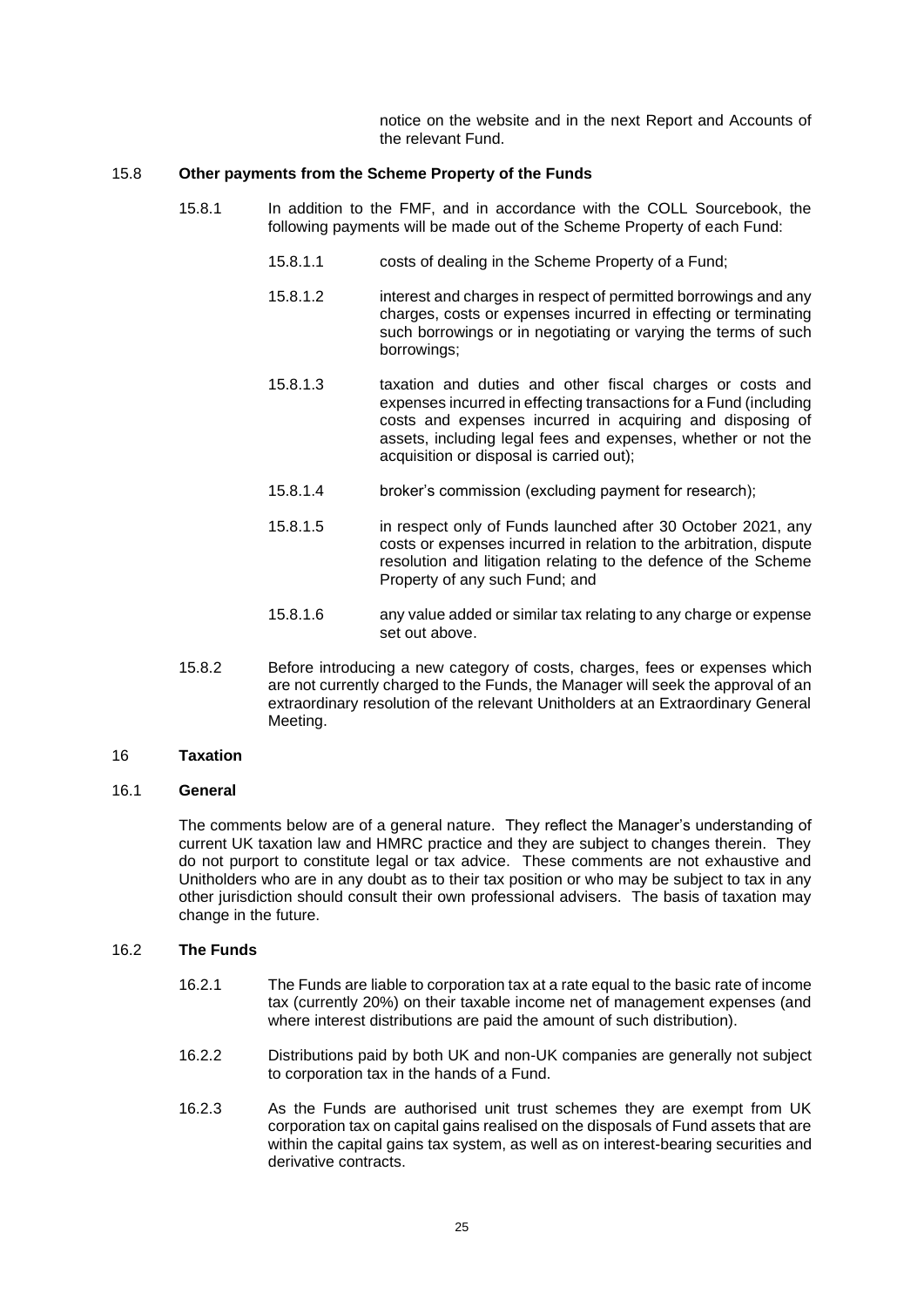notice on the website and in the next Report and Accounts of the relevant Fund.

15.8 **Other payments from the Scheme Property of the Funds**

15.8.1 In addition to the FMF, and in accordance with the COLL Sourcebook, the following payments will be made out of the Scheme Property of each Fund:

15.8.1.1 costs of dealing in the Scheme Property of a Fund;

15.8.1.2 interest and charges in respect of permitted borrowings and any charges, costs or expenses incurred in effecting or terminating such borrowings or in negotiating or varying the terms of such borrowings;

15.8.1.3 taxation and duties and other fiscal charges or costs and expenses incurred in effecting transactions for a Fund (including costs and expenses incurred in acquiring and disposing of assets, including legal fees and expenses, whether or not the acquisition or disposal is carried out);

15.8.1.4 broker's commission (excluding payment for research);

15.8.1.5 in respect only of Funds launched after 30 October 2021, any costs or expenses incurred in relation to the arbitration, dispute resolution and litigation relating to the defence of the Scheme Property of any such Fund; and

15.8.1.6 any value added or similar tax relating to any charge or expense set out above.

15.8.2 Before introducing a new category of costs, charges, fees or expenses which are not currently charged to the Funds, the Manager will seek the approval of an extraordinary resolution of the relevant Unitholders at an Extraordinary General Meeting.

## 16 **Taxation**

### 16.1 **General**

The comments below are of a general nature. They reflect the Manager's understanding of current UK taxation law and HMRC practice and they are subject to changes therein. They do not purport to constitute legal or tax advice. These comments are not exhaustive and Unitholders who are in any doubt as to their tax position or who may be subject to tax in any other jurisdiction should consult their own professional advisers. The basis of taxation may change in the future.

### 16.2 **The Funds**

16.2.1 The Funds are liable to corporation tax at a rate equal to the basic rate of income tax (currently 20%) on their taxable income net of management expenses (and where interest distributions are paid the amount of such distribution).

16.2.2 Distributions paid by both UK and non-UK companies are generally not subject to corporation tax in the hands of a Fund.

16.2.3 As the Funds are authorised unit trust schemes they are exempt from UK corporation tax on capital gains realised on the disposals of Fund assets that are within the capital gains tax system, as well as on interest-bearing securities and derivative contracts.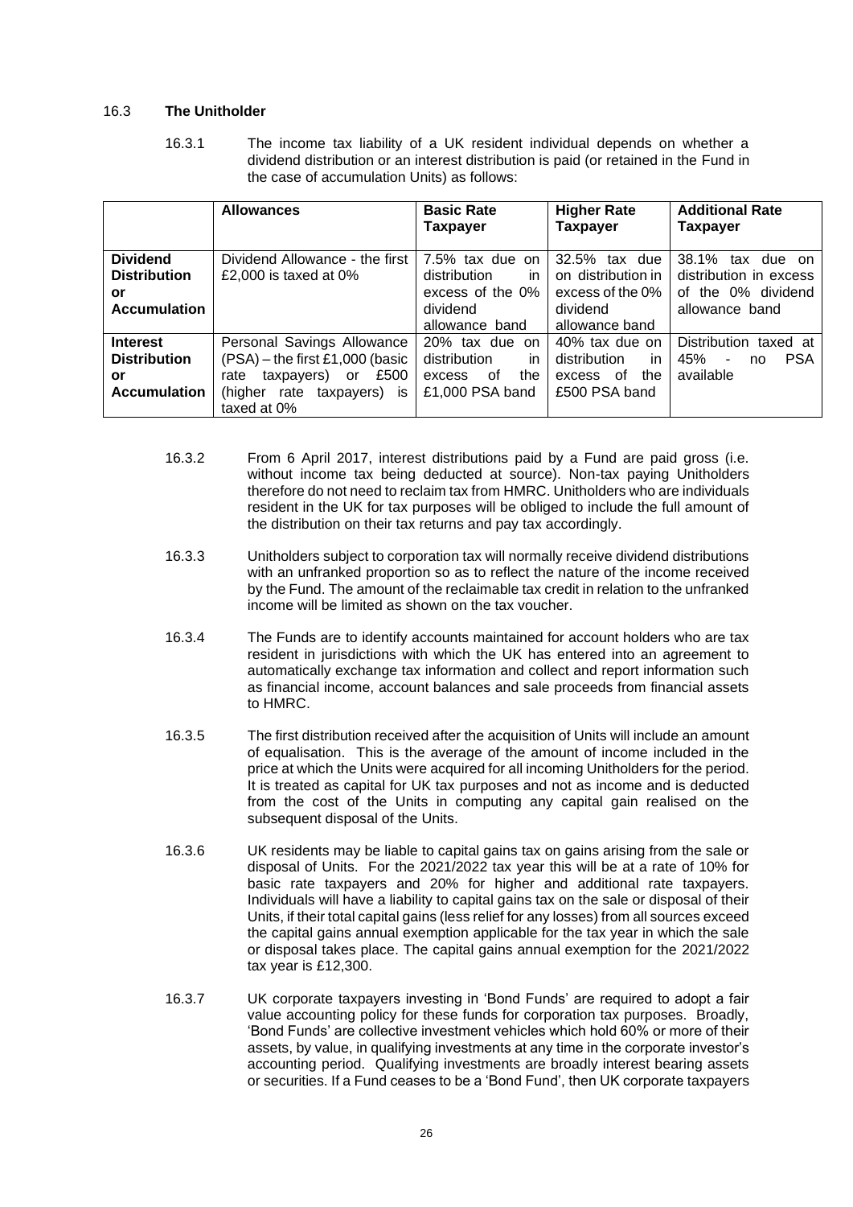### 16.3 **The Unitholder**

16.3.1 The income tax liability of a UK resident individual depends on whether a dividend distribution or an interest distribution is paid (or retained in the Fund in the case of accumulation Units) as follows:

| | **Allowances** | **Basic Rate Taxpayer** | **Higher Rate Taxpayer** | **Additional Rate Taxpayer** |
|---|---|---|---|---|
| **Dividend Distribution or Accumulation** | Dividend Allowance - the first £2,000 is taxed at 0% | 7.5% tax due on distribution in excess of the 0% dividend allowance band | 32.5% tax due on distribution in excess of the 0% dividend allowance band | 38.1% tax due on distribution in excess of the 0% dividend allowance band |
| **Interest Distribution or Accumulation** | Personal Savings Allowance (PSA) – the first £1,000 (basic rate taxpayers) or £500 (higher rate taxpayers) is taxed at 0% | 20% tax due on distribution in excess of the £1,000 PSA band | 40% tax due on distribution in excess of the £500 PSA band | Distribution taxed at 45% - no PSA available |

16.3.2 From 6 April 2017, interest distributions paid by a Fund are paid gross (i.e. without income tax being deducted at source). Non-tax paying Unitholders therefore do not need to reclaim tax from HMRC. Unitholders who are individuals resident in the UK for tax purposes will be obliged to include the full amount of the distribution on their tax returns and pay tax accordingly.

16.3.3 Unitholders subject to corporation tax will normally receive dividend distributions with an unfranked proportion so as to reflect the nature of the income received by the Fund. The amount of the reclaimable tax credit in relation to the unfranked income will be limited as shown on the tax voucher.

16.3.4 The Funds are to identify accounts maintained for account holders who are tax resident in jurisdictions with which the UK has entered into an agreement to automatically exchange tax information and collect and report information such as financial income, account balances and sale proceeds from financial assets to HMRC.

16.3.5 The first distribution received after the acquisition of Units will include an amount of equalisation. This is the average of the amount of income included in the price at which the Units were acquired for all incoming Unitholders for the period. It is treated as capital for UK tax purposes and not as income and is deducted from the cost of the Units in computing any capital gain realised on the subsequent disposal of the Units.

16.3.6 UK residents may be liable to capital gains tax on gains arising from the sale or disposal of Units. For the 2021/2022 tax year this will be at a rate of 10% for basic rate taxpayers and 20% for higher and additional rate taxpayers. Individuals will have a liability to capital gains tax on the sale or disposal of their Units, if their total capital gains (less relief for any losses) from all sources exceed the capital gains annual exemption applicable for the tax year in which the sale or disposal takes place. The capital gains annual exemption for the 2021/2022 tax year is £12,300.

16.3.7 UK corporate taxpayers investing in 'Bond Funds' are required to adopt a fair value accounting policy for these funds for corporation tax purposes. Broadly, 'Bond Funds' are collective investment vehicles which hold 60% or more of their assets, by value, in qualifying investments at any time in the corporate investor's accounting period. Qualifying investments are broadly interest bearing assets or securities. If a Fund ceases to be a 'Bond Fund', then UK corporate taxpayers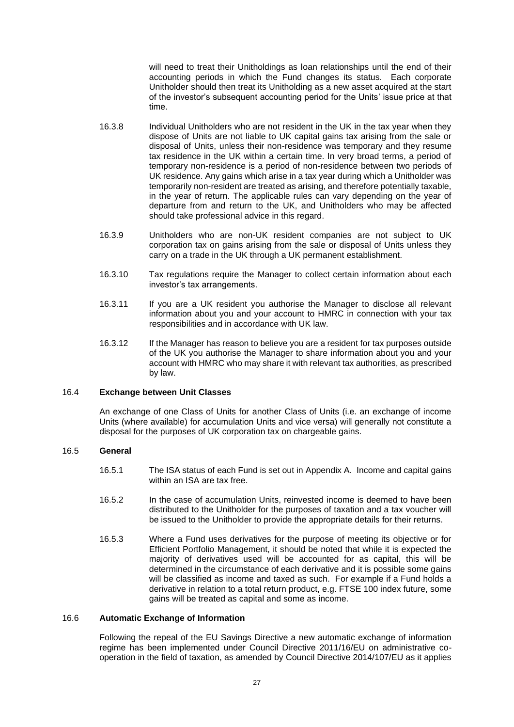will need to treat their Unitholdings as loan relationships until the end of their accounting periods in which the Fund changes its status. Each corporate Unitholder should then treat its Unitholding as a new asset acquired at the start of the investor's subsequent accounting period for the Units' issue price at that time.

16.3.8 Individual Unitholders who are not resident in the UK in the tax year when they dispose of Units are not liable to UK capital gains tax arising from the sale or disposal of Units, unless their non-residence was temporary and they resume tax residence in the UK within a certain time. In very broad terms, a period of temporary non-residence is a period of non-residence between two periods of UK residence. Any gains which arise in a tax year during which a Unitholder was temporarily non-resident are treated as arising, and therefore potentially taxable, in the year of return. The applicable rules can vary depending on the year of departure from and return to the UK, and Unitholders who may be affected should take professional advice in this regard.

16.3.9 Unitholders who are non-UK resident companies are not subject to UK corporation tax on gains arising from the sale or disposal of Units unless they carry on a trade in the UK through a UK permanent establishment.

16.3.10 Tax regulations require the Manager to collect certain information about each investor's tax arrangements.

16.3.11 If you are a UK resident you authorise the Manager to disclose all relevant information about you and your account to HMRC in connection with your tax responsibilities and in accordance with UK law.

16.3.12 If the Manager has reason to believe you are a resident for tax purposes outside of the UK you authorise the Manager to share information about you and your account with HMRC who may share it with relevant tax authorities, as prescribed by law.

### 16.4 Exchange between Unit Classes

An exchange of one Class of Units for another Class of Units (i.e. an exchange of income Units (where available) for accumulation Units and vice versa) will generally not constitute a disposal for the purposes of UK corporation tax on chargeable gains.

### 16.5 General

16.5.1 The ISA status of each Fund is set out in Appendix A. Income and capital gains within an ISA are tax free.

16.5.2 In the case of accumulation Units, reinvested income is deemed to have been distributed to the Unitholder for the purposes of taxation and a tax voucher will be issued to the Unitholder to provide the appropriate details for their returns.

16.5.3 Where a Fund uses derivatives for the purpose of meeting its objective or for Efficient Portfolio Management, it should be noted that while it is expected the majority of derivatives used will be accounted for as capital, this will be determined in the circumstance of each derivative and it is possible some gains will be classified as income and taxed as such. For example if a Fund holds a derivative in relation to a total return product, e.g. FTSE 100 index future, some gains will be treated as capital and some as income.

### 16.6 Automatic Exchange of Information

Following the repeal of the EU Savings Directive a new automatic exchange of information regime has been implemented under Council Directive 2011/16/EU on administrative co-operation in the field of taxation, as amended by Council Directive 2014/107/EU as it applies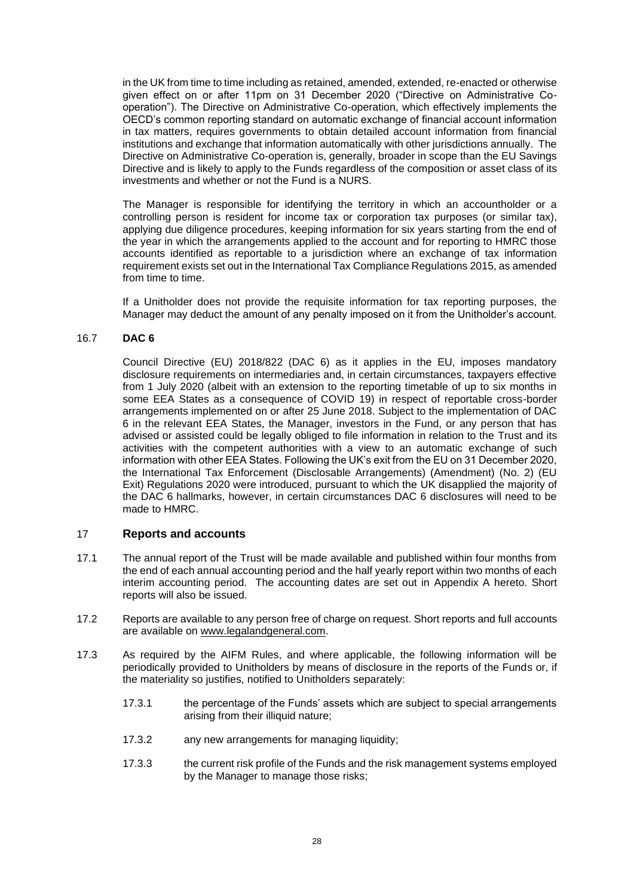in the UK from time to time including as retained, amended, extended, re-enacted or otherwise given effect on or after 11pm on 31 December 2020 ("Directive on Administrative Co-operation"). The Directive on Administrative Co-operation, which effectively implements the OECD's common reporting standard on automatic exchange of financial account information in tax matters, requires governments to obtain detailed account information from financial institutions and exchange that information automatically with other jurisdictions annually. The Directive on Administrative Co-operation is, generally, broader in scope than the EU Savings Directive and is likely to apply to the Funds regardless of the composition or asset class of its investments and whether or not the Fund is a NURS.

The Manager is responsible for identifying the territory in which an accountholder or a controlling person is resident for income tax or corporation tax purposes (or similar tax), applying due diligence procedures, keeping information for six years starting from the end of the year in which the arrangements applied to the account and for reporting to HMRC those accounts identified as reportable to a jurisdiction where an exchange of tax information requirement exists set out in the International Tax Compliance Regulations 2015, as amended from time to time.

If a Unitholder does not provide the requisite information for tax reporting purposes, the Manager may deduct the amount of any penalty imposed on it from the Unitholder's account.

### 16.7 DAC 6

Council Directive (EU) 2018/822 (DAC 6) as it applies in the EU, imposes mandatory disclosure requirements on intermediaries and, in certain circumstances, taxpayers effective from 1 July 2020 (albeit with an extension to the reporting timetable of up to six months in some EEA States as a consequence of COVID 19) in respect of reportable cross-border arrangements implemented on or after 25 June 2018. Subject to the implementation of DAC 6 in the relevant EEA States, the Manager, investors in the Fund, or any person that has advised or assisted could be legally obliged to file information in relation to the Trust and its activities with the competent authorities with a view to an automatic exchange of such information with other EEA States. Following the UK's exit from the EU on 31 December 2020, the International Tax Enforcement (Disclosable Arrangements) (Amendment) (No. 2) (EU Exit) Regulations 2020 were introduced, pursuant to which the UK disapplied the majority of the DAC 6 hallmarks, however, in certain circumstances DAC 6 disclosures will need to be made to HMRC.

## 17 Reports and accounts

17.1 The annual report of the Trust will be made available and published within four months from the end of each annual accounting period and the half yearly report within two months of each interim accounting period. The accounting dates are set out in Appendix A hereto. Short reports will also be issued.

17.2 Reports are available to any person free of charge on request. Short reports and full accounts are available on www.legalandgeneral.com.

17.3 As required by the AIFM Rules, and where applicable, the following information will be periodically provided to Unitholders by means of disclosure in the reports of the Funds or, if the materiality so justifies, notified to Unitholders separately:

17.3.1 the percentage of the Funds' assets which are subject to special arrangements arising from their illiquid nature;

17.3.2 any new arrangements for managing liquidity;

17.3.3 the current risk profile of the Funds and the risk management systems employed by the Manager to manage those risks;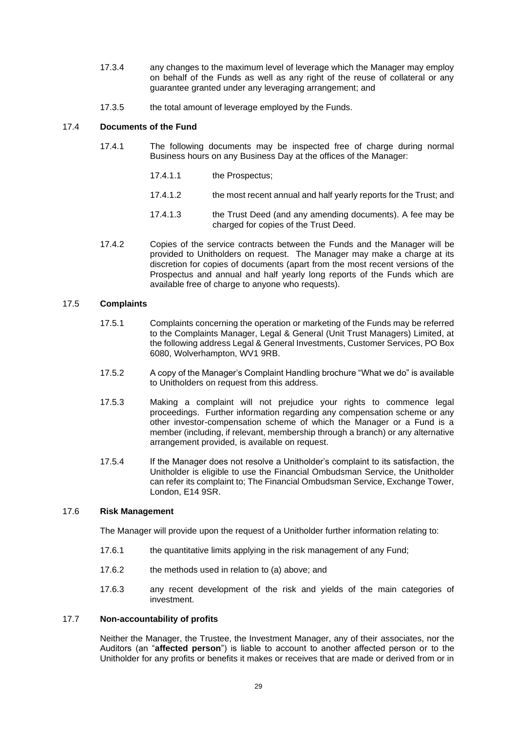17.3.4 any changes to the maximum level of leverage which the Manager may employ on behalf of the Funds as well as any right of the reuse of collateral or any guarantee granted under any leveraging arrangement; and

17.3.5 the total amount of leverage employed by the Funds.

### 17.4 Documents of the Fund

17.4.1 The following documents may be inspected free of charge during normal Business hours on any Business Day at the offices of the Manager:

17.4.1.1 the Prospectus;

17.4.1.2 the most recent annual and half yearly reports for the Trust; and

17.4.1.3 the Trust Deed (and any amending documents). A fee may be charged for copies of the Trust Deed.

17.4.2 Copies of the service contracts between the Funds and the Manager will be provided to Unitholders on request. The Manager may make a charge at its discretion for copies of documents (apart from the most recent versions of the Prospectus and annual and half yearly long reports of the Funds which are available free of charge to anyone who requests).

### 17.5 Complaints

17.5.1 Complaints concerning the operation or marketing of the Funds may be referred to the Complaints Manager, Legal & General (Unit Trust Managers) Limited, at the following address Legal & General Investments, Customer Services, PO Box 6080, Wolverhampton, WV1 9RB.

17.5.2 A copy of the Manager's Complaint Handling brochure "What we do" is available to Unitholders on request from this address.

17.5.3 Making a complaint will not prejudice your rights to commence legal proceedings. Further information regarding any compensation scheme or any other investor-compensation scheme of which the Manager or a Fund is a member (including, if relevant, membership through a branch) or any alternative arrangement provided, is available on request.

17.5.4 If the Manager does not resolve a Unitholder's complaint to its satisfaction, the Unitholder is eligible to use the Financial Ombudsman Service, the Unitholder can refer its complaint to; The Financial Ombudsman Service, Exchange Tower, London, E14 9SR.

### 17.6 Risk Management

The Manager will provide upon the request of a Unitholder further information relating to:

17.6.1 the quantitative limits applying in the risk management of any Fund;

17.6.2 the methods used in relation to (a) above; and

17.6.3 any recent development of the risk and yields of the main categories of investment.

### 17.7 Non-accountability of profits

Neither the Manager, the Trustee, the Investment Manager, any of their associates, nor the Auditors (an "**affected person**") is liable to account to another affected person or to the Unitholder for any profits or benefits it makes or receives that are made or derived from or in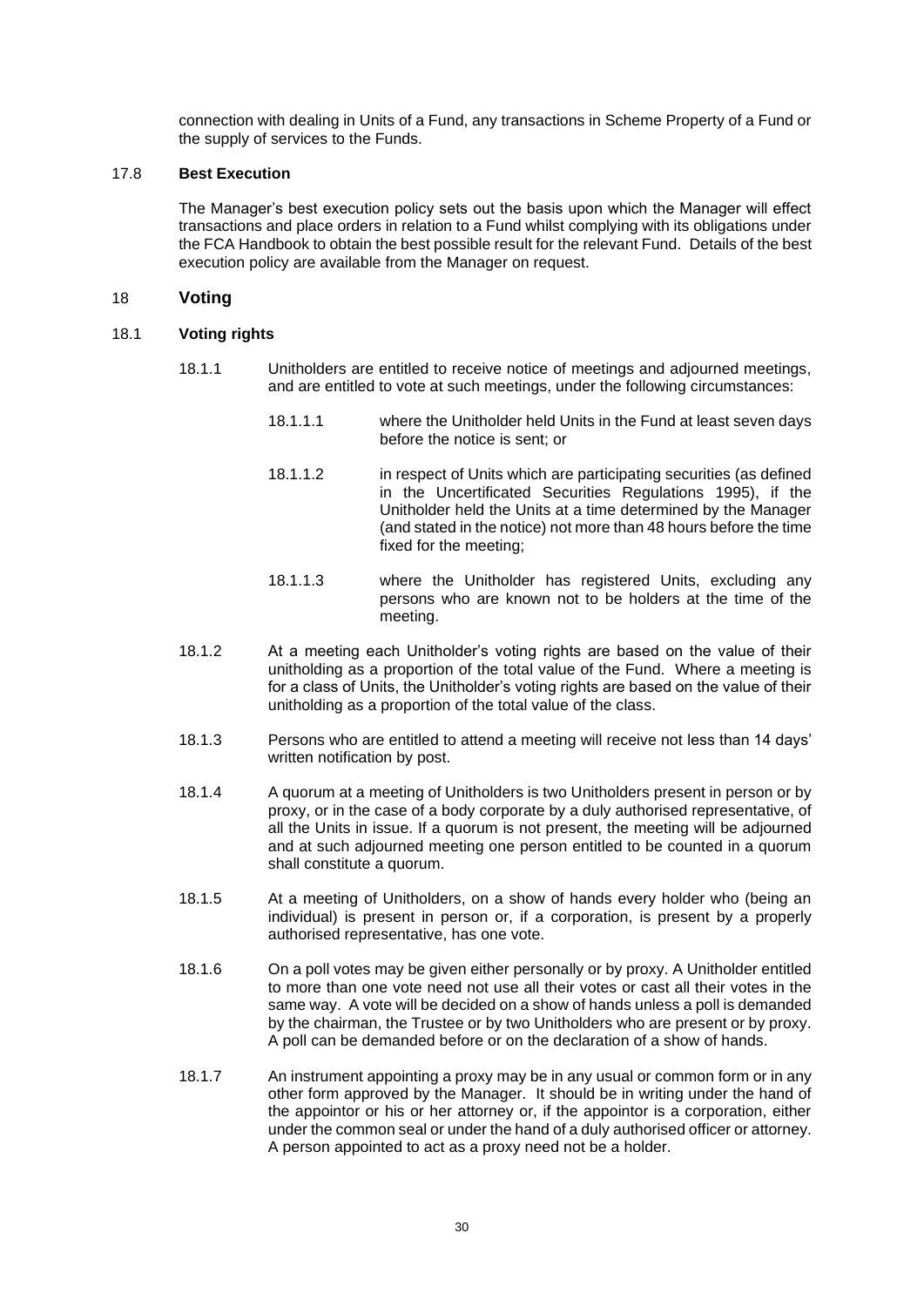connection with dealing in Units of a Fund, any transactions in Scheme Property of a Fund or the supply of services to the Funds.

### 17.8 Best Execution

The Manager's best execution policy sets out the basis upon which the Manager will effect transactions and place orders in relation to a Fund whilst complying with its obligations under the FCA Handbook to obtain the best possible result for the relevant Fund. Details of the best execution policy are available from the Manager on request.

## 18 Voting

### 18.1 Voting rights

18.1.1 Unitholders are entitled to receive notice of meetings and adjourned meetings, and are entitled to vote at such meetings, under the following circumstances:

18.1.1.1 where the Unitholder held Units in the Fund at least seven days before the notice is sent; or

18.1.1.2 in respect of Units which are participating securities (as defined in the Uncertificated Securities Regulations 1995), if the Unitholder held the Units at a time determined by the Manager (and stated in the notice) not more than 48 hours before the time fixed for the meeting;

18.1.1.3 where the Unitholder has registered Units, excluding any persons who are known not to be holders at the time of the meeting.

18.1.2 At a meeting each Unitholder's voting rights are based on the value of their unitholding as a proportion of the total value of the Fund. Where a meeting is for a class of Units, the Unitholder's voting rights are based on the value of their unitholding as a proportion of the total value of the class.

18.1.3 Persons who are entitled to attend a meeting will receive not less than 14 days' written notification by post.

18.1.4 A quorum at a meeting of Unitholders is two Unitholders present in person or by proxy, or in the case of a body corporate by a duly authorised representative, of all the Units in issue. If a quorum is not present, the meeting will be adjourned and at such adjourned meeting one person entitled to be counted in a quorum shall constitute a quorum.

18.1.5 At a meeting of Unitholders, on a show of hands every holder who (being an individual) is present in person or, if a corporation, is present by a properly authorised representative, has one vote.

18.1.6 On a poll votes may be given either personally or by proxy. A Unitholder entitled to more than one vote need not use all their votes or cast all their votes in the same way. A vote will be decided on a show of hands unless a poll is demanded by the chairman, the Trustee or by two Unitholders who are present or by proxy. A poll can be demanded before or on the declaration of a show of hands.

18.1.7 An instrument appointing a proxy may be in any usual or common form or in any other form approved by the Manager. It should be in writing under the hand of the appointor or his or her attorney or, if the appointor is a corporation, either under the common seal or under the hand of a duly authorised officer or attorney. A person appointed to act as a proxy need not be a holder.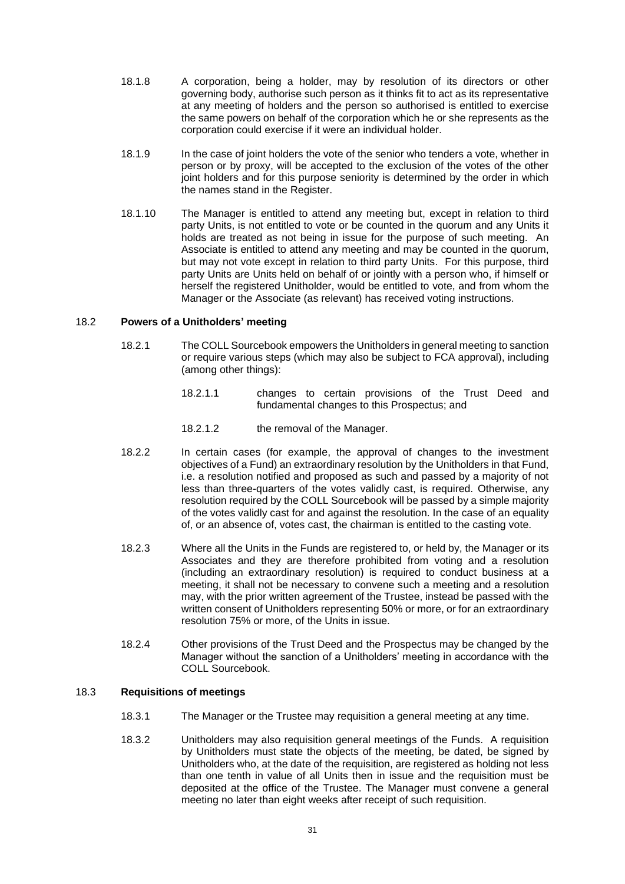18.1.8 A corporation, being a holder, may by resolution of its directors or other governing body, authorise such person as it thinks fit to act as its representative at any meeting of holders and the person so authorised is entitled to exercise the same powers on behalf of the corporation which he or she represents as the corporation could exercise if it were an individual holder.

18.1.9 In the case of joint holders the vote of the senior who tenders a vote, whether in person or by proxy, will be accepted to the exclusion of the votes of the other joint holders and for this purpose seniority is determined by the order in which the names stand in the Register.

18.1.10 The Manager is entitled to attend any meeting but, except in relation to third party Units, is not entitled to vote or be counted in the quorum and any Units it holds are treated as not being in issue for the purpose of such meeting. An Associate is entitled to attend any meeting and may be counted in the quorum, but may not vote except in relation to third party Units. For this purpose, third party Units are Units held on behalf of or jointly with a person who, if himself or herself the registered Unitholder, would be entitled to vote, and from whom the Manager or the Associate (as relevant) has received voting instructions.

## 18.2 Powers of a Unitholders' meeting

18.2.1 The COLL Sourcebook empowers the Unitholders in general meeting to sanction or require various steps (which may also be subject to FCA approval), including (among other things):

- 18.2.1.1 changes to certain provisions of the Trust Deed and fundamental changes to this Prospectus; and
- 18.2.1.2 the removal of the Manager.

18.2.2 In certain cases (for example, the approval of changes to the investment objectives of a Fund) an extraordinary resolution by the Unitholders in that Fund, i.e. a resolution notified and proposed as such and passed by a majority of not less than three-quarters of the votes validly cast, is required. Otherwise, any resolution required by the COLL Sourcebook will be passed by a simple majority of the votes validly cast for and against the resolution. In the case of an equality of, or an absence of, votes cast, the chairman is entitled to the casting vote.

18.2.3 Where all the Units in the Funds are registered to, or held by, the Manager or its Associates and they are therefore prohibited from voting and a resolution (including an extraordinary resolution) is required to conduct business at a meeting, it shall not be necessary to convene such a meeting and a resolution may, with the prior written agreement of the Trustee, instead be passed with the written consent of Unitholders representing 50% or more, or for an extraordinary resolution 75% or more, of the Units in issue.

18.2.4 Other provisions of the Trust Deed and the Prospectus may be changed by the Manager without the sanction of a Unitholders' meeting in accordance with the COLL Sourcebook.

## 18.3 Requisitions of meetings

18.3.1 The Manager or the Trustee may requisition a general meeting at any time.

18.3.2 Unitholders may also requisition general meetings of the Funds. A requisition by Unitholders must state the objects of the meeting, be dated, be signed by Unitholders who, at the date of the requisition, are registered as holding not less than one tenth in value of all Units then in issue and the requisition must be deposited at the office of the Trustee. The Manager must convene a general meeting no later than eight weeks after receipt of such requisition.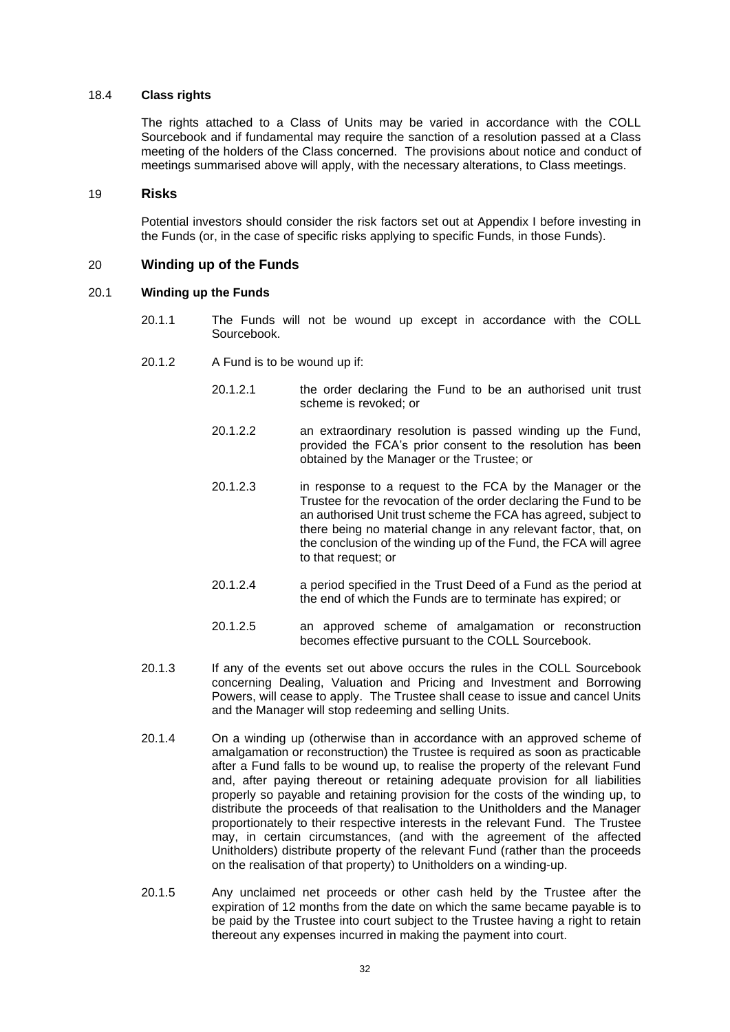### 18.4 **Class rights**

The rights attached to a Class of Units may be varied in accordance with the COLL Sourcebook and if fundamental may require the sanction of a resolution passed at a Class meeting of the holders of the Class concerned. The provisions about notice and conduct of meetings summarised above will apply, with the necessary alterations, to Class meetings.

## 19 **Risks**

Potential investors should consider the risk factors set out at Appendix I before investing in the Funds (or, in the case of specific risks applying to specific Funds, in those Funds).

## 20 **Winding up of the Funds**

### 20.1 **Winding up the Funds**

20.1.1 The Funds will not be wound up except in accordance with the COLL Sourcebook.

20.1.2 A Fund is to be wound up if:

20.1.2.1 the order declaring the Fund to be an authorised unit trust scheme is revoked; or

20.1.2.2 an extraordinary resolution is passed winding up the Fund, provided the FCA's prior consent to the resolution has been obtained by the Manager or the Trustee; or

20.1.2.3 in response to a request to the FCA by the Manager or the Trustee for the revocation of the order declaring the Fund to be an authorised Unit trust scheme the FCA has agreed, subject to there being no material change in any relevant factor, that, on the conclusion of the winding up of the Fund, the FCA will agree to that request; or

20.1.2.4 a period specified in the Trust Deed of a Fund as the period at the end of which the Funds are to terminate has expired; or

20.1.2.5 an approved scheme of amalgamation or reconstruction becomes effective pursuant to the COLL Sourcebook.

20.1.3 If any of the events set out above occurs the rules in the COLL Sourcebook concerning Dealing, Valuation and Pricing and Investment and Borrowing Powers, will cease to apply. The Trustee shall cease to issue and cancel Units and the Manager will stop redeeming and selling Units.

20.1.4 On a winding up (otherwise than in accordance with an approved scheme of amalgamation or reconstruction) the Trustee is required as soon as practicable after a Fund falls to be wound up, to realise the property of the relevant Fund and, after paying thereout or retaining adequate provision for all liabilities properly so payable and retaining provision for the costs of the winding up, to distribute the proceeds of that realisation to the Unitholders and the Manager proportionately to their respective interests in the relevant Fund. The Trustee may, in certain circumstances, (and with the agreement of the affected Unitholders) distribute property of the relevant Fund (rather than the proceeds on the realisation of that property) to Unitholders on a winding-up.

20.1.5 Any unclaimed net proceeds or other cash held by the Trustee after the expiration of 12 months from the date on which the same became payable is to be paid by the Trustee into court subject to the Trustee having a right to retain thereout any expenses incurred in making the payment into court.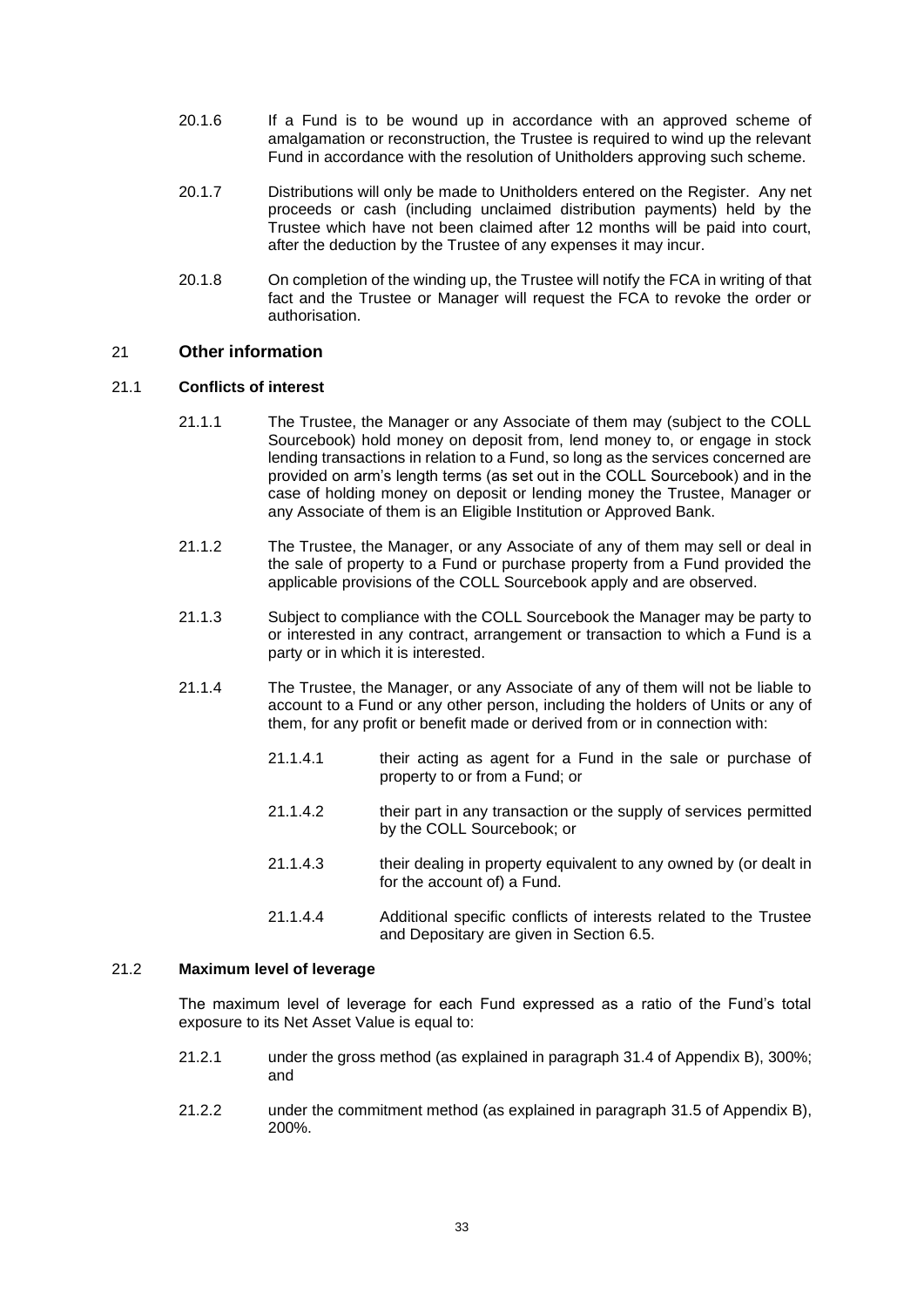20.1.6 If a Fund is to be wound up in accordance with an approved scheme of amalgamation or reconstruction, the Trustee is required to wind up the relevant Fund in accordance with the resolution of Unitholders approving such scheme.

20.1.7 Distributions will only be made to Unitholders entered on the Register. Any net proceeds or cash (including unclaimed distribution payments) held by the Trustee which have not been claimed after 12 months will be paid into court, after the deduction by the Trustee of any expenses it may incur.

20.1.8 On completion of the winding up, the Trustee will notify the FCA in writing of that fact and the Trustee or Manager will request the FCA to revoke the order or authorisation.

## 21 Other information

### 21.1 Conflicts of interest

21.1.1 The Trustee, the Manager or any Associate of them may (subject to the COLL Sourcebook) hold money on deposit from, lend money to, or engage in stock lending transactions in relation to a Fund, so long as the services concerned are provided on arm's length terms (as set out in the COLL Sourcebook) and in the case of holding money on deposit or lending money the Trustee, Manager or any Associate of them is an Eligible Institution or Approved Bank.

21.1.2 The Trustee, the Manager, or any Associate of any of them may sell or deal in the sale of property to a Fund or purchase property from a Fund provided the applicable provisions of the COLL Sourcebook apply and are observed.

21.1.3 Subject to compliance with the COLL Sourcebook the Manager may be party to or interested in any contract, arrangement or transaction to which a Fund is a party or in which it is interested.

21.1.4 The Trustee, the Manager, or any Associate of any of them will not be liable to account to a Fund or any other person, including the holders of Units or any of them, for any profit or benefit made or derived from or in connection with:

21.1.4.1 their acting as agent for a Fund in the sale or purchase of property to or from a Fund; or

21.1.4.2 their part in any transaction or the supply of services permitted by the COLL Sourcebook; or

21.1.4.3 their dealing in property equivalent to any owned by (or dealt in for the account of) a Fund.

21.1.4.4 Additional specific conflicts of interests related to the Trustee and Depositary are given in Section 6.5.

### 21.2 Maximum level of leverage

The maximum level of leverage for each Fund expressed as a ratio of the Fund's total exposure to its Net Asset Value is equal to:

21.2.1 under the gross method (as explained in paragraph 31.4 of Appendix B), 300%; and

21.2.2 under the commitment method (as explained in paragraph 31.5 of Appendix B), 200%.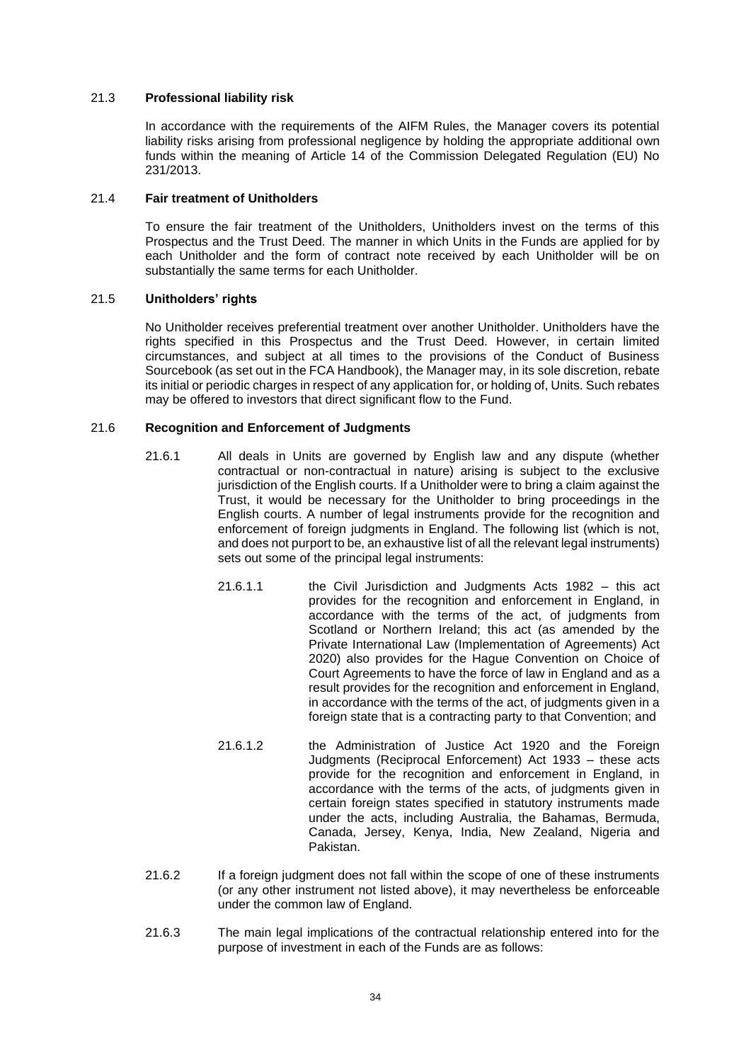### 21.3 **Professional liability risk**

In accordance with the requirements of the AIFM Rules, the Manager covers its potential liability risks arising from professional negligence by holding the appropriate additional own funds within the meaning of Article 14 of the Commission Delegated Regulation (EU) No 231/2013.

### 21.4 **Fair treatment of Unitholders**

To ensure the fair treatment of the Unitholders, Unitholders invest on the terms of this Prospectus and the Trust Deed. The manner in which Units in the Funds are applied for by each Unitholder and the form of contract note received by each Unitholder will be on substantially the same terms for each Unitholder.

### 21.5 **Unitholders' rights**

No Unitholder receives preferential treatment over another Unitholder. Unitholders have the rights specified in this Prospectus and the Trust Deed. However, in certain limited circumstances, and subject at all times to the provisions of the Conduct of Business Sourcebook (as set out in the FCA Handbook), the Manager may, in its sole discretion, rebate its initial or periodic charges in respect of any application for, or holding of, Units. Such rebates may be offered to investors that direct significant flow to the Fund.

### 21.6 **Recognition and Enforcement of Judgments**

21.6.1 All deals in Units are governed by English law and any dispute (whether contractual or non-contractual in nature) arising is subject to the exclusive jurisdiction of the English courts. If a Unitholder were to bring a claim against the Trust, it would be necessary for the Unitholder to bring proceedings in the English courts. A number of legal instruments provide for the recognition and enforcement of foreign judgments in England. The following list (which is not, and does not purport to be, an exhaustive list of all the relevant legal instruments) sets out some of the principal legal instruments:

21.6.1.1 the Civil Jurisdiction and Judgments Acts 1982 – this act provides for the recognition and enforcement in England, in accordance with the terms of the act, of judgments from Scotland or Northern Ireland; this act (as amended by the Private International Law (Implementation of Agreements) Act 2020) also provides for the Hague Convention on Choice of Court Agreements to have the force of law in England and as a result provides for the recognition and enforcement in England, in accordance with the terms of the act, of judgments given in a foreign state that is a contracting party to that Convention; and

21.6.1.2 the Administration of Justice Act 1920 and the Foreign Judgments (Reciprocal Enforcement) Act 1933 – these acts provide for the recognition and enforcement in England, in accordance with the terms of the acts, of judgments given in certain foreign states specified in statutory instruments made under the acts, including Australia, the Bahamas, Bermuda, Canada, Jersey, Kenya, India, New Zealand, Nigeria and Pakistan.

21.6.2 If a foreign judgment does not fall within the scope of one of these instruments (or any other instrument not listed above), it may nevertheless be enforceable under the common law of England.

21.6.3 The main legal implications of the contractual relationship entered into for the purpose of investment in each of the Funds are as follows: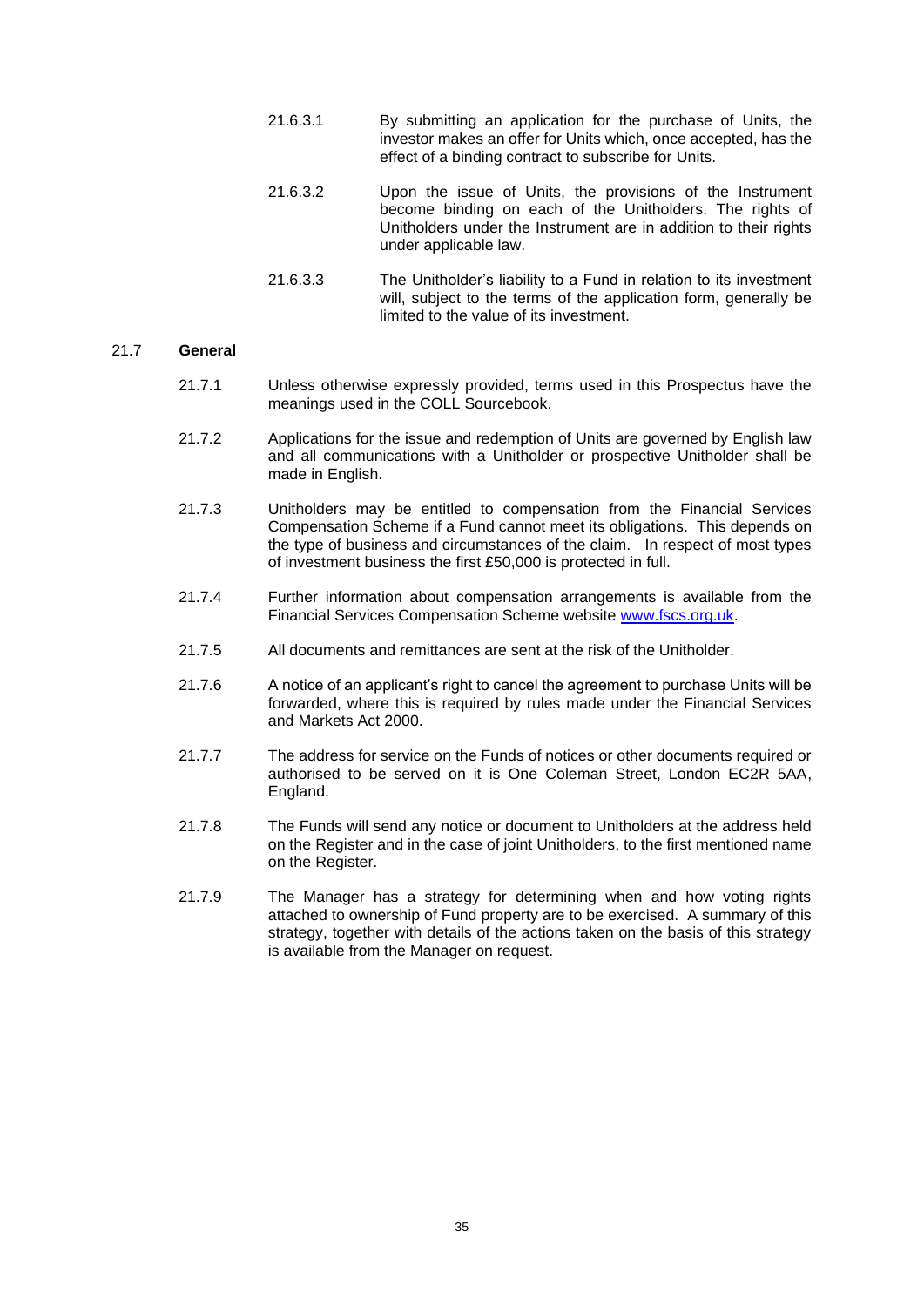21.6.3.1 By submitting an application for the purchase of Units, the investor makes an offer for Units which, once accepted, has the effect of a binding contract to subscribe for Units.

21.6.3.2 Upon the issue of Units, the provisions of the Instrument become binding on each of the Unitholders. The rights of Unitholders under the Instrument are in addition to their rights under applicable law.

21.6.3.3 The Unitholder's liability to a Fund in relation to its investment will, subject to the terms of the application form, generally be limited to the value of its investment.

## 21.7 General

21.7.1 Unless otherwise expressly provided, terms used in this Prospectus have the meanings used in the COLL Sourcebook.

21.7.2 Applications for the issue and redemption of Units are governed by English law and all communications with a Unitholder or prospective Unitholder shall be made in English.

21.7.3 Unitholders may be entitled to compensation from the Financial Services Compensation Scheme if a Fund cannot meet its obligations. This depends on the type of business and circumstances of the claim. In respect of most types of investment business the first £50,000 is protected in full.

21.7.4 Further information about compensation arrangements is available from the Financial Services Compensation Scheme website [www.fscs.org.uk](http://www.fscs.org.uk).

21.7.5 All documents and remittances are sent at the risk of the Unitholder.

21.7.6 A notice of an applicant's right to cancel the agreement to purchase Units will be forwarded, where this is required by rules made under the Financial Services and Markets Act 2000.

21.7.7 The address for service on the Funds of notices or other documents required or authorised to be served on it is One Coleman Street, London EC2R 5AA, England.

21.7.8 The Funds will send any notice or document to Unitholders at the address held on the Register and in the case of joint Unitholders, to the first mentioned name on the Register.

21.7.9 The Manager has a strategy for determining when and how voting rights attached to ownership of Fund property are to be exercised. A summary of this strategy, together with details of the actions taken on the basis of this strategy is available from the Manager on request.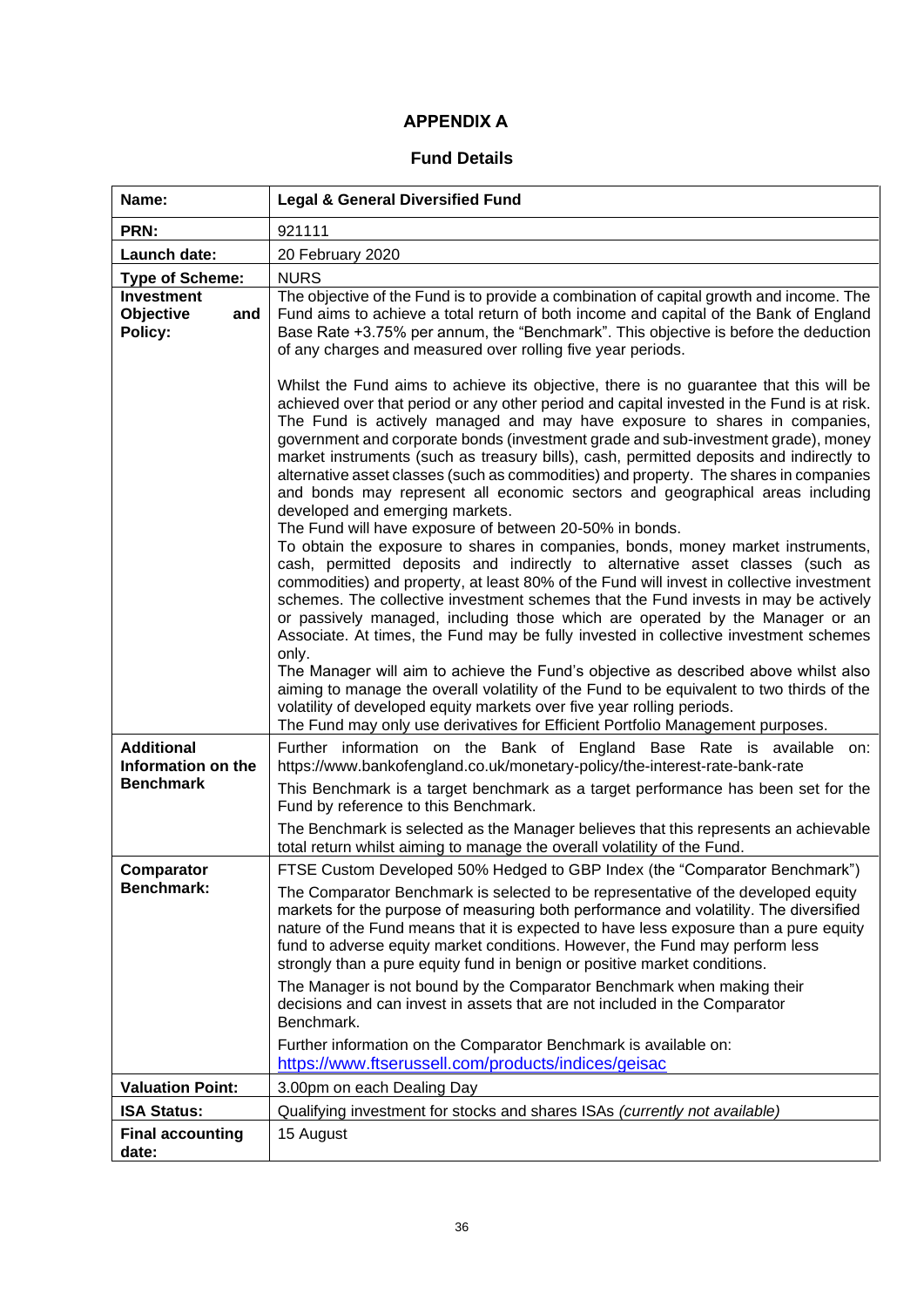# APPENDIX A

## Fund Details

| **Name:** | **Legal & General Diversified Fund** |
|---|---|
| **PRN:** | 921111 |
| **Launch date:** | 20 February 2020 |
| **Type of Scheme:** | NURS |
| **Investment Objective and Policy:** | The objective of the Fund is to provide a combination of capital growth and income. The Fund aims to achieve a total return of both income and capital of the Bank of England Base Rate +3.75% per annum, the "Benchmark". This objective is before the deduction of any charges and measured over rolling five year periods.<br><br>Whilst the Fund aims to achieve its objective, there is no guarantee that this will be achieved over that period or any other period and capital invested in the Fund is at risk. The Fund is actively managed and may have exposure to shares in companies, government and corporate bonds (investment grade and sub-investment grade), money market instruments (such as treasury bills), cash, permitted deposits and indirectly to alternative asset classes (such as commodities) and property. The shares in companies and bonds may represent all economic sectors and geographical areas including developed and emerging markets.<br>The Fund will have exposure of between 20-50% in bonds.<br>To obtain the exposure to shares in companies, bonds, money market instruments, cash, permitted deposits and indirectly to alternative asset classes (such as commodities) and property, at least 80% of the Fund will invest in collective investment schemes. The collective investment schemes that the Fund invests in may be actively or passively managed, including those which are operated by the Manager or an Associate. At times, the Fund may be fully invested in collective investment schemes only.<br>The Manager will aim to achieve the Fund's objective as described above whilst also aiming to manage the overall volatility of the Fund to be equivalent to two thirds of the volatility of developed equity markets over five year rolling periods.<br>The Fund may only use derivatives for Efficient Portfolio Management purposes. |
| **Additional Information on the Benchmark** | Further information on the Bank of England Base Rate is available on: https://www.bankofengland.co.uk/monetary-policy/the-interest-rate-bank-rate<br><br>This Benchmark is a target benchmark as a target performance has been set for the Fund by reference to this Benchmark.<br><br>The Benchmark is selected as the Manager believes that this represents an achievable total return whilst aiming to manage the overall volatility of the Fund. |
| **Comparator Benchmark:** | FTSE Custom Developed 50% Hedged to GBP Index (the "Comparator Benchmark")<br><br>The Comparator Benchmark is selected to be representative of the developed equity markets for the purpose of measuring both performance and volatility. The diversified nature of the Fund means that it is expected to have less exposure than a pure equity fund to adverse equity market conditions. However, the Fund may perform less strongly than a pure equity fund in benign or positive market conditions.<br><br>The Manager is not bound by the Comparator Benchmark when making their decisions and can invest in assets that are not included in the Comparator Benchmark.<br><br>Further information on the Comparator Benchmark is available on:<br>https://www.ftserussell.com/products/indices/geisac |
| **Valuation Point:** | 3.00pm on each Dealing Day |
| **ISA Status:** | Qualifying investment for stocks and shares ISAs *(currently not available)* |
| **Final accounting date:** | 15 August |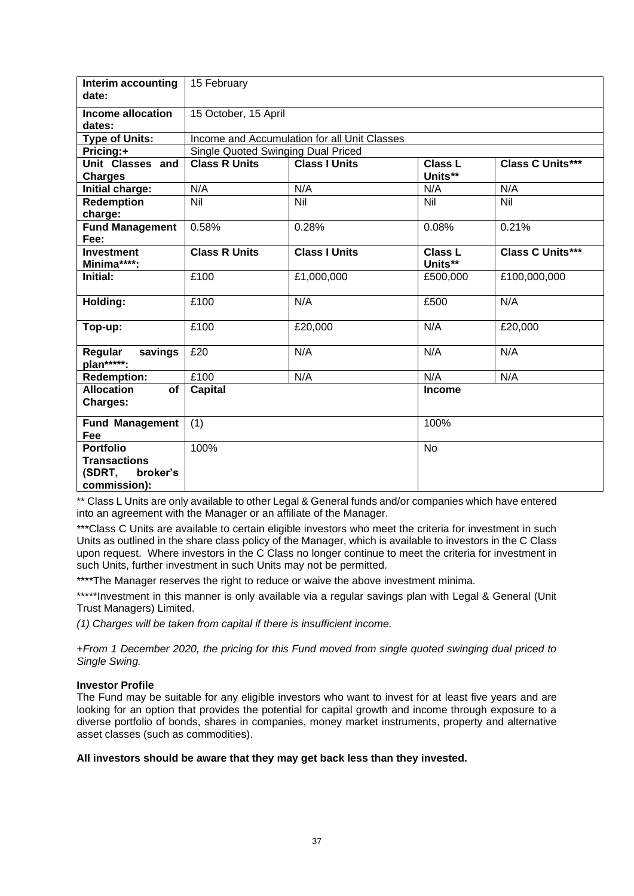| **Interim accounting date:** | 15 February | | | |
|---|---|---|---|---|
| **Income allocation dates:** | 15 October, 15 April | | | |
| **Type of Units:** | Income and Accumulation for all Unit Classes | | | |
| **Pricing:+** | Single Quoted Swinging Dual Priced | | | |
| **Unit Classes and Charges** | **Class R Units** | **Class I Units** | **Class L Units**** | **Class C Units***** |
| **Initial charge:** | N/A | N/A | N/A | N/A |
| **Redemption charge:** | Nil | Nil | Nil | Nil |
| **Fund Management Fee:** | 0.58% | 0.28% | 0.08% | 0.21% |
| **Investment Minima******:** | **Class R Units** | **Class I Units** | **Class L Units**** | **Class C Units***** |
| **Initial:** | £100 | £1,000,000 | £500,000 | £100,000,000 |
| **Holding:** | £100 | N/A | £500 | N/A |
| **Top-up:** | £100 | £20,000 | N/A | £20,000 |
| **Regular savings plan*******:** | £20 | N/A | N/A | N/A |
| **Redemption:** | £100 | N/A | N/A | N/A |
| **Allocation of Charges:** | **Capital** | | **Income** | |
| **Fund Management Fee** | (1) | | 100% | |
| **Portfolio Transactions (SDRT, broker's commission):** | 100% | | No | |

** Class L Units are only available to other Legal & General funds and/or companies which have entered into an agreement with the Manager or an affiliate of the Manager.

***Class C Units are available to certain eligible investors who meet the criteria for investment in such Units as outlined in the share class policy of the Manager, which is available to investors in the C Class upon request. Where investors in the C Class no longer continue to meet the criteria for investment in such Units, further investment in such Units may not be permitted.

****The Manager reserves the right to reduce or waive the above investment minima.

*****Investment in this manner is only available via a regular savings plan with Legal & General (Unit Trust Managers) Limited.

*(1) Charges will be taken from capital if there is insufficient income.*

*+From 1 December 2020, the pricing for this Fund moved from single quoted swinging dual priced to Single Swing.*

**Investor Profile**

The Fund may be suitable for any eligible investors who want to invest for at least five years and are looking for an option that provides the potential for capital growth and income through exposure to a diverse portfolio of bonds, shares in companies, money market instruments, property and alternative asset classes (such as commodities).

**All investors should be aware that they may get back less than they invested.**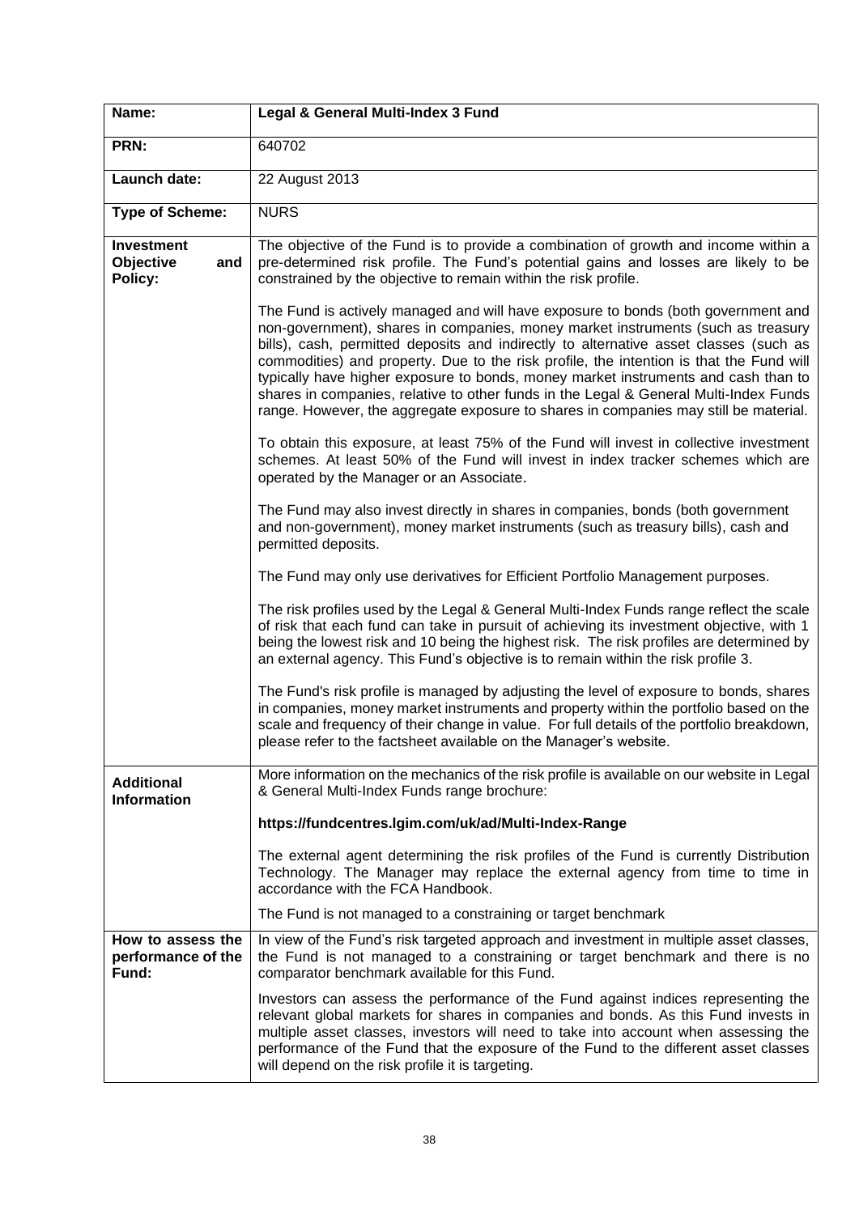| Name: | Legal & General Multi-Index 3 Fund |
|---|---|
| PRN: | 640702 |
| Launch date: | 22 August 2013 |
| Type of Scheme: | NURS |
| Investment Objective and Policy: | The objective of the Fund is to provide a combination of growth and income within a pre-determined risk profile. The Fund's potential gains and losses are likely to be constrained by the objective to remain within the risk profile.<br><br>The Fund is actively managed and will have exposure to bonds (both government and non-government), shares in companies, money market instruments (such as treasury bills), cash, permitted deposits and indirectly to alternative asset classes (such as commodities) and property. Due to the risk profile, the intention is that the Fund will typically have higher exposure to bonds, money market instruments and cash than to shares in companies, relative to other funds in the Legal & General Multi-Index Funds range. However, the aggregate exposure to shares in companies may still be material.<br><br>To obtain this exposure, at least 75% of the Fund will invest in collective investment schemes. At least 50% of the Fund will invest in index tracker schemes which are operated by the Manager or an Associate.<br><br>The Fund may also invest directly in shares in companies, bonds (both government and non-government), money market instruments (such as treasury bills), cash and permitted deposits.<br><br>The Fund may only use derivatives for Efficient Portfolio Management purposes.<br><br>The risk profiles used by the Legal & General Multi-Index Funds range reflect the scale of risk that each fund can take in pursuit of achieving its investment objective, with 1 being the lowest risk and 10 being the highest risk. The risk profiles are determined by an external agency. This Fund's objective is to remain within the risk profile 3.<br><br>The Fund's risk profile is managed by adjusting the level of exposure to bonds, shares in companies, money market instruments and property within the portfolio based on the scale and frequency of their change in value. For full details of the portfolio breakdown, please refer to the factsheet available on the Manager's website. |
| Additional Information | More information on the mechanics of the risk profile is available on our website in Legal & General Multi-Index Funds range brochure:<br><br>**https://fundcentres.lgim.com/uk/ad/Multi-Index-Range**<br><br>The external agent determining the risk profiles of the Fund is currently Distribution Technology. The Manager may replace the external agency from time to time in accordance with the FCA Handbook.<br><br>The Fund is not managed to a constraining or target benchmark |
| How to assess the performance of the Fund: | In view of the Fund's risk targeted approach and investment in multiple asset classes, the Fund is not managed to a constraining or target benchmark and there is no comparator benchmark available for this Fund.<br><br>Investors can assess the performance of the Fund against indices representing the relevant global markets for shares in companies and bonds. As this Fund invests in multiple asset classes, investors will need to take into account when assessing the performance of the Fund that the exposure of the Fund to the different asset classes will depend on the risk profile it is targeting. |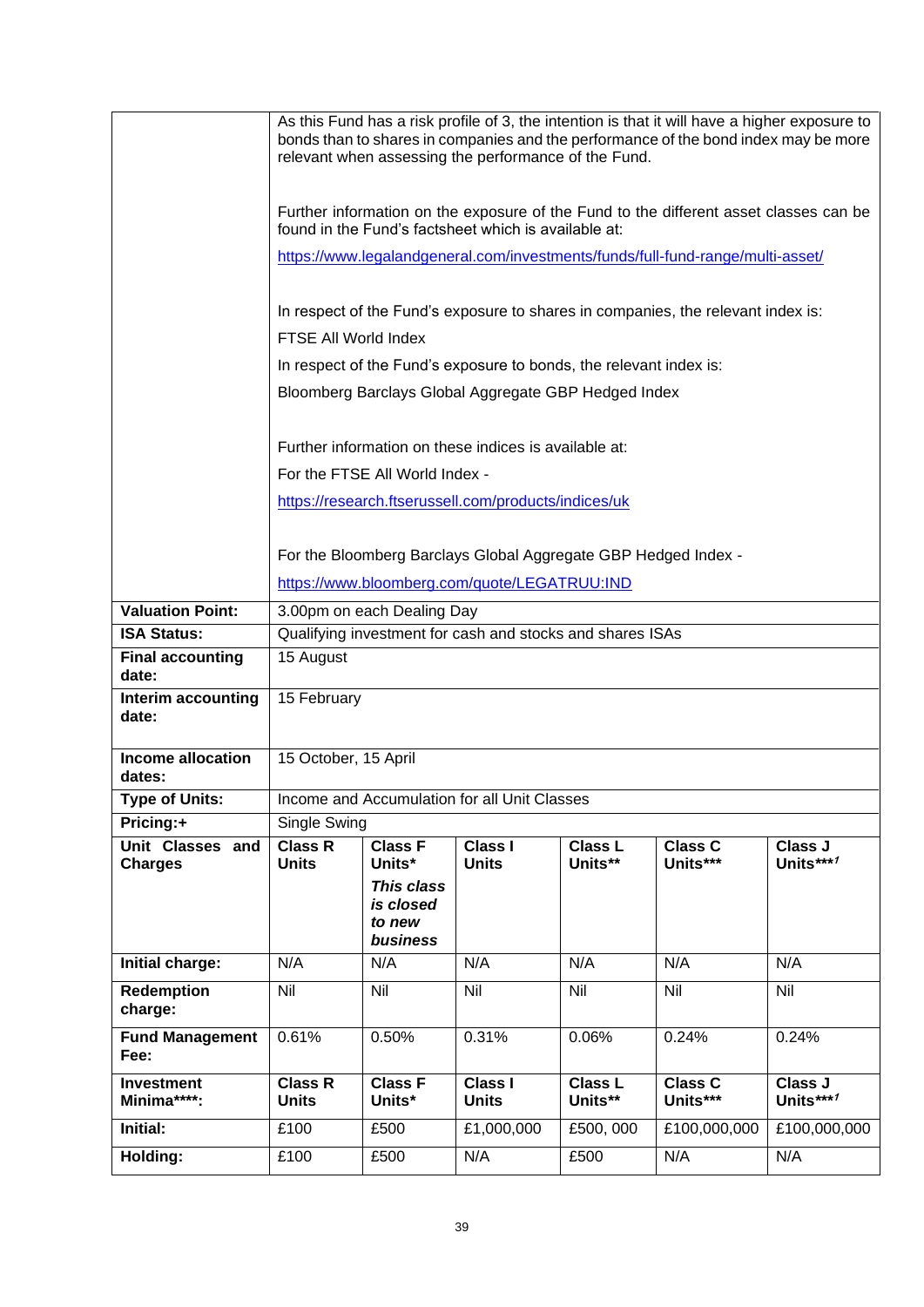| | | | | | | |
|---|---|---|---|---|---|---|
| | As this Fund has a risk profile of 3, the intention is that it will have a higher exposure to bonds than to shares in companies and the performance of the bond index may be more relevant when assessing the performance of the Fund.<br><br>Further information on the exposure of the Fund to the different asset classes can be found in the Fund's factsheet which is available at:<br>https://www.legalandgeneral.com/investments/funds/full-fund-range/multi-asset/<br><br>In respect of the Fund's exposure to shares in companies, the relevant index is:<br>FTSE All World Index<br>In respect of the Fund's exposure to bonds, the relevant index is:<br>Bloomberg Barclays Global Aggregate GBP Hedged Index<br><br>Further information on these indices is available at:<br>For the FTSE All World Index -<br>https://research.ftserussell.com/products/indices/uk<br><br>For the Bloomberg Barclays Global Aggregate GBP Hedged Index -<br>https://www.bloomberg.com/quote/LEGATRUU:IND | | | | | |
| **Valuation Point:** | 3.00pm on each Dealing Day | | | | | |
| **ISA Status:** | Qualifying investment for cash and stocks and shares ISAs | | | | | |
| **Final accounting date:** | 15 August | | | | | |
| **Interim accounting date:** | 15 February | | | | | |
| **Income allocation dates:** | 15 October, 15 April | | | | | |
| **Type of Units:** | Income and Accumulation for all Unit Classes | | | | | |
| **Pricing:+** | Single Swing | | | | | |
| **Unit Classes and Charges** | **Class R Units** | **Class F Units*** <br>***This class is closed to new business*** | **Class I Units** | **Class L Units**** | **Class C Units***** | **Class J Units***[1]** |
| **Initial charge:** | N/A | N/A | N/A | N/A | N/A | N/A |
| **Redemption charge:** | Nil | Nil | Nil | Nil | Nil | Nil |
| **Fund Management Fee:** | 0.61% | 0.50% | 0.31% | 0.06% | 0.24% | 0.24% |
| **Investment Minima****:** | **Class R Units** | **Class F Units*** | **Class I Units** | **Class L Units**** | **Class C Units***** | **Class J Units***[1]** |
| **Initial:** | £100 | £500 | £1,000,000 | £500, 000 | £100,000,000 | £100,000,000 |
| **Holding:** | £100 | £500 | N/A | £500 | N/A | N/A |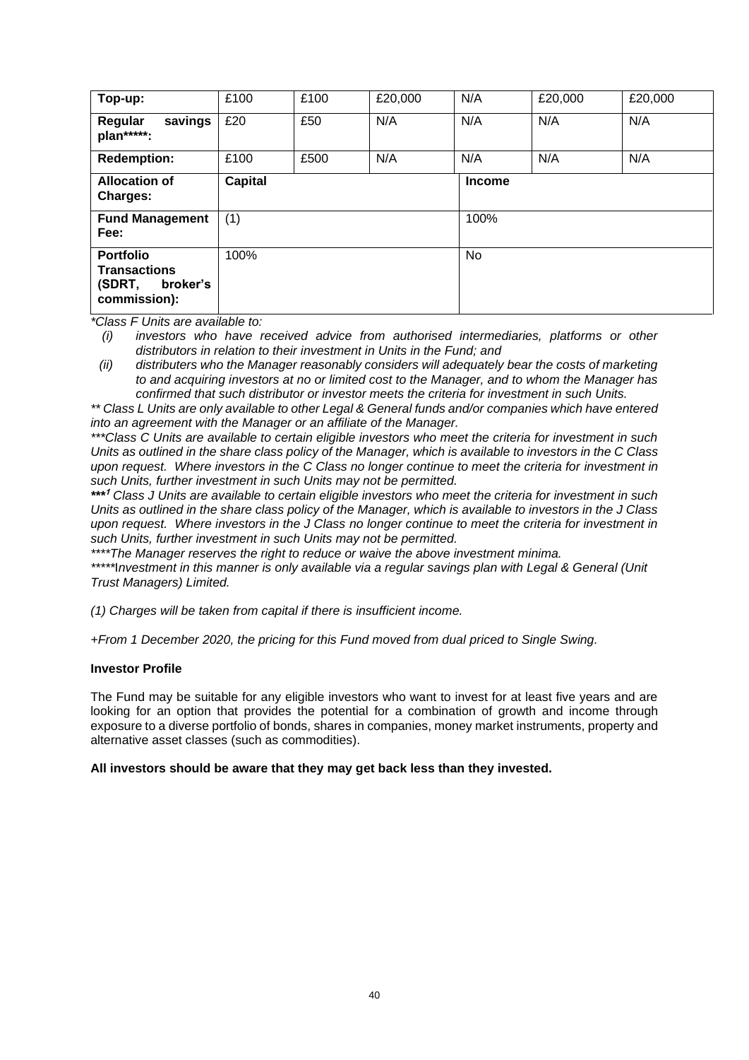| Top-up: | £100 | £100 | £20,000 | N/A | £20,000 | £20,000 |
|---|---|---|---|---|---|---|
| **Regular savings plan*****:** | £20 | £50 | N/A | N/A | N/A | N/A |
| **Redemption:** | £100 | £500 | N/A | N/A | N/A | N/A |
| **Allocation of Charges:** | **Capital** | | | **Income** | | |
| **Fund Management Fee:** | (1) | | | 100% | | |
| **Portfolio Transactions (SDRT, broker's commission):** | 100% | | | No | | |

*\*Class F Units are available to:*

*(i) investors who have received advice from authorised intermediaries, platforms or other distributors in relation to their investment in Units in the Fund; and*

*(ii) distributers who the Manager reasonably considers will adequately bear the costs of marketing to and acquiring investors at no or limited cost to the Manager, and to whom the Manager has confirmed that such distributor or investor meets the criteria for investment in such Units.*

*\*\* Class L Units are only available to other Legal & General funds and/or companies which have entered into an agreement with the Manager or an affiliate of the Manager.*

*\*\*\*Class C Units are available to certain eligible investors who meet the criteria for investment in such Units as outlined in the share class policy of the Manager, which is available to investors in the C Class upon request. Where investors in the C Class no longer continue to meet the criteria for investment in such Units, further investment in such Units may not be permitted.*

*\*\*\*[1] Class J Units are available to certain eligible investors who meet the criteria for investment in such Units as outlined in the share class policy of the Manager, which is available to investors in the J Class upon request. Where investors in the J Class no longer continue to meet the criteria for investment in such Units, further investment in such Units may not be permitted.*

*\*\*\*\*The Manager reserves the right to reduce or waive the above investment minima.*

*\*\*\*\*\*Investment in this manner is only available via a regular savings plan with Legal & General (Unit Trust Managers) Limited.*

*(1) Charges will be taken from capital if there is insufficient income.*

*+From 1 December 2020, the pricing for this Fund moved from dual priced to Single Swing.*

**Investor Profile**

The Fund may be suitable for any eligible investors who want to invest for at least five years and are looking for an option that provides the potential for a combination of growth and income through exposure to a diverse portfolio of bonds, shares in companies, money market instruments, property and alternative asset classes (such as commodities).

**All investors should be aware that they may get back less than they invested.**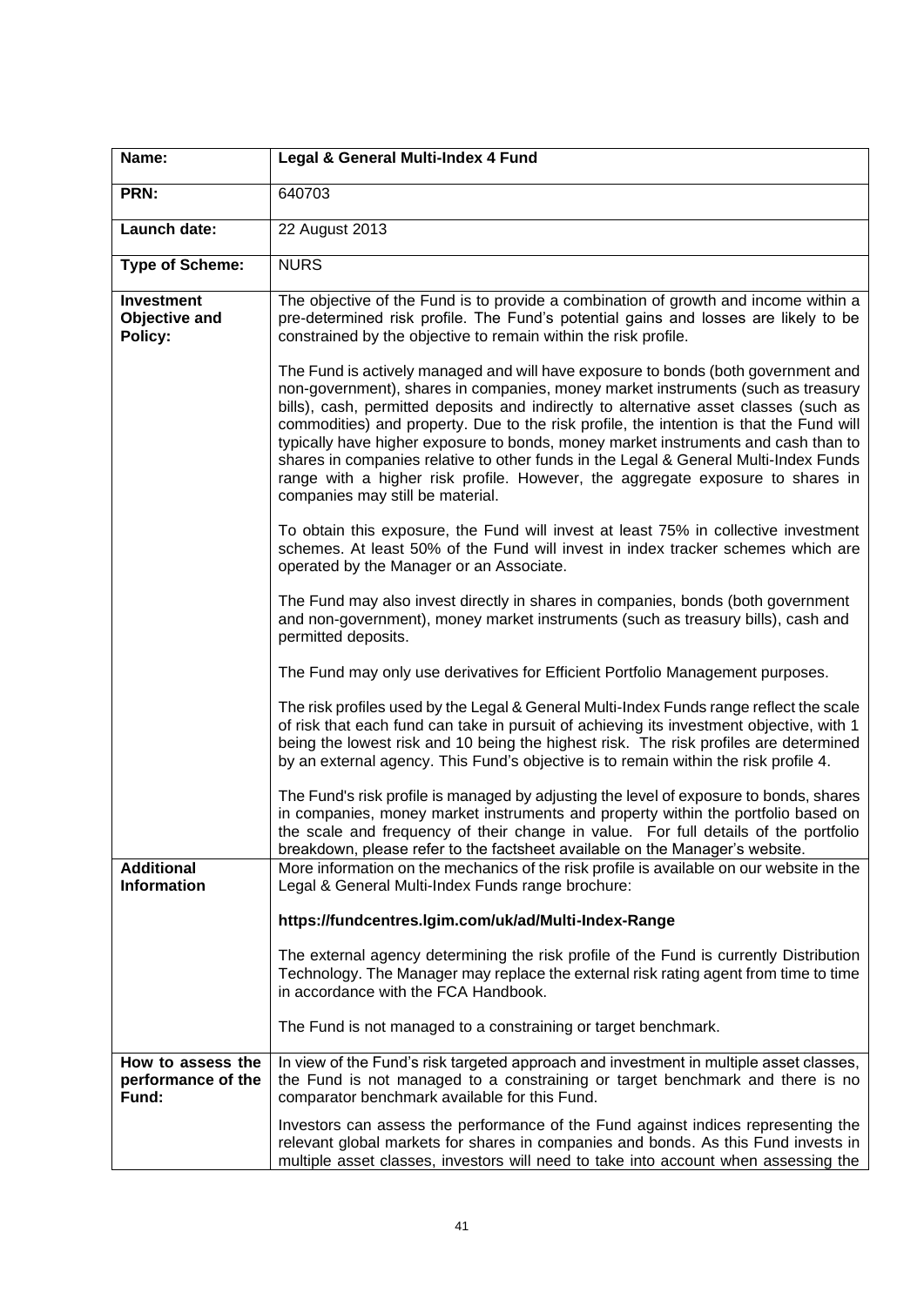| Name: | **Legal & General Multi-Index 4 Fund** |
|---|---|
| **PRN:** | 640703 |
| **Launch date:** | 22 August 2013 |
| **Type of Scheme:** | NURS |
| **Investment Objective and Policy:** | The objective of the Fund is to provide a combination of growth and income within a pre-determined risk profile. The Fund's potential gains and losses are likely to be constrained by the objective to remain within the risk profile.<br><br>The Fund is actively managed and will have exposure to bonds (both government and non-government), shares in companies, money market instruments (such as treasury bills), cash, permitted deposits and indirectly to alternative asset classes (such as commodities) and property. Due to the risk profile, the intention is that the Fund will typically have higher exposure to bonds, money market instruments and cash than to shares in companies relative to other funds in the Legal & General Multi-Index Funds range with a higher risk profile. However, the aggregate exposure to shares in companies may still be material.<br><br>To obtain this exposure, the Fund will invest at least 75% in collective investment schemes. At least 50% of the Fund will invest in index tracker schemes which are operated by the Manager or an Associate.<br><br>The Fund may also invest directly in shares in companies, bonds (both government and non-government), money market instruments (such as treasury bills), cash and permitted deposits.<br><br>The Fund may only use derivatives for Efficient Portfolio Management purposes.<br><br>The risk profiles used by the Legal & General Multi-Index Funds range reflect the scale of risk that each fund can take in pursuit of achieving its investment objective, with 1 being the lowest risk and 10 being the highest risk. The risk profiles are determined by an external agency. This Fund's objective is to remain within the risk profile 4.<br><br>The Fund's risk profile is managed by adjusting the level of exposure to bonds, shares in companies, money market instruments and property within the portfolio based on the scale and frequency of their change in value. For full details of the portfolio breakdown, please refer to the factsheet available on the Manager's website. |
| **Additional Information** | More information on the mechanics of the risk profile is available on our website in the Legal & General Multi-Index Funds range brochure:<br><br>**https://fundcentres.lgim.com/uk/ad/Multi-Index-Range**<br><br>The external agency determining the risk profile of the Fund is currently Distribution Technology. The Manager may replace the external risk rating agent from time to time in accordance with the FCA Handbook.<br><br>The Fund is not managed to a constraining or target benchmark. |
| **How to assess the performance of the Fund:** | In view of the Fund's risk targeted approach and investment in multiple asset classes, the Fund is not managed to a constraining or target benchmark and there is no comparator benchmark available for this Fund.<br><br>Investors can assess the performance of the Fund against indices representing the relevant global markets for shares in companies and bonds. As this Fund invests in multiple asset classes, investors will need to take into account when assessing the |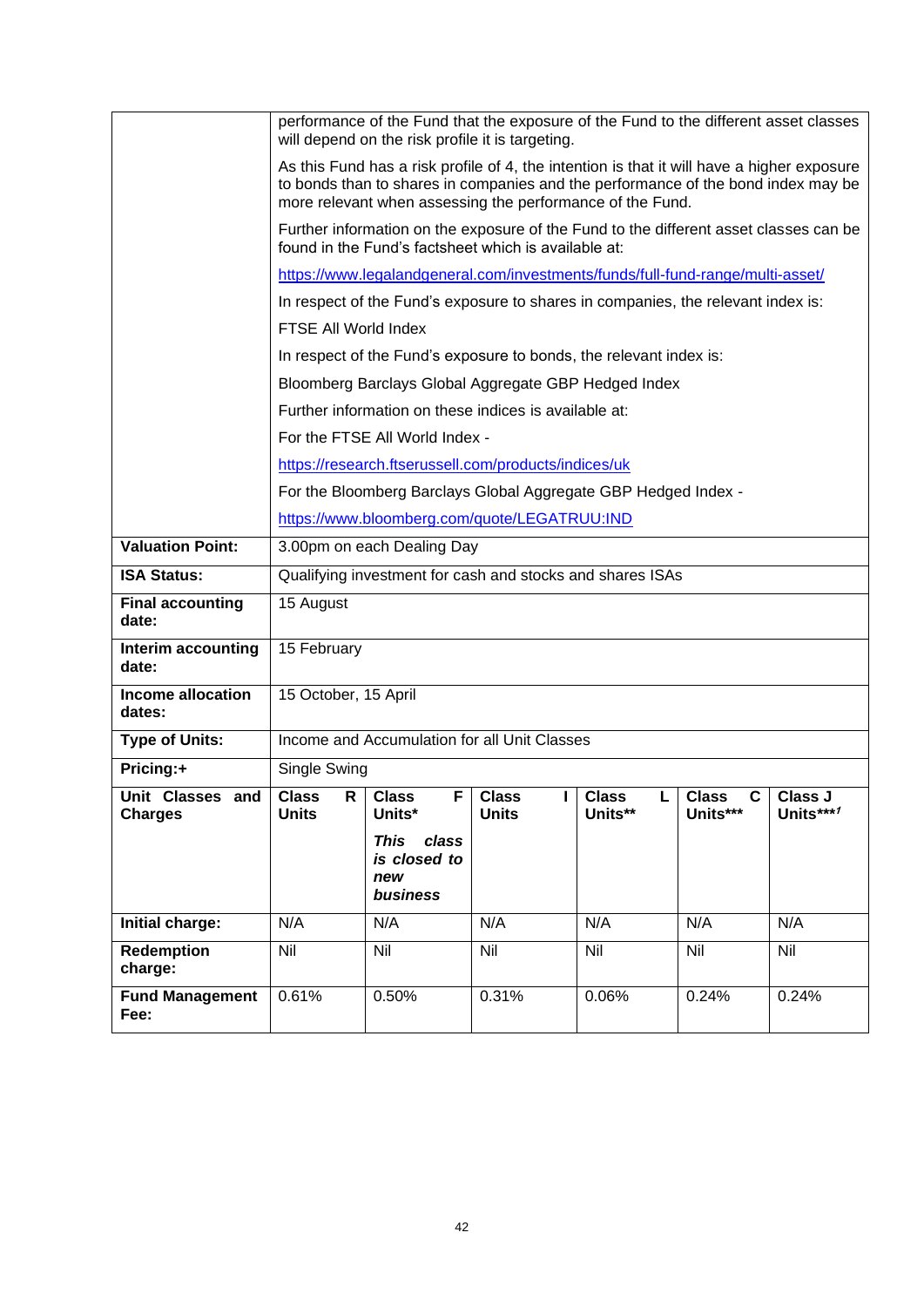| | | | | | | |
|---|---|---|---|---|---|---|
| | performance of the Fund that the exposure of the Fund to the different asset classes will depend on the risk profile it is targeting.<br><br>As this Fund has a risk profile of 4, the intention is that it will have a higher exposure to bonds than to shares in companies and the performance of the bond index may be more relevant when assessing the performance of the Fund.<br><br>Further information on the exposure of the Fund to the different asset classes can be found in the Fund's factsheet which is available at:<br><br>https://www.legalandgeneral.com/investments/funds/full-fund-range/multi-asset/<br><br>In respect of the Fund's exposure to shares in companies, the relevant index is:<br><br>FTSE All World Index<br><br>In respect of the Fund's exposure to bonds, the relevant index is:<br><br>Bloomberg Barclays Global Aggregate GBP Hedged Index<br><br>Further information on these indices is available at:<br><br>For the FTSE All World Index -<br><br>https://research.ftserussell.com/products/indices/uk<br><br>For the Bloomberg Barclays Global Aggregate GBP Hedged Index -<br><br>https://www.bloomberg.com/quote/LEGATRUU:IND | | | | | |
| **Valuation Point:** | 3.00pm on each Dealing Day | | | | | |
| **ISA Status:** | Qualifying investment for cash and stocks and shares ISAs | | | | | |
| **Final accounting date:** | 15 August | | | | | |
| **Interim accounting date:** | 15 February | | | | | |
| **Income allocation dates:** | 15 October, 15 April | | | | | |
| **Type of Units:** | Income and Accumulation for all Unit Classes | | | | | |
| **Pricing:+** | Single Swing | | | | | |
| **Unit Classes and Charges** | **Class R Units** | **Class F Units***<br><br>***This class is closed to new business*** | **Class I Units** | **Class L Units**** | **Class C Units***** | **Class J Units***[1]** |
| **Initial charge:** | N/A | N/A | N/A | N/A | N/A | N/A |
| **Redemption charge:** | Nil | Nil | Nil | Nil | Nil | Nil |
| **Fund Management Fee:** | 0.61% | 0.50% | 0.31% | 0.06% | 0.24% | 0.24% |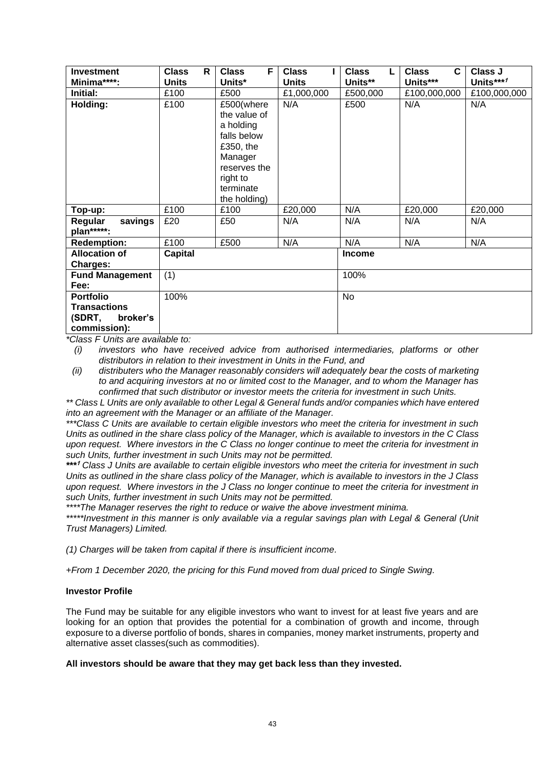| Investment Minima****: | Class R Units | Class F Units* | Class I Units | Class L Units** | Class C Units*** | Class J Units***[1] |
|---|---|---|---|---|---|---|
| **Initial:** | £100 | £500 | £1,000,000 | £500,000 | £100,000,000 | £100,000,000 |
| **Holding:** | £100 | £500(where the value of a holding falls below £350, the Manager reserves the right to terminate the holding) | N/A | £500 | N/A | N/A |
| **Top-up:** | £100 | £100 | £20,000 | N/A | £20,000 | £20,000 |
| **Regular savings plan*****:** | £20 | £50 | N/A | N/A | N/A | N/A |
| **Redemption:** | £100 | £500 | N/A | N/A | N/A | N/A |
| **Allocation of Charges:** | **Capital** | | | **Income** | | |
| **Fund Management Fee:** | (1) | | | 100% | | |
| **Portfolio Transactions (SDRT, broker's commission):** | 100% | | | No | | |

*Class F Units are available to:*

*(i) investors who have received advice from authorised intermediaries, platforms or other distributors in relation to their investment in Units in the Fund, and*

*(ii) distributers who the Manager reasonably considers will adequately bear the costs of marketing to and acquiring investors at no or limited cost to the Manager, and to whom the Manager has confirmed that such distributor or investor meets the criteria for investment in such Units.*

*** Class L Units are only available to other Legal & General funds and/or companies which have entered into an agreement with the Manager or an affiliate of the Manager.*

****Class C Units are available to certain eligible investors who meet the criteria for investment in such Units as outlined in the share class policy of the Manager, which is available to investors in the C Class upon request. Where investors in the C Class no longer continue to meet the criteria for investment in such Units, further investment in such Units may not be permitted.*

****[1] Class J Units are available to certain eligible investors who meet the criteria for investment in such Units as outlined in the share class policy of the Manager, which is available to investors in the J Class upon request. Where investors in the J Class no longer continue to meet the criteria for investment in such Units, further investment in such Units may not be permitted.*

*****The Manager reserves the right to reduce or waive the above investment minima.*

******Investment in this manner is only available via a regular savings plan with Legal & General (Unit Trust Managers) Limited.*

*(1) Charges will be taken from capital if there is insufficient income.*

*+From 1 December 2020, the pricing for this Fund moved from dual priced to Single Swing.*

**Investor Profile**

The Fund may be suitable for any eligible investors who want to invest for at least five years and are looking for an option that provides the potential for a combination of growth and income, through exposure to a diverse portfolio of bonds, shares in companies, money market instruments, property and alternative asset classes(such as commodities).

**All investors should be aware that they may get back less than they invested.**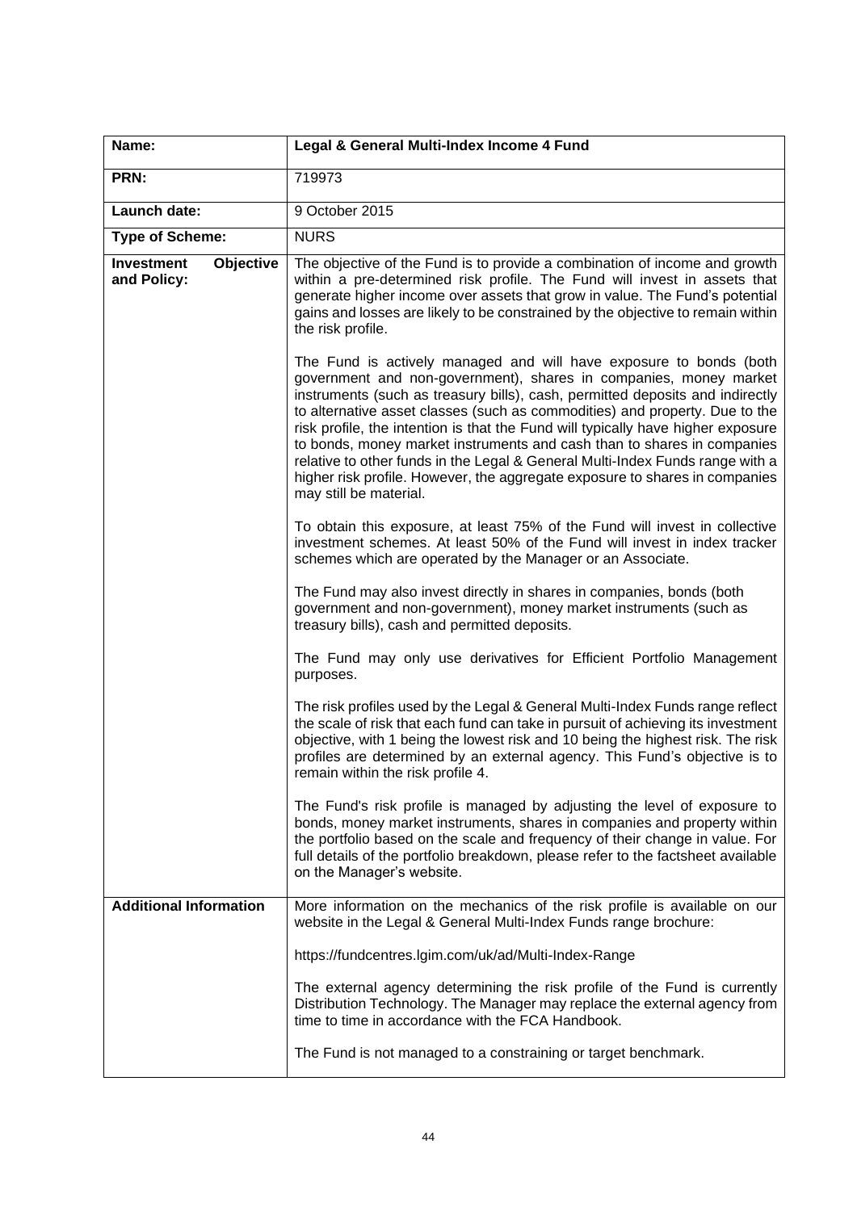| Name: | Legal & General Multi-Index Income 4 Fund |
|---|---|
| PRN: | 719973 |
| Launch date: | 9 October 2015 |
| Type of Scheme: | NURS |
| Investment Objective and Policy: | The objective of the Fund is to provide a combination of income and growth within a pre-determined risk profile. The Fund will invest in assets that generate higher income over assets that grow in value. The Fund's potential gains and losses are likely to be constrained by the objective to remain within the risk profile.<br><br>The Fund is actively managed and will have exposure to bonds (both government and non-government), shares in companies, money market instruments (such as treasury bills), cash, permitted deposits and indirectly to alternative asset classes (such as commodities) and property. Due to the risk profile, the intention is that the Fund will typically have higher exposure to bonds, money market instruments and cash than to shares in companies relative to other funds in the Legal & General Multi-Index Funds range with a higher risk profile. However, the aggregate exposure to shares in companies may still be material.<br><br>To obtain this exposure, at least 75% of the Fund will invest in collective investment schemes. At least 50% of the Fund will invest in index tracker schemes which are operated by the Manager or an Associate.<br><br>The Fund may also invest directly in shares in companies, bonds (both government and non-government), money market instruments (such as treasury bills), cash and permitted deposits.<br><br>The Fund may only use derivatives for Efficient Portfolio Management purposes.<br><br>The risk profiles used by the Legal & General Multi-Index Funds range reflect the scale of risk that each fund can take in pursuit of achieving its investment objective, with 1 being the lowest risk and 10 being the highest risk. The risk profiles are determined by an external agency. This Fund's objective is to remain within the risk profile 4.<br><br>The Fund's risk profile is managed by adjusting the level of exposure to bonds, money market instruments, shares in companies and property within the portfolio based on the scale and frequency of their change in value. For full details of the portfolio breakdown, please refer to the factsheet available on the Manager's website. |
| Additional Information | More information on the mechanics of the risk profile is available on our website in the Legal & General Multi-Index Funds range brochure:<br><br>https://fundcentres.lgim.com/uk/ad/Multi-Index-Range<br><br>The external agency determining the risk profile of the Fund is currently Distribution Technology. The Manager may replace the external agency from time to time in accordance with the FCA Handbook.<br><br>The Fund is not managed to a constraining or target benchmark. |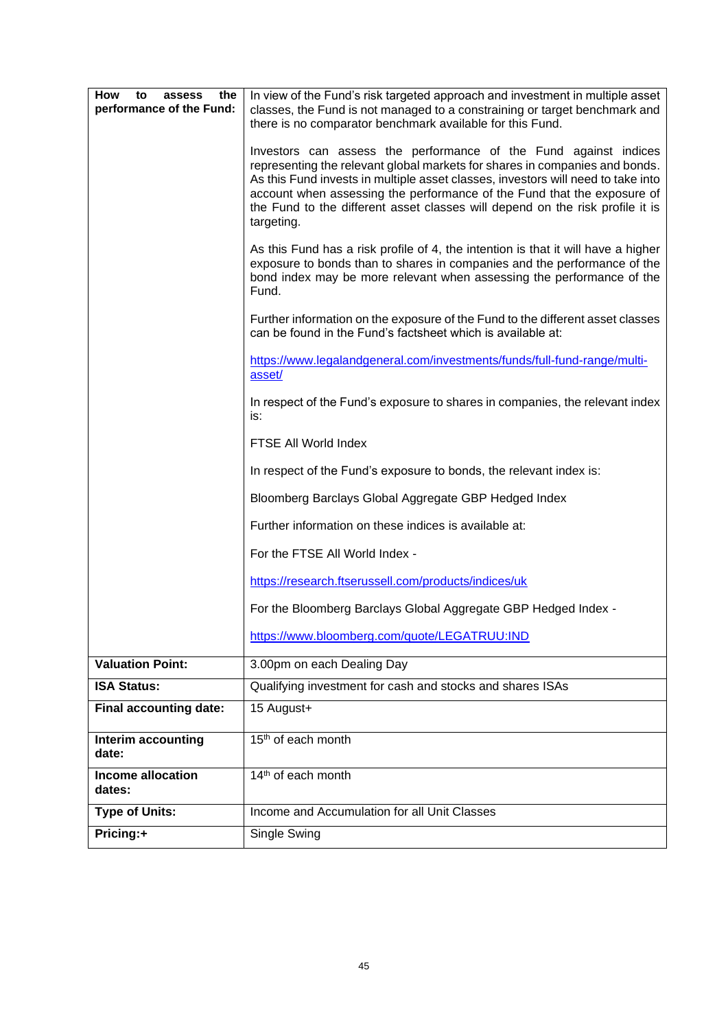| | |
|---|---|
| **How to assess the performance of the Fund:** | In view of the Fund's risk targeted approach and investment in multiple asset classes, the Fund is not managed to a constraining or target benchmark and there is no comparator benchmark available for this Fund.<br><br>Investors can assess the performance of the Fund against indices representing the relevant global markets for shares in companies and bonds. As this Fund invests in multiple asset classes, investors will need to take into account when assessing the performance of the Fund that the exposure of the Fund to the different asset classes will depend on the risk profile it is targeting.<br><br>As this Fund has a risk profile of 4, the intention is that it will have a higher exposure to bonds than to shares in companies and the performance of the bond index may be more relevant when assessing the performance of the Fund.<br><br>Further information on the exposure of the Fund to the different asset classes can be found in the Fund's factsheet which is available at:<br><br>https://www.legalandgeneral.com/investments/funds/full-fund-range/multi-asset/<br><br>In respect of the Fund's exposure to shares in companies, the relevant index is:<br><br>FTSE All World Index<br><br>In respect of the Fund's exposure to bonds, the relevant index is:<br><br>Bloomberg Barclays Global Aggregate GBP Hedged Index<br><br>Further information on these indices is available at:<br><br>For the FTSE All World Index -<br><br>https://research.ftserussell.com/products/indices/uk<br><br>For the Bloomberg Barclays Global Aggregate GBP Hedged Index -<br><br>https://www.bloomberg.com/quote/LEGATRUU:IND |
| **Valuation Point:** | 3.00pm on each Dealing Day |
| **ISA Status:** | Qualifying investment for cash and stocks and shares ISAs |
| **Final accounting date:** | 15 August+ |
| **Interim accounting date:** | 15th of each month |
| **Income allocation dates:** | 14th of each month |
| **Type of Units:** | Income and Accumulation for all Unit Classes |
| **Pricing:+** | Single Swing |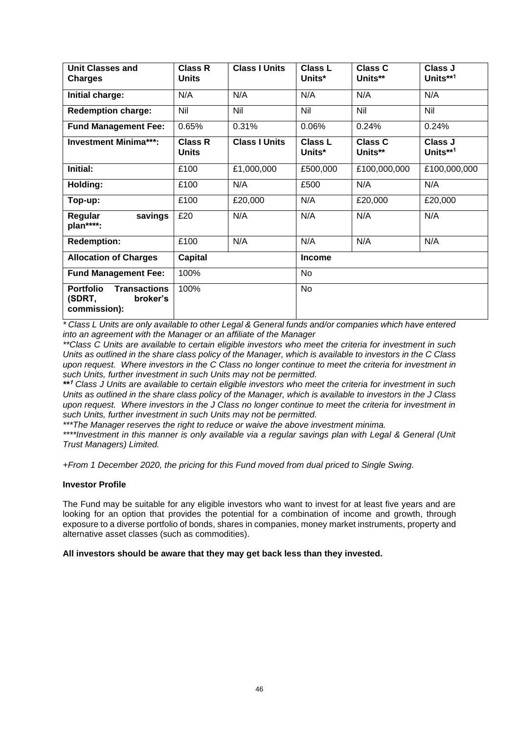| Unit Classes and Charges | Class R Units | Class I Units | Class L Units* | Class C Units** | Class J Units**[1] |
|---|---|---|---|---|---|
| **Initial charge:** | N/A | N/A | N/A | N/A | N/A |
| **Redemption charge:** | Nil | Nil | Nil | Nil | Nil |
| **Fund Management Fee:** | 0.65% | 0.31% | 0.06% | 0.24% | 0.24% |
| **Investment Minima\*\*\*:** | **Class R Units** | **Class I Units** | **Class L Units*** | **Class C Units**** | **Class J Units**[1]** |
| **Initial:** | £100 | £1,000,000 | £500,000 | £100,000,000 | £100,000,000 |
| **Holding:** | £100 | N/A | £500 | N/A | N/A |
| **Top-up:** | £100 | £20,000 | N/A | £20,000 | £20,000 |
| **Regular savings plan\*\*\*\*:** | £20 | N/A | N/A | N/A | N/A |
| **Redemption:** | £100 | N/A | N/A | N/A | N/A |
| **Allocation of Charges** | **Capital** | | **Income** | | |
| **Fund Management Fee:** | 100% | | No | | |
| **Portfolio Transactions (SDRT, broker's commission):** | 100% | | No | | |

*\* Class L Units are only available to other Legal & General funds and/or companies which have entered into an agreement with the Manager or an affiliate of the Manager*

*\*\*Class C Units are available to certain eligible investors who meet the criteria for investment in such Units as outlined in the share class policy of the Manager, which is available to investors in the C Class upon request. Where investors in the C Class no longer continue to meet the criteria for investment in such Units, further investment in such Units may not be permitted.*

*\*\*[1] Class J Units are available to certain eligible investors who meet the criteria for investment in such Units as outlined in the share class policy of the Manager, which is available to investors in the J Class upon request. Where investors in the J Class no longer continue to meet the criteria for investment in such Units, further investment in such Units may not be permitted.*

*\*\*\*The Manager reserves the right to reduce or waive the above investment minima.*

*\*\*\*\*Investment in this manner is only available via a regular savings plan with Legal & General (Unit Trust Managers) Limited.*

*+From 1 December 2020, the pricing for this Fund moved from dual priced to Single Swing.*

**Investor Profile**

The Fund may be suitable for any eligible investors who want to invest for at least five years and are looking for an option that provides the potential for a combination of income and growth, through exposure to a diverse portfolio of bonds, shares in companies, money market instruments, property and alternative asset classes (such as commodities).

**All investors should be aware that they may get back less than they invested.**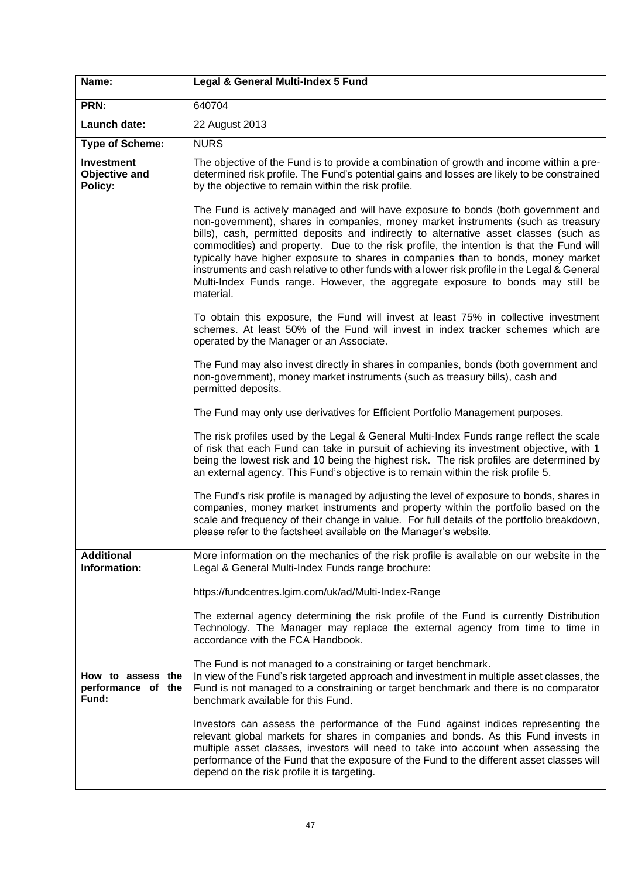| Name: | Legal & General Multi-Index 5 Fund |
|---|---|
| PRN: | 640704 |
| Launch date: | 22 August 2013 |
| Type of Scheme: | NURS |
| Investment Objective and Policy: | The objective of the Fund is to provide a combination of growth and income within a pre-determined risk profile. The Fund's potential gains and losses are likely to be constrained by the objective to remain within the risk profile.<br><br>The Fund is actively managed and will have exposure to bonds (both government and non-government), shares in companies, money market instruments (such as treasury bills), cash, permitted deposits and indirectly to alternative asset classes (such as commodities) and property. Due to the risk profile, the intention is that the Fund will typically have higher exposure to shares in companies than to bonds, money market instruments and cash relative to other funds with a lower risk profile in the Legal & General Multi-Index Funds range. However, the aggregate exposure to bonds may still be material.<br><br>To obtain this exposure, the Fund will invest at least 75% in collective investment schemes. At least 50% of the Fund will invest in index tracker schemes which are operated by the Manager or an Associate.<br><br>The Fund may also invest directly in shares in companies, bonds (both government and non-government), money market instruments (such as treasury bills), cash and permitted deposits.<br><br>The Fund may only use derivatives for Efficient Portfolio Management purposes.<br><br>The risk profiles used by the Legal & General Multi-Index Funds range reflect the scale of risk that each Fund can take in pursuit of achieving its investment objective, with 1 being the lowest risk and 10 being the highest risk. The risk profiles are determined by an external agency. This Fund's objective is to remain within the risk profile 5.<br><br>The Fund's risk profile is managed by adjusting the level of exposure to bonds, shares in companies, money market instruments and property within the portfolio based on the scale and frequency of their change in value. For full details of the portfolio breakdown, please refer to the factsheet available on the Manager's website. |
| Additional Information: | More information on the mechanics of the risk profile is available on our website in the Legal & General Multi-Index Funds range brochure:<br><br>https://fundcentres.lgim.com/uk/ad/Multi-Index-Range<br><br>The external agency determining the risk profile of the Fund is currently Distribution Technology. The Manager may replace the external agency from time to time in accordance with the FCA Handbook.<br><br>The Fund is not managed to a constraining or target benchmark. |
| How to assess the performance of the Fund: | In view of the Fund's risk targeted approach and investment in multiple asset classes, the Fund is not managed to a constraining or target benchmark and there is no comparator benchmark available for this Fund.<br><br>Investors can assess the performance of the Fund against indices representing the relevant global markets for shares in companies and bonds. As this Fund invests in multiple asset classes, investors will need to take into account when assessing the performance of the Fund that the exposure of the Fund to the different asset classes will depend on the risk profile it is targeting. |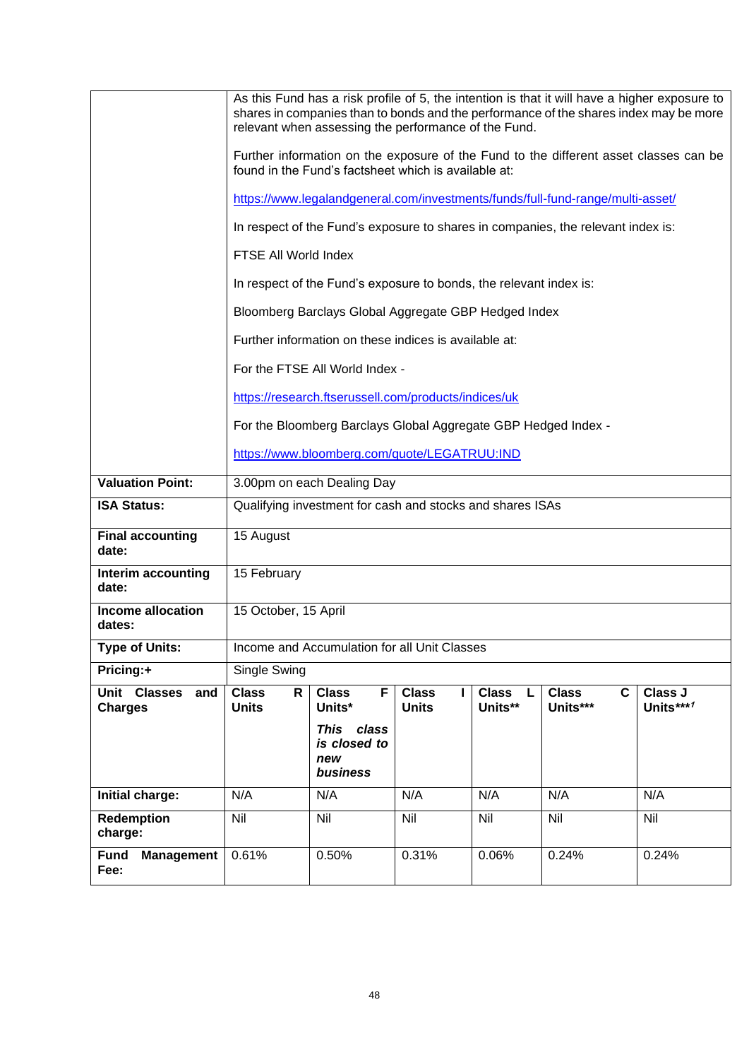| | | | | | | |
|---|---|---|---|---|---|---|
| | As this Fund has a risk profile of 5, the intention is that it will have a higher exposure to shares in companies than to bonds and the performance of the shares index may be more relevant when assessing the performance of the Fund.<br><br>Further information on the exposure of the Fund to the different asset classes can be found in the Fund's factsheet which is available at:<br><br>https://www.legalandgeneral.com/investments/funds/full-fund-range/multi-asset/<br><br>In respect of the Fund's exposure to shares in companies, the relevant index is:<br><br>FTSE All World Index<br><br>In respect of the Fund's exposure to bonds, the relevant index is:<br><br>Bloomberg Barclays Global Aggregate GBP Hedged Index<br><br>Further information on these indices is available at:<br><br>For the FTSE All World Index -<br><br>https://research.ftserussell.com/products/indices/uk<br><br>For the Bloomberg Barclays Global Aggregate GBP Hedged Index -<br><br>https://www.bloomberg.com/quote/LEGATRUU:IND | | | | | |
| **Valuation Point:** | 3.00pm on each Dealing Day | | | | | |
| **ISA Status:** | Qualifying investment for cash and stocks and shares ISAs | | | | | |
| **Final accounting date:** | 15 August | | | | | |
| **Interim accounting date:** | 15 February | | | | | |
| **Income allocation dates:** | 15 October, 15 April | | | | | |
| **Type of Units:** | Income and Accumulation for all Unit Classes | | | | | |
| **Pricing:+** | Single Swing | | | | | |
| **Unit Classes and Charges** | **Class R Units** | **Class F Units***<br><br>***This class is closed to new business*** | **Class I Units** | **Class L Units**** | **Class C Units***** | **Class J Units*****[1] |
| **Initial charge:** | N/A | N/A | N/A | N/A | N/A | N/A |
| **Redemption charge:** | Nil | Nil | Nil | Nil | Nil | Nil |
| **Fund Management Fee:** | 0.61% | 0.50% | 0.31% | 0.06% | 0.24% | 0.24% |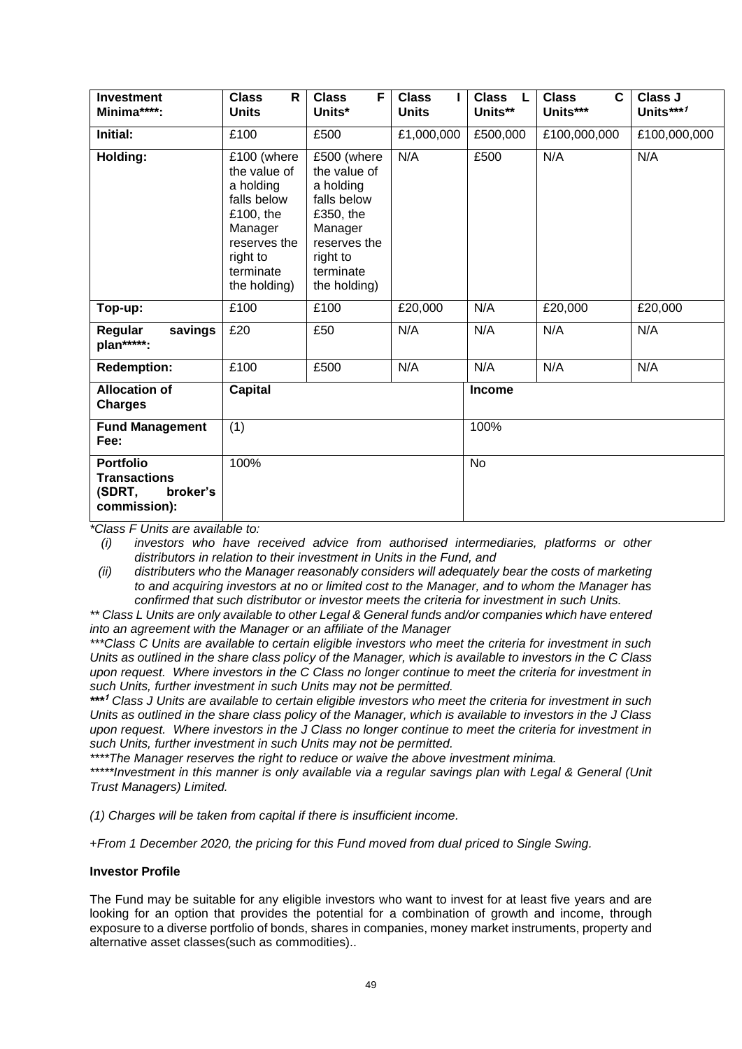| Investment Minima****: | Class R Units | Class F Units* | Class I Units | Class L Units** | Class C Units*** | Class J Units***[1] |
|---|---|---|---|---|---|---|
| **Initial:** | £100 | £500 | £1,000,000 | £500,000 | £100,000,000 | £100,000,000 |
| **Holding:** | £100 (where the value of a holding falls below £100, the Manager reserves the right to terminate the holding) | £500 (where the value of a holding falls below £350, the Manager reserves the right to terminate the holding) | N/A | £500 | N/A | N/A |
| **Top-up:** | £100 | £100 | £20,000 | N/A | £20,000 | £20,000 |
| **Regular savings plan*****:** | £20 | £50 | N/A | N/A | N/A | N/A |
| **Redemption:** | £100 | £500 | N/A | N/A | N/A | N/A |
| **Allocation of Charges** | **Capital** | | | **Income** | | |
| **Fund Management Fee:** | (1) | | | 100% | | |
| **Portfolio Transactions (SDRT, broker's commission):** | 100% | | | No | | |

*Class F Units are available to:*

*(i) investors who have received advice from authorised intermediaries, platforms or other distributors in relation to their investment in Units in the Fund, and*

*(ii) distributers who the Manager reasonably considers will adequately bear the costs of marketing to and acquiring investors at no or limited cost to the Manager, and to whom the Manager has confirmed that such distributor or investor meets the criteria for investment in such Units.*

*** Class L Units are only available to other Legal & General funds and/or companies which have entered into an agreement with the Manager or an affiliate of the Manager*

****Class C Units are available to certain eligible investors who meet the criteria for investment in such Units as outlined in the share class policy of the Manager, which is available to investors in the C Class upon request. Where investors in the C Class no longer continue to meet the criteria for investment in such Units, further investment in such Units may not be permitted.*

***[1] *Class J Units are available to certain eligible investors who meet the criteria for investment in such Units as outlined in the share class policy of the Manager, which is available to investors in the J Class upon request. Where investors in the J Class no longer continue to meet the criteria for investment in such Units, further investment in such Units may not be permitted.*

*****The Manager reserves the right to reduce or waive the above investment minima.*

******Investment in this manner is only available via a regular savings plan with Legal & General (Unit Trust Managers) Limited.*

*(1) Charges will be taken from capital if there is insufficient income.*

*+From 1 December 2020, the pricing for this Fund moved from dual priced to Single Swing.*

**Investor Profile**

The Fund may be suitable for any eligible investors who want to invest for at least five years and are looking for an option that provides the potential for a combination of growth and income, through exposure to a diverse portfolio of bonds, shares in companies, money market instruments, property and alternative asset classes(such as commodities)..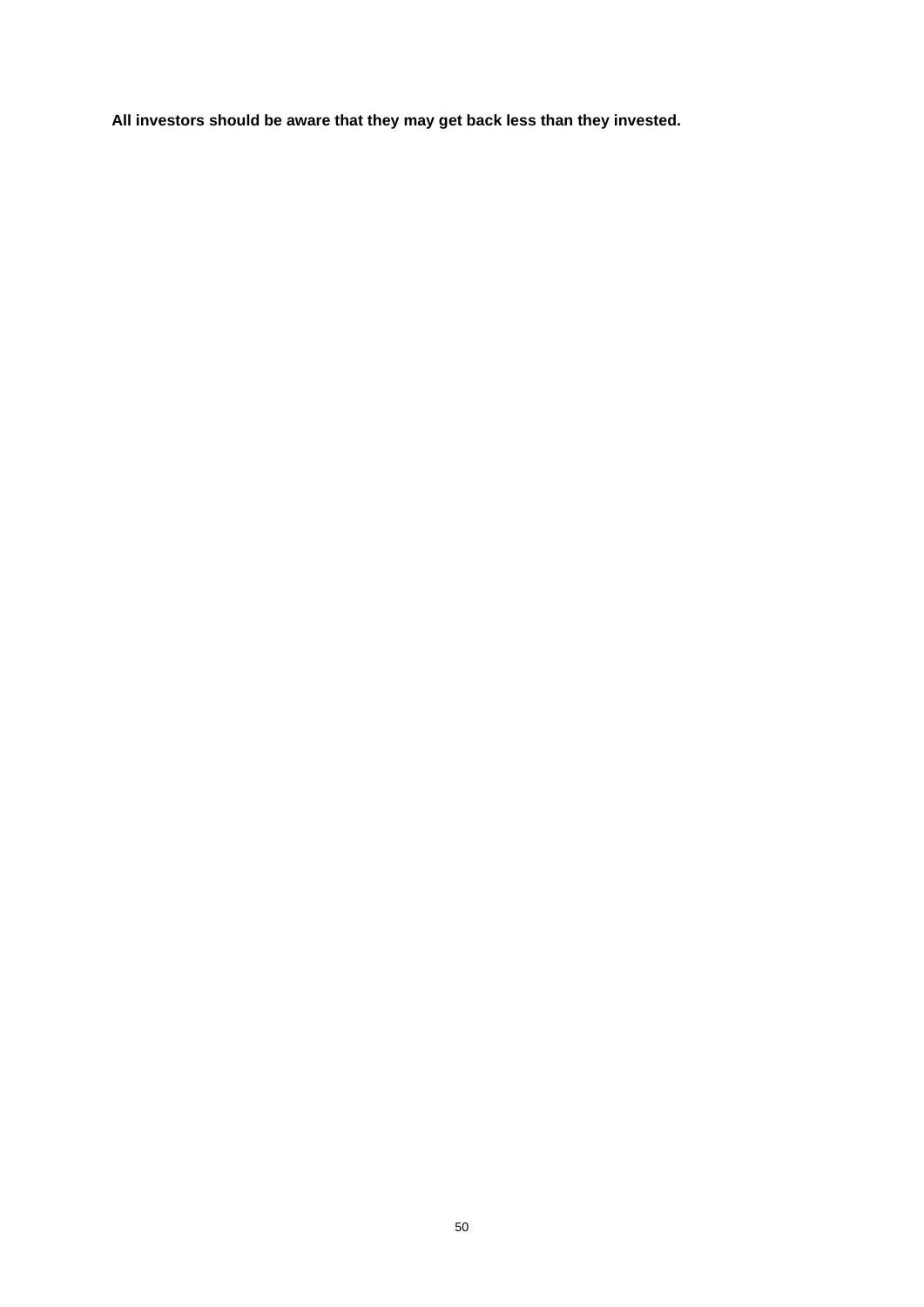**All investors should be aware that they may get back less than they invested.**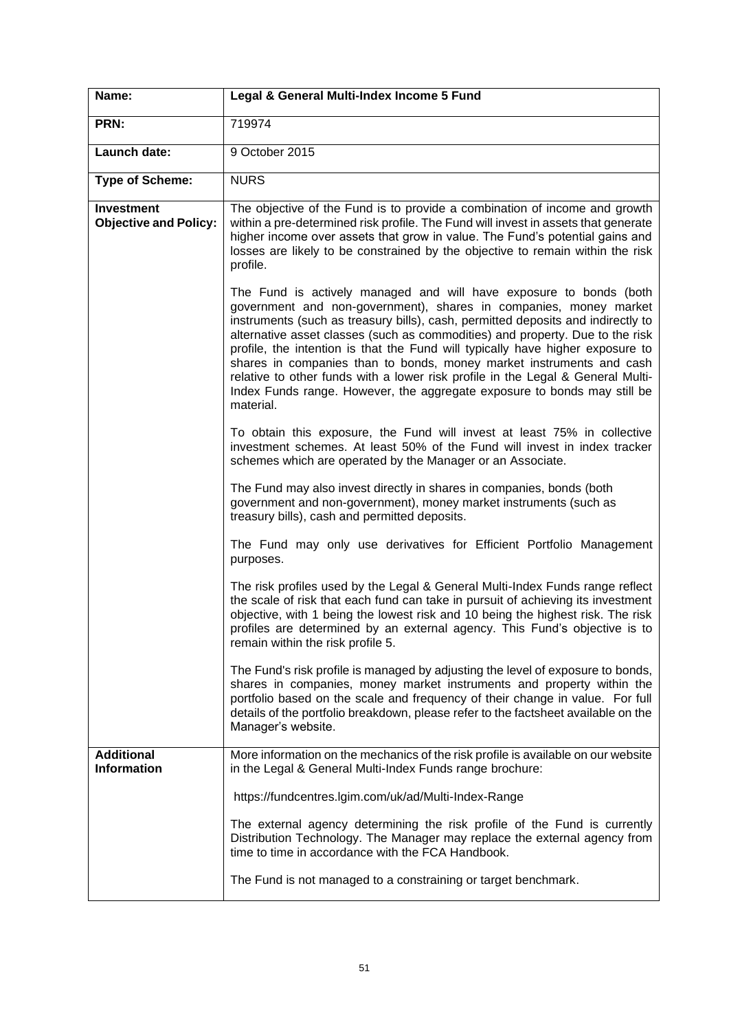| Name: | **Legal & General Multi-Index Income 5 Fund** |
|---|---|
| **PRN:** | 719974 |
| **Launch date:** | 9 October 2015 |
| **Type of Scheme:** | NURS |
| **Investment Objective and Policy:** | The objective of the Fund is to provide a combination of income and growth within a pre-determined risk profile. The Fund will invest in assets that generate higher income over assets that grow in value. The Fund's potential gains and losses are likely to be constrained by the objective to remain within the risk profile.<br><br>The Fund is actively managed and will have exposure to bonds (both government and non-government), shares in companies, money market instruments (such as treasury bills), cash, permitted deposits and indirectly to alternative asset classes (such as commodities) and property. Due to the risk profile, the intention is that the Fund will typically have higher exposure to shares in companies than to bonds, money market instruments and cash relative to other funds with a lower risk profile in the Legal & General Multi-Index Funds range. However, the aggregate exposure to bonds may still be material.<br><br>To obtain this exposure, the Fund will invest at least 75% in collective investment schemes. At least 50% of the Fund will invest in index tracker schemes which are operated by the Manager or an Associate.<br><br>The Fund may also invest directly in shares in companies, bonds (both government and non-government), money market instruments (such as treasury bills), cash and permitted deposits.<br><br>The Fund may only use derivatives for Efficient Portfolio Management purposes.<br><br>The risk profiles used by the Legal & General Multi-Index Funds range reflect the scale of risk that each fund can take in pursuit of achieving its investment objective, with 1 being the lowest risk and 10 being the highest risk. The risk profiles are determined by an external agency. This Fund's objective is to remain within the risk profile 5.<br><br>The Fund's risk profile is managed by adjusting the level of exposure to bonds, shares in companies, money market instruments and property within the portfolio based on the scale and frequency of their change in value. For full details of the portfolio breakdown, please refer to the factsheet available on the Manager's website. |
| **Additional Information** | More information on the mechanics of the risk profile is available on our website in the Legal & General Multi-Index Funds range brochure:<br><br>https://fundcentres.lgim.com/uk/ad/Multi-Index-Range<br><br>The external agency determining the risk profile of the Fund is currently Distribution Technology. The Manager may replace the external agency from time to time in accordance with the FCA Handbook.<br><br>The Fund is not managed to a constraining or target benchmark. |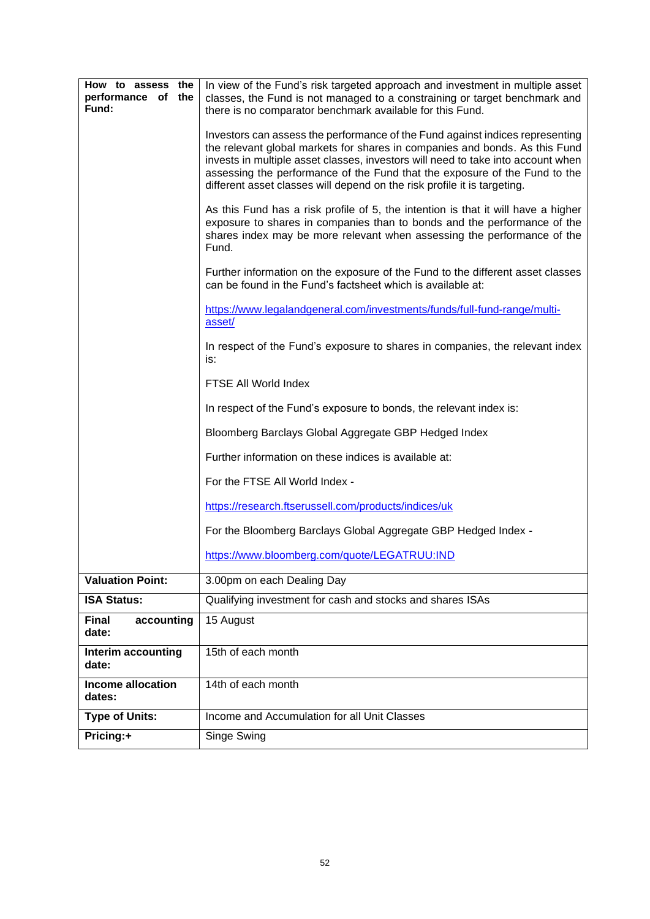| **How to assess the performance of the Fund:** | In view of the Fund's risk targeted approach and investment in multiple asset classes, the Fund is not managed to a constraining or target benchmark and there is no comparator benchmark available for this Fund.<br><br>Investors can assess the performance of the Fund against indices representing the relevant global markets for shares in companies and bonds. As this Fund invests in multiple asset classes, investors will need to take into account when assessing the performance of the Fund that the exposure of the Fund to the different asset classes will depend on the risk profile it is targeting.<br><br>As this Fund has a risk profile of 5, the intention is that it will have a higher exposure to shares in companies than to bonds and the performance of the shares index may be more relevant when assessing the performance of the Fund.<br><br>Further information on the exposure of the Fund to the different asset classes can be found in the Fund's factsheet which is available at:<br><br>https://www.legalandgeneral.com/investments/funds/full-fund-range/multi-asset/<br><br>In respect of the Fund's exposure to shares in companies, the relevant index is:<br><br>FTSE All World Index<br><br>In respect of the Fund's exposure to bonds, the relevant index is:<br><br>Bloomberg Barclays Global Aggregate GBP Hedged Index<br><br>Further information on these indices is available at:<br><br>For the FTSE All World Index -<br><br>https://research.ftserussell.com/products/indices/uk<br><br>For the Bloomberg Barclays Global Aggregate GBP Hedged Index -<br><br>https://www.bloomberg.com/quote/LEGATRUU:IND |
|---|---|
| **Valuation Point:** | 3.00pm on each Dealing Day |
| **ISA Status:** | Qualifying investment for cash and stocks and shares ISAs |
| **Final accounting date:** | 15 August |
| **Interim accounting date:** | 15th of each month |
| **Income allocation dates:** | 14th of each month |
| **Type of Units:** | Income and Accumulation for all Unit Classes |
| **Pricing:+** | Singe Swing |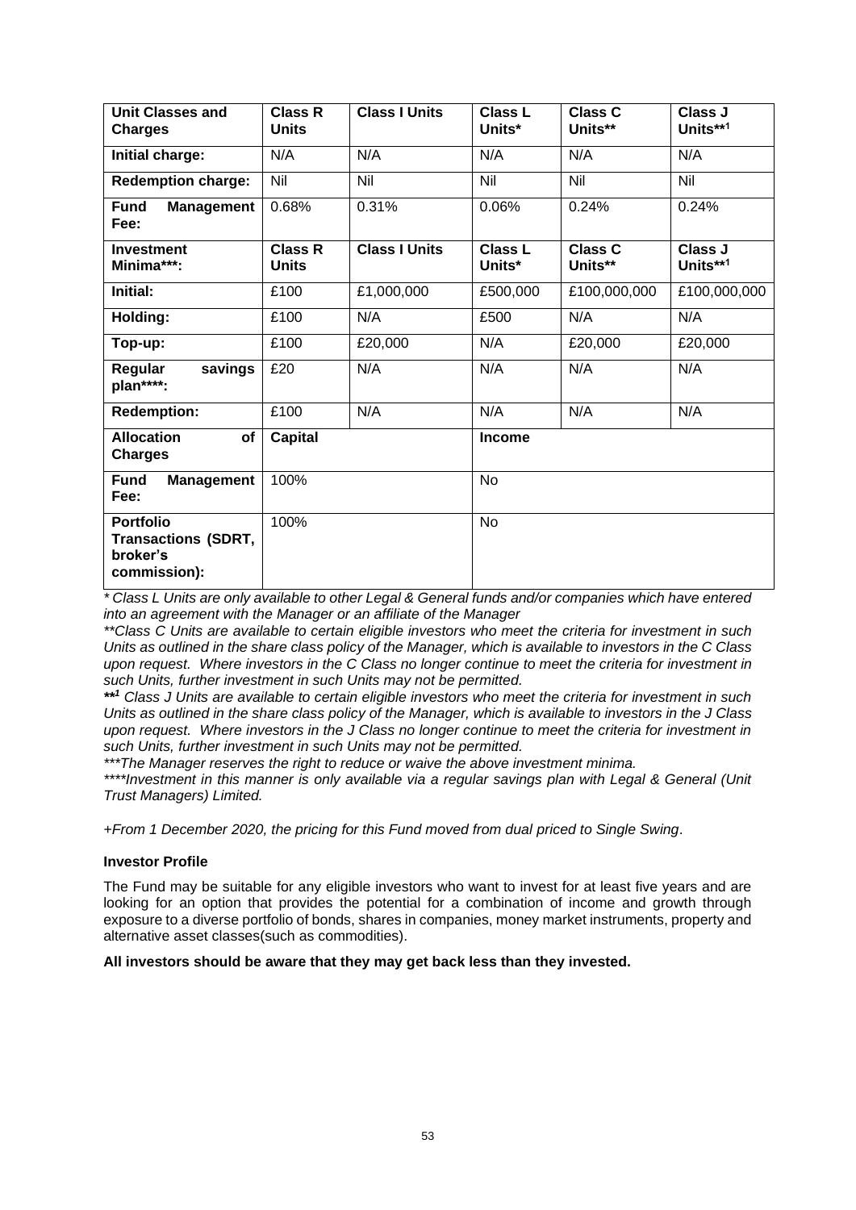| **Unit Classes and Charges** | **Class R Units** | **Class I Units** | **Class L Units*** | **Class C Units**** | **Class J Units**[1]** |
|---|---|---|---|---|---|
| **Initial charge:** | N/A | N/A | N/A | N/A | N/A |
| **Redemption charge:** | Nil | Nil | Nil | Nil | Nil |
| **Fund Management Fee:** | 0.68% | 0.31% | 0.06% | 0.24% | 0.24% |
| **Investment Minima***:** | **Class R Units** | **Class I Units** | **Class L Units*** | **Class C Units**** | **Class J Units**[1]** |
| **Initial:** | £100 | £1,000,000 | £500,000 | £100,000,000 | £100,000,000 |
| **Holding:** | £100 | N/A | £500 | N/A | N/A |
| **Top-up:** | £100 | £20,000 | N/A | £20,000 | £20,000 |
| **Regular savings plan****:** | £20 | N/A | N/A | N/A | N/A |
| **Redemption:** | £100 | N/A | N/A | N/A | N/A |
| **Allocation of Charges** | **Capital** | | **Income** | | |
| **Fund Management Fee:** | 100% | | No | | |
| **Portfolio Transactions (SDRT, broker's commission):** | 100% | | No | | |

*\* Class L Units are only available to other Legal & General funds and/or companies which have entered into an agreement with the Manager or an affiliate of the Manager*

*\*\*Class C Units are available to certain eligible investors who meet the criteria for investment in such Units as outlined in the share class policy of the Manager, which is available to investors in the C Class upon request. Where investors in the C Class no longer continue to meet the criteria for investment in such Units, further investment in such Units may not be permitted.*

***\*\*[1]** Class J Units are available to certain eligible investors who meet the criteria for investment in such Units as outlined in the share class policy of the Manager, which is available to investors in the J Class upon request. Where investors in the J Class no longer continue to meet the criteria for investment in such Units, further investment in such Units may not be permitted.*

*\*\*\*The Manager reserves the right to reduce or waive the above investment minima.*

*\*\*\*\*Investment in this manner is only available via a regular savings plan with Legal & General (Unit Trust Managers) Limited.*

*+From 1 December 2020, the pricing for this Fund moved from dual priced to Single Swing.*

**Investor Profile**

The Fund may be suitable for any eligible investors who want to invest for at least five years and are looking for an option that provides the potential for a combination of income and growth through exposure to a diverse portfolio of bonds, shares in companies, money market instruments, property and alternative asset classes(such as commodities).

**All investors should be aware that they may get back less than they invested.**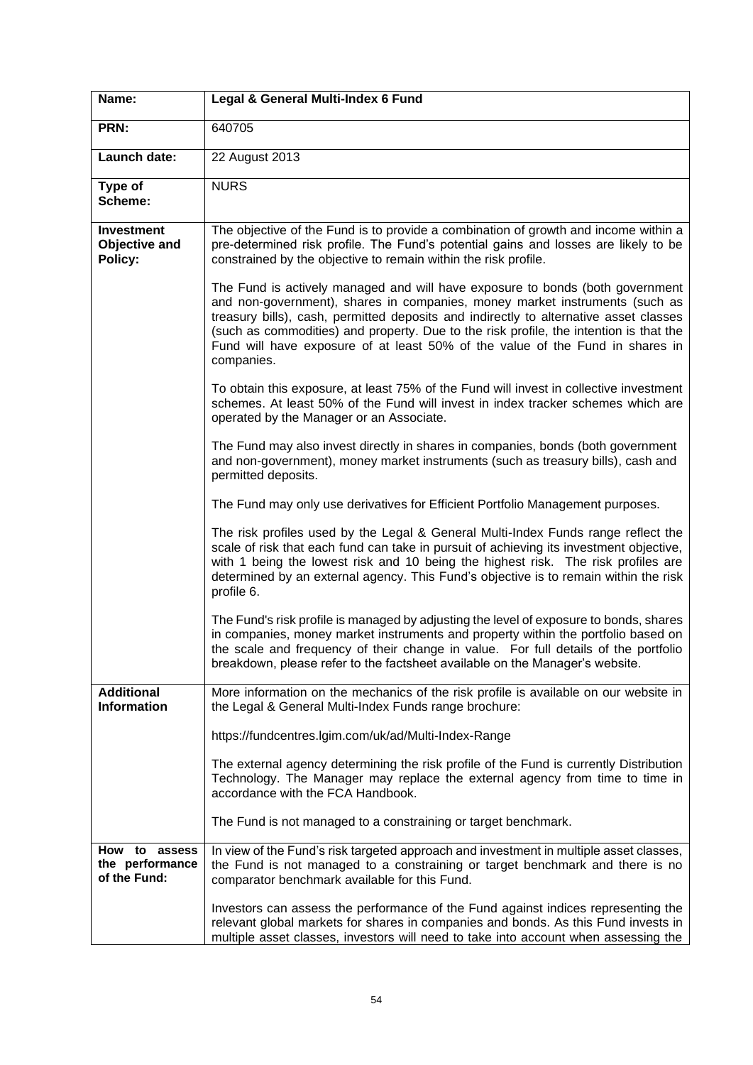| Name: | Legal & General Multi-Index 6 Fund |
|---|---|
| PRN: | 640705 |
| Launch date: | 22 August 2013 |
| Type of Scheme: | NURS |
| Investment Objective and Policy: | The objective of the Fund is to provide a combination of growth and income within a pre-determined risk profile. The Fund's potential gains and losses are likely to be constrained by the objective to remain within the risk profile.<br><br>The Fund is actively managed and will have exposure to bonds (both government and non-government), shares in companies, money market instruments (such as treasury bills), cash, permitted deposits and indirectly to alternative asset classes (such as commodities) and property. Due to the risk profile, the intention is that the Fund will have exposure of at least 50% of the value of the Fund in shares in companies.<br><br>To obtain this exposure, at least 75% of the Fund will invest in collective investment schemes. At least 50% of the Fund will invest in index tracker schemes which are operated by the Manager or an Associate.<br><br>The Fund may also invest directly in shares in companies, bonds (both government and non-government), money market instruments (such as treasury bills), cash and permitted deposits.<br><br>The Fund may only use derivatives for Efficient Portfolio Management purposes.<br><br>The risk profiles used by the Legal & General Multi-Index Funds range reflect the scale of risk that each fund can take in pursuit of achieving its investment objective, with 1 being the lowest risk and 10 being the highest risk. The risk profiles are determined by an external agency. This Fund's objective is to remain within the risk profile 6.<br><br>The Fund's risk profile is managed by adjusting the level of exposure to bonds, shares in companies, money market instruments and property within the portfolio based on the scale and frequency of their change in value. For full details of the portfolio breakdown, please refer to the factsheet available on the Manager's website. |
| Additional Information | More information on the mechanics of the risk profile is available on our website in the Legal & General Multi-Index Funds range brochure:<br><br>https://fundcentres.lgim.com/uk/ad/Multi-Index-Range<br><br>The external agency determining the risk profile of the Fund is currently Distribution Technology. The Manager may replace the external agency from time to time in accordance with the FCA Handbook.<br><br>The Fund is not managed to a constraining or target benchmark. |
| How to assess the performance of the Fund: | In view of the Fund's risk targeted approach and investment in multiple asset classes, the Fund is not managed to a constraining or target benchmark and there is no comparator benchmark available for this Fund.<br><br>Investors can assess the performance of the Fund against indices representing the relevant global markets for shares in companies and bonds. As this Fund invests in multiple asset classes, investors will need to take into account when assessing the |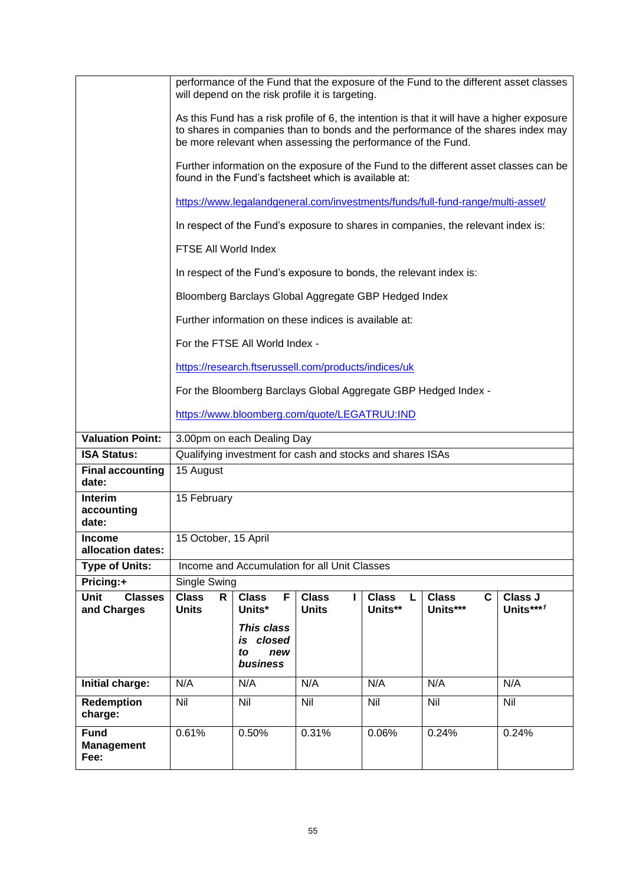| | | | | | | |
|---|---|---|---|---|---|---|
| | performance of the Fund that the exposure of the Fund to the different asset classes will depend on the risk profile it is targeting.<br><br>As this Fund has a risk profile of 6, the intention is that it will have a higher exposure to shares in companies than to bonds and the performance of the shares index may be more relevant when assessing the performance of the Fund.<br><br>Further information on the exposure of the Fund to the different asset classes can be found in the Fund's factsheet which is available at:<br><br>https://www.legalandgeneral.com/investments/funds/full-fund-range/multi-asset/<br><br>In respect of the Fund's exposure to shares in companies, the relevant index is:<br><br>FTSE All World Index<br><br>In respect of the Fund's exposure to bonds, the relevant index is:<br><br>Bloomberg Barclays Global Aggregate GBP Hedged Index<br><br>Further information on these indices is available at:<br><br>For the FTSE All World Index -<br><br>https://research.ftserussell.com/products/indices/uk<br><br>For the Bloomberg Barclays Global Aggregate GBP Hedged Index -<br><br>https://www.bloomberg.com/quote/LEGATRUU:IND | | | | | |
| **Valuation Point:** | 3.00pm on each Dealing Day | | | | | |
| **ISA Status:** | Qualifying investment for cash and stocks and shares ISAs | | | | | |
| **Final accounting date:** | 15 August | | | | | |
| **Interim accounting date:** | 15 February | | | | | |
| **Income allocation dates:** | 15 October, 15 April | | | | | |
| **Type of Units:** | Income and Accumulation for all Unit Classes | | | | | |
| **Pricing:+** | Single Swing | | | | | |
| **Unit Classes and Charges** | **Class R Units** | **Class F Units*** <br><br>***This class is closed to new business*** | **Class I Units** | **Class L Units**** | **Class C Units***** | **Class J Units*****[1]** |
| **Initial charge:** | N/A | N/A | N/A | N/A | N/A | N/A |
| **Redemption charge:** | Nil | Nil | Nil | Nil | Nil | Nil |
| **Fund Management Fee:** | 0.61% | 0.50% | 0.31% | 0.06% | 0.24% | 0.24% |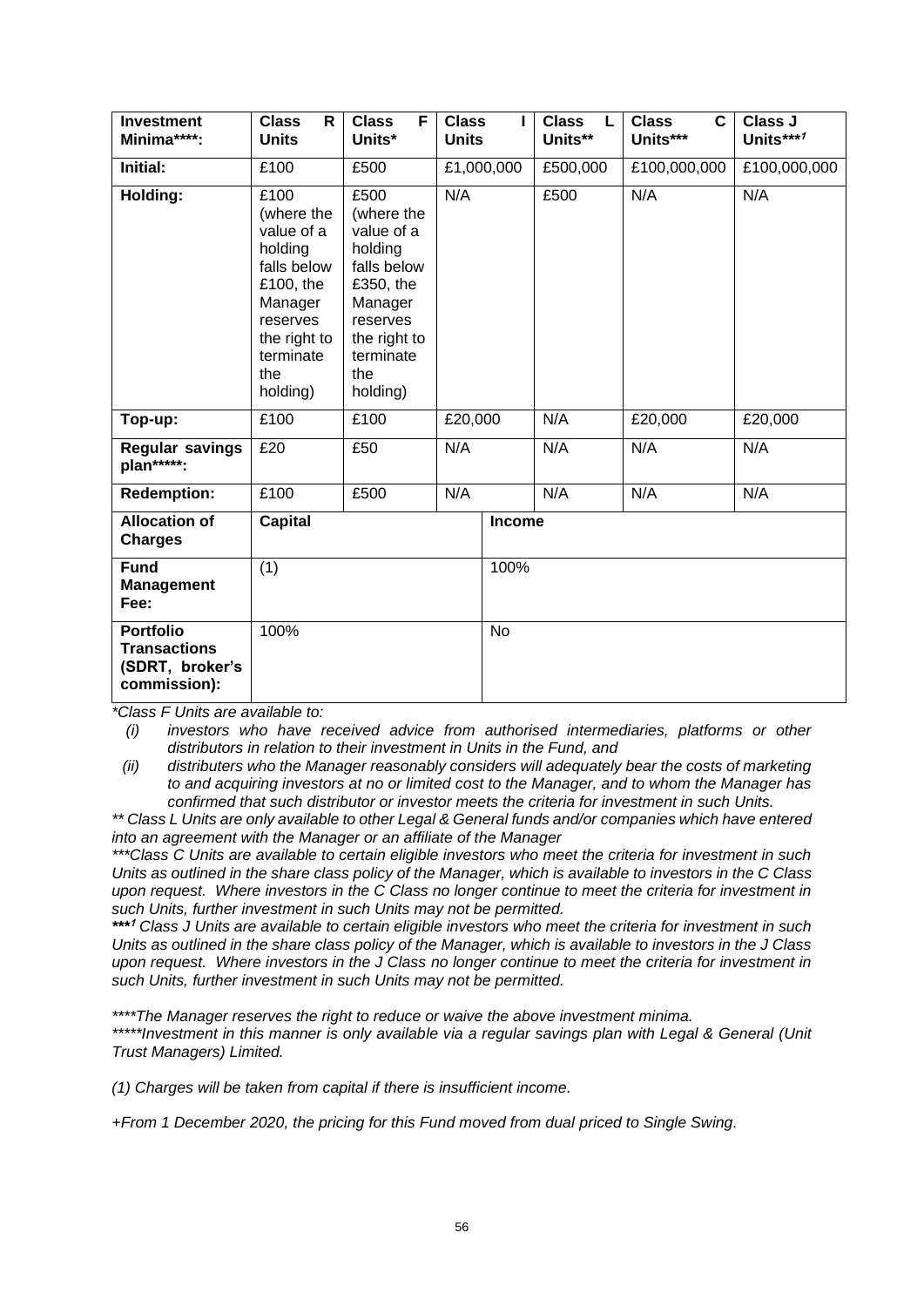| Investment Minima****: | Class R Units | Class F Units* | Class I Units | Class L Units** | Class C Units*** | Class J Units***[1] |
|---|---|---|---|---|---|---|
| **Initial:** | £100 | £500 | £1,000,000 | £500,000 | £100,000,000 | £100,000,000 |
| **Holding:** | £100 (where the value of a holding falls below £100, the Manager reserves the right to terminate the holding) | £500 (where the value of a holding falls below £350, the Manager reserves the right to terminate the holding) | N/A | £500 | N/A | N/A |
| **Top-up:** | £100 | £100 | £20,000 | N/A | £20,000 | £20,000 |
| **Regular savings plan*****:** | £20 | £50 | N/A | N/A | N/A | N/A |
| **Redemption:** | £100 | £500 | N/A | N/A | N/A | N/A |

| Allocation of Charges | Capital | Income |
|---|---|---|
| **Fund Management Fee:** | (1) | 100% |
| **Portfolio Transactions (SDRT, broker's commission):** | 100% | No |

*Class F Units are available to:

*(i) investors who have received advice from authorised intermediaries, platforms or other distributors in relation to their investment in Units in the Fund, and*

*(ii) distributers who the Manager reasonably considers will adequately bear the costs of marketing to and acquiring investors at no or limited cost to the Manager, and to whom the Manager has confirmed that such distributor or investor meets the criteria for investment in such Units.*

*** Class L Units are only available to other Legal & General funds and/or companies which have entered into an agreement with the Manager or an affiliate of the Manager*

****Class C Units are available to certain eligible investors who meet the criteria for investment in such Units as outlined in the share class policy of the Manager, which is available to investors in the C Class upon request. Where investors in the C Class no longer continue to meet the criteria for investment in such Units, further investment in such Units may not be permitted.*

****[1] Class J Units are available to certain eligible investors who meet the criteria for investment in such Units as outlined in the share class policy of the Manager, which is available to investors in the J Class upon request. Where investors in the J Class no longer continue to meet the criteria for investment in such Units, further investment in such Units may not be permitted.*

*****The Manager reserves the right to reduce or waive the above investment minima.*

******Investment in this manner is only available via a regular savings plan with Legal & General (Unit Trust Managers) Limited.*

*(1) Charges will be taken from capital if there is insufficient income.*

*+From 1 December 2020, the pricing for this Fund moved from dual priced to Single Swing.*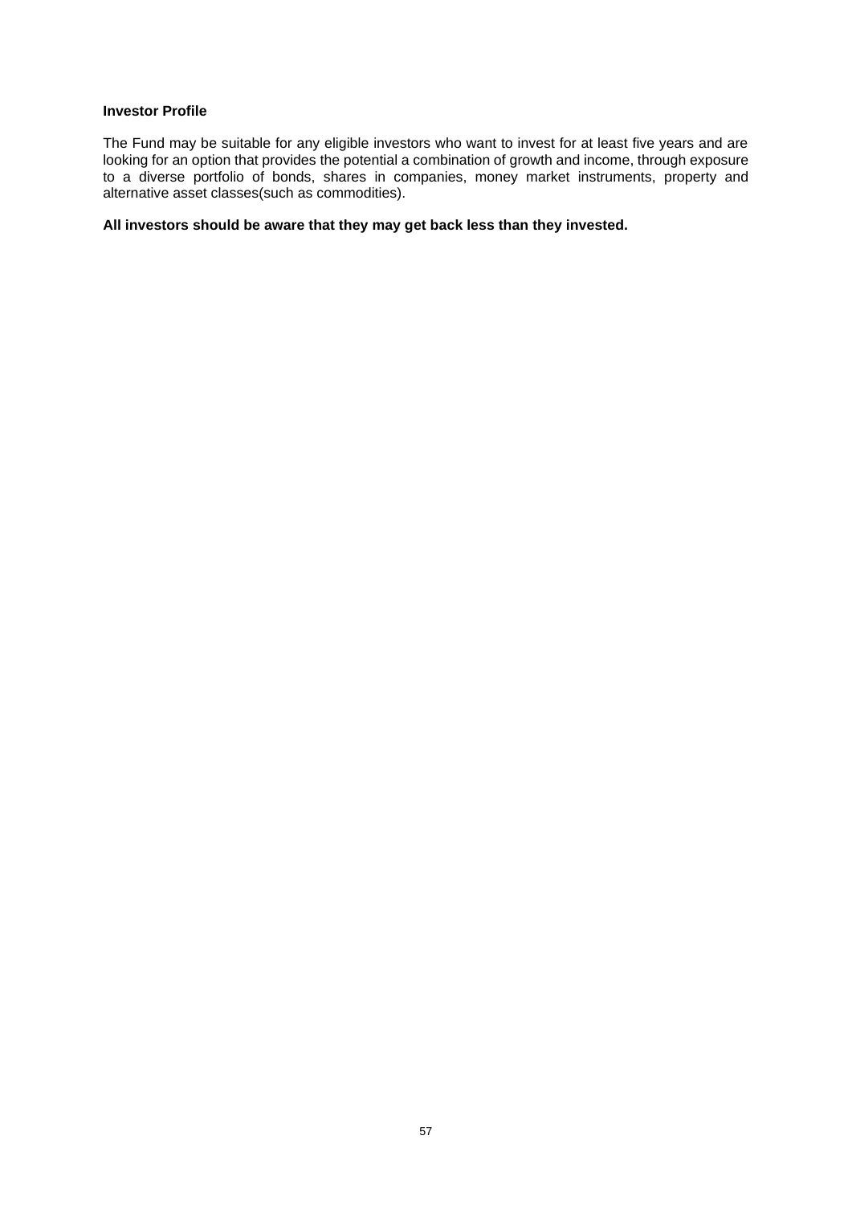**Investor Profile**

The Fund may be suitable for any eligible investors who want to invest for at least five years and are looking for an option that provides the potential a combination of growth and income, through exposure to a diverse portfolio of bonds, shares in companies, money market instruments, property and alternative asset classes(such as commodities).

**All investors should be aware that they may get back less than they invested.**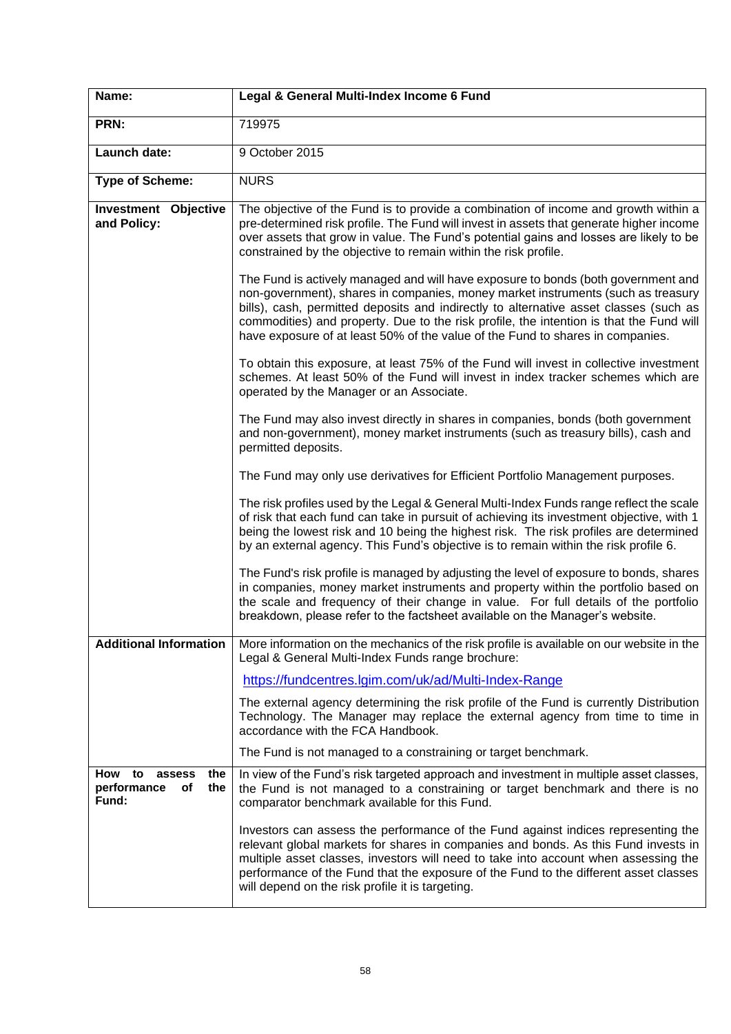| | |
|---|---|
| **Name:** | **Legal & General Multi-Index Income 6 Fund** |
| **PRN:** | 719975 |
| **Launch date:** | 9 October 2015 |
| **Type of Scheme:** | NURS |
| **Investment Objective and Policy:** | The objective of the Fund is to provide a combination of income and growth within a pre-determined risk profile. The Fund will invest in assets that generate higher income over assets that grow in value. The Fund's potential gains and losses are likely to be constrained by the objective to remain within the risk profile.<br><br>The Fund is actively managed and will have exposure to bonds (both government and non-government), shares in companies, money market instruments (such as treasury bills), cash, permitted deposits and indirectly to alternative asset classes (such as commodities) and property. Due to the risk profile, the intention is that the Fund will have exposure of at least 50% of the value of the Fund to shares in companies.<br><br>To obtain this exposure, at least 75% of the Fund will invest in collective investment schemes. At least 50% of the Fund will invest in index tracker schemes which are operated by the Manager or an Associate.<br><br>The Fund may also invest directly in shares in companies, bonds (both government and non-government), money market instruments (such as treasury bills), cash and permitted deposits.<br><br>The Fund may only use derivatives for Efficient Portfolio Management purposes.<br><br>The risk profiles used by the Legal & General Multi-Index Funds range reflect the scale of risk that each fund can take in pursuit of achieving its investment objective, with 1 being the lowest risk and 10 being the highest risk. The risk profiles are determined by an external agency. This Fund's objective is to remain within the risk profile 6.<br><br>The Fund's risk profile is managed by adjusting the level of exposure to bonds, shares in companies, money market instruments and property within the portfolio based on the scale and frequency of their change in value. For full details of the portfolio breakdown, please refer to the factsheet available on the Manager's website. |
| **Additional Information** | More information on the mechanics of the risk profile is available on our website in the Legal & General Multi-Index Funds range brochure:<br><br>https://fundcentres.lgim.com/uk/ad/Multi-Index-Range<br><br>The external agency determining the risk profile of the Fund is currently Distribution Technology. The Manager may replace the external agency from time to time in accordance with the FCA Handbook.<br><br>The Fund is not managed to a constraining or target benchmark. |
| **How to assess the performance of the Fund:** | In view of the Fund's risk targeted approach and investment in multiple asset classes, the Fund is not managed to a constraining or target benchmark and there is no comparator benchmark available for this Fund.<br><br>Investors can assess the performance of the Fund against indices representing the relevant global markets for shares in companies and bonds. As this Fund invests in multiple asset classes, investors will need to take into account when assessing the performance of the Fund that the exposure of the Fund to the different asset classes will depend on the risk profile it is targeting. |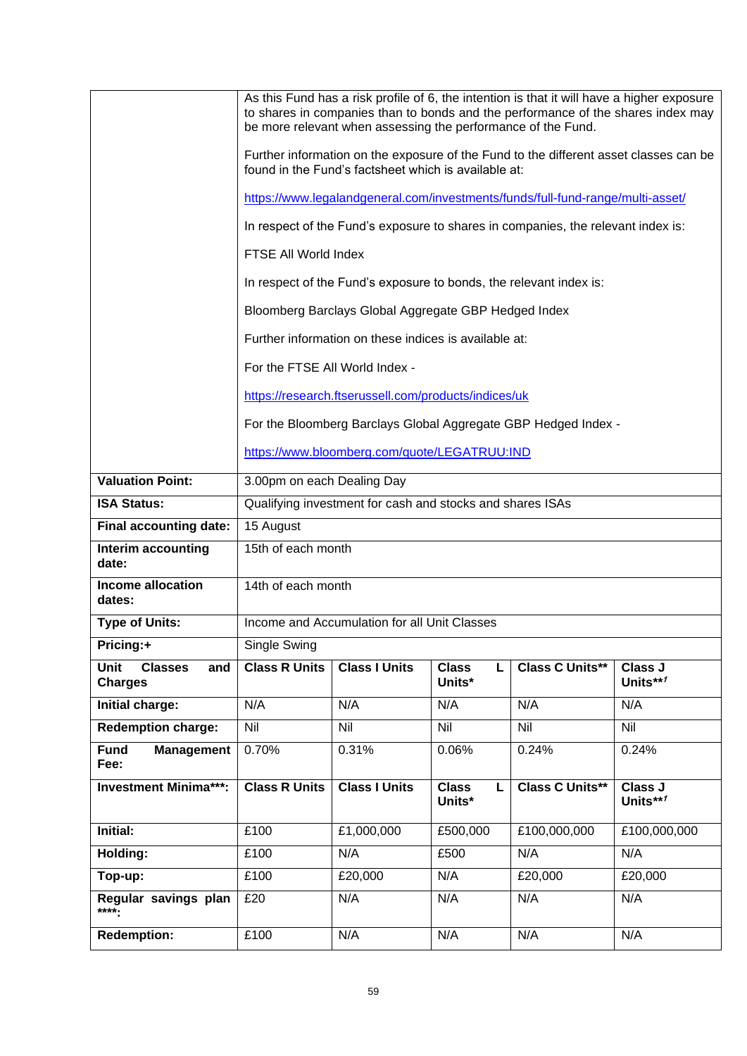| | | | | | |
|---|---|---|---|---|---|
| | As this Fund has a risk profile of 6, the intention is that it will have a higher exposure to shares in companies than to bonds and the performance of the shares index may be more relevant when assessing the performance of the Fund.<br><br>Further information on the exposure of the Fund to the different asset classes can be found in the Fund's factsheet which is available at:<br><br>https://www.legalandgeneral.com/investments/funds/full-fund-range/multi-asset/<br><br>In respect of the Fund's exposure to shares in companies, the relevant index is:<br><br>FTSE All World Index<br><br>In respect of the Fund's exposure to bonds, the relevant index is:<br><br>Bloomberg Barclays Global Aggregate GBP Hedged Index<br><br>Further information on these indices is available at:<br><br>For the FTSE All World Index -<br><br>https://research.ftserussell.com/products/indices/uk<br><br>For the Bloomberg Barclays Global Aggregate GBP Hedged Index -<br><br>https://www.bloomberg.com/quote/LEGATRUU:IND | | | | |
| **Valuation Point:** | 3.00pm on each Dealing Day | | | | |
| **ISA Status:** | Qualifying investment for cash and stocks and shares ISAs | | | | |
| **Final accounting date:** | 15 August | | | | |
| **Interim accounting date:** | 15th of each month | | | | |
| **Income allocation dates:** | 14th of each month | | | | |
| **Type of Units:** | Income and Accumulation for all Unit Classes | | | | |
| **Pricing:+** | Single Swing | | | | |
| **Unit Classes and Charges** | **Class R Units** | **Class I Units** | **Class L Units*** | **Class C Units**** | **Class J Units**[1]** |
| **Initial charge:** | N/A | N/A | N/A | N/A | N/A |
| **Redemption charge:** | Nil | Nil | Nil | Nil | Nil |
| **Fund Management Fee:** | 0.70% | 0.31% | 0.06% | 0.24% | 0.24% |
| **Investment Minima***:** | **Class R Units** | **Class I Units** | **Class L Units*** | **Class C Units**** | **Class J Units**[1]** |
| **Initial:** | £100 | £1,000,000 | £500,000 | £100,000,000 | £100,000,000 |
| **Holding:** | £100 | N/A | £500 | N/A | N/A |
| **Top-up:** | £100 | £20,000 | N/A | £20,000 | £20,000 |
| **Regular savings plan ****:** | £20 | N/A | N/A | N/A | N/A |
| **Redemption:** | £100 | N/A | N/A | N/A | N/A |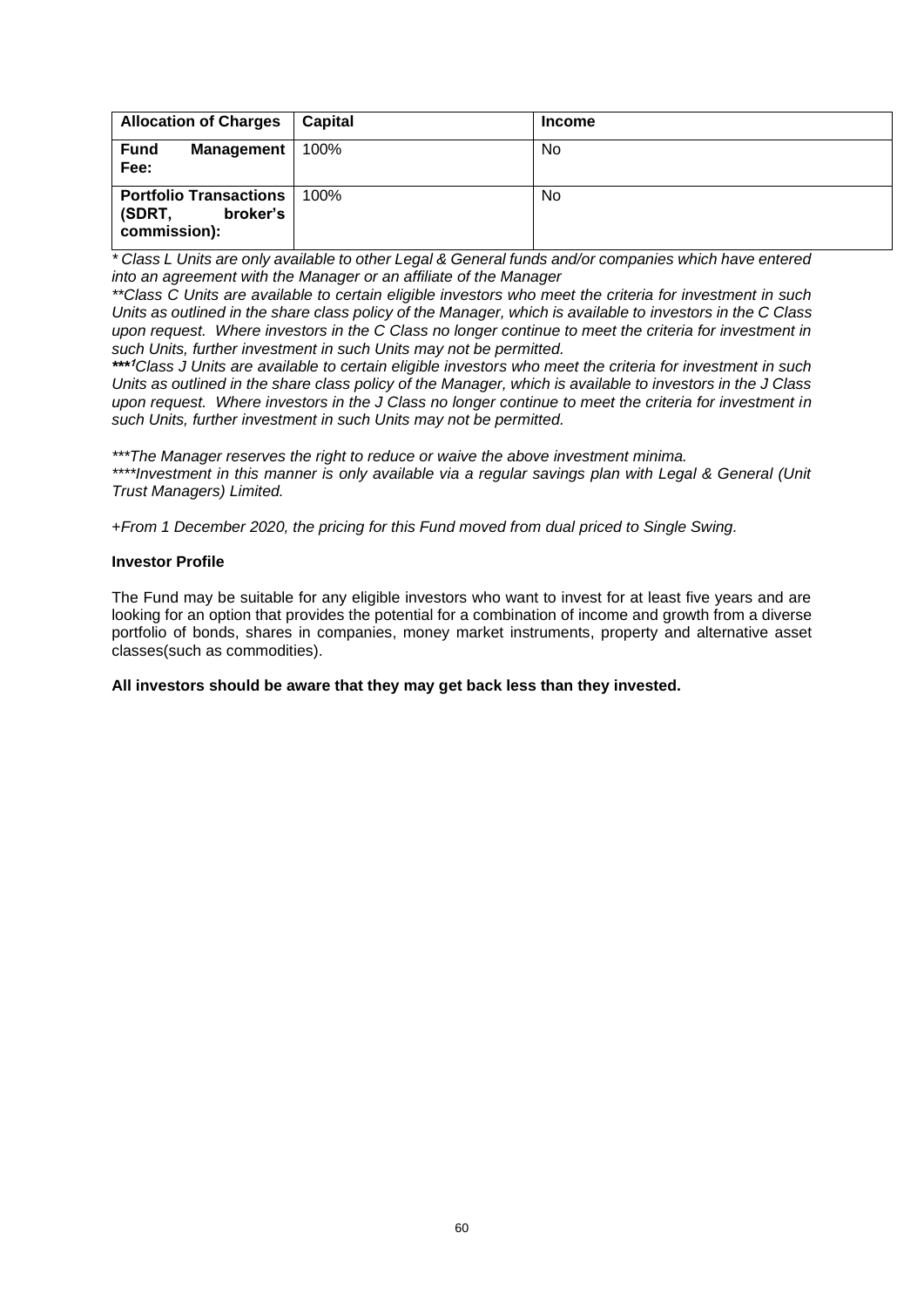| **Allocation of Charges** | **Capital** | **Income** |
|---|---|---|
| **Fund Management Fee:** | 100% | No |
| **Portfolio Transactions (SDRT, broker's commission):** | 100% | No |

*\* Class L Units are only available to other Legal & General funds and/or companies which have entered into an agreement with the Manager or an affiliate of the Manager*

*\*\*Class C Units are available to certain eligible investors who meet the criteria for investment in such Units as outlined in the share class policy of the Manager, which is available to investors in the C Class upon request. Where investors in the C Class no longer continue to meet the criteria for investment in such Units, further investment in such Units may not be permitted.*

*\*\*\*[1]Class J Units are available to certain eligible investors who meet the criteria for investment in such Units as outlined in the share class policy of the Manager, which is available to investors in the J Class upon request. Where investors in the J Class no longer continue to meet the criteria for investment in such Units, further investment in such Units may not be permitted.*

*\*\*\*The Manager reserves the right to reduce or waive the above investment minima.*

*\*\*\*\*Investment in this manner is only available via a regular savings plan with Legal & General (Unit Trust Managers) Limited.*

*+From 1 December 2020, the pricing for this Fund moved from dual priced to Single Swing.*

**Investor Profile**

The Fund may be suitable for any eligible investors who want to invest for at least five years and are looking for an option that provides the potential for a combination of income and growth from a diverse portfolio of bonds, shares in companies, money market instruments, property and alternative asset classes(such as commodities).

**All investors should be aware that they may get back less than they invested.**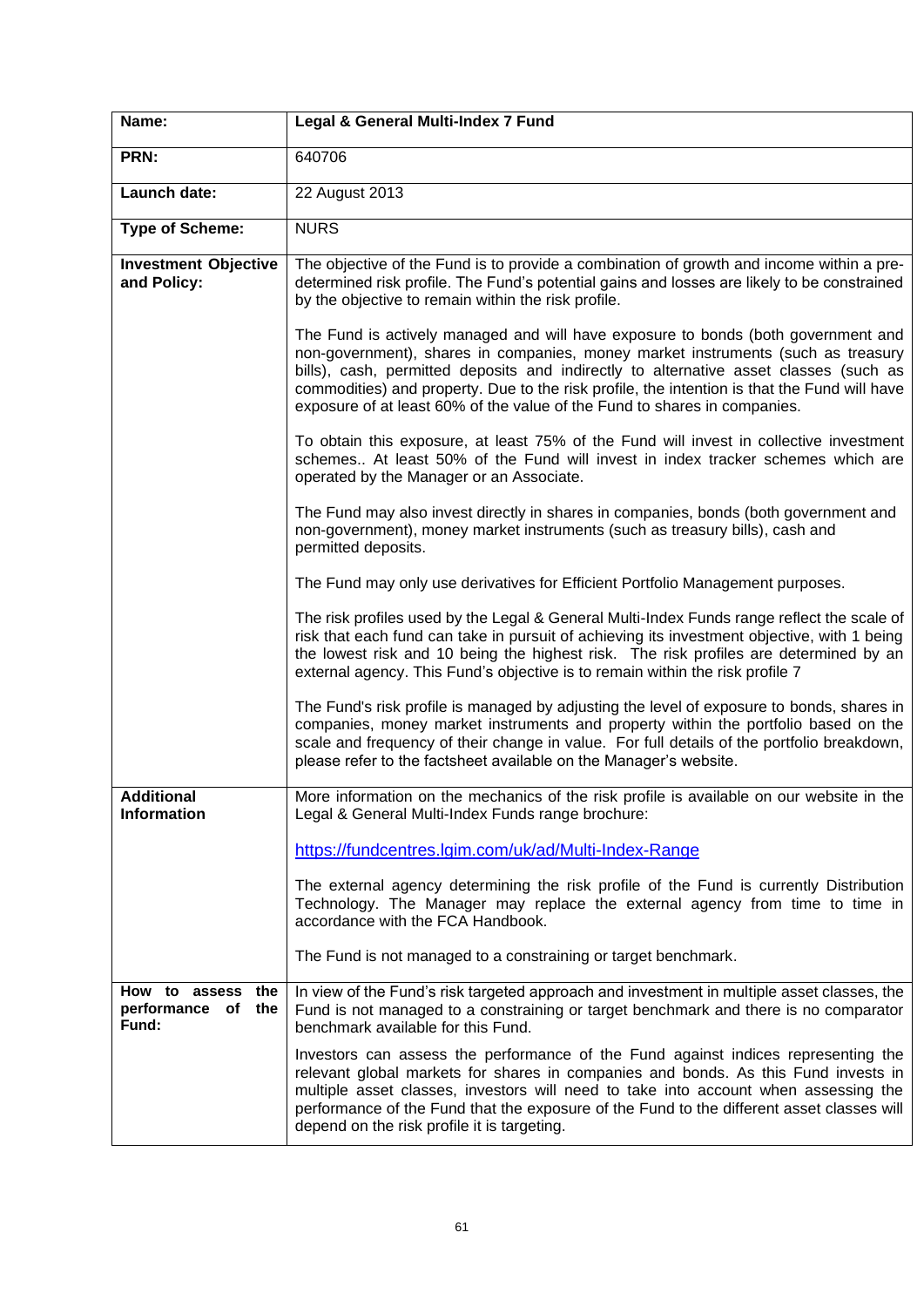| Name: | **Legal & General Multi-Index 7 Fund** |
|---|---|
| **PRN:** | 640706 |
| **Launch date:** | 22 August 2013 |
| **Type of Scheme:** | NURS |
| **Investment Objective and Policy:** | The objective of the Fund is to provide a combination of growth and income within a pre-determined risk profile. The Fund's potential gains and losses are likely to be constrained by the objective to remain within the risk profile.<br><br>The Fund is actively managed and will have exposure to bonds (both government and non-government), shares in companies, money market instruments (such as treasury bills), cash, permitted deposits and indirectly to alternative asset classes (such as commodities) and property. Due to the risk profile, the intention is that the Fund will have exposure of at least 60% of the value of the Fund to shares in companies.<br><br>To obtain this exposure, at least 75% of the Fund will invest in collective investment schemes.. At least 50% of the Fund will invest in index tracker schemes which are operated by the Manager or an Associate.<br><br>The Fund may also invest directly in shares in companies, bonds (both government and non-government), money market instruments (such as treasury bills), cash and permitted deposits.<br><br>The Fund may only use derivatives for Efficient Portfolio Management purposes.<br><br>The risk profiles used by the Legal & General Multi-Index Funds range reflect the scale of risk that each fund can take in pursuit of achieving its investment objective, with 1 being the lowest risk and 10 being the highest risk. The risk profiles are determined by an external agency. This Fund's objective is to remain within the risk profile 7<br><br>The Fund's risk profile is managed by adjusting the level of exposure to bonds, shares in companies, money market instruments and property within the portfolio based on the scale and frequency of their change in value. For full details of the portfolio breakdown, please refer to the factsheet available on the Manager's website. |
| **Additional Information** | More information on the mechanics of the risk profile is available on our website in the Legal & General Multi-Index Funds range brochure:<br><br>https://fundcentres.lgim.com/uk/ad/Multi-Index-Range<br><br>The external agency determining the risk profile of the Fund is currently Distribution Technology. The Manager may replace the external agency from time to time in accordance with the FCA Handbook.<br><br>The Fund is not managed to a constraining or target benchmark. |
| **How to assess the performance of the Fund:** | In view of the Fund's risk targeted approach and investment in multiple asset classes, the Fund is not managed to a constraining or target benchmark and there is no comparator benchmark available for this Fund.<br><br>Investors can assess the performance of the Fund against indices representing the relevant global markets for shares in companies and bonds. As this Fund invests in multiple asset classes, investors will need to take into account when assessing the performance of the Fund that the exposure of the Fund to the different asset classes will depend on the risk profile it is targeting. |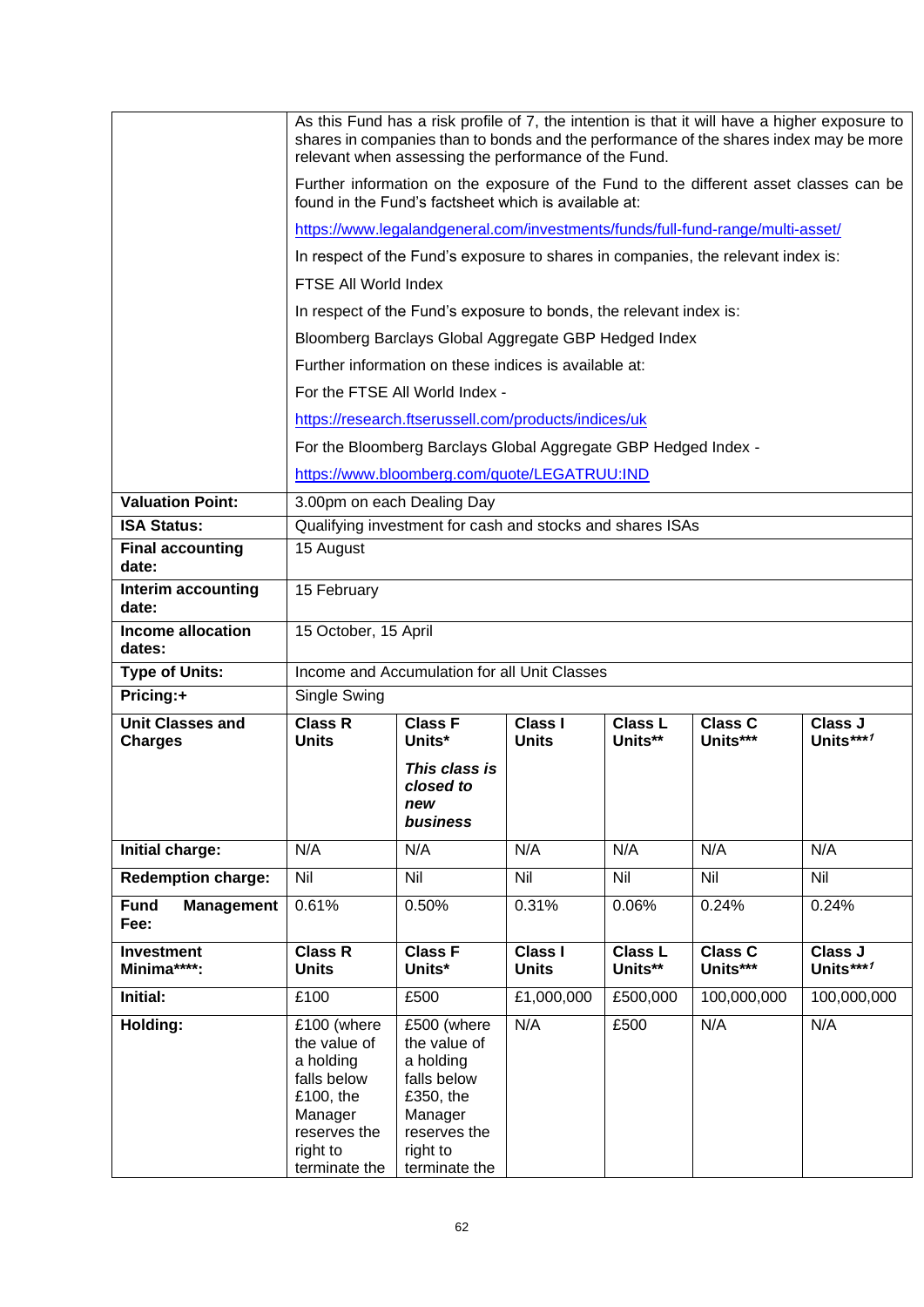| | |
|---|---|
| | As this Fund has a risk profile of 7, the intention is that it will have a higher exposure to shares in companies than to bonds and the performance of the shares index may be more relevant when assessing the performance of the Fund.<br><br>Further information on the exposure of the Fund to the different asset classes can be found in the Fund's factsheet which is available at:<br><br>https://www.legalandgeneral.com/investments/funds/full-fund-range/multi-asset/<br><br>In respect of the Fund's exposure to shares in companies, the relevant index is:<br><br>FTSE All World Index<br><br>In respect of the Fund's exposure to bonds, the relevant index is:<br><br>Bloomberg Barclays Global Aggregate GBP Hedged Index<br><br>Further information on these indices is available at:<br><br>For the FTSE All World Index -<br><br>https://research.ftserussell.com/products/indices/uk<br><br>For the Bloomberg Barclays Global Aggregate GBP Hedged Index -<br><br>https://www.bloomberg.com/quote/LEGATRUU:IND |
| **Valuation Point:** | 3.00pm on each Dealing Day |
| **ISA Status:** | Qualifying investment for cash and stocks and shares ISAs |
| **Final accounting date:** | 15 August |
| **Interim accounting date:** | 15 February |
| **Income allocation dates:** | 15 October, 15 April |
| **Type of Units:** | Income and Accumulation for all Unit Classes |
| **Pricing:+** | Single Swing |

| **Unit Classes and Charges** | **Class R Units** | **Class F Units***<br><br>***This class is closed to new business*** | **Class I Units** | **Class L Units**** | **Class C Units***** | **Class J Units***[1]** |
|---|---|---|---|---|---|---|
| **Initial charge:** | N/A | N/A | N/A | N/A | N/A | N/A |
| **Redemption charge:** | Nil | Nil | Nil | Nil | Nil | Nil |
| **Fund Management Fee:** | 0.61% | 0.50% | 0.31% | 0.06% | 0.24% | 0.24% |
| **Investment Minima****:** | **Class R Units** | **Class F Units*** | **Class I Units** | **Class L Units**** | **Class C Units***** | **Class J Units***[1]** |
| **Initial:** | £100 | £500 | £1,000,000 | £500,000 | 100,000,000 | 100,000,000 |
| **Holding:** | £100 (where the value of a holding falls below £100, the Manager reserves the right to terminate the | £500 (where the value of a holding falls below £350, the Manager reserves the right to terminate the | N/A | £500 | N/A | N/A |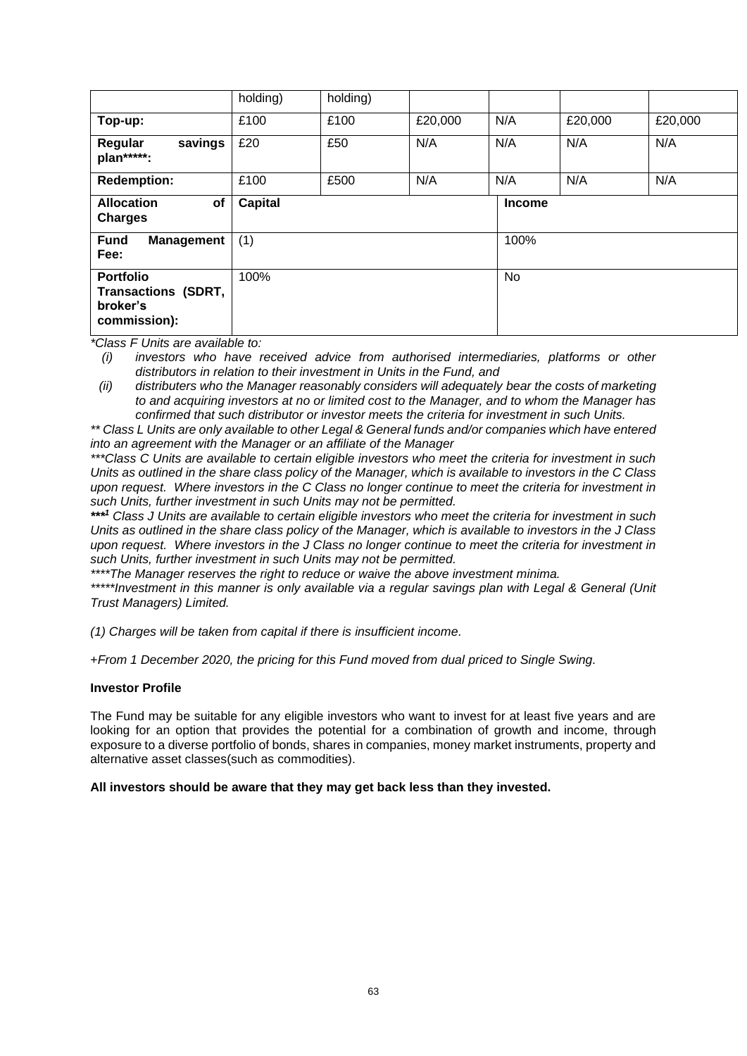|  | holding) | holding) |  |  |  |  |
|---|---|---|---|---|---|---|
| **Top-up:** | £100 | £100 | £20,000 | N/A | £20,000 | £20,000 |
| **Regular savings plan*****:** | £20 | £50 | N/A | N/A | N/A | N/A |
| **Redemption:** | £100 | £500 | N/A | N/A | N/A | N/A |
| **Allocation of Charges** | **Capital** |  |  | **Income** |  |  |
| **Fund Management Fee:** | (1) |  |  | 100% |  |  |
| **Portfolio Transactions (SDRT, broker's commission):** | 100% |  |  | No |  |  |

*\*Class F Units are available to:*

*(i) investors who have received advice from authorised intermediaries, platforms or other distributors in relation to their investment in Units in the Fund, and*

*(ii) distributers who the Manager reasonably considers will adequately bear the costs of marketing to and acquiring investors at no or limited cost to the Manager, and to whom the Manager has confirmed that such distributor or investor meets the criteria for investment in such Units.*

*\*\* Class L Units are only available to other Legal & General funds and/or companies which have entered into an agreement with the Manager or an affiliate of the Manager*

*\*\*\*Class C Units are available to certain eligible investors who meet the criteria for investment in such Units as outlined in the share class policy of the Manager, which is available to investors in the C Class upon request. Where investors in the C Class no longer continue to meet the criteria for investment in such Units, further investment in such Units may not be permitted.*

*\*\*\*[1] Class J Units are available to certain eligible investors who meet the criteria for investment in such Units as outlined in the share class policy of the Manager, which is available to investors in the J Class upon request. Where investors in the J Class no longer continue to meet the criteria for investment in such Units, further investment in such Units may not be permitted.*

*\*\*\*\*The Manager reserves the right to reduce or waive the above investment minima.*

*\*\*\*\*\*Investment in this manner is only available via a regular savings plan with Legal & General (Unit Trust Managers) Limited.*

*(1) Charges will be taken from capital if there is insufficient income.*

*+From 1 December 2020, the pricing for this Fund moved from dual priced to Single Swing.*

**Investor Profile**

The Fund may be suitable for any eligible investors who want to invest for at least five years and are looking for an option that provides the potential for a combination of growth and income, through exposure to a diverse portfolio of bonds, shares in companies, money market instruments, property and alternative asset classes(such as commodities).

**All investors should be aware that they may get back less than they invested.**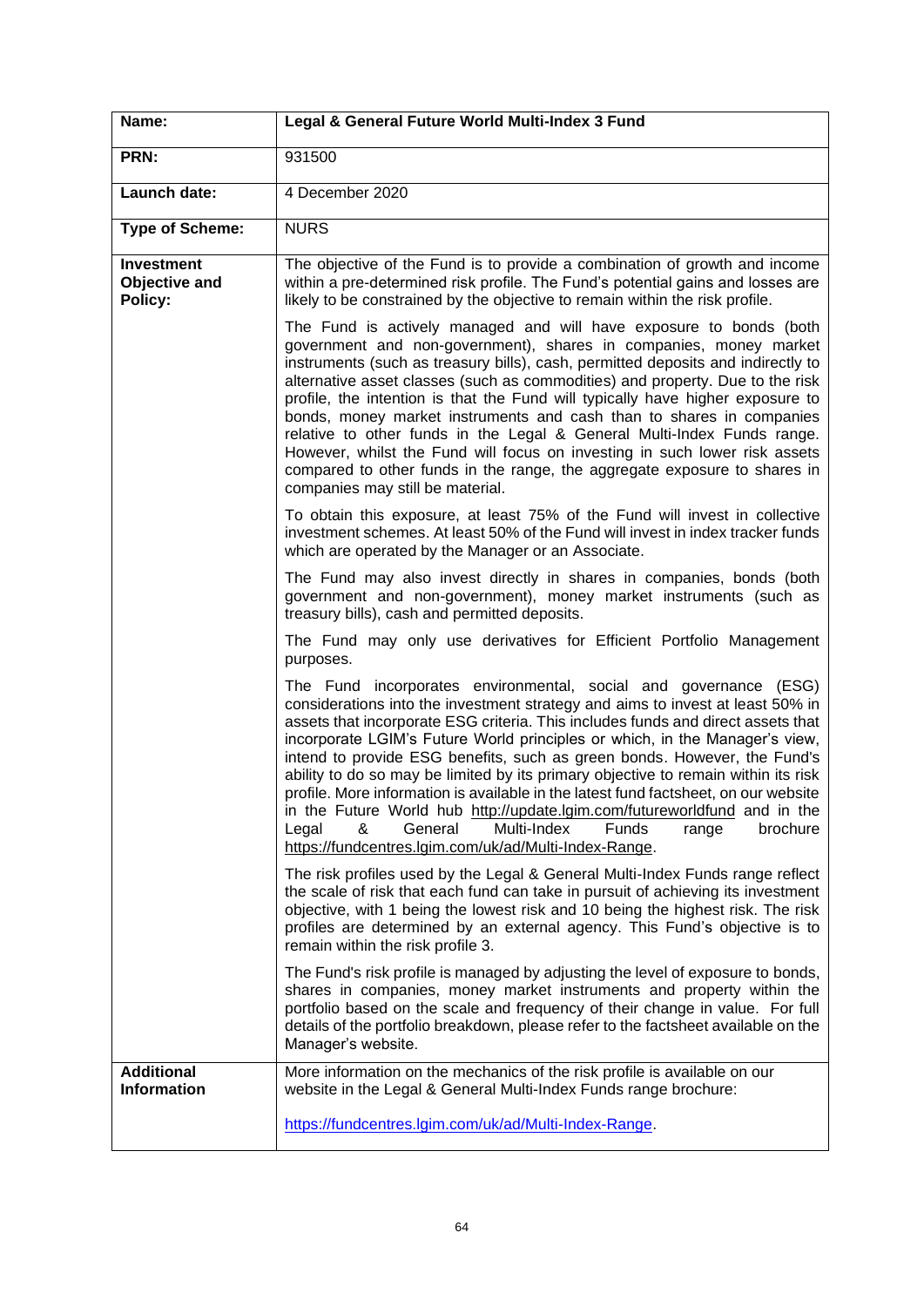| Name: | **Legal & General Future World Multi-Index 3 Fund** |
| --- | --- |
| **PRN:** | 931500 |
| **Launch date:** | 4 December 2020 |
| **Type of Scheme:** | NURS |
| **Investment Objective and Policy:** | The objective of the Fund is to provide a combination of growth and income within a pre-determined risk profile. The Fund's potential gains and losses are likely to be constrained by the objective to remain within the risk profile.<br><br>The Fund is actively managed and will have exposure to bonds (both government and non-government), shares in companies, money market instruments (such as treasury bills), cash, permitted deposits and indirectly to alternative asset classes (such as commodities) and property. Due to the risk profile, the intention is that the Fund will typically have higher exposure to bonds, money market instruments and cash than to shares in companies relative to other funds in the Legal & General Multi-Index Funds range. However, whilst the Fund will focus on investing in such lower risk assets compared to other funds in the range, the aggregate exposure to shares in companies may still be material.<br><br>To obtain this exposure, at least 75% of the Fund will invest in collective investment schemes. At least 50% of the Fund will invest in index tracker funds which are operated by the Manager or an Associate.<br><br>The Fund may also invest directly in shares in companies, bonds (both government and non-government), money market instruments (such as treasury bills), cash and permitted deposits.<br><br>The Fund may only use derivatives for Efficient Portfolio Management purposes.<br><br>The Fund incorporates environmental, social and governance (ESG) considerations into the investment strategy and aims to invest at least 50% in assets that incorporate ESG criteria. This includes funds and direct assets that incorporate LGIM's Future World principles or which, in the Manager's view, intend to provide ESG benefits, such as green bonds. However, the Fund's ability to do so may be limited by its primary objective to remain within its risk profile. More information is available in the latest fund factsheet, on our website in the Future World hub http://update.lgim.com/futureworldfund and in the Legal & General Multi-Index Funds range brochure https://fundcentres.lgim.com/uk/ad/Multi-Index-Range.<br><br>The risk profiles used by the Legal & General Multi-Index Funds range reflect the scale of risk that each fund can take in pursuit of achieving its investment objective, with 1 being the lowest risk and 10 being the highest risk. The risk profiles are determined by an external agency. This Fund's objective is to remain within the risk profile 3.<br><br>The Fund's risk profile is managed by adjusting the level of exposure to bonds, shares in companies, money market instruments and property within the portfolio based on the scale and frequency of their change in value. For full details of the portfolio breakdown, please refer to the factsheet available on the Manager's website. |
| **Additional Information** | More information on the mechanics of the risk profile is available on our website in the Legal & General Multi-Index Funds range brochure:<br><br>https://fundcentres.lgim.com/uk/ad/Multi-Index-Range. |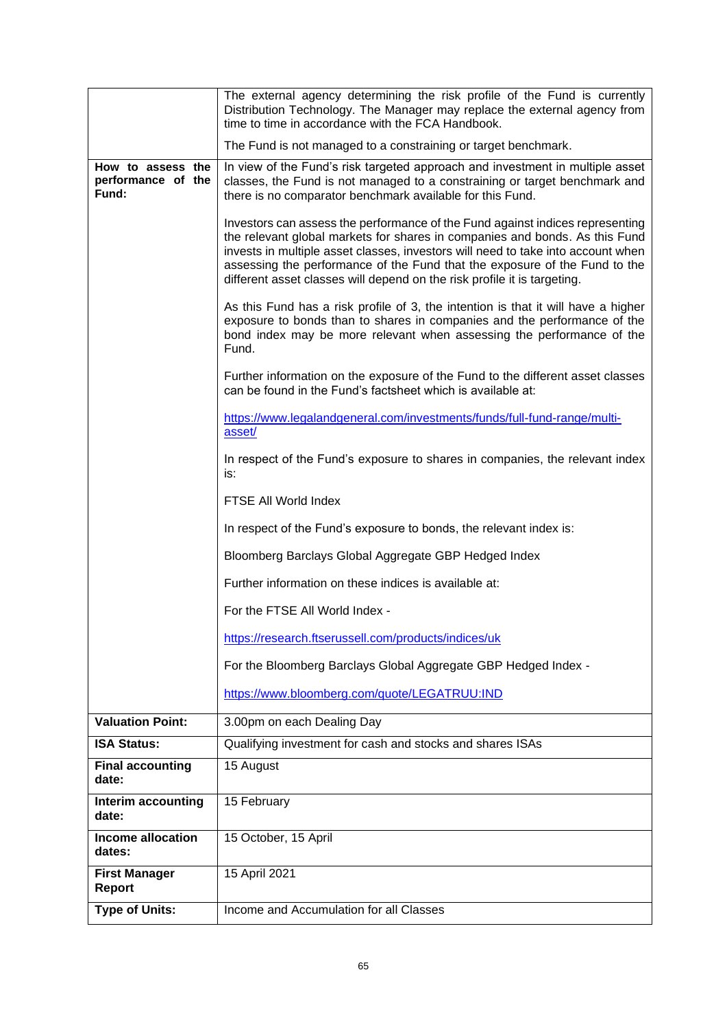|  |  |
|---|---|
|  | The external agency determining the risk profile of the Fund is currently Distribution Technology. The Manager may replace the external agency from time to time in accordance with the FCA Handbook.<br><br>The Fund is not managed to a constraining or target benchmark. |
| **How to assess the performance of the Fund:** | In view of the Fund's risk targeted approach and investment in multiple asset classes, the Fund is not managed to a constraining or target benchmark and there is no comparator benchmark available for this Fund.<br><br>Investors can assess the performance of the Fund against indices representing the relevant global markets for shares in companies and bonds. As this Fund invests in multiple asset classes, investors will need to take into account when assessing the performance of the Fund that the exposure of the Fund to the different asset classes will depend on the risk profile it is targeting.<br><br>As this Fund has a risk profile of 3, the intention is that it will have a higher exposure to bonds than to shares in companies and the performance of the bond index may be more relevant when assessing the performance of the Fund.<br><br>Further information on the exposure of the Fund to the different asset classes can be found in the Fund's factsheet which is available at:<br><br>https://www.legalandgeneral.com/investments/funds/full-fund-range/multi-asset/<br><br>In respect of the Fund's exposure to shares in companies, the relevant index is:<br><br>FTSE All World Index<br><br>In respect of the Fund's exposure to bonds, the relevant index is:<br><br>Bloomberg Barclays Global Aggregate GBP Hedged Index<br><br>Further information on these indices is available at:<br><br>For the FTSE All World Index -<br><br>https://research.ftserussell.com/products/indices/uk<br><br>For the Bloomberg Barclays Global Aggregate GBP Hedged Index -<br><br>https://www.bloomberg.com/quote/LEGATRUU:IND |
| **Valuation Point:** | 3.00pm on each Dealing Day |
| **ISA Status:** | Qualifying investment for cash and stocks and shares ISAs |
| **Final accounting date:** | 15 August |
| **Interim accounting date:** | 15 February |
| **Income allocation dates:** | 15 October, 15 April |
| **First Manager Report** | 15 April 2021 |
| **Type of Units:** | Income and Accumulation for all Classes |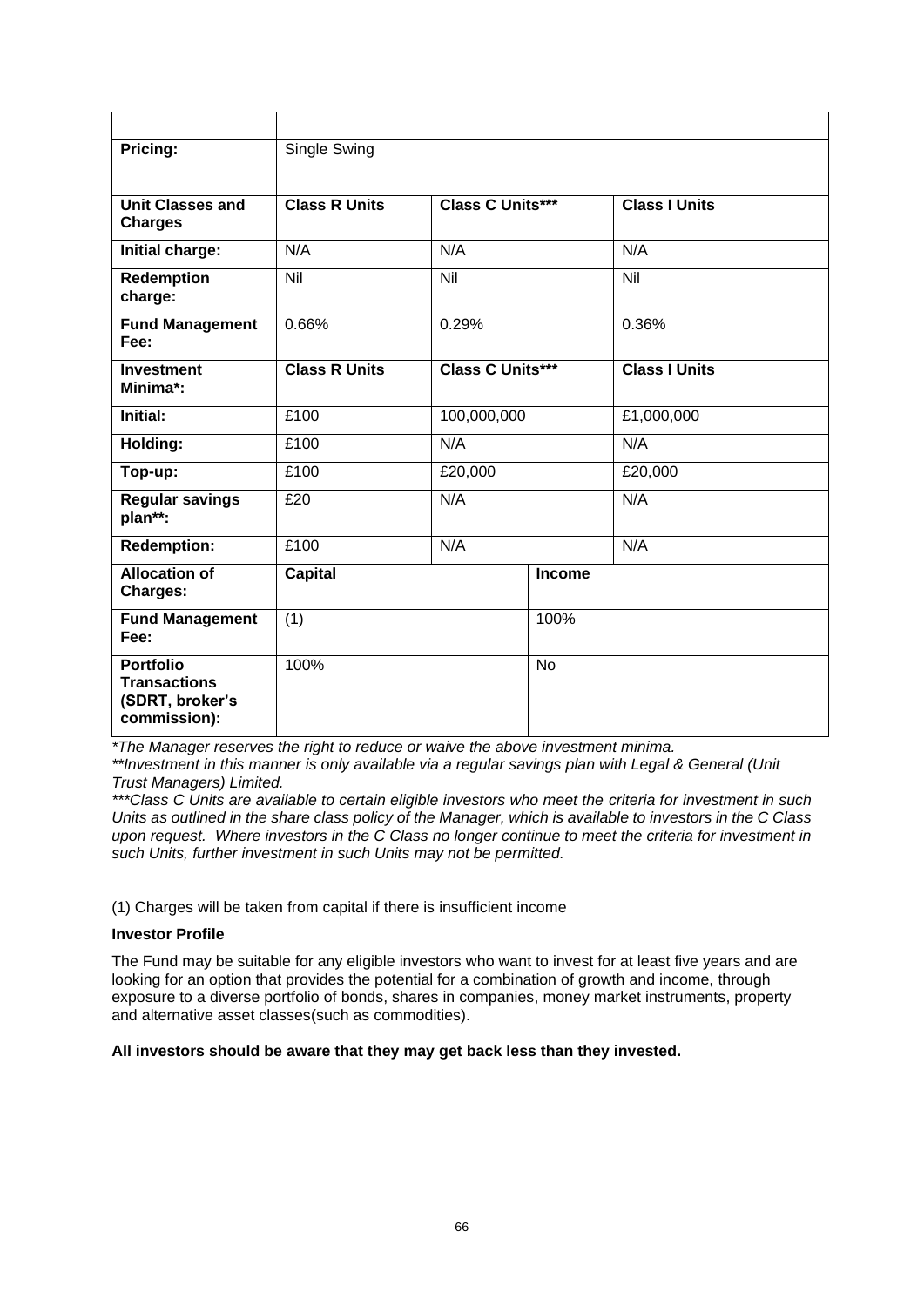| | | | | |
|---|---|---|---|---|
| **Pricing:** | Single Swing | | | |
| **Unit Classes and Charges** | **Class R Units** | **Class C Units***** | | **Class I Units** |
| **Initial charge:** | N/A | N/A | | N/A |
| **Redemption charge:** | Nil | Nil | | Nil |
| **Fund Management Fee:** | 0.66% | 0.29% | | 0.36% |
| **Investment Minima*:** | **Class R Units** | **Class C Units***** | | **Class I Units** |
| **Initial:** | £100 | 100,000,000 | | £1,000,000 |
| **Holding:** | £100 | N/A | | N/A |
| **Top-up:** | £100 | £20,000 | | £20,000 |
| **Regular savings plan**:** | £20 | N/A | | N/A |
| **Redemption:** | £100 | N/A | | N/A |
| **Allocation of Charges:** | **Capital** | | **Income** | |
| **Fund Management Fee:** | (1) | | 100% | |
| **Portfolio Transactions (SDRT, broker's commission):** | 100% | | No | |

*\*The Manager reserves the right to reduce or waive the above investment minima.*

*\*\*Investment in this manner is only available via a regular savings plan with Legal & General (Unit Trust Managers) Limited.*

*\*\*\*Class C Units are available to certain eligible investors who meet the criteria for investment in such Units as outlined in the share class policy of the Manager, which is available to investors in the C Class upon request. Where investors in the C Class no longer continue to meet the criteria for investment in such Units, further investment in such Units may not be permitted.*

(1) Charges will be taken from capital if there is insufficient income

**Investor Profile**

The Fund may be suitable for any eligible investors who want to invest for at least five years and are looking for an option that provides the potential for a combination of growth and income, through exposure to a diverse portfolio of bonds, shares in companies, money market instruments, property and alternative asset classes(such as commodities).

**All investors should be aware that they may get back less than they invested.**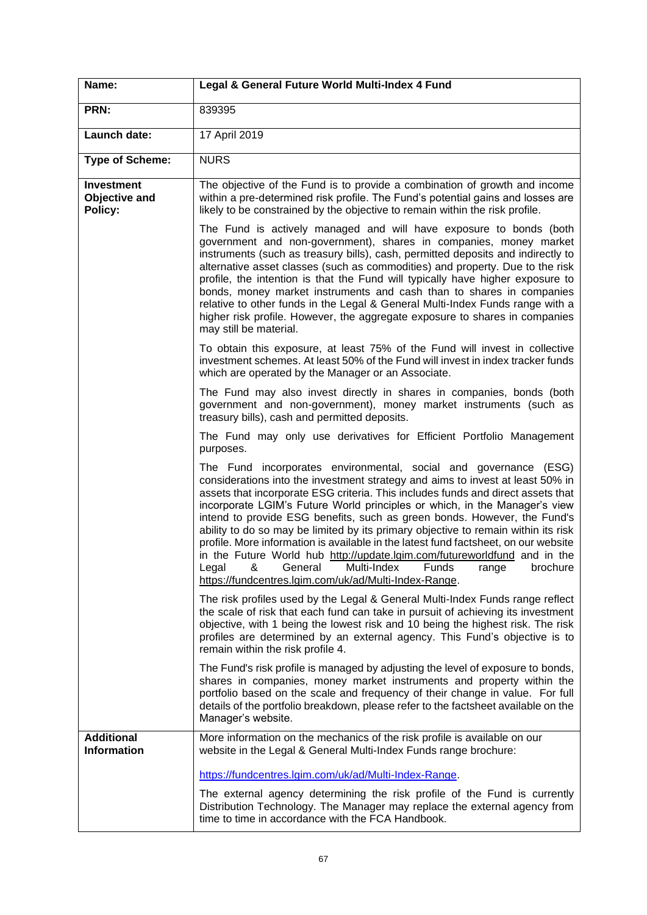| Name: | Legal & General Future World Multi-Index 4 Fund |
|---|---|
| PRN: | 839395 |
| Launch date: | 17 April 2019 |
| Type of Scheme: | NURS |
| Investment Objective and Policy: | The objective of the Fund is to provide a combination of growth and income within a pre-determined risk profile. The Fund's potential gains and losses are likely to be constrained by the objective to remain within the risk profile.<br><br>The Fund is actively managed and will have exposure to bonds (both government and non-government), shares in companies, money market instruments (such as treasury bills), cash, permitted deposits and indirectly to alternative asset classes (such as commodities) and property. Due to the risk profile, the intention is that the Fund will typically have higher exposure to bonds, money market instruments and cash than to shares in companies relative to other funds in the Legal & General Multi-Index Funds range with a higher risk profile. However, the aggregate exposure to shares in companies may still be material.<br><br>To obtain this exposure, at least 75% of the Fund will invest in collective investment schemes. At least 50% of the Fund will invest in index tracker funds which are operated by the Manager or an Associate.<br><br>The Fund may also invest directly in shares in companies, bonds (both government and non-government), money market instruments (such as treasury bills), cash and permitted deposits.<br><br>The Fund may only use derivatives for Efficient Portfolio Management purposes.<br><br>The Fund incorporates environmental, social and governance (ESG) considerations into the investment strategy and aims to invest at least 50% in assets that incorporate ESG criteria. This includes funds and direct assets that incorporate LGIM's Future World principles or which, in the Manager's view intend to provide ESG benefits, such as green bonds. However, the Fund's ability to do so may be limited by its primary objective to remain within its risk profile. More information is available in the latest fund factsheet, on our website in the Future World hub http://update.lgim.com/futureworldfund and in the Legal & General Multi-Index Funds range brochure https://fundcentres.lgim.com/uk/ad/Multi-Index-Range.<br><br>The risk profiles used by the Legal & General Multi-Index Funds range reflect the scale of risk that each fund can take in pursuit of achieving its investment objective, with 1 being the lowest risk and 10 being the highest risk. The risk profiles are determined by an external agency. This Fund's objective is to remain within the risk profile 4.<br><br>The Fund's risk profile is managed by adjusting the level of exposure to bonds, shares in companies, money market instruments and property within the portfolio based on the scale and frequency of their change in value. For full details of the portfolio breakdown, please refer to the factsheet available on the Manager's website. |
| Additional Information | More information on the mechanics of the risk profile is available on our website in the Legal & General Multi-Index Funds range brochure:<br><br>https://fundcentres.lgim.com/uk/ad/Multi-Index-Range.<br><br>The external agency determining the risk profile of the Fund is currently Distribution Technology. The Manager may replace the external agency from time to time in accordance with the FCA Handbook. |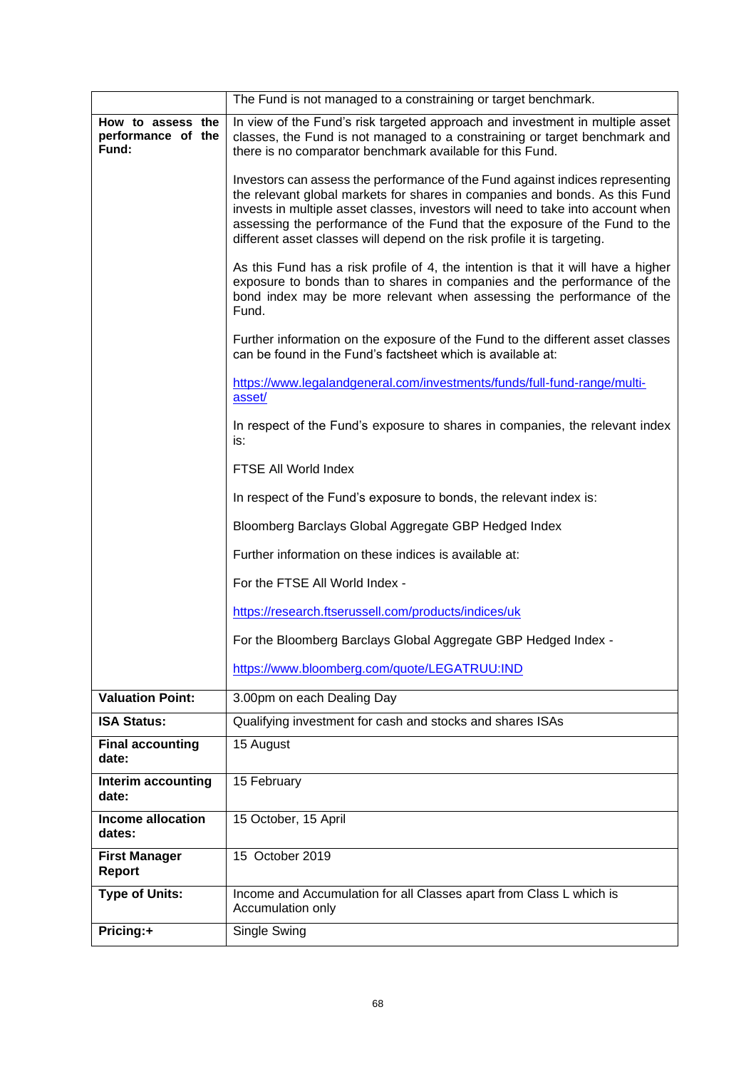| | |
|---|---|
| | The Fund is not managed to a constraining or target benchmark. |
| **How to assess the performance of the Fund:** | In view of the Fund's risk targeted approach and investment in multiple asset classes, the Fund is not managed to a constraining or target benchmark and there is no comparator benchmark available for this Fund.<br><br>Investors can assess the performance of the Fund against indices representing the relevant global markets for shares in companies and bonds. As this Fund invests in multiple asset classes, investors will need to take into account when assessing the performance of the Fund that the exposure of the Fund to the different asset classes will depend on the risk profile it is targeting.<br><br>As this Fund has a risk profile of 4, the intention is that it will have a higher exposure to bonds than to shares in companies and the performance of the bond index may be more relevant when assessing the performance of the Fund.<br><br>Further information on the exposure of the Fund to the different asset classes can be found in the Fund's factsheet which is available at:<br><br>https://www.legalandgeneral.com/investments/funds/full-fund-range/multi-asset/<br><br>In respect of the Fund's exposure to shares in companies, the relevant index is:<br><br>FTSE All World Index<br><br>In respect of the Fund's exposure to bonds, the relevant index is:<br><br>Bloomberg Barclays Global Aggregate GBP Hedged Index<br><br>Further information on these indices is available at:<br><br>For the FTSE All World Index -<br><br>https://research.ftserussell.com/products/indices/uk<br><br>For the Bloomberg Barclays Global Aggregate GBP Hedged Index -<br><br>https://www.bloomberg.com/quote/LEGATRUU:IND |
| **Valuation Point:** | 3.00pm on each Dealing Day |
| **ISA Status:** | Qualifying investment for cash and stocks and shares ISAs |
| **Final accounting date:** | 15 August |
| **Interim accounting date:** | 15 February |
| **Income allocation dates:** | 15 October, 15 April |
| **First Manager Report** | 15 October 2019 |
| **Type of Units:** | Income and Accumulation for all Classes apart from Class L which is Accumulation only |
| **Pricing:+** | Single Swing |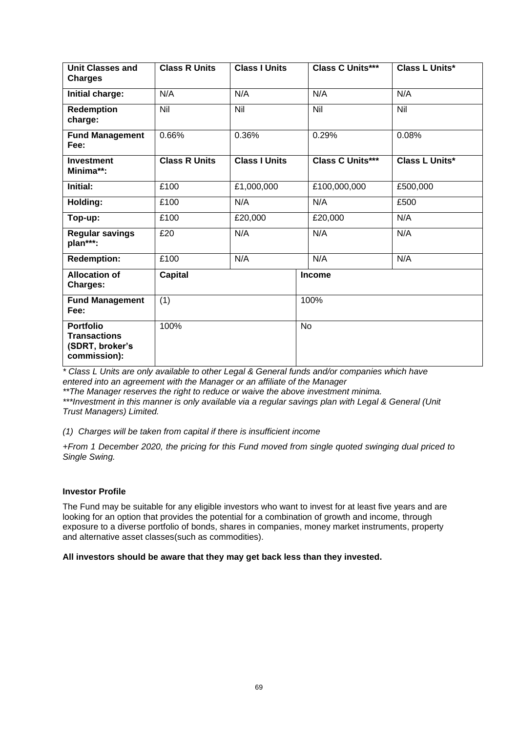| Unit Classes and Charges | Class R Units | Class I Units | Class C Units*** | Class L Units* |
|---|---|---|---|---|
| Initial charge: | N/A | N/A | N/A | N/A |
| Redemption charge: | Nil | Nil | Nil | Nil |
| Fund Management Fee: | 0.66% | 0.36% | 0.29% | 0.08% |
| **Investment Minima**:** | **Class R Units** | **Class I Units** | **Class C Units*** ** | **Class L Units*** |
| Initial: | £100 | £1,000,000 | £100,000,000 | £500,000 |
| Holding: | £100 | N/A | N/A | £500 |
| Top-up: | £100 | £20,000 | £20,000 | N/A |
| Regular savings plan***: | £20 | N/A | N/A | N/A |
| Redemption: | £100 | N/A | N/A | N/A |
| **Allocation of Charges:** | **Capital** | | **Income** | |
| Fund Management Fee: | (1) | | 100% | |
| Portfolio Transactions (SDRT, broker's commission): | 100% | | No | |

*\* Class L Units are only available to other Legal & General funds and/or companies which have entered into an agreement with the Manager or an affiliate of the Manager*

*\*\*The Manager reserves the right to reduce or waive the above investment minima.*

*\*\*\*Investment in this manner is only available via a regular savings plan with Legal & General (Unit Trust Managers) Limited.*

*(1) Charges will be taken from capital if there is insufficient income*

*+From 1 December 2020, the pricing for this Fund moved from single quoted swinging dual priced to Single Swing.*

**Investor Profile**

The Fund may be suitable for any eligible investors who want to invest for at least five years and are looking for an option that provides the potential for a combination of growth and income, through exposure to a diverse portfolio of bonds, shares in companies, money market instruments, property and alternative asset classes(such as commodities).

**All investors should be aware that they may get back less than they invested.**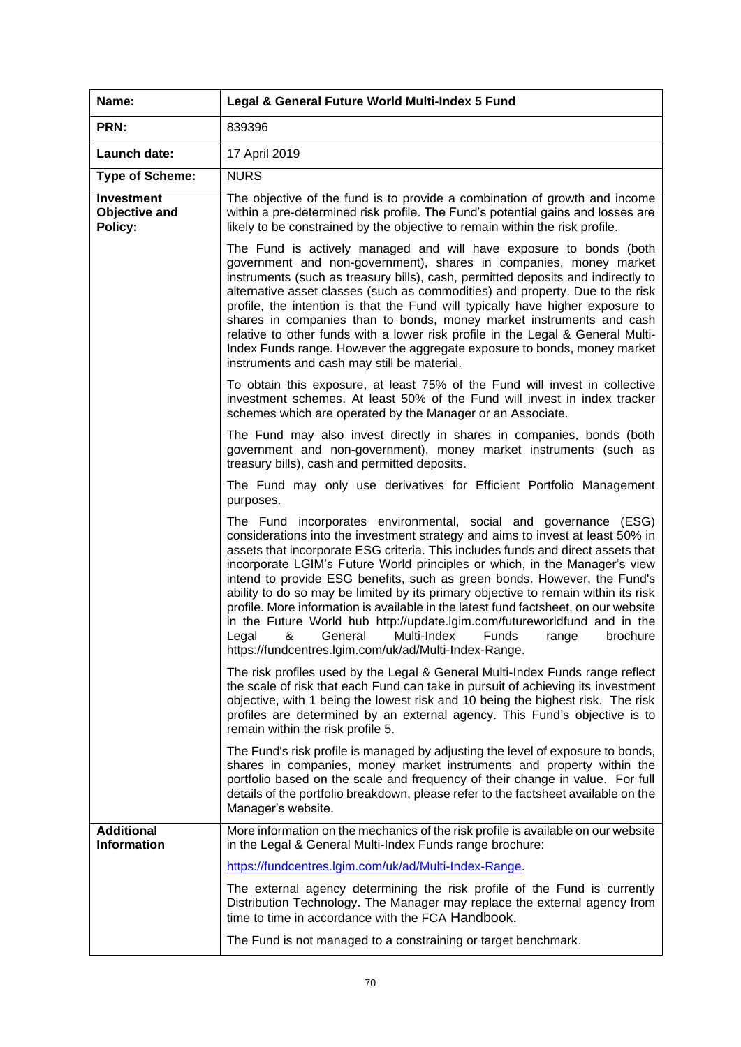| Name: | Legal & General Future World Multi-Index 5 Fund |
|---|---|
| PRN: | 839396 |
| Launch date: | 17 April 2019 |
| Type of Scheme: | NURS |
| Investment Objective and Policy: | The objective of the fund is to provide a combination of growth and income within a pre-determined risk profile. The Fund's potential gains and losses are likely to be constrained by the objective to remain within the risk profile.<br><br>The Fund is actively managed and will have exposure to bonds (both government and non-government), shares in companies, money market instruments (such as treasury bills), cash, permitted deposits and indirectly to alternative asset classes (such as commodities) and property. Due to the risk profile, the intention is that the Fund will typically have higher exposure to shares in companies than to bonds, money market instruments and cash relative to other funds with a lower risk profile in the Legal & General Multi-Index Funds range. However the aggregate exposure to bonds, money market instruments and cash may still be material.<br><br>To obtain this exposure, at least 75% of the Fund will invest in collective investment schemes. At least 50% of the Fund will invest in index tracker schemes which are operated by the Manager or an Associate.<br><br>The Fund may also invest directly in shares in companies, bonds (both government and non-government), money market instruments (such as treasury bills), cash and permitted deposits.<br><br>The Fund may only use derivatives for Efficient Portfolio Management purposes.<br><br>The Fund incorporates environmental, social and governance (ESG) considerations into the investment strategy and aims to invest at least 50% in assets that incorporate ESG criteria. This includes funds and direct assets that incorporate LGIM's Future World principles or which, in the Manager's view intend to provide ESG benefits, such as green bonds. However, the Fund's ability to do so may be limited by its primary objective to remain within its risk profile. More information is available in the latest fund factsheet, on our website in the Future World hub http://update.lgim.com/futureworldfund and in the Legal & General Multi-Index Funds range brochure https://fundcentres.lgim.com/uk/ad/Multi-Index-Range.<br><br>The risk profiles used by the Legal & General Multi-Index Funds range reflect the scale of risk that each Fund can take in pursuit of achieving its investment objective, with 1 being the lowest risk and 10 being the highest risk. The risk profiles are determined by an external agency. This Fund's objective is to remain within the risk profile 5.<br><br>The Fund's risk profile is managed by adjusting the level of exposure to bonds, shares in companies, money market instruments and property within the portfolio based on the scale and frequency of their change in value. For full details of the portfolio breakdown, please refer to the factsheet available on the Manager's website. |
| Additional Information | More information on the mechanics of the risk profile is available on our website in the Legal & General Multi-Index Funds range brochure:<br><br>https://fundcentres.lgim.com/uk/ad/Multi-Index-Range.<br><br>The external agency determining the risk profile of the Fund is currently Distribution Technology. The Manager may replace the external agency from time to time in accordance with the FCA Handbook.<br><br>The Fund is not managed to a constraining or target benchmark. |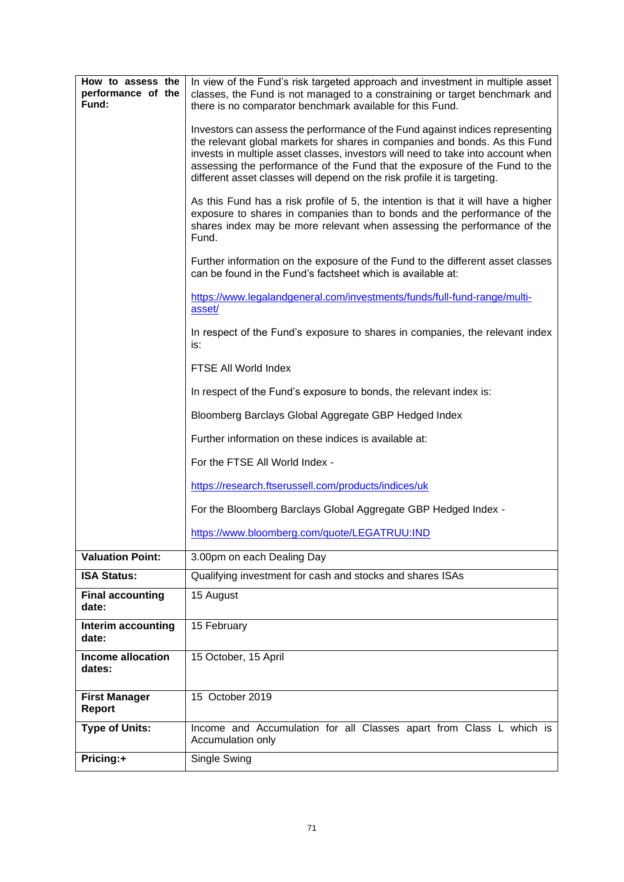| | |
|---|---|
| **How to assess the performance of the Fund:** | In view of the Fund's risk targeted approach and investment in multiple asset classes, the Fund is not managed to a constraining or target benchmark and there is no comparator benchmark available for this Fund.<br><br>Investors can assess the performance of the Fund against indices representing the relevant global markets for shares in companies and bonds. As this Fund invests in multiple asset classes, investors will need to take into account when assessing the performance of the Fund that the exposure of the Fund to the different asset classes will depend on the risk profile it is targeting.<br><br>As this Fund has a risk profile of 5, the intention is that it will have a higher exposure to shares in companies than to bonds and the performance of the shares index may be more relevant when assessing the performance of the Fund.<br><br>Further information on the exposure of the Fund to the different asset classes can be found in the Fund's factsheet which is available at:<br><br>https://www.legalandgeneral.com/investments/funds/full-fund-range/multi-asset/<br><br>In respect of the Fund's exposure to shares in companies, the relevant index is:<br><br>FTSE All World Index<br><br>In respect of the Fund's exposure to bonds, the relevant index is:<br><br>Bloomberg Barclays Global Aggregate GBP Hedged Index<br><br>Further information on these indices is available at:<br><br>For the FTSE All World Index -<br><br>https://research.ftserussell.com/products/indices/uk<br><br>For the Bloomberg Barclays Global Aggregate GBP Hedged Index -<br><br>https://www.bloomberg.com/quote/LEGATRUU:IND |
| **Valuation Point:** | 3.00pm on each Dealing Day |
| **ISA Status:** | Qualifying investment for cash and stocks and shares ISAs |
| **Final accounting date:** | 15 August |
| **Interim accounting date:** | 15 February |
| **Income allocation dates:** | 15 October, 15 April |
| **First Manager Report** | 15 October 2019 |
| **Type of Units:** | Income and Accumulation for all Classes apart from Class L which is Accumulation only |
| **Pricing:+** | Single Swing |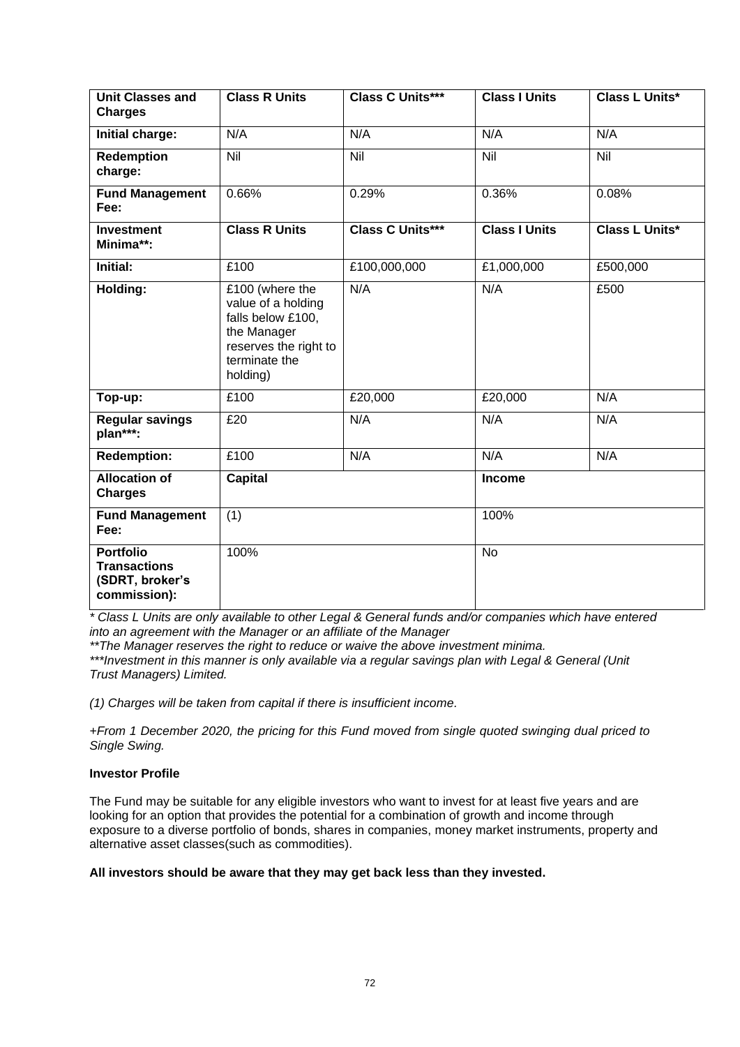| Unit Classes and Charges | Class R Units | Class C Units*** | Class I Units | Class L Units* |
|---|---|---|---|---|
| **Initial charge:** | N/A | N/A | N/A | N/A |
| **Redemption charge:** | Nil | Nil | Nil | Nil |
| **Fund Management Fee:** | 0.66% | 0.29% | 0.36% | 0.08% |
| **Investment Minima**:** | **Class R Units** | **Class C Units*** ** | **Class I Units** | **Class L Units*** |
| **Initial:** | £100 | £100,000,000 | £1,000,000 | £500,000 |
| **Holding:** | £100 (where the value of a holding falls below £100, the Manager reserves the right to terminate the holding) | N/A | N/A | £500 |
| **Top-up:** | £100 | £20,000 | £20,000 | N/A |
| **Regular savings plan***:** | £20 | N/A | N/A | N/A |
| **Redemption:** | £100 | N/A | N/A | N/A |
| **Allocation of Charges** | **Capital** | | **Income** | |
| **Fund Management Fee:** | (1) | | 100% | |
| **Portfolio Transactions (SDRT, broker's commission):** | 100% | | No | |

*\* Class L Units are only available to other Legal & General funds and/or companies which have entered into an agreement with the Manager or an affiliate of the Manager*

*\*\*The Manager reserves the right to reduce or waive the above investment minima.*

*\*\*\*Investment in this manner is only available via a regular savings plan with Legal & General (Unit Trust Managers) Limited.*

*(1) Charges will be taken from capital if there is insufficient income.*

*+From 1 December 2020, the pricing for this Fund moved from single quoted swinging dual priced to Single Swing.*

**Investor Profile**

The Fund may be suitable for any eligible investors who want to invest for at least five years and are looking for an option that provides the potential for a combination of growth and income through exposure to a diverse portfolio of bonds, shares in companies, money market instruments, property and alternative asset classes(such as commodities).

**All investors should be aware that they may get back less than they invested.**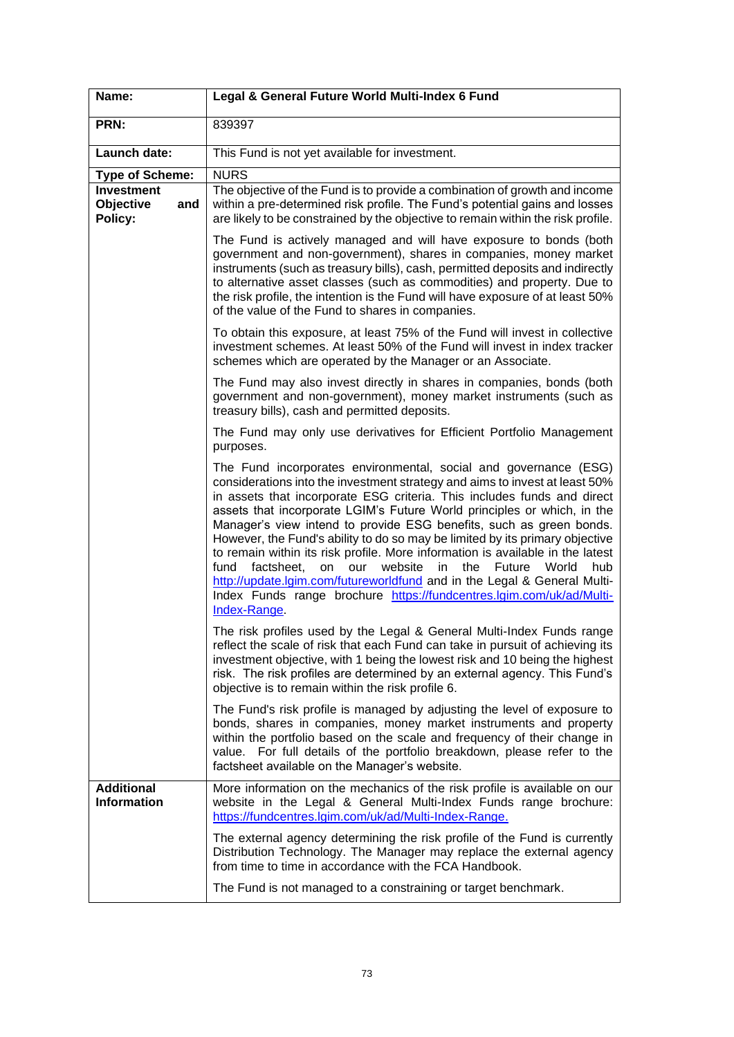| **Name:** | **Legal & General Future World Multi-Index 6 Fund** |
|---|---|
| **PRN:** | 839397 |
| **Launch date:** | This Fund is not yet available for investment. |
| **Type of Scheme:** | NURS |
| **Investment Objective and Policy:** | The objective of the Fund is to provide a combination of growth and income within a pre-determined risk profile. The Fund's potential gains and losses are likely to be constrained by the objective to remain within the risk profile.<br><br>The Fund is actively managed and will have exposure to bonds (both government and non-government), shares in companies, money market instruments (such as treasury bills), cash, permitted deposits and indirectly to alternative asset classes (such as commodities) and property. Due to the risk profile, the intention is the Fund will have exposure of at least 50% of the value of the Fund to shares in companies.<br><br>To obtain this exposure, at least 75% of the Fund will invest in collective investment schemes. At least 50% of the Fund will invest in index tracker schemes which are operated by the Manager or an Associate.<br><br>The Fund may also invest directly in shares in companies, bonds (both government and non-government), money market instruments (such as treasury bills), cash and permitted deposits.<br><br>The Fund may only use derivatives for Efficient Portfolio Management purposes.<br><br>The Fund incorporates environmental, social and governance (ESG) considerations into the investment strategy and aims to invest at least 50% in assets that incorporate ESG criteria. This includes funds and direct assets that incorporate LGIM's Future World principles or which, in the Manager's view intend to provide ESG benefits, such as green bonds. However, the Fund's ability to do so may be limited by its primary objective to remain within its risk profile. More information is available in the latest fund factsheet, on our website in the Future World hub http://update.lgim.com/futureworldfund and in the Legal & General Multi-Index Funds range brochure https://fundcentres.lgim.com/uk/ad/Multi-Index-Range.<br><br>The risk profiles used by the Legal & General Multi-Index Funds range reflect the scale of risk that each Fund can take in pursuit of achieving its investment objective, with 1 being the lowest risk and 10 being the highest risk. The risk profiles are determined by an external agency. This Fund's objective is to remain within the risk profile 6.<br><br>The Fund's risk profile is managed by adjusting the level of exposure to bonds, shares in companies, money market instruments and property within the portfolio based on the scale and frequency of their change in value. For full details of the portfolio breakdown, please refer to the factsheet available on the Manager's website. |
| **Additional Information** | More information on the mechanics of the risk profile is available on our website in the Legal & General Multi-Index Funds range brochure: https://fundcentres.lgim.com/uk/ad/Multi-Index-Range.<br><br>The external agency determining the risk profile of the Fund is currently Distribution Technology. The Manager may replace the external agency from time to time in accordance with the FCA Handbook.<br><br>The Fund is not managed to a constraining or target benchmark. |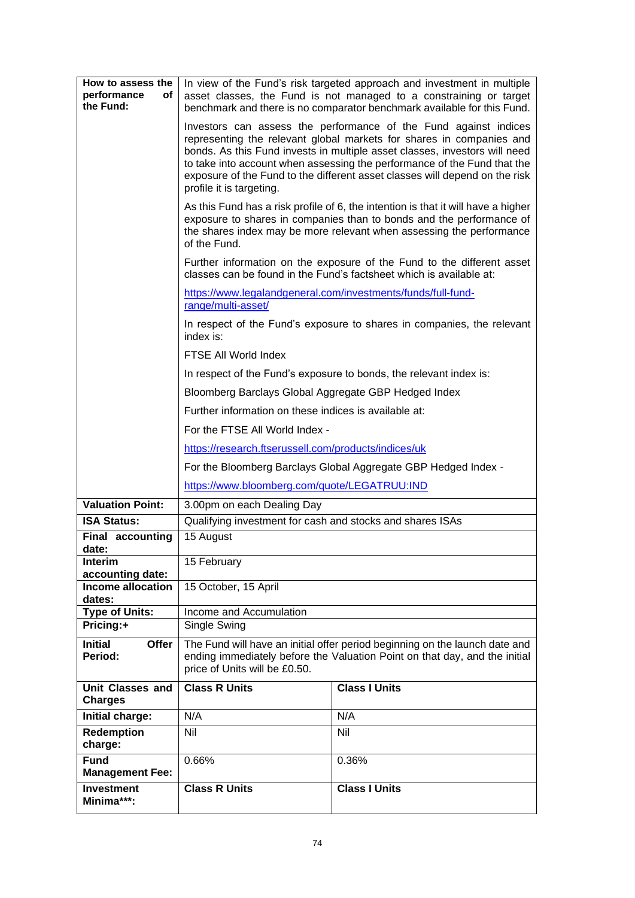| | | |
|---|---|---|
| **How to assess the performance of the Fund:** | In view of the Fund's risk targeted approach and investment in multiple asset classes, the Fund is not managed to a constraining or target benchmark and there is no comparator benchmark available for this Fund.<br><br>Investors can assess the performance of the Fund against indices representing the relevant global markets for shares in companies and bonds. As this Fund invests in multiple asset classes, investors will need to take into account when assessing the performance of the Fund that the exposure of the Fund to the different asset classes will depend on the risk profile it is targeting.<br><br>As this Fund has a risk profile of 6, the intention is that it will have a higher exposure to shares in companies than to bonds and the performance of the shares index may be more relevant when assessing the performance of the Fund.<br><br>Further information on the exposure of the Fund to the different asset classes can be found in the Fund's factsheet which is available at:<br><br>https://www.legalandgeneral.com/investments/funds/full-fund-range/multi-asset/<br><br>In respect of the Fund's exposure to shares in companies, the relevant index is:<br><br>FTSE All World Index<br><br>In respect of the Fund's exposure to bonds, the relevant index is:<br><br>Bloomberg Barclays Global Aggregate GBP Hedged Index<br><br>Further information on these indices is available at:<br><br>For the FTSE All World Index -<br><br>https://research.ftserussell.com/products/indices/uk<br><br>For the Bloomberg Barclays Global Aggregate GBP Hedged Index -<br><br>https://www.bloomberg.com/quote/LEGATRUU:IND | |
| **Valuation Point:** | 3.00pm on each Dealing Day | |
| **ISA Status:** | Qualifying investment for cash and stocks and shares ISAs | |
| **Final accounting date:** | 15 August | |
| **Interim accounting date:** | 15 February | |
| **Income allocation dates:** | 15 October, 15 April | |
| **Type of Units:** | Income and Accumulation | |
| **Pricing:+** | Single Swing | |
| **Initial Offer Period:** | The Fund will have an initial offer period beginning on the launch date and ending immediately before the Valuation Point on that day, and the initial price of Units will be £0.50. | |
| **Unit Classes and Charges** | **Class R Units** | **Class I Units** |
| **Initial charge:** | N/A | N/A |
| **Redemption charge:** | Nil | Nil |
| **Fund Management Fee:** | 0.66% | 0.36% |
| **Investment Minima\*\*\*:** | **Class R Units** | **Class I Units** |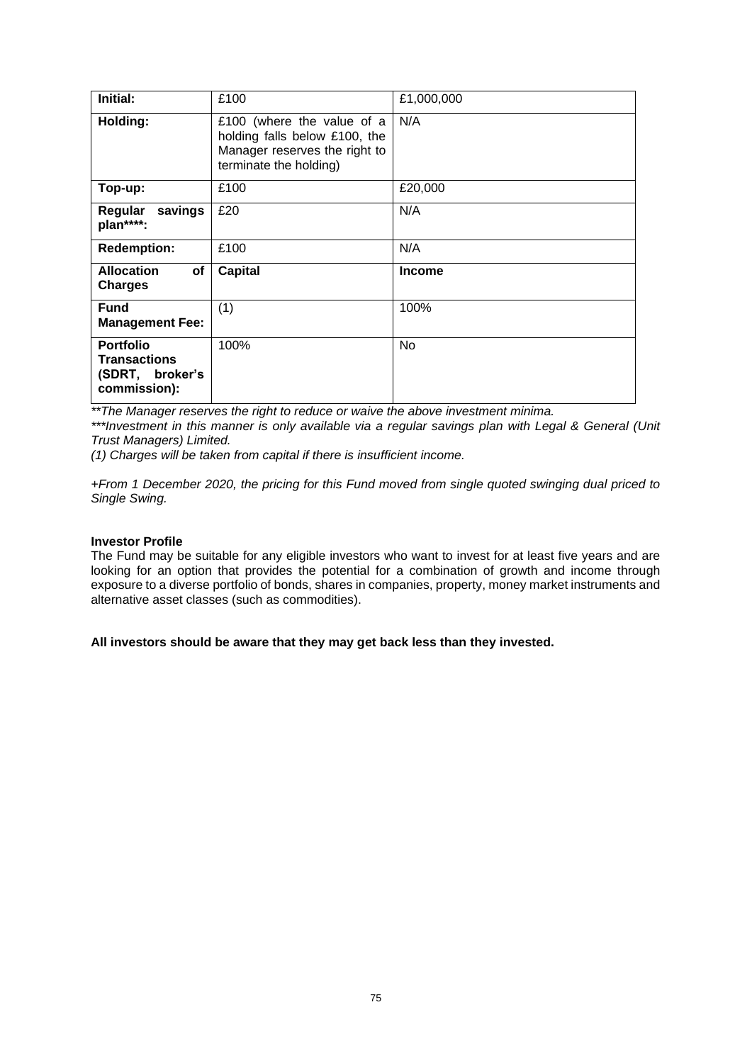| **Initial:** | £100 | £1,000,000 |
|---|---|---|
| **Holding:** | £100 (where the value of a holding falls below £100, the Manager reserves the right to terminate the holding) | N/A |
| **Top-up:** | £100 | £20,000 |
| **Regular savings plan****:** | £20 | N/A |
| **Redemption:** | £100 | N/A |
| **Allocation of Charges** | **Capital** | **Income** |
| **Fund Management Fee:** | (1) | 100% |
| **Portfolio Transactions (SDRT, broker's commission):** | 100% | No |

*\*\*The Manager reserves the right to reduce or waive the above investment minima.*

*\*\*\*Investment in this manner is only available via a regular savings plan with Legal & General (Unit Trust Managers) Limited.*

*(1) Charges will be taken from capital if there is insufficient income.*

*+From 1 December 2020, the pricing for this Fund moved from single quoted swinging dual priced to Single Swing.*

**Investor Profile**

The Fund may be suitable for any eligible investors who want to invest for at least five years and are looking for an option that provides the potential for a combination of growth and income through exposure to a diverse portfolio of bonds, shares in companies, property, money market instruments and alternative asset classes (such as commodities).

**All investors should be aware that they may get back less than they invested.**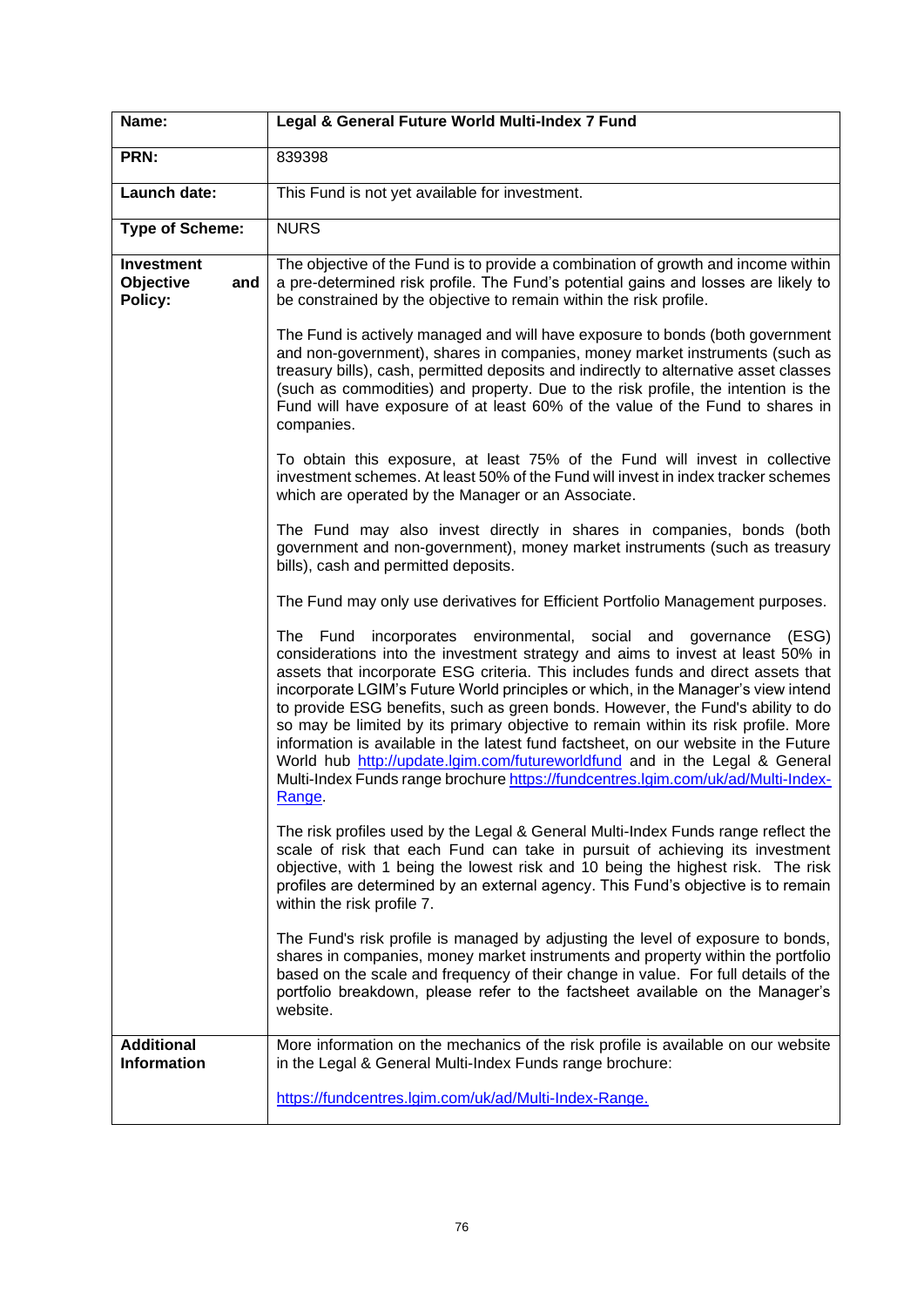| Name: | Legal & General Future World Multi-Index 7 Fund |
|---|---|
| PRN: | 839398 |
| Launch date: | This Fund is not yet available for investment. |
| Type of Scheme: | NURS |
| Investment Objective and Policy: | The objective of the Fund is to provide a combination of growth and income within a pre-determined risk profile. The Fund's potential gains and losses are likely to be constrained by the objective to remain within the risk profile.<br><br>The Fund is actively managed and will have exposure to bonds (both government and non-government), shares in companies, money market instruments (such as treasury bills), cash, permitted deposits and indirectly to alternative asset classes (such as commodities) and property. Due to the risk profile, the intention is the Fund will have exposure of at least 60% of the value of the Fund to shares in companies.<br><br>To obtain this exposure, at least 75% of the Fund will invest in collective investment schemes. At least 50% of the Fund will invest in index tracker schemes which are operated by the Manager or an Associate.<br><br>The Fund may also invest directly in shares in companies, bonds (both government and non-government), money market instruments (such as treasury bills), cash and permitted deposits.<br><br>The Fund may only use derivatives for Efficient Portfolio Management purposes.<br><br>The Fund incorporates environmental, social and governance (ESG) considerations into the investment strategy and aims to invest at least 50% in assets that incorporate ESG criteria. This includes funds and direct assets that incorporate LGIM's Future World principles or which, in the Manager's view intend to provide ESG benefits, such as green bonds. However, the Fund's ability to do so may be limited by its primary objective to remain within its risk profile. More information is available in the latest fund factsheet, on our website in the Future World hub http://update.lgim.com/futureworldfund and in the Legal & General Multi-Index Funds range brochure https://fundcentres.lgim.com/uk/ad/Multi-Index-Range.<br><br>The risk profiles used by the Legal & General Multi-Index Funds range reflect the scale of risk that each Fund can take in pursuit of achieving its investment objective, with 1 being the lowest risk and 10 being the highest risk. The risk profiles are determined by an external agency. This Fund's objective is to remain within the risk profile 7.<br><br>The Fund's risk profile is managed by adjusting the level of exposure to bonds, shares in companies, money market instruments and property within the portfolio based on the scale and frequency of their change in value. For full details of the portfolio breakdown, please refer to the factsheet available on the Manager's website. |
| Additional Information | More information on the mechanics of the risk profile is available on our website in the Legal & General Multi-Index Funds range brochure:<br><br>https://fundcentres.lgim.com/uk/ad/Multi-Index-Range. |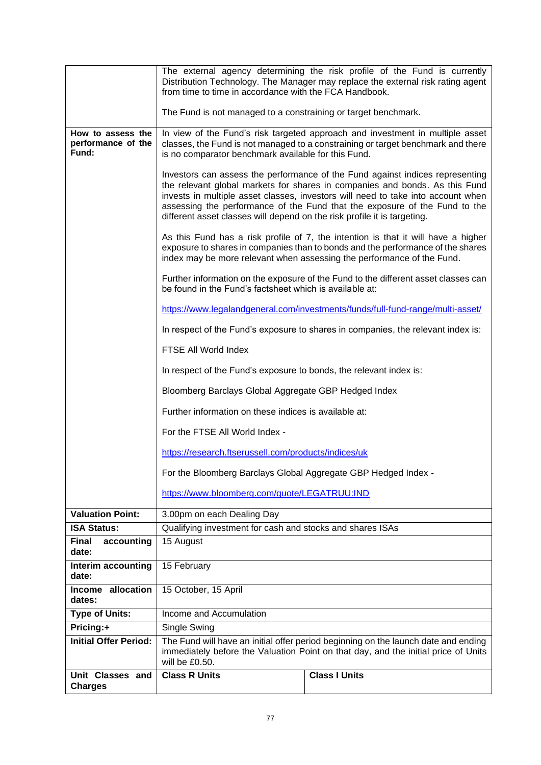| | | |
|---|---|---|
| | The external agency determining the risk profile of the Fund is currently Distribution Technology. The Manager may replace the external risk rating agent from time to time in accordance with the FCA Handbook.<br><br>The Fund is not managed to a constraining or target benchmark. | |
| **How to assess the performance of the Fund:** | In view of the Fund's risk targeted approach and investment in multiple asset classes, the Fund is not managed to a constraining or target benchmark and there is no comparator benchmark available for this Fund.<br><br>Investors can assess the performance of the Fund against indices representing the relevant global markets for shares in companies and bonds. As this Fund invests in multiple asset classes, investors will need to take into account when assessing the performance of the Fund that the exposure of the Fund to the different asset classes will depend on the risk profile it is targeting.<br><br>As this Fund has a risk profile of 7, the intention is that it will have a higher exposure to shares in companies than to bonds and the performance of the shares index may be more relevant when assessing the performance of the Fund.<br><br>Further information on the exposure of the Fund to the different asset classes can be found in the Fund's factsheet which is available at:<br><br>https://www.legalandgeneral.com/investments/funds/full-fund-range/multi-asset/<br><br>In respect of the Fund's exposure to shares in companies, the relevant index is:<br><br>FTSE All World Index<br><br>In respect of the Fund's exposure to bonds, the relevant index is:<br><br>Bloomberg Barclays Global Aggregate GBP Hedged Index<br><br>Further information on these indices is available at:<br><br>For the FTSE All World Index -<br><br>https://research.ftserussell.com/products/indices/uk<br><br>For the Bloomberg Barclays Global Aggregate GBP Hedged Index -<br><br>https://www.bloomberg.com/quote/LEGATRUU:IND | |
| **Valuation Point:** | 3.00pm on each Dealing Day | |
| **ISA Status:** | Qualifying investment for cash and stocks and shares ISAs | |
| **Final accounting date:** | 15 August | |
| **Interim accounting date:** | 15 February | |
| **Income allocation dates:** | 15 October, 15 April | |
| **Type of Units:** | Income and Accumulation | |
| **Pricing:+** | Single Swing | |
| **Initial Offer Period:** | The Fund will have an initial offer period beginning on the launch date and ending immediately before the Valuation Point on that day, and the initial price of Units will be £0.50. | |
| **Unit Classes and Charges** | **Class R Units** | **Class I Units** |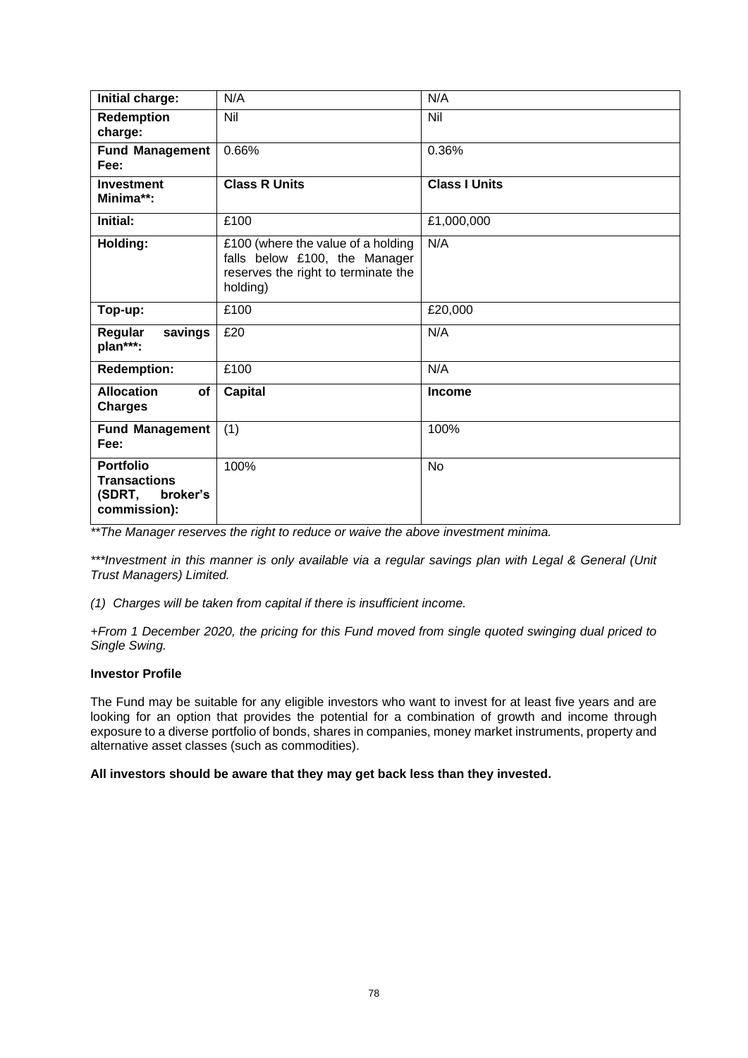| **Initial charge:** | N/A | N/A |
|---|---|---|
| **Redemption charge:** | Nil | Nil |
| **Fund Management Fee:** | 0.66% | 0.36% |
| **Investment Minima**:** | **Class R Units** | **Class I Units** |
| **Initial:** | £100 | £1,000,000 |
| **Holding:** | £100 (where the value of a holding falls below £100, the Manager reserves the right to terminate the holding) | N/A |
| **Top-up:** | £100 | £20,000 |
| **Regular savings plan***:** | £20 | N/A |
| **Redemption:** | £100 | N/A |
| **Allocation of Charges** | **Capital** | **Income** |
| **Fund Management Fee:** | (1) | 100% |
| **Portfolio Transactions (SDRT, broker's commission):** | 100% | No |

*\*\*The Manager reserves the right to reduce or waive the above investment minima.*

*\*\*\*Investment in this manner is only available via a regular savings plan with Legal & General (Unit Trust Managers) Limited.*

*(1) Charges will be taken from capital if there is insufficient income.*

*+From 1 December 2020, the pricing for this Fund moved from single quoted swinging dual priced to Single Swing.*

**Investor Profile**

The Fund may be suitable for any eligible investors who want to invest for at least five years and are looking for an option that provides the potential for a combination of growth and income through exposure to a diverse portfolio of bonds, shares in companies, money market instruments, property and alternative asset classes (such as commodities).

**All investors should be aware that they may get back less than they invested.**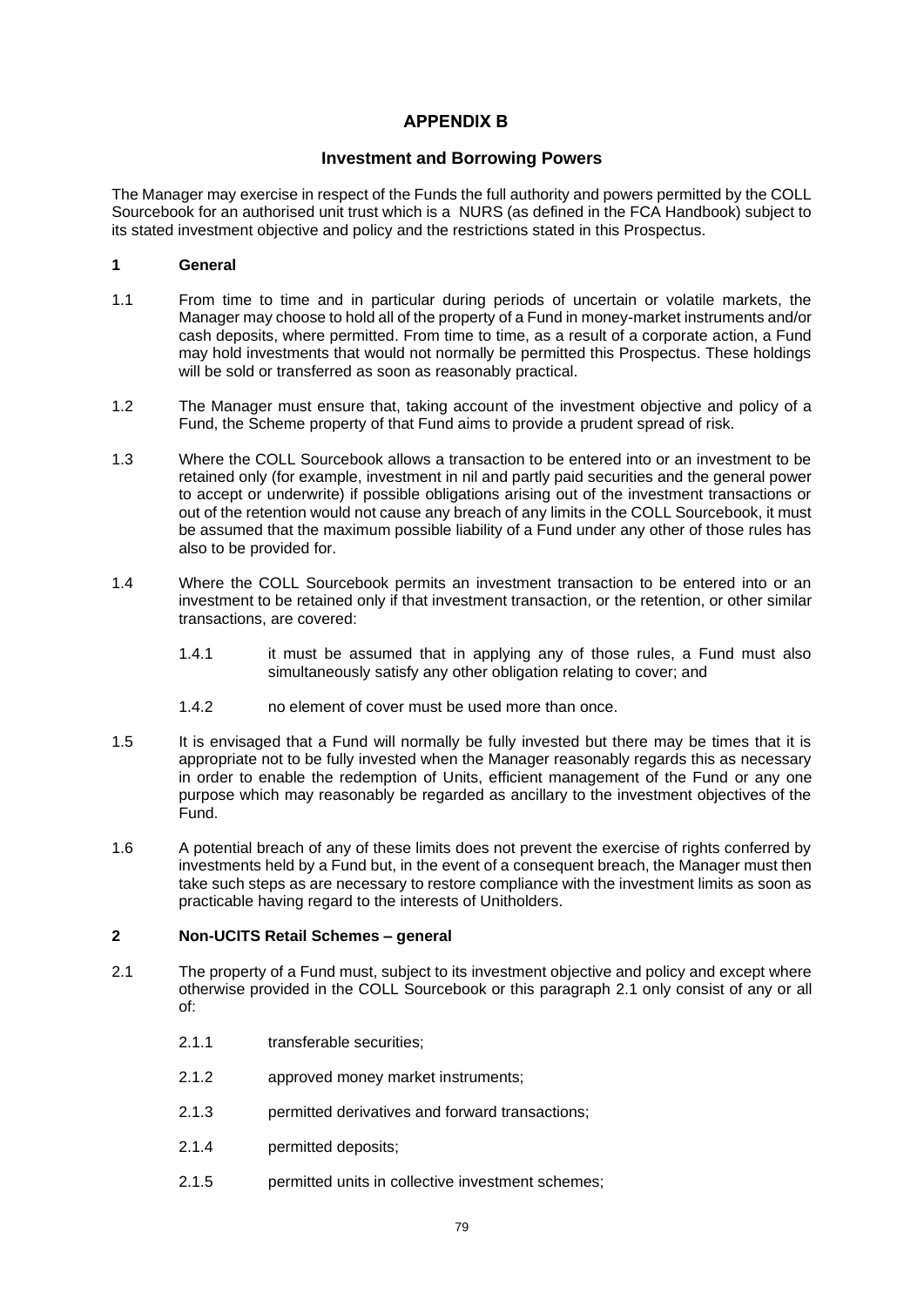# APPENDIX B

## Investment and Borrowing Powers

The Manager may exercise in respect of the Funds the full authority and powers permitted by the COLL Sourcebook for an authorised unit trust which is a NURS (as defined in the FCA Handbook) subject to its stated investment objective and policy and the restrictions stated in this Prospectus.

**1 General**

1.1 From time to time and in particular during periods of uncertain or volatile markets, the Manager may choose to hold all of the property of a Fund in money-market instruments and/or cash deposits, where permitted. From time to time, as a result of a corporate action, a Fund may hold investments that would not normally be permitted this Prospectus. These holdings will be sold or transferred as soon as reasonably practical.

1.2 The Manager must ensure that, taking account of the investment objective and policy of a Fund, the Scheme property of that Fund aims to provide a prudent spread of risk.

1.3 Where the COLL Sourcebook allows a transaction to be entered into or an investment to be retained only (for example, investment in nil and partly paid securities and the general power to accept or underwrite) if possible obligations arising out of the investment transactions or out of the retention would not cause any breach of any limits in the COLL Sourcebook, it must be assumed that the maximum possible liability of a Fund under any other of those rules has also to be provided for.

1.4 Where the COLL Sourcebook permits an investment transaction to be entered into or an investment to be retained only if that investment transaction, or the retention, or other similar transactions, are covered:

1.4.1 it must be assumed that in applying any of those rules, a Fund must also simultaneously satisfy any other obligation relating to cover; and

1.4.2 no element of cover must be used more than once.

1.5 It is envisaged that a Fund will normally be fully invested but there may be times that it is appropriate not to be fully invested when the Manager reasonably regards this as necessary in order to enable the redemption of Units, efficient management of the Fund or any one purpose which may reasonably be regarded as ancillary to the investment objectives of the Fund.

1.6 A potential breach of any of these limits does not prevent the exercise of rights conferred by investments held by a Fund but, in the event of a consequent breach, the Manager must then take such steps as are necessary to restore compliance with the investment limits as soon as practicable having regard to the interests of Unitholders.

**2 Non-UCITS Retail Schemes – general**

2.1 The property of a Fund must, subject to its investment objective and policy and except where otherwise provided in the COLL Sourcebook or this paragraph 2.1 only consist of any or all of:

2.1.1 transferable securities;

2.1.2 approved money market instruments;

2.1.3 permitted derivatives and forward transactions;

2.1.4 permitted deposits;

2.1.5 permitted units in collective investment schemes;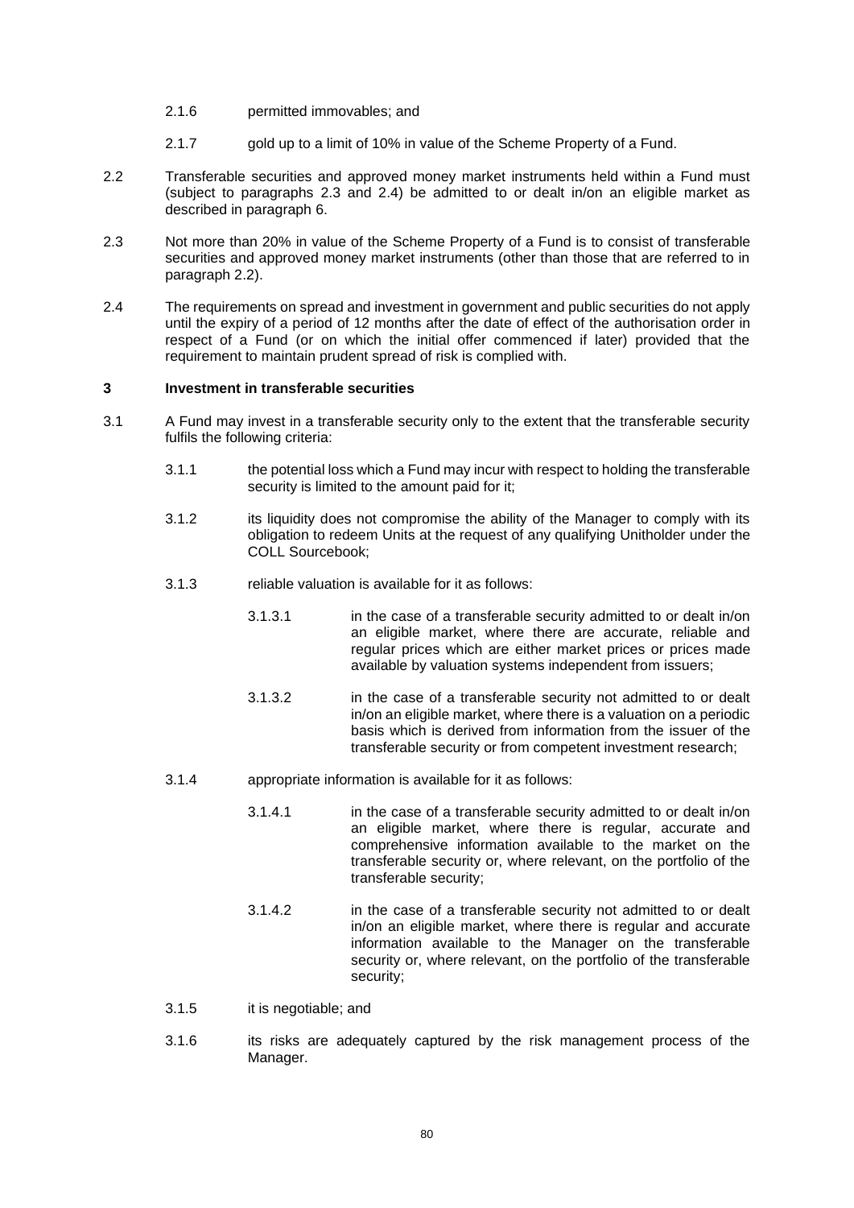2.1.6 permitted immovables; and

2.1.7 gold up to a limit of 10% in value of the Scheme Property of a Fund.

2.2 Transferable securities and approved money market instruments held within a Fund must (subject to paragraphs 2.3 and 2.4) be admitted to or dealt in/on an eligible market as described in paragraph 6.

2.3 Not more than 20% in value of the Scheme Property of a Fund is to consist of transferable securities and approved money market instruments (other than those that are referred to in paragraph 2.2).

2.4 The requirements on spread and investment in government and public securities do not apply until the expiry of a period of 12 months after the date of effect of the authorisation order in respect of a Fund (or on which the initial offer commenced if later) provided that the requirement to maintain prudent spread of risk is complied with.

**3 Investment in transferable securities**

3.1 A Fund may invest in a transferable security only to the extent that the transferable security fulfils the following criteria:

3.1.1 the potential loss which a Fund may incur with respect to holding the transferable security is limited to the amount paid for it;

3.1.2 its liquidity does not compromise the ability of the Manager to comply with its obligation to redeem Units at the request of any qualifying Unitholder under the COLL Sourcebook;

3.1.3 reliable valuation is available for it as follows:

3.1.3.1 in the case of a transferable security admitted to or dealt in/on an eligible market, where there are accurate, reliable and regular prices which are either market prices or prices made available by valuation systems independent from issuers;

3.1.3.2 in the case of a transferable security not admitted to or dealt in/on an eligible market, where there is a valuation on a periodic basis which is derived from information from the issuer of the transferable security or from competent investment research;

3.1.4 appropriate information is available for it as follows:

3.1.4.1 in the case of a transferable security admitted to or dealt in/on an eligible market, where there is regular, accurate and comprehensive information available to the market on the transferable security or, where relevant, on the portfolio of the transferable security;

3.1.4.2 in the case of a transferable security not admitted to or dealt in/on an eligible market, where there is regular and accurate information available to the Manager on the transferable security or, where relevant, on the portfolio of the transferable security;

3.1.5 it is negotiable; and

3.1.6 its risks are adequately captured by the risk management process of the Manager.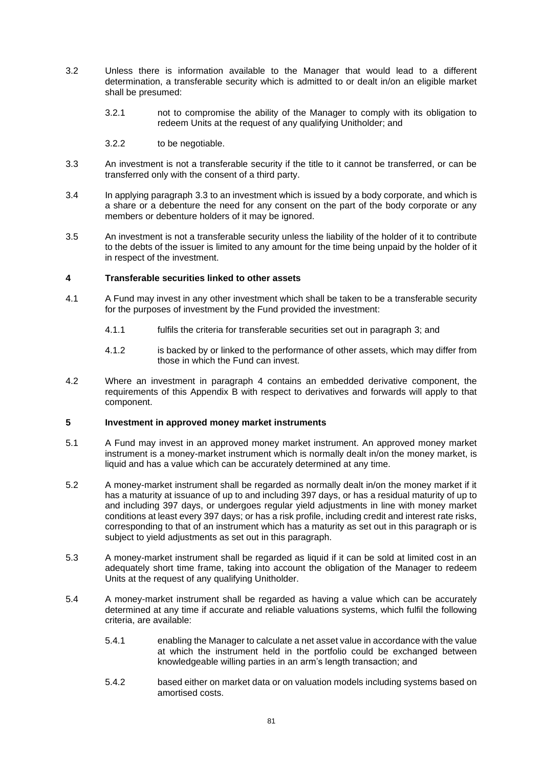3.2 Unless there is information available to the Manager that would lead to a different determination, a transferable security which is admitted to or dealt in/on an eligible market shall be presumed:

3.2.1 not to compromise the ability of the Manager to comply with its obligation to redeem Units at the request of any qualifying Unitholder; and

3.2.2 to be negotiable.

3.3 An investment is not a transferable security if the title to it cannot be transferred, or can be transferred only with the consent of a third party.

3.4 In applying paragraph 3.3 to an investment which is issued by a body corporate, and which is a share or a debenture the need for any consent on the part of the body corporate or any members or debenture holders of it may be ignored.

3.5 An investment is not a transferable security unless the liability of the holder of it to contribute to the debts of the issuer is limited to any amount for the time being unpaid by the holder of it in respect of the investment.

## 4 Transferable securities linked to other assets

4.1 A Fund may invest in any other investment which shall be taken to be a transferable security for the purposes of investment by the Fund provided the investment:

4.1.1 fulfils the criteria for transferable securities set out in paragraph 3; and

4.1.2 is backed by or linked to the performance of other assets, which may differ from those in which the Fund can invest.

4.2 Where an investment in paragraph 4 contains an embedded derivative component, the requirements of this Appendix B with respect to derivatives and forwards will apply to that component.

## 5 Investment in approved money market instruments

5.1 A Fund may invest in an approved money market instrument. An approved money market instrument is a money-market instrument which is normally dealt in/on the money market, is liquid and has a value which can be accurately determined at any time.

5.2 A money-market instrument shall be regarded as normally dealt in/on the money market if it has a maturity at issuance of up to and including 397 days, or has a residual maturity of up to and including 397 days, or undergoes regular yield adjustments in line with money market conditions at least every 397 days; or has a risk profile, including credit and interest rate risks, corresponding to that of an instrument which has a maturity as set out in this paragraph or is subject to yield adjustments as set out in this paragraph.

5.3 A money-market instrument shall be regarded as liquid if it can be sold at limited cost in an adequately short time frame, taking into account the obligation of the Manager to redeem Units at the request of any qualifying Unitholder.

5.4 A money-market instrument shall be regarded as having a value which can be accurately determined at any time if accurate and reliable valuations systems, which fulfil the following criteria, are available:

5.4.1 enabling the Manager to calculate a net asset value in accordance with the value at which the instrument held in the portfolio could be exchanged between knowledgeable willing parties in an arm's length transaction; and

5.4.2 based either on market data or on valuation models including systems based on amortised costs.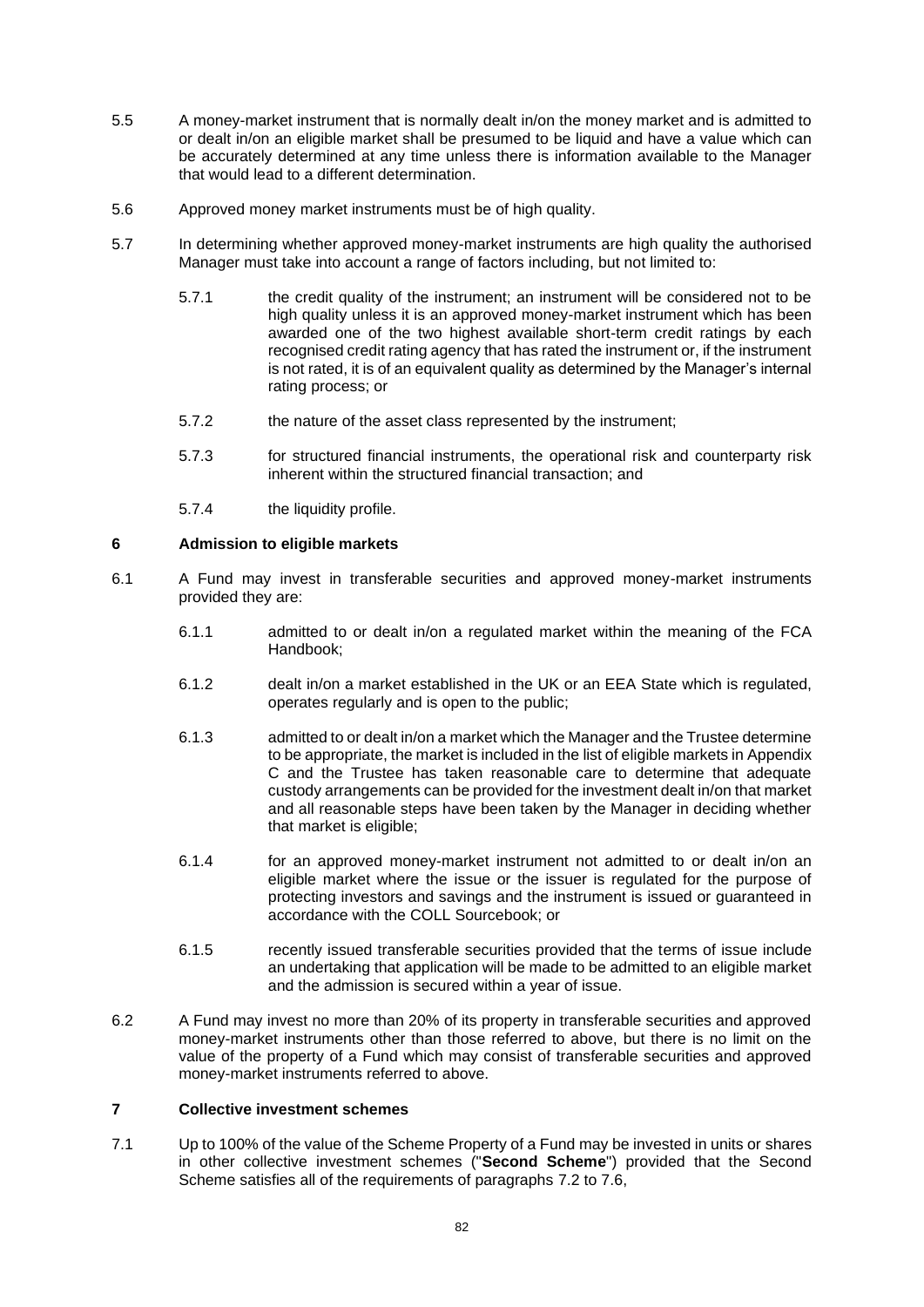5.5 A money-market instrument that is normally dealt in/on the money market and is admitted to or dealt in/on an eligible market shall be presumed to be liquid and have a value which can be accurately determined at any time unless there is information available to the Manager that would lead to a different determination.

5.6 Approved money market instruments must be of high quality.

5.7 In determining whether approved money-market instruments are high quality the authorised Manager must take into account a range of factors including, but not limited to:

5.7.1 the credit quality of the instrument; an instrument will be considered not to be high quality unless it is an approved money-market instrument which has been awarded one of the two highest available short-term credit ratings by each recognised credit rating agency that has rated the instrument or, if the instrument is not rated, it is of an equivalent quality as determined by the Manager's internal rating process; or

5.7.2 the nature of the asset class represented by the instrument;

5.7.3 for structured financial instruments, the operational risk and counterparty risk inherent within the structured financial transaction; and

5.7.4 the liquidity profile.

## 6 Admission to eligible markets

6.1 A Fund may invest in transferable securities and approved money-market instruments provided they are:

6.1.1 admitted to or dealt in/on a regulated market within the meaning of the FCA Handbook;

6.1.2 dealt in/on a market established in the UK or an EEA State which is regulated, operates regularly and is open to the public;

6.1.3 admitted to or dealt in/on a market which the Manager and the Trustee determine to be appropriate, the market is included in the list of eligible markets in Appendix C and the Trustee has taken reasonable care to determine that adequate custody arrangements can be provided for the investment dealt in/on that market and all reasonable steps have been taken by the Manager in deciding whether that market is eligible;

6.1.4 for an approved money-market instrument not admitted to or dealt in/on an eligible market where the issue or the issuer is regulated for the purpose of protecting investors and savings and the instrument is issued or guaranteed in accordance with the COLL Sourcebook; or

6.1.5 recently issued transferable securities provided that the terms of issue include an undertaking that application will be made to be admitted to an eligible market and the admission is secured within a year of issue.

6.2 A Fund may invest no more than 20% of its property in transferable securities and approved money-market instruments other than those referred to above, but there is no limit on the value of the property of a Fund which may consist of transferable securities and approved money-market instruments referred to above.

## 7 Collective investment schemes

7.1 Up to 100% of the value of the Scheme Property of a Fund may be invested in units or shares in other collective investment schemes ("**Second Scheme**") provided that the Second Scheme satisfies all of the requirements of paragraphs 7.2 to 7.6,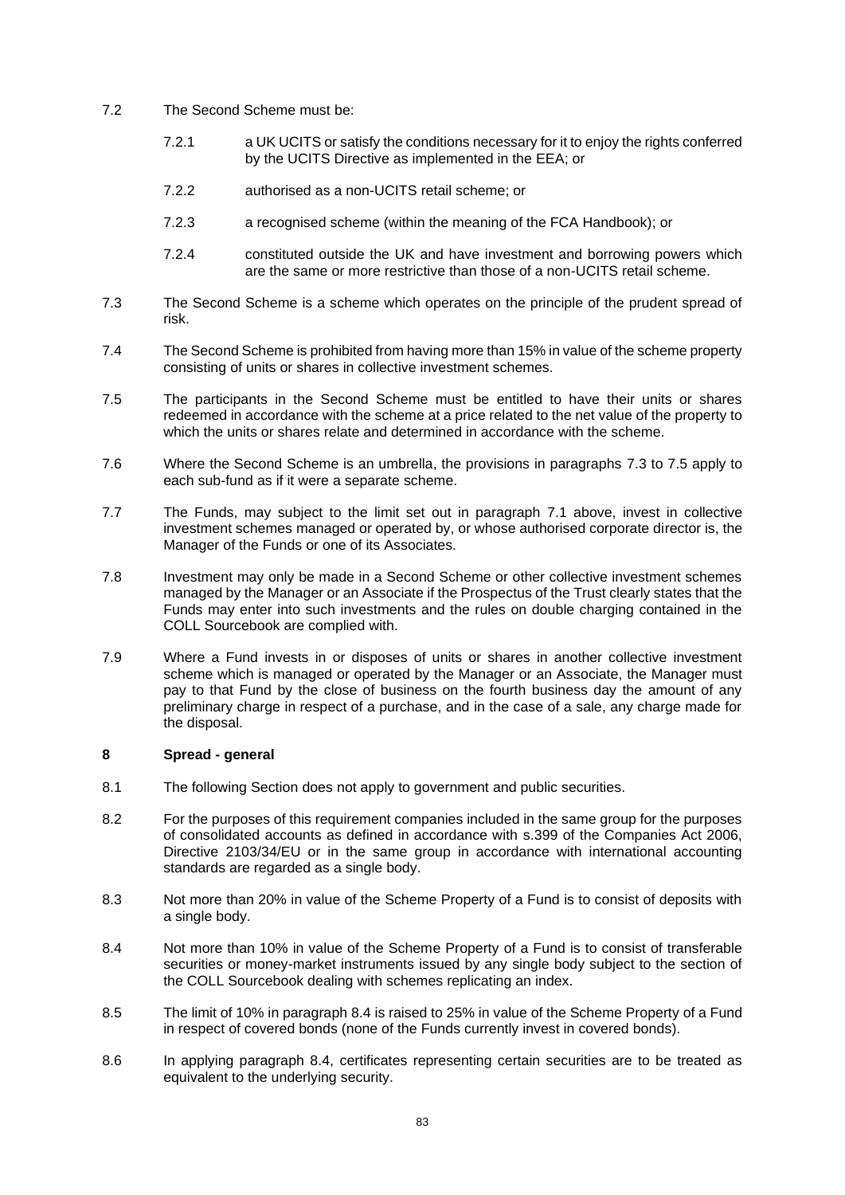7.2 The Second Scheme must be:

7.2.1 a UK UCITS or satisfy the conditions necessary for it to enjoy the rights conferred by the UCITS Directive as implemented in the EEA; or

7.2.2 authorised as a non-UCITS retail scheme; or

7.2.3 a recognised scheme (within the meaning of the FCA Handbook); or

7.2.4 constituted outside the UK and have investment and borrowing powers which are the same or more restrictive than those of a non-UCITS retail scheme.

7.3 The Second Scheme is a scheme which operates on the principle of the prudent spread of risk.

7.4 The Second Scheme is prohibited from having more than 15% in value of the scheme property consisting of units or shares in collective investment schemes.

7.5 The participants in the Second Scheme must be entitled to have their units or shares redeemed in accordance with the scheme at a price related to the net value of the property to which the units or shares relate and determined in accordance with the scheme.

7.6 Where the Second Scheme is an umbrella, the provisions in paragraphs 7.3 to 7.5 apply to each sub-fund as if it were a separate scheme.

7.7 The Funds, may subject to the limit set out in paragraph 7.1 above, invest in collective investment schemes managed or operated by, or whose authorised corporate director is, the Manager of the Funds or one of its Associates.

7.8 Investment may only be made in a Second Scheme or other collective investment schemes managed by the Manager or an Associate if the Prospectus of the Trust clearly states that the Funds may enter into such investments and the rules on double charging contained in the COLL Sourcebook are complied with.

7.9 Where a Fund invests in or disposes of units or shares in another collective investment scheme which is managed or operated by the Manager or an Associate, the Manager must pay to that Fund by the close of business on the fourth business day the amount of any preliminary charge in respect of a purchase, and in the case of a sale, any charge made for the disposal.

**8 Spread - general**

8.1 The following Section does not apply to government and public securities.

8.2 For the purposes of this requirement companies included in the same group for the purposes of consolidated accounts as defined in accordance with s.399 of the Companies Act 2006, Directive 2103/34/EU or in the same group in accordance with international accounting standards are regarded as a single body.

8.3 Not more than 20% in value of the Scheme Property of a Fund is to consist of deposits with a single body.

8.4 Not more than 10% in value of the Scheme Property of a Fund is to consist of transferable securities or money-market instruments issued by any single body subject to the section of the COLL Sourcebook dealing with schemes replicating an index.

8.5 The limit of 10% in paragraph 8.4 is raised to 25% in value of the Scheme Property of a Fund in respect of covered bonds (none of the Funds currently invest in covered bonds).

8.6 In applying paragraph 8.4, certificates representing certain securities are to be treated as equivalent to the underlying security.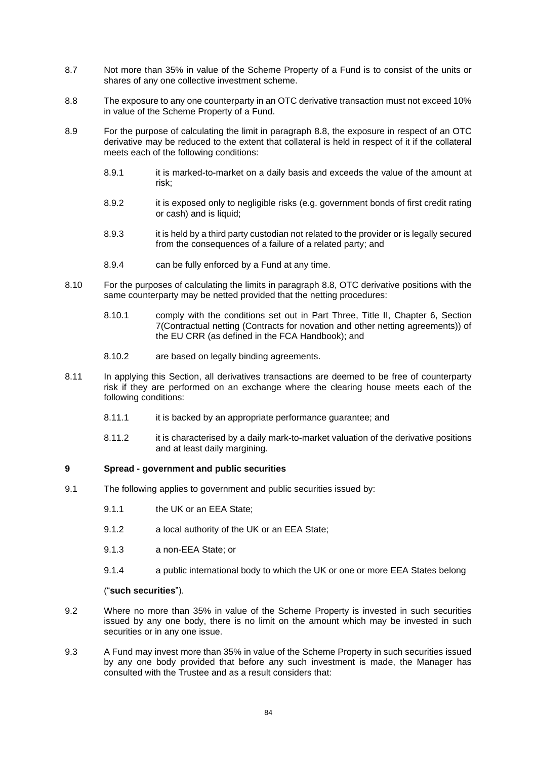8.7 Not more than 35% in value of the Scheme Property of a Fund is to consist of the units or shares of any one collective investment scheme.

8.8 The exposure to any one counterparty in an OTC derivative transaction must not exceed 10% in value of the Scheme Property of a Fund.

8.9 For the purpose of calculating the limit in paragraph 8.8, the exposure in respect of an OTC derivative may be reduced to the extent that collateral is held in respect of it if the collateral meets each of the following conditions:

8.9.1 it is marked-to-market on a daily basis and exceeds the value of the amount at risk;

8.9.2 it is exposed only to negligible risks (e.g. government bonds of first credit rating or cash) and is liquid;

8.9.3 it is held by a third party custodian not related to the provider or is legally secured from the consequences of a failure of a related party; and

8.9.4 can be fully enforced by a Fund at any time.

8.10 For the purposes of calculating the limits in paragraph 8.8, OTC derivative positions with the same counterparty may be netted provided that the netting procedures:

8.10.1 comply with the conditions set out in Part Three, Title II, Chapter 6, Section 7(Contractual netting (Contracts for novation and other netting agreements)) of the EU CRR (as defined in the FCA Handbook); and

8.10.2 are based on legally binding agreements.

8.11 In applying this Section, all derivatives transactions are deemed to be free of counterparty risk if they are performed on an exchange where the clearing house meets each of the following conditions:

8.11.1 it is backed by an appropriate performance guarantee; and

8.11.2 it is characterised by a daily mark-to-market valuation of the derivative positions and at least daily margining.

## 9 Spread - government and public securities

9.1 The following applies to government and public securities issued by:

9.1.1 the UK or an EEA State;

9.1.2 a local authority of the UK or an EEA State;

9.1.3 a non-EEA State; or

9.1.4 a public international body to which the UK or one or more EEA States belong

("**such securities**").

9.2 Where no more than 35% in value of the Scheme Property is invested in such securities issued by any one body, there is no limit on the amount which may be invested in such securities or in any one issue.

9.3 A Fund may invest more than 35% in value of the Scheme Property in such securities issued by any one body provided that before any such investment is made, the Manager has consulted with the Trustee and as a result considers that: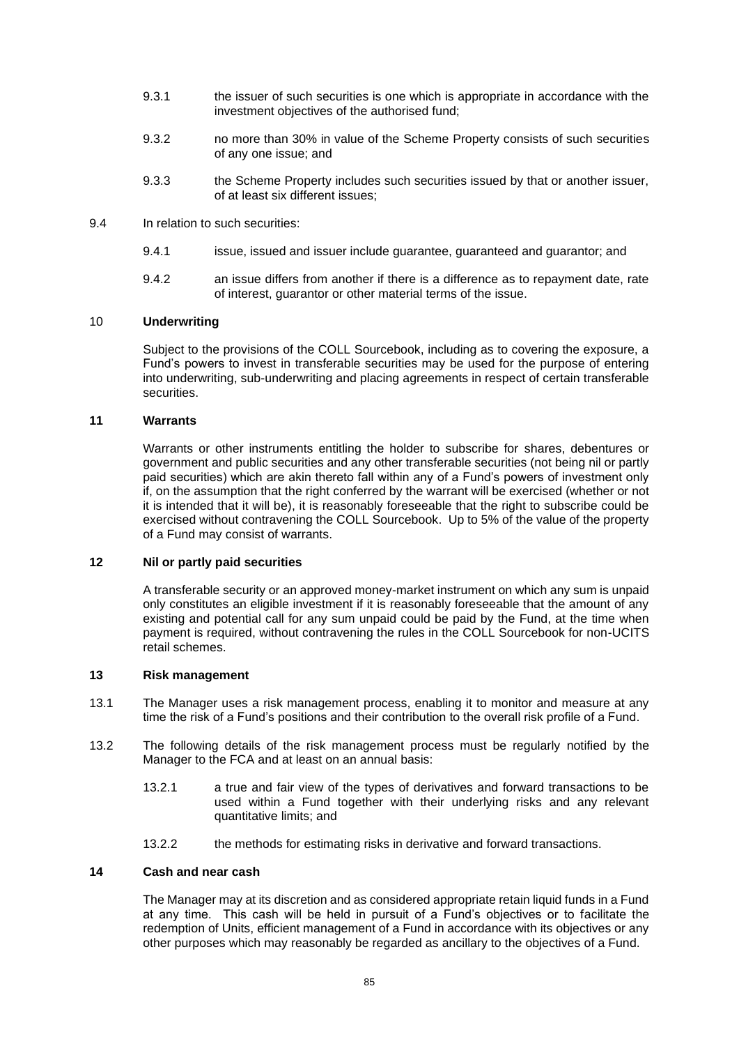9.3.1 the issuer of such securities is one which is appropriate in accordance with the investment objectives of the authorised fund;

9.3.2 no more than 30% in value of the Scheme Property consists of such securities of any one issue; and

9.3.3 the Scheme Property includes such securities issued by that or another issuer, of at least six different issues;

9.4 In relation to such securities:

9.4.1 issue, issued and issuer include guarantee, guaranteed and guarantor; and

9.4.2 an issue differs from another if there is a difference as to repayment date, rate of interest, guarantor or other material terms of the issue.

## 10 Underwriting

Subject to the provisions of the COLL Sourcebook, including as to covering the exposure, a Fund's powers to invest in transferable securities may be used for the purpose of entering into underwriting, sub-underwriting and placing agreements in respect of certain transferable securities.

## 11 Warrants

Warrants or other instruments entitling the holder to subscribe for shares, debentures or government and public securities and any other transferable securities (not being nil or partly paid securities) which are akin thereto fall within any of a Fund's powers of investment only if, on the assumption that the right conferred by the warrant will be exercised (whether or not it is intended that it will be), it is reasonably foreseeable that the right to subscribe could be exercised without contravening the COLL Sourcebook. Up to 5% of the value of the property of a Fund may consist of warrants.

## 12 Nil or partly paid securities

A transferable security or an approved money-market instrument on which any sum is unpaid only constitutes an eligible investment if it is reasonably foreseeable that the amount of any existing and potential call for any sum unpaid could be paid by the Fund, at the time when payment is required, without contravening the rules in the COLL Sourcebook for non-UCITS retail schemes.

## 13 Risk management

13.1 The Manager uses a risk management process, enabling it to monitor and measure at any time the risk of a Fund's positions and their contribution to the overall risk profile of a Fund.

13.2 The following details of the risk management process must be regularly notified by the Manager to the FCA and at least on an annual basis:

13.2.1 a true and fair view of the types of derivatives and forward transactions to be used within a Fund together with their underlying risks and any relevant quantitative limits; and

13.2.2 the methods for estimating risks in derivative and forward transactions.

## 14 Cash and near cash

The Manager may at its discretion and as considered appropriate retain liquid funds in a Fund at any time. This cash will be held in pursuit of a Fund's objectives or to facilitate the redemption of Units, efficient management of a Fund in accordance with its objectives or any other purposes which may reasonably be regarded as ancillary to the objectives of a Fund.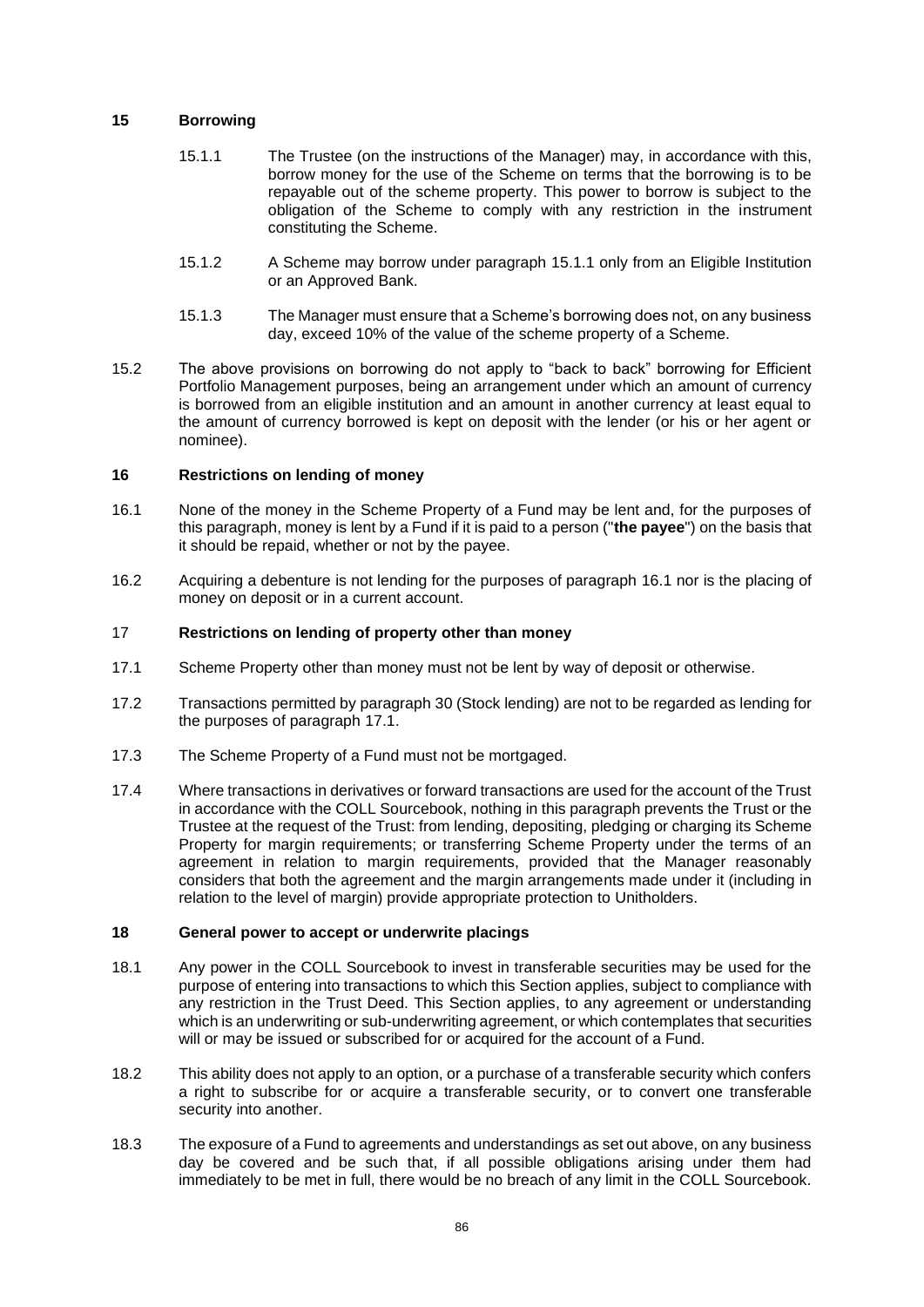## 15 Borrowing

15.1.1 The Trustee (on the instructions of the Manager) may, in accordance with this, borrow money for the use of the Scheme on terms that the borrowing is to be repayable out of the scheme property. This power to borrow is subject to the obligation of the Scheme to comply with any restriction in the instrument constituting the Scheme.

15.1.2 A Scheme may borrow under paragraph 15.1.1 only from an Eligible Institution or an Approved Bank.

15.1.3 The Manager must ensure that a Scheme's borrowing does not, on any business day, exceed 10% of the value of the scheme property of a Scheme.

15.2 The above provisions on borrowing do not apply to "back to back" borrowing for Efficient Portfolio Management purposes, being an arrangement under which an amount of currency is borrowed from an eligible institution and an amount in another currency at least equal to the amount of currency borrowed is kept on deposit with the lender (or his or her agent or nominee).

## 16 Restrictions on lending of money

16.1 None of the money in the Scheme Property of a Fund may be lent and, for the purposes of this paragraph, money is lent by a Fund if it is paid to a person ("**the payee**") on the basis that it should be repaid, whether or not by the payee.

16.2 Acquiring a debenture is not lending for the purposes of paragraph 16.1 nor is the placing of money on deposit or in a current account.

## 17 Restrictions on lending of property other than money

17.1 Scheme Property other than money must not be lent by way of deposit or otherwise.

17.2 Transactions permitted by paragraph 30 (Stock lending) are not to be regarded as lending for the purposes of paragraph 17.1.

17.3 The Scheme Property of a Fund must not be mortgaged.

17.4 Where transactions in derivatives or forward transactions are used for the account of the Trust in accordance with the COLL Sourcebook, nothing in this paragraph prevents the Trust or the Trustee at the request of the Trust: from lending, depositing, pledging or charging its Scheme Property for margin requirements; or transferring Scheme Property under the terms of an agreement in relation to margin requirements, provided that the Manager reasonably considers that both the agreement and the margin arrangements made under it (including in relation to the level of margin) provide appropriate protection to Unitholders.

## 18 General power to accept or underwrite placings

18.1 Any power in the COLL Sourcebook to invest in transferable securities may be used for the purpose of entering into transactions to which this Section applies, subject to compliance with any restriction in the Trust Deed. This Section applies, to any agreement or understanding which is an underwriting or sub-underwriting agreement, or which contemplates that securities will or may be issued or subscribed for or acquired for the account of a Fund.

18.2 This ability does not apply to an option, or a purchase of a transferable security which confers a right to subscribe for or acquire a transferable security, or to convert one transferable security into another.

18.3 The exposure of a Fund to agreements and understandings as set out above, on any business day be covered and be such that, if all possible obligations arising under them had immediately to be met in full, there would be no breach of any limit in the COLL Sourcebook.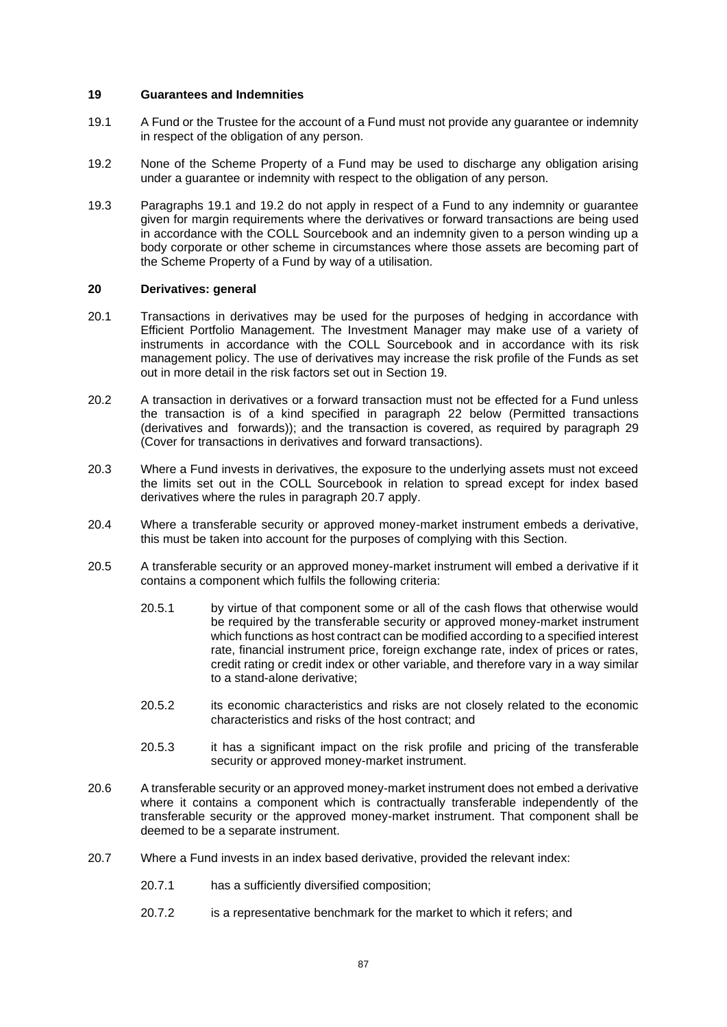## 19 Guarantees and Indemnities

19.1 A Fund or the Trustee for the account of a Fund must not provide any guarantee or indemnity in respect of the obligation of any person.

19.2 None of the Scheme Property of a Fund may be used to discharge any obligation arising under a guarantee or indemnity with respect to the obligation of any person.

19.3 Paragraphs 19.1 and 19.2 do not apply in respect of a Fund to any indemnity or guarantee given for margin requirements where the derivatives or forward transactions are being used in accordance with the COLL Sourcebook and an indemnity given to a person winding up a body corporate or other scheme in circumstances where those assets are becoming part of the Scheme Property of a Fund by way of a utilisation.

## 20 Derivatives: general

20.1 Transactions in derivatives may be used for the purposes of hedging in accordance with Efficient Portfolio Management. The Investment Manager may make use of a variety of instruments in accordance with the COLL Sourcebook and in accordance with its risk management policy. The use of derivatives may increase the risk profile of the Funds as set out in more detail in the risk factors set out in Section 19.

20.2 A transaction in derivatives or a forward transaction must not be effected for a Fund unless the transaction is of a kind specified in paragraph 22 below (Permitted transactions (derivatives and forwards)); and the transaction is covered, as required by paragraph 29 (Cover for transactions in derivatives and forward transactions).

20.3 Where a Fund invests in derivatives, the exposure to the underlying assets must not exceed the limits set out in the COLL Sourcebook in relation to spread except for index based derivatives where the rules in paragraph 20.7 apply.

20.4 Where a transferable security or approved money-market instrument embeds a derivative, this must be taken into account for the purposes of complying with this Section.

20.5 A transferable security or an approved money-market instrument will embed a derivative if it contains a component which fulfils the following criteria:

20.5.1 by virtue of that component some or all of the cash flows that otherwise would be required by the transferable security or approved money-market instrument which functions as host contract can be modified according to a specified interest rate, financial instrument price, foreign exchange rate, index of prices or rates, credit rating or credit index or other variable, and therefore vary in a way similar to a stand-alone derivative;

20.5.2 its economic characteristics and risks are not closely related to the economic characteristics and risks of the host contract; and

20.5.3 it has a significant impact on the risk profile and pricing of the transferable security or approved money-market instrument.

20.6 A transferable security or an approved money-market instrument does not embed a derivative where it contains a component which is contractually transferable independently of the transferable security or the approved money-market instrument. That component shall be deemed to be a separate instrument.

20.7 Where a Fund invests in an index based derivative, provided the relevant index:

20.7.1 has a sufficiently diversified composition;

20.7.2 is a representative benchmark for the market to which it refers; and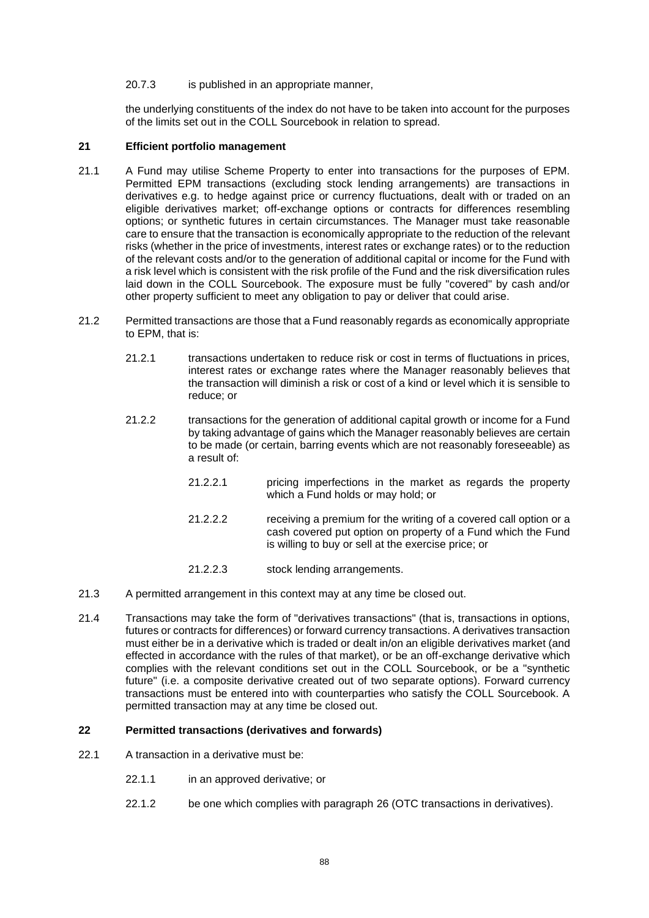20.7.3 is published in an appropriate manner,

the underlying constituents of the index do not have to be taken into account for the purposes of the limits set out in the COLL Sourcebook in relation to spread.

## 21 Efficient portfolio management

21.1 A Fund may utilise Scheme Property to enter into transactions for the purposes of EPM. Permitted EPM transactions (excluding stock lending arrangements) are transactions in derivatives e.g. to hedge against price or currency fluctuations, dealt with or traded on an eligible derivatives market; off-exchange options or contracts for differences resembling options; or synthetic futures in certain circumstances. The Manager must take reasonable care to ensure that the transaction is economically appropriate to the reduction of the relevant risks (whether in the price of investments, interest rates or exchange rates) or to the reduction of the relevant costs and/or to the generation of additional capital or income for the Fund with a risk level which is consistent with the risk profile of the Fund and the risk diversification rules laid down in the COLL Sourcebook. The exposure must be fully "covered" by cash and/or other property sufficient to meet any obligation to pay or deliver that could arise.

21.2 Permitted transactions are those that a Fund reasonably regards as economically appropriate to EPM, that is:

21.2.1 transactions undertaken to reduce risk or cost in terms of fluctuations in prices, interest rates or exchange rates where the Manager reasonably believes that the transaction will diminish a risk or cost of a kind or level which it is sensible to reduce; or

21.2.2 transactions for the generation of additional capital growth or income for a Fund by taking advantage of gains which the Manager reasonably believes are certain to be made (or certain, barring events which are not reasonably foreseeable) as a result of:

21.2.2.1 pricing imperfections in the market as regards the property which a Fund holds or may hold; or

21.2.2.2 receiving a premium for the writing of a covered call option or a cash covered put option on property of a Fund which the Fund is willing to buy or sell at the exercise price; or

21.2.2.3 stock lending arrangements.

21.3 A permitted arrangement in this context may at any time be closed out.

21.4 Transactions may take the form of "derivatives transactions" (that is, transactions in options, futures or contracts for differences) or forward currency transactions. A derivatives transaction must either be in a derivative which is traded or dealt in/on an eligible derivatives market (and effected in accordance with the rules of that market), or be an off-exchange derivative which complies with the relevant conditions set out in the COLL Sourcebook, or be a "synthetic future" (i.e. a composite derivative created out of two separate options). Forward currency transactions must be entered into with counterparties who satisfy the COLL Sourcebook. A permitted transaction may at any time be closed out.

## 22 Permitted transactions (derivatives and forwards)

22.1 A transaction in a derivative must be:

22.1.1 in an approved derivative; or

22.1.2 be one which complies with paragraph 26 (OTC transactions in derivatives).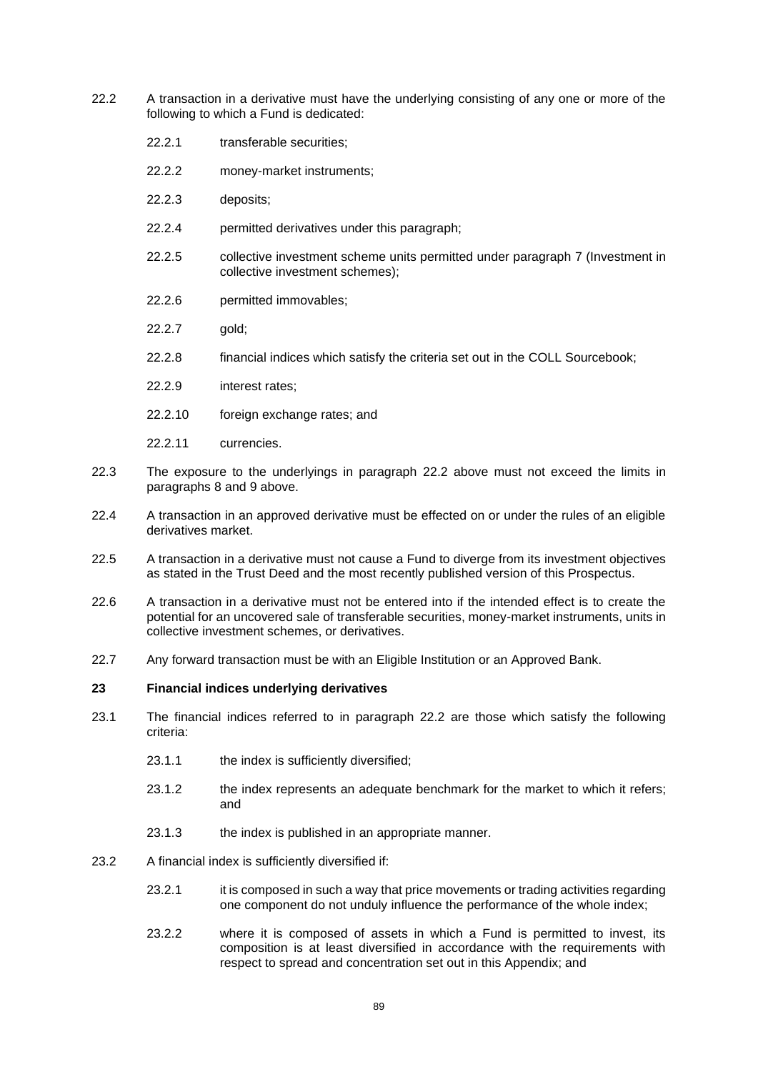22.2 A transaction in a derivative must have the underlying consisting of any one or more of the following to which a Fund is dedicated:

- 22.2.1 transferable securities;
- 22.2.2 money-market instruments;
- 22.2.3 deposits;
- 22.2.4 permitted derivatives under this paragraph;
- 22.2.5 collective investment scheme units permitted under paragraph 7 (Investment in collective investment schemes);
- 22.2.6 permitted immovables;
- 22.2.7 gold;
- 22.2.8 financial indices which satisfy the criteria set out in the COLL Sourcebook;
- 22.2.9 interest rates;
- 22.2.10 foreign exchange rates; and
- 22.2.11 currencies.

22.3 The exposure to the underlyings in paragraph 22.2 above must not exceed the limits in paragraphs 8 and 9 above.

22.4 A transaction in an approved derivative must be effected on or under the rules of an eligible derivatives market.

22.5 A transaction in a derivative must not cause a Fund to diverge from its investment objectives as stated in the Trust Deed and the most recently published version of this Prospectus.

22.6 A transaction in a derivative must not be entered into if the intended effect is to create the potential for an uncovered sale of transferable securities, money-market instruments, units in collective investment schemes, or derivatives.

22.7 Any forward transaction must be with an Eligible Institution or an Approved Bank.

**23 Financial indices underlying derivatives**

23.1 The financial indices referred to in paragraph 22.2 are those which satisfy the following criteria:

- 23.1.1 the index is sufficiently diversified;
- 23.1.2 the index represents an adequate benchmark for the market to which it refers; and
- 23.1.3 the index is published in an appropriate manner.

23.2 A financial index is sufficiently diversified if:

- 23.2.1 it is composed in such a way that price movements or trading activities regarding one component do not unduly influence the performance of the whole index;
- 23.2.2 where it is composed of assets in which a Fund is permitted to invest, its composition is at least diversified in accordance with the requirements with respect to spread and concentration set out in this Appendix; and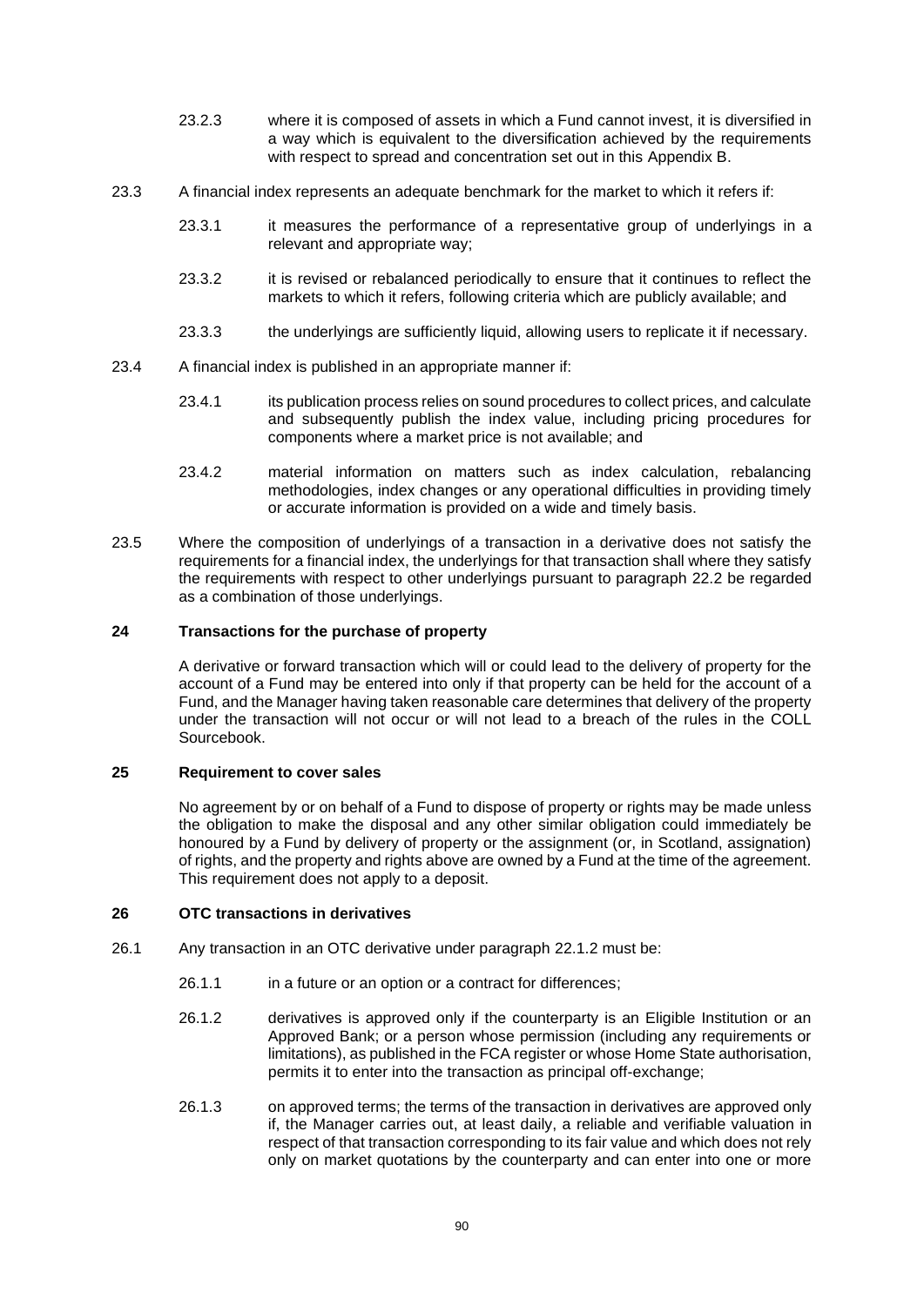23.2.3 where it is composed of assets in which a Fund cannot invest, it is diversified in a way which is equivalent to the diversification achieved by the requirements with respect to spread and concentration set out in this Appendix B.

23.3 A financial index represents an adequate benchmark for the market to which it refers if:

23.3.1 it measures the performance of a representative group of underlyings in a relevant and appropriate way;

23.3.2 it is revised or rebalanced periodically to ensure that it continues to reflect the markets to which it refers, following criteria which are publicly available; and

23.3.3 the underlyings are sufficiently liquid, allowing users to replicate it if necessary.

23.4 A financial index is published in an appropriate manner if:

23.4.1 its publication process relies on sound procedures to collect prices, and calculate and subsequently publish the index value, including pricing procedures for components where a market price is not available; and

23.4.2 material information on matters such as index calculation, rebalancing methodologies, index changes or any operational difficulties in providing timely or accurate information is provided on a wide and timely basis.

23.5 Where the composition of underlyings of a transaction in a derivative does not satisfy the requirements for a financial index, the underlyings for that transaction shall where they satisfy the requirements with respect to other underlyings pursuant to paragraph 22.2 be regarded as a combination of those underlyings.

**24 Transactions for the purchase of property**

A derivative or forward transaction which will or could lead to the delivery of property for the account of a Fund may be entered into only if that property can be held for the account of a Fund, and the Manager having taken reasonable care determines that delivery of the property under the transaction will not occur or will not lead to a breach of the rules in the COLL Sourcebook.

**25 Requirement to cover sales**

No agreement by or on behalf of a Fund to dispose of property or rights may be made unless the obligation to make the disposal and any other similar obligation could immediately be honoured by a Fund by delivery of property or the assignment (or, in Scotland, assignation) of rights, and the property and rights above are owned by a Fund at the time of the agreement. This requirement does not apply to a deposit.

**26 OTC transactions in derivatives**

26.1 Any transaction in an OTC derivative under paragraph 22.1.2 must be:

26.1.1 in a future or an option or a contract for differences;

26.1.2 derivatives is approved only if the counterparty is an Eligible Institution or an Approved Bank; or a person whose permission (including any requirements or limitations), as published in the FCA register or whose Home State authorisation, permits it to enter into the transaction as principal off-exchange;

26.1.3 on approved terms; the terms of the transaction in derivatives are approved only if, the Manager carries out, at least daily, a reliable and verifiable valuation in respect of that transaction corresponding to its fair value and which does not rely only on market quotations by the counterparty and can enter into one or more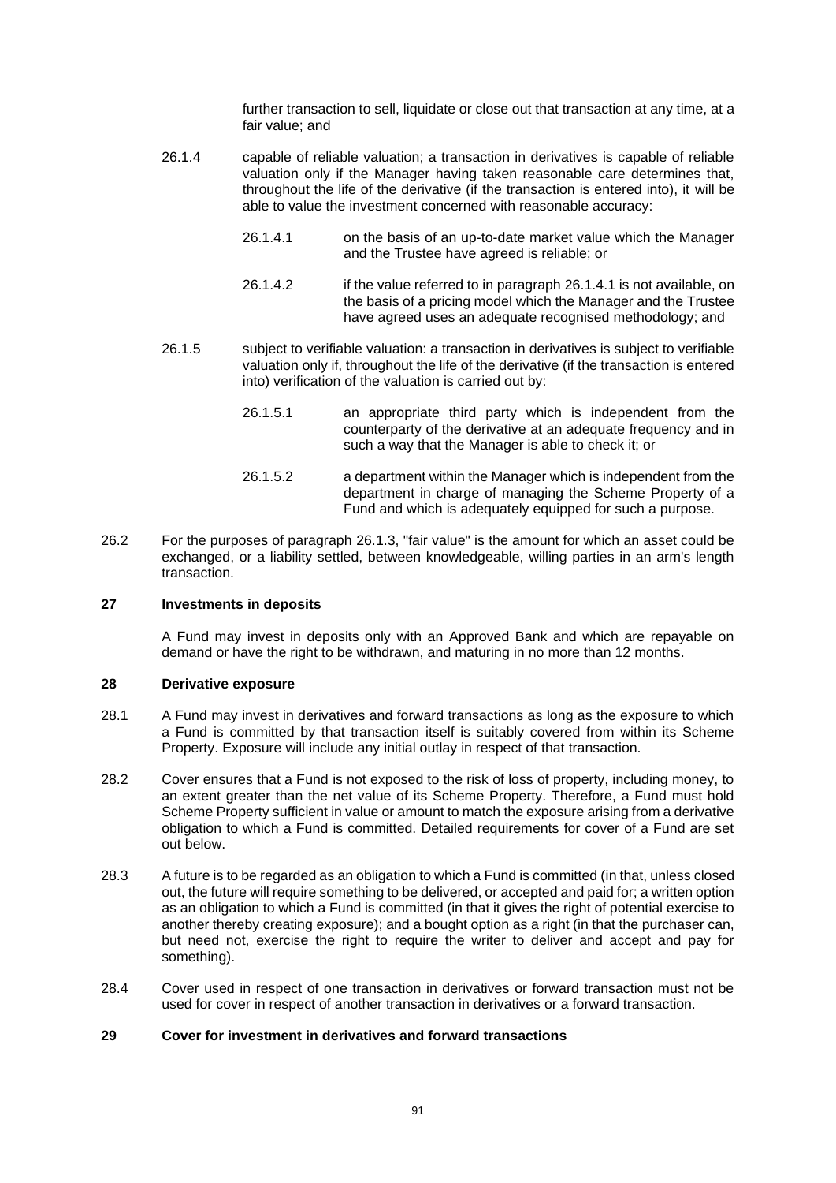further transaction to sell, liquidate or close out that transaction at any time, at a fair value; and

26.1.4 capable of reliable valuation; a transaction in derivatives is capable of reliable valuation only if the Manager having taken reasonable care determines that, throughout the life of the derivative (if the transaction is entered into), it will be able to value the investment concerned with reasonable accuracy:

26.1.4.1 on the basis of an up-to-date market value which the Manager and the Trustee have agreed is reliable; or

26.1.4.2 if the value referred to in paragraph 26.1.4.1 is not available, on the basis of a pricing model which the Manager and the Trustee have agreed uses an adequate recognised methodology; and

26.1.5 subject to verifiable valuation: a transaction in derivatives is subject to verifiable valuation only if, throughout the life of the derivative (if the transaction is entered into) verification of the valuation is carried out by:

26.1.5.1 an appropriate third party which is independent from the counterparty of the derivative at an adequate frequency and in such a way that the Manager is able to check it; or

26.1.5.2 a department within the Manager which is independent from the department in charge of managing the Scheme Property of a Fund and which is adequately equipped for such a purpose.

26.2 For the purposes of paragraph 26.1.3, "fair value" is the amount for which an asset could be exchanged, or a liability settled, between knowledgeable, willing parties in an arm's length transaction.

## 27 Investments in deposits

A Fund may invest in deposits only with an Approved Bank and which are repayable on demand or have the right to be withdrawn, and maturing in no more than 12 months.

## 28 Derivative exposure

28.1 A Fund may invest in derivatives and forward transactions as long as the exposure to which a Fund is committed by that transaction itself is suitably covered from within its Scheme Property. Exposure will include any initial outlay in respect of that transaction.

28.2 Cover ensures that a Fund is not exposed to the risk of loss of property, including money, to an extent greater than the net value of its Scheme Property. Therefore, a Fund must hold Scheme Property sufficient in value or amount to match the exposure arising from a derivative obligation to which a Fund is committed. Detailed requirements for cover of a Fund are set out below.

28.3 A future is to be regarded as an obligation to which a Fund is committed (in that, unless closed out, the future will require something to be delivered, or accepted and paid for; a written option as an obligation to which a Fund is committed (in that it gives the right of potential exercise to another thereby creating exposure); and a bought option as a right (in that the purchaser can, but need not, exercise the right to require the writer to deliver and accept and pay for something).

28.4 Cover used in respect of one transaction in derivatives or forward transaction must not be used for cover in respect of another transaction in derivatives or a forward transaction.

## 29 Cover for investment in derivatives and forward transactions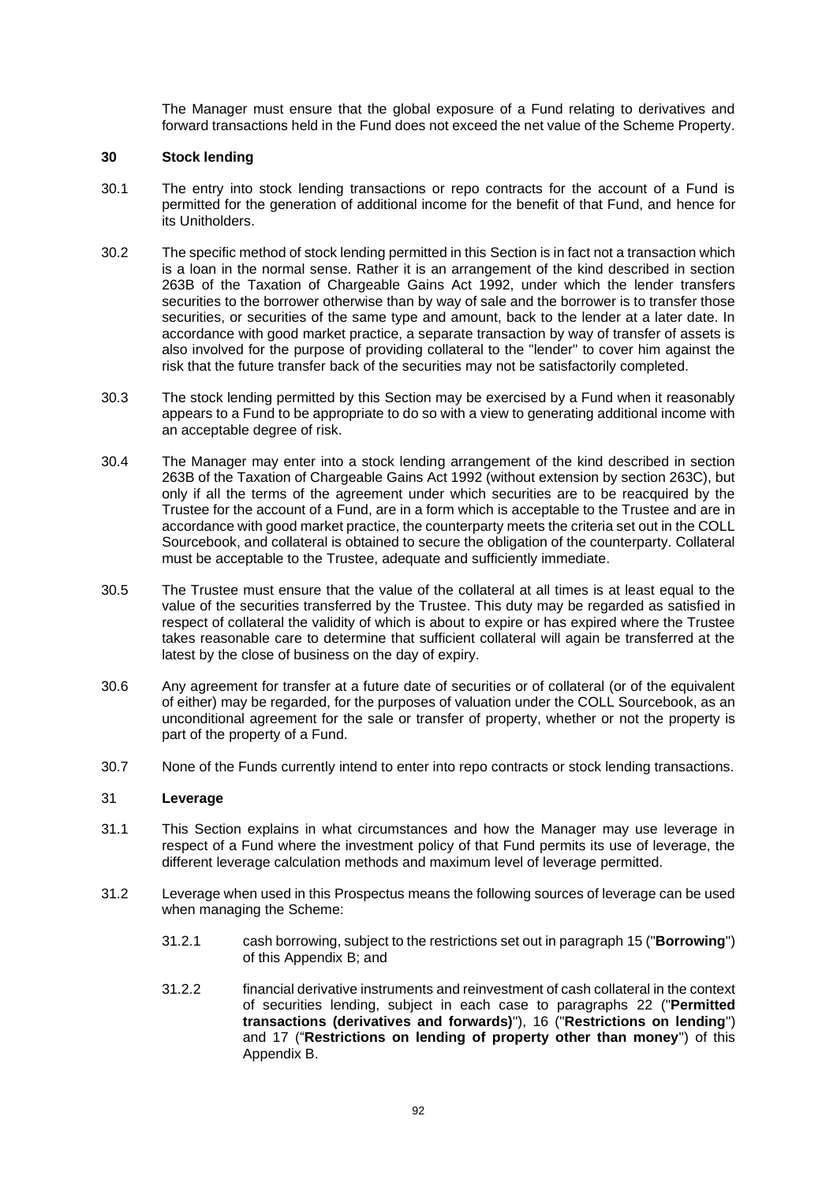The Manager must ensure that the global exposure of a Fund relating to derivatives and forward transactions held in the Fund does not exceed the net value of the Scheme Property.

## 30 Stock lending

30.1 The entry into stock lending transactions or repo contracts for the account of a Fund is permitted for the generation of additional income for the benefit of that Fund, and hence for its Unitholders.

30.2 The specific method of stock lending permitted in this Section is in fact not a transaction which is a loan in the normal sense. Rather it is an arrangement of the kind described in section 263B of the Taxation of Chargeable Gains Act 1992, under which the lender transfers securities to the borrower otherwise than by way of sale and the borrower is to transfer those securities, or securities of the same type and amount, back to the lender at a later date. In accordance with good market practice, a separate transaction by way of transfer of assets is also involved for the purpose of providing collateral to the "lender" to cover him against the risk that the future transfer back of the securities may not be satisfactorily completed.

30.3 The stock lending permitted by this Section may be exercised by a Fund when it reasonably appears to a Fund to be appropriate to do so with a view to generating additional income with an acceptable degree of risk.

30.4 The Manager may enter into a stock lending arrangement of the kind described in section 263B of the Taxation of Chargeable Gains Act 1992 (without extension by section 263C), but only if all the terms of the agreement under which securities are to be reacquired by the Trustee for the account of a Fund, are in a form which is acceptable to the Trustee and are in accordance with good market practice, the counterparty meets the criteria set out in the COLL Sourcebook, and collateral is obtained to secure the obligation of the counterparty. Collateral must be acceptable to the Trustee, adequate and sufficiently immediate.

30.5 The Trustee must ensure that the value of the collateral at all times is at least equal to the value of the securities transferred by the Trustee. This duty may be regarded as satisfied in respect of collateral the validity of which is about to expire or has expired where the Trustee takes reasonable care to determine that sufficient collateral will again be transferred at the latest by the close of business on the day of expiry.

30.6 Any agreement for transfer at a future date of securities or of collateral (or of the equivalent of either) may be regarded, for the purposes of valuation under the COLL Sourcebook, as an unconditional agreement for the sale or transfer of property, whether or not the property is part of the property of a Fund.

30.7 None of the Funds currently intend to enter into repo contracts or stock lending transactions.

## 31 Leverage

31.1 This Section explains in what circumstances and how the Manager may use leverage in respect of a Fund where the investment policy of that Fund permits its use of leverage, the different leverage calculation methods and maximum level of leverage permitted.

31.2 Leverage when used in this Prospectus means the following sources of leverage can be used when managing the Scheme:

31.2.1 cash borrowing, subject to the restrictions set out in paragraph 15 ("**Borrowing**") of this Appendix B; and

31.2.2 financial derivative instruments and reinvestment of cash collateral in the context of securities lending, subject in each case to paragraphs 22 ("**Permitted transactions (derivatives and forwards)**"), 16 ("**Restrictions on lending**") and 17 ("**Restrictions on lending of property other than money**") of this Appendix B.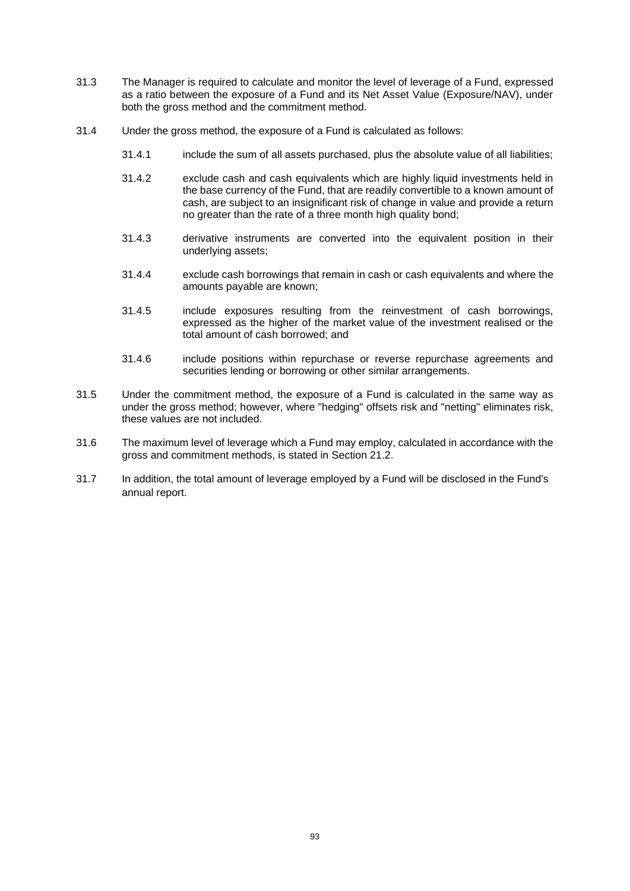31.3 The Manager is required to calculate and monitor the level of leverage of a Fund, expressed as a ratio between the exposure of a Fund and its Net Asset Value (Exposure/NAV), under both the gross method and the commitment method.

31.4 Under the gross method, the exposure of a Fund is calculated as follows:

31.4.1 include the sum of all assets purchased, plus the absolute value of all liabilities;

31.4.2 exclude cash and cash equivalents which are highly liquid investments held in the base currency of the Fund, that are readily convertible to a known amount of cash, are subject to an insignificant risk of change in value and provide a return no greater than the rate of a three month high quality bond;

31.4.3 derivative instruments are converted into the equivalent position in their underlying assets;

31.4.4 exclude cash borrowings that remain in cash or cash equivalents and where the amounts payable are known;

31.4.5 include exposures resulting from the reinvestment of cash borrowings, expressed as the higher of the market value of the investment realised or the total amount of cash borrowed; and

31.4.6 include positions within repurchase or reverse repurchase agreements and securities lending or borrowing or other similar arrangements.

31.5 Under the commitment method, the exposure of a Fund is calculated in the same way as under the gross method; however, where "hedging" offsets risk and "netting" eliminates risk, these values are not included.

31.6 The maximum level of leverage which a Fund may employ, calculated in accordance with the gross and commitment methods, is stated in Section 21.2.

31.7 In addition, the total amount of leverage employed by a Fund will be disclosed in the Fund's annual report.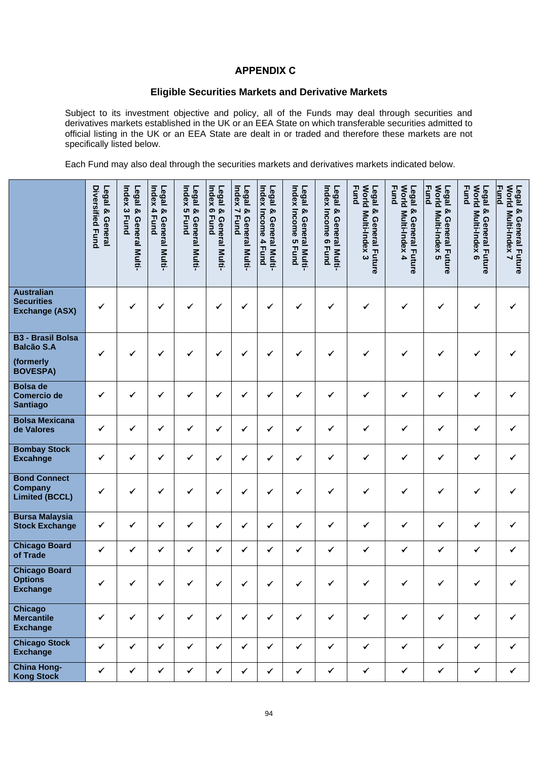# APPENDIX C

## Eligible Securities Markets and Derivative Markets

Subject to its investment objective and policy, all of the Funds may deal through securities and derivatives markets established in the UK or an EEA State on which transferable securities admitted to official listing in the UK or an EEA State are dealt in or traded and therefore these markets are not specifically listed below.

Each Fund may also deal through the securities markets and derivatives markets indicated below.

| | Legal & General Diversified Fund | Legal & General Multi-Index 3 Fund | Legal & General Multi-Index 4 Fund | Legal & General Multi-Index 5 Fund | Legal & General Multi-Index 6 Fund | Legal & General Multi-Index 7 Fund | Legal & General Multi-Index Income 4 Fund | Legal & General Multi-Index Income 5 Fund | Legal & General Multi-Index Income 6 Fund | Legal & General Future World Multi-Index 3 Fund | Legal & General Future World Multi-Index 4 Fund | Legal & General Future World Multi-Index 5 Fund | Legal & General Future World Multi-Index 6 Fund | Legal & General Future World Multi-Index 7 Fund |
|---|---|---|---|---|---|---|---|---|---|---|---|---|---|---|
| **Australian Securities Exchange (ASX)** | ✓ | ✓ | ✓ | ✓ | ✓ | ✓ | ✓ | ✓ | ✓ | ✓ | ✓ | ✓ | ✓ | ✓ |
| **B3 - Brasil Bolsa Balcão S.A (formerly BOVESPA)** | ✓ | ✓ | ✓ | ✓ | ✓ | ✓ | ✓ | ✓ | ✓ | ✓ | ✓ | ✓ | ✓ | ✓ |
| **Bolsa de Comercio de Santiago** | ✓ | ✓ | ✓ | ✓ | ✓ | ✓ | ✓ | ✓ | ✓ | ✓ | ✓ | ✓ | ✓ | ✓ |
| **Bolsa Mexicana de Valores** | ✓ | ✓ | ✓ | ✓ | ✓ | ✓ | ✓ | ✓ | ✓ | ✓ | ✓ | ✓ | ✓ | ✓ |
| **Bombay Stock Excahnge** | ✓ | ✓ | ✓ | ✓ | ✓ | ✓ | ✓ | ✓ | ✓ | ✓ | ✓ | ✓ | ✓ | ✓ |
| **Bond Connect Company Limited (BCCL)** | ✓ | ✓ | ✓ | ✓ | ✓ | ✓ | ✓ | ✓ | ✓ | ✓ | ✓ | ✓ | ✓ | ✓ |
| **Bursa Malaysia Stock Exchange** | ✓ | ✓ | ✓ | ✓ | ✓ | ✓ | ✓ | ✓ | ✓ | ✓ | ✓ | ✓ | ✓ | ✓ |
| **Chicago Board of Trade** | ✓ | ✓ | ✓ | ✓ | ✓ | ✓ | ✓ | ✓ | ✓ | ✓ | ✓ | ✓ | ✓ | ✓ |
| **Chicago Board Options Exchange** | ✓ | ✓ | ✓ | ✓ | ✓ | ✓ | ✓ | ✓ | ✓ | ✓ | ✓ | ✓ | ✓ | ✓ |
| **Chicago Mercantile Exchange** | ✓ | ✓ | ✓ | ✓ | ✓ | ✓ | ✓ | ✓ | ✓ | ✓ | ✓ | ✓ | ✓ | ✓ |
| **Chicago Stock Exchange** | ✓ | ✓ | ✓ | ✓ | ✓ | ✓ | ✓ | ✓ | ✓ | ✓ | ✓ | ✓ | ✓ | ✓ |
| **China Hong-Kong Stock** | ✓ | ✓ | ✓ | ✓ | ✓ | ✓ | ✓ | ✓ | ✓ | ✓ | ✓ | ✓ | ✓ | ✓ |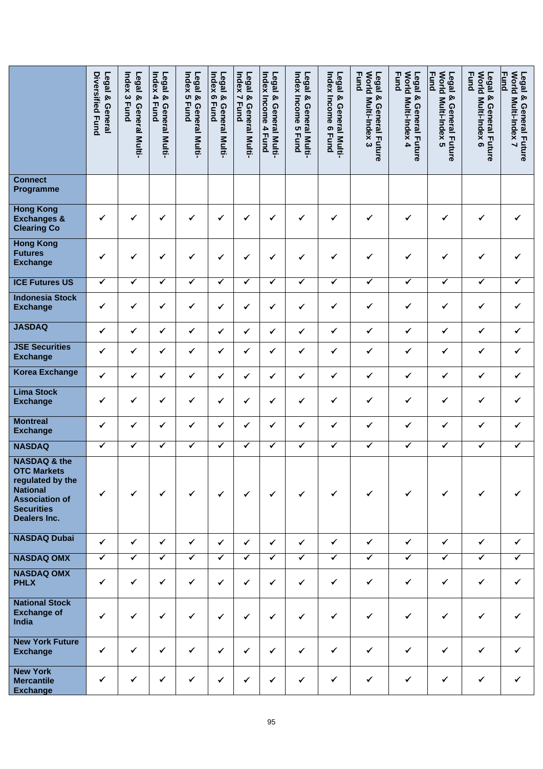| | Legal & General Diversified Fund | Legal & General Multi-Index 3 Fund | Legal & General Multi-Index 4 Fund | Legal & General Multi-Index 5 Fund | Legal & General Multi-Index 6 Fund | Legal & General Multi-Index 7 Fund | Legal & General Multi-Index Income 4 Fund | Legal & General Multi-Index Income 5 Fund | Legal & General Multi-Index Income 6 Fund | Legal & General Future World Multi-Index 3 Fund | Legal & General Future World Multi-Index 4 Fund | Legal & General Future World Multi-Index 5 Fund | Legal & General Future World Multi-Index 6 Fund | Legal & General Future World Multi-Index 7 Fund |
|---|---|---|---|---|---|---|---|---|---|---|---|---|---|---|
| **Connect Programme** | | | | | | | | | | | | | | |
| **Hong Kong Exchanges & Clearing Co** | ✓ | ✓ | ✓ | ✓ | ✓ | ✓ | ✓ | ✓ | ✓ | ✓ | ✓ | ✓ | ✓ | ✓ |
| **Hong Kong Futures Exchange** | ✓ | ✓ | ✓ | ✓ | ✓ | ✓ | ✓ | ✓ | ✓ | ✓ | ✓ | ✓ | ✓ | ✓ |
| **ICE Futures US** | ✓ | ✓ | ✓ | ✓ | ✓ | ✓ | ✓ | ✓ | ✓ | ✓ | ✓ | ✓ | ✓ | ✓ |
| **Indonesia Stock Exchange** | ✓ | ✓ | ✓ | ✓ | ✓ | ✓ | ✓ | ✓ | ✓ | ✓ | ✓ | ✓ | ✓ | ✓ |
| **JASDAQ** | ✓ | ✓ | ✓ | ✓ | ✓ | ✓ | ✓ | ✓ | ✓ | ✓ | ✓ | ✓ | ✓ | ✓ |
| **JSE Securities Exchange** | ✓ | ✓ | ✓ | ✓ | ✓ | ✓ | ✓ | ✓ | ✓ | ✓ | ✓ | ✓ | ✓ | ✓ |
| **Korea Exchange** | ✓ | ✓ | ✓ | ✓ | ✓ | ✓ | ✓ | ✓ | ✓ | ✓ | ✓ | ✓ | ✓ | ✓ |
| **Lima Stock Exchange** | ✓ | ✓ | ✓ | ✓ | ✓ | ✓ | ✓ | ✓ | ✓ | ✓ | ✓ | ✓ | ✓ | ✓ |
| **Montreal Exchange** | ✓ | ✓ | ✓ | ✓ | ✓ | ✓ | ✓ | ✓ | ✓ | ✓ | ✓ | ✓ | ✓ | ✓ |
| **NASDAQ** | ✓ | ✓ | ✓ | ✓ | ✓ | ✓ | ✓ | ✓ | ✓ | ✓ | ✓ | ✓ | ✓ | ✓ |
| **NASDAQ & the OTC Markets regulated by the National Association of Securities Dealers Inc.** | ✓ | ✓ | ✓ | ✓ | ✓ | ✓ | ✓ | ✓ | ✓ | ✓ | ✓ | ✓ | ✓ | ✓ |
| **NASDAQ Dubai** | ✓ | ✓ | ✓ | ✓ | ✓ | ✓ | ✓ | ✓ | ✓ | ✓ | ✓ | ✓ | ✓ | ✓ |
| **NASDAQ OMX** | ✓ | ✓ | ✓ | ✓ | ✓ | ✓ | ✓ | ✓ | ✓ | ✓ | ✓ | ✓ | ✓ | ✓ |
| **NASDAQ OMX PHLX** | ✓ | ✓ | ✓ | ✓ | ✓ | ✓ | ✓ | ✓ | ✓ | ✓ | ✓ | ✓ | ✓ | ✓ |
| **National Stock Exchange of India** | ✓ | ✓ | ✓ | ✓ | ✓ | ✓ | ✓ | ✓ | ✓ | ✓ | ✓ | ✓ | ✓ | ✓ |
| **New York Future Exchange** | ✓ | ✓ | ✓ | ✓ | ✓ | ✓ | ✓ | ✓ | ✓ | ✓ | ✓ | ✓ | ✓ | ✓ |
| **New York Mercantile Exchange** | ✓ | ✓ | ✓ | ✓ | ✓ | ✓ | ✓ | ✓ | ✓ | ✓ | ✓ | ✓ | ✓ | ✓ |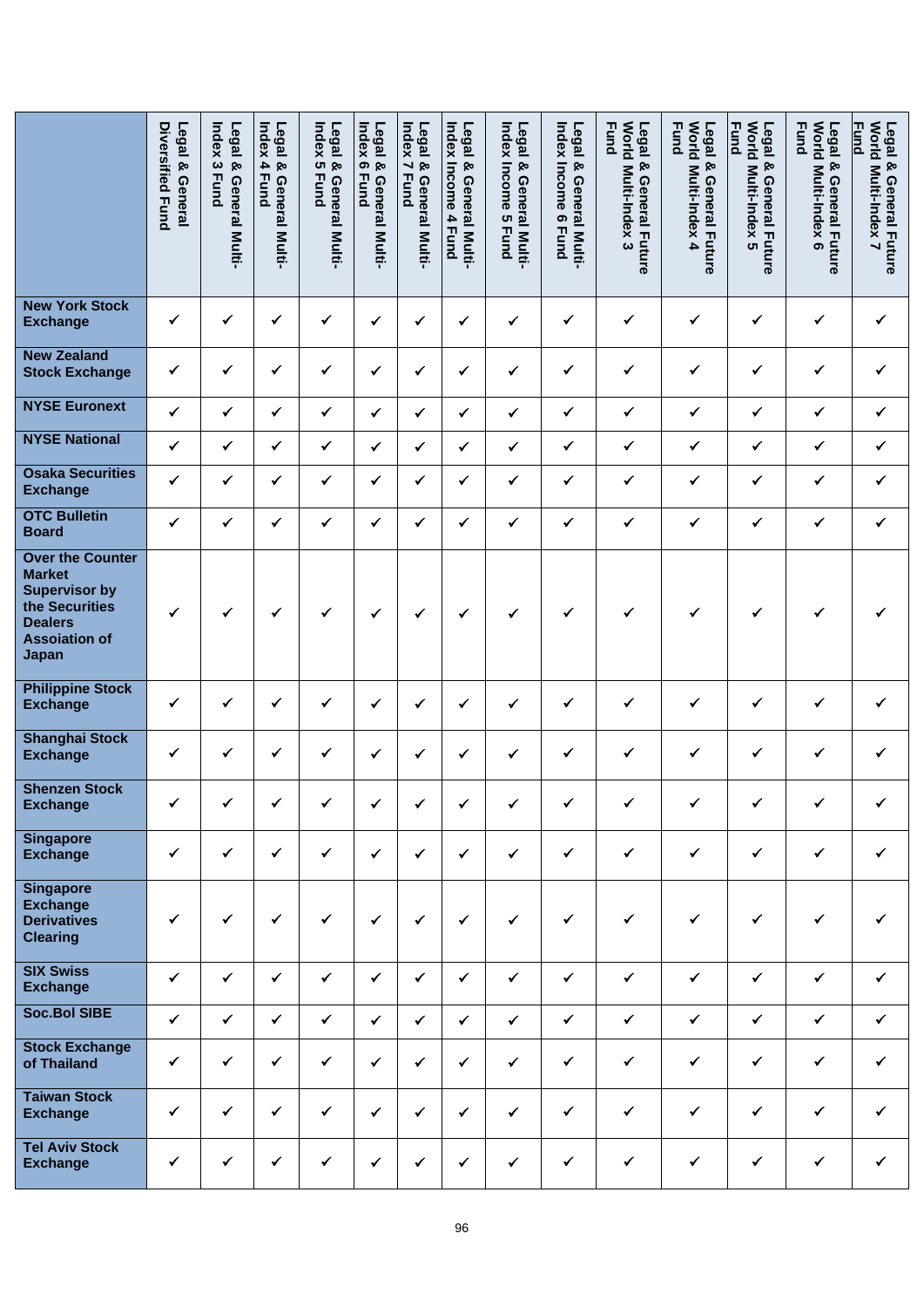| | Legal & General Diversified Fund | Legal & General Multi-Index 3 Fund | Legal & General Multi-Index 4 Fund | Legal & General Multi-Index 5 Fund | Legal & General Multi-Index 6 Fund | Legal & General Multi-Index 7 Fund | Legal & General Multi-Index Income 4 Fund | Legal & General Multi-Index Income 5 Fund | Legal & General Multi-Index Income 6 Fund | Legal & General Future World Multi-Index 3 Fund | Legal & General Future World Multi-Index 4 Fund | Legal & General Future World Multi-Index 5 Fund | Legal & General Future World Multi-Index 6 Fund | Legal & General Future World Multi-Index 7 Fund |
|---|---|---|---|---|---|---|---|---|---|---|---|---|---|---|
| **New York Stock Exchange** | ✓ | ✓ | ✓ | ✓ | ✓ | ✓ | ✓ | ✓ | ✓ | ✓ | ✓ | ✓ | ✓ | ✓ |
| **New Zealand Stock Exchange** | ✓ | ✓ | ✓ | ✓ | ✓ | ✓ | ✓ | ✓ | ✓ | ✓ | ✓ | ✓ | ✓ | ✓ |
| **NYSE Euronext** | ✓ | ✓ | ✓ | ✓ | ✓ | ✓ | ✓ | ✓ | ✓ | ✓ | ✓ | ✓ | ✓ | ✓ |
| **NYSE National** | ✓ | ✓ | ✓ | ✓ | ✓ | ✓ | ✓ | ✓ | ✓ | ✓ | ✓ | ✓ | ✓ | ✓ |
| **Osaka Securities Exchange** | ✓ | ✓ | ✓ | ✓ | ✓ | ✓ | ✓ | ✓ | ✓ | ✓ | ✓ | ✓ | ✓ | ✓ |
| **OTC Bulletin Board** | ✓ | ✓ | ✓ | ✓ | ✓ | ✓ | ✓ | ✓ | ✓ | ✓ | ✓ | ✓ | ✓ | ✓ |
| **Over the Counter Market Supervisor by the Securities Dealers Assoiation of Japan** | ✓ | ✓ | ✓ | ✓ | ✓ | ✓ | ✓ | ✓ | ✓ | ✓ | ✓ | ✓ | ✓ | ✓ |
| **Philippine Stock Exchange** | ✓ | ✓ | ✓ | ✓ | ✓ | ✓ | ✓ | ✓ | ✓ | ✓ | ✓ | ✓ | ✓ | ✓ |
| **Shanghai Stock Exchange** | ✓ | ✓ | ✓ | ✓ | ✓ | ✓ | ✓ | ✓ | ✓ | ✓ | ✓ | ✓ | ✓ | ✓ |
| **Shenzen Stock Exchange** | ✓ | ✓ | ✓ | ✓ | ✓ | ✓ | ✓ | ✓ | ✓ | ✓ | ✓ | ✓ | ✓ | ✓ |
| **Singapore Exchange** | ✓ | ✓ | ✓ | ✓ | ✓ | ✓ | ✓ | ✓ | ✓ | ✓ | ✓ | ✓ | ✓ | ✓ |
| **Singapore Exchange Derivatives Clearing** | ✓ | ✓ | ✓ | ✓ | ✓ | ✓ | ✓ | ✓ | ✓ | ✓ | ✓ | ✓ | ✓ | ✓ |
| **SIX Swiss Exchange** | ✓ | ✓ | ✓ | ✓ | ✓ | ✓ | ✓ | ✓ | ✓ | ✓ | ✓ | ✓ | ✓ | ✓ |
| **Soc.Bol SIBE** | ✓ | ✓ | ✓ | ✓ | ✓ | ✓ | ✓ | ✓ | ✓ | ✓ | ✓ | ✓ | ✓ | ✓ |
| **Stock Exchange of Thailand** | ✓ | ✓ | ✓ | ✓ | ✓ | ✓ | ✓ | ✓ | ✓ | ✓ | ✓ | ✓ | ✓ | ✓ |
| **Taiwan Stock Exchange** | ✓ | ✓ | ✓ | ✓ | ✓ | ✓ | ✓ | ✓ | ✓ | ✓ | ✓ | ✓ | ✓ | ✓ |
| **Tel Aviv Stock Exchange** | ✓ | ✓ | ✓ | ✓ | ✓ | ✓ | ✓ | ✓ | ✓ | ✓ | ✓ | ✓ | ✓ | ✓ |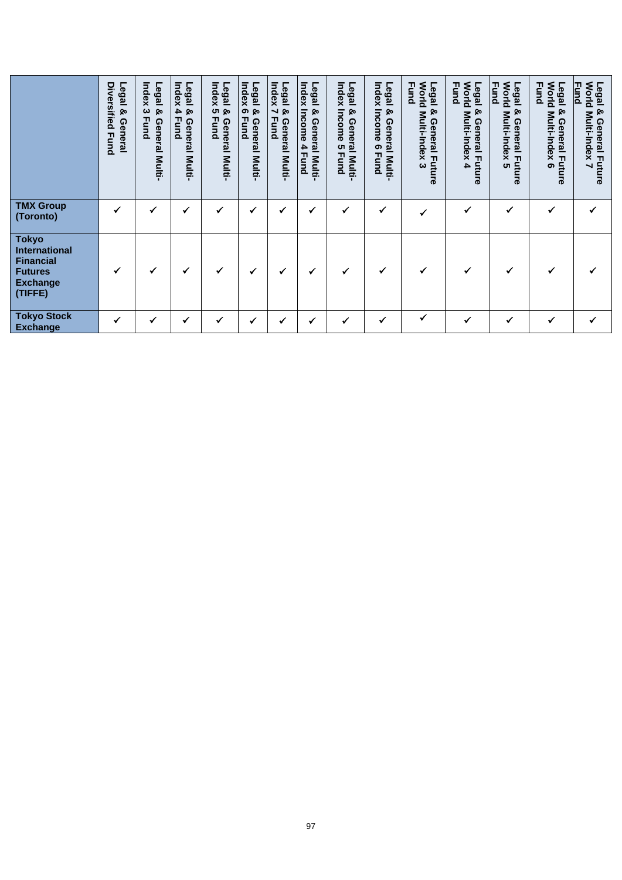| | Legal & General Diversified Fund | Legal & General Multi-Index 3 Fund | Legal & General Multi-Index 4 Fund | Legal & General Multi-Index 5 Fund | Legal & General Multi-Index 6 Fund | Legal & General Multi-Index 7 Fund | Legal & General Multi-Index Income 4 Fund | Legal & General Multi-Index Income 5 Fund | Legal & General Multi-Index Income 6 Fund | Legal & General Future World Multi-Index 3 Fund | Legal & General Future World Multi-Index 4 Fund | Legal & General Future World Multi-Index 5 Fund | Legal & General Future World Multi-Index 6 Fund | Legal & General Future World Multi-Index 7 Fund |
|---|---|---|---|---|---|---|---|---|---|---|---|---|---|---|
| **TMX Group (Toronto)** | ✓ | ✓ | ✓ | ✓ | ✓ | ✓ | ✓ | ✓ | ✓ | ✓ | ✓ | ✓ | ✓ | ✓ |
| **Tokyo International Financial Futures Exchange (TIFFE)** | ✓ | ✓ | ✓ | ✓ | ✓ | ✓ | ✓ | ✓ | ✓ | ✓ | ✓ | ✓ | ✓ | ✓ |
| **Tokyo Stock Exchange** | ✓ | ✓ | ✓ | ✓ | ✓ | ✓ | ✓ | ✓ | ✓ | ✓ | ✓ | ✓ | ✓ | ✓ |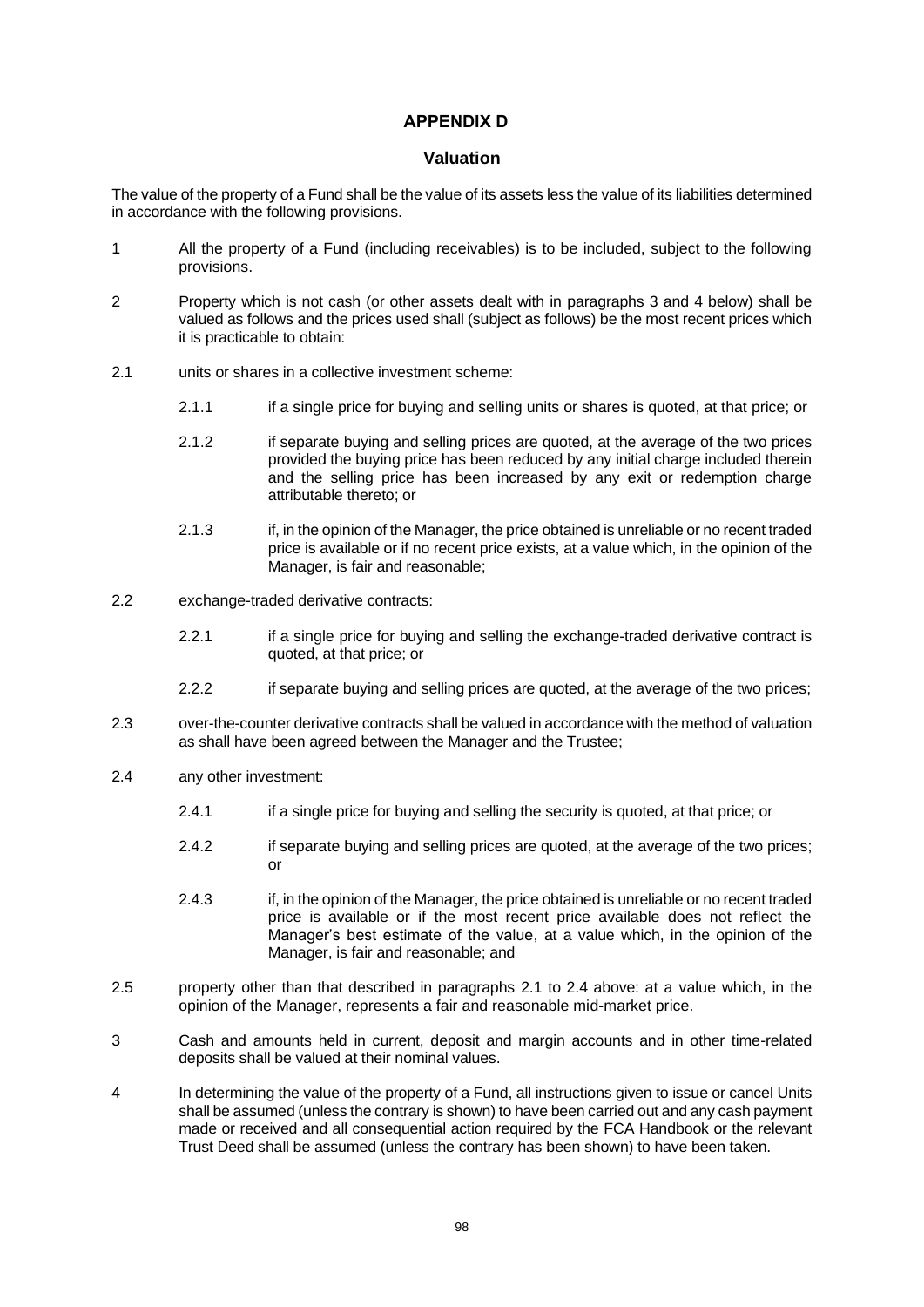# APPENDIX D

## Valuation

The value of the property of a Fund shall be the value of its assets less the value of its liabilities determined in accordance with the following provisions.

1 All the property of a Fund (including receivables) is to be included, subject to the following provisions.

2 Property which is not cash (or other assets dealt with in paragraphs 3 and 4 below) shall be valued as follows and the prices used shall (subject as follows) be the most recent prices which it is practicable to obtain:

2.1 units or shares in a collective investment scheme:

2.1.1 if a single price for buying and selling units or shares is quoted, at that price; or

2.1.2 if separate buying and selling prices are quoted, at the average of the two prices provided the buying price has been reduced by any initial charge included therein and the selling price has been increased by any exit or redemption charge attributable thereto; or

2.1.3 if, in the opinion of the Manager, the price obtained is unreliable or no recent traded price is available or if no recent price exists, at a value which, in the opinion of the Manager, is fair and reasonable;

2.2 exchange-traded derivative contracts:

2.2.1 if a single price for buying and selling the exchange-traded derivative contract is quoted, at that price; or

2.2.2 if separate buying and selling prices are quoted, at the average of the two prices;

2.3 over-the-counter derivative contracts shall be valued in accordance with the method of valuation as shall have been agreed between the Manager and the Trustee;

2.4 any other investment:

2.4.1 if a single price for buying and selling the security is quoted, at that price; or

2.4.2 if separate buying and selling prices are quoted, at the average of the two prices; or

2.4.3 if, in the opinion of the Manager, the price obtained is unreliable or no recent traded price is available or if the most recent price available does not reflect the Manager's best estimate of the value, at a value which, in the opinion of the Manager, is fair and reasonable; and

2.5 property other than that described in paragraphs 2.1 to 2.4 above: at a value which, in the opinion of the Manager, represents a fair and reasonable mid-market price.

3 Cash and amounts held in current, deposit and margin accounts and in other time-related deposits shall be valued at their nominal values.

4 In determining the value of the property of a Fund, all instructions given to issue or cancel Units shall be assumed (unless the contrary is shown) to have been carried out and any cash payment made or received and all consequential action required by the FCA Handbook or the relevant Trust Deed shall be assumed (unless the contrary has been shown) to have been taken.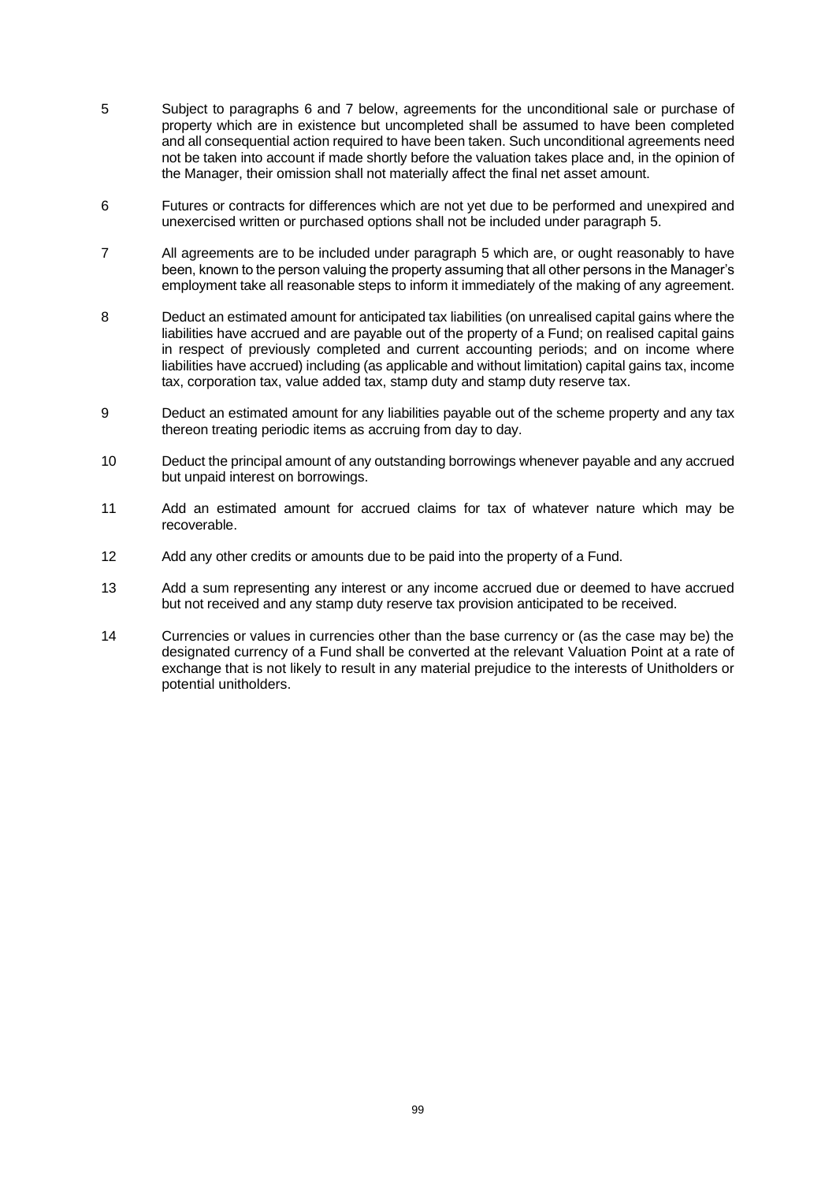5 Subject to paragraphs 6 and 7 below, agreements for the unconditional sale or purchase of property which are in existence but uncompleted shall be assumed to have been completed and all consequential action required to have been taken. Such unconditional agreements need not be taken into account if made shortly before the valuation takes place and, in the opinion of the Manager, their omission shall not materially affect the final net asset amount.

6 Futures or contracts for differences which are not yet due to be performed and unexpired and unexercised written or purchased options shall not be included under paragraph 5.

7 All agreements are to be included under paragraph 5 which are, or ought reasonably to have been, known to the person valuing the property assuming that all other persons in the Manager's employment take all reasonable steps to inform it immediately of the making of any agreement.

8 Deduct an estimated amount for anticipated tax liabilities (on unrealised capital gains where the liabilities have accrued and are payable out of the property of a Fund; on realised capital gains in respect of previously completed and current accounting periods; and on income where liabilities have accrued) including (as applicable and without limitation) capital gains tax, income tax, corporation tax, value added tax, stamp duty and stamp duty reserve tax.

9 Deduct an estimated amount for any liabilities payable out of the scheme property and any tax thereon treating periodic items as accruing from day to day.

10 Deduct the principal amount of any outstanding borrowings whenever payable and any accrued but unpaid interest on borrowings.

11 Add an estimated amount for accrued claims for tax of whatever nature which may be recoverable.

12 Add any other credits or amounts due to be paid into the property of a Fund.

13 Add a sum representing any interest or any income accrued due or deemed to have accrued but not received and any stamp duty reserve tax provision anticipated to be received.

14 Currencies or values in currencies other than the base currency or (as the case may be) the designated currency of a Fund shall be converted at the relevant Valuation Point at a rate of exchange that is not likely to result in any material prejudice to the interests of Unitholders or potential unitholders.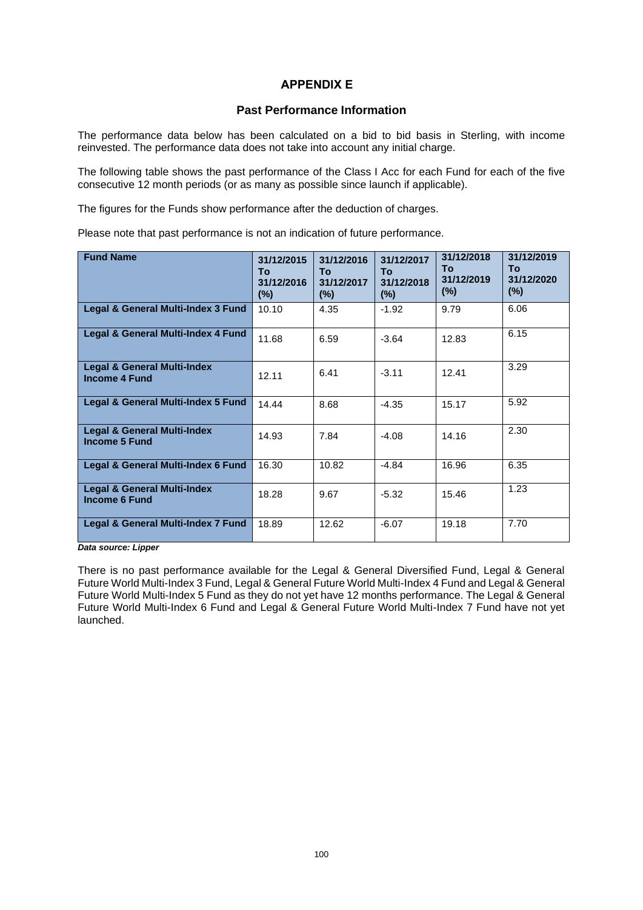# APPENDIX E

## Past Performance Information

The performance data below has been calculated on a bid to bid basis in Sterling, with income reinvested. The performance data does not take into account any initial charge.

The following table shows the past performance of the Class I Acc for each Fund for each of the five consecutive 12 month periods (or as many as possible since launch if applicable).

The figures for the Funds show performance after the deduction of charges.

Please note that past performance is not an indication of future performance.

| Fund Name | 31/12/2015 To 31/12/2016 (%) | 31/12/2016 To 31/12/2017 (%) | 31/12/2017 To 31/12/2018 (%) | 31/12/2018 To 31/12/2019 (%) | 31/12/2019 To 31/12/2020 (%) |
|---|---|---|---|---|---|
| **Legal & General Multi-Index 3 Fund** | 10.10 | 4.35 | -1.92 | 9.79 | 6.06 |
| **Legal & General Multi-Index 4 Fund** | 11.68 | 6.59 | -3.64 | 12.83 | 6.15 |
| **Legal & General Multi-Index Income 4 Fund** | 12.11 | 6.41 | -3.11 | 12.41 | 3.29 |
| **Legal & General Multi-Index 5 Fund** | 14.44 | 8.68 | -4.35 | 15.17 | 5.92 |
| **Legal & General Multi-Index Income 5 Fund** | 14.93 | 7.84 | -4.08 | 14.16 | 2.30 |
| **Legal & General Multi-Index 6 Fund** | 16.30 | 10.82 | -4.84 | 16.96 | 6.35 |
| **Legal & General Multi-Index Income 6 Fund** | 18.28 | 9.67 | -5.32 | 15.46 | 1.23 |
| **Legal & General Multi-Index 7 Fund** | 18.89 | 12.62 | -6.07 | 19.18 | 7.70 |

***Data source: Lipper***

There is no past performance available for the Legal & General Diversified Fund, Legal & General Future World Multi-Index 3 Fund, Legal & General Future World Multi-Index 4 Fund and Legal & General Future World Multi-Index 5 Fund as they do not yet have 12 months performance. The Legal & General Future World Multi-Index 6 Fund and Legal & General Future World Multi-Index 7 Fund have not yet launched.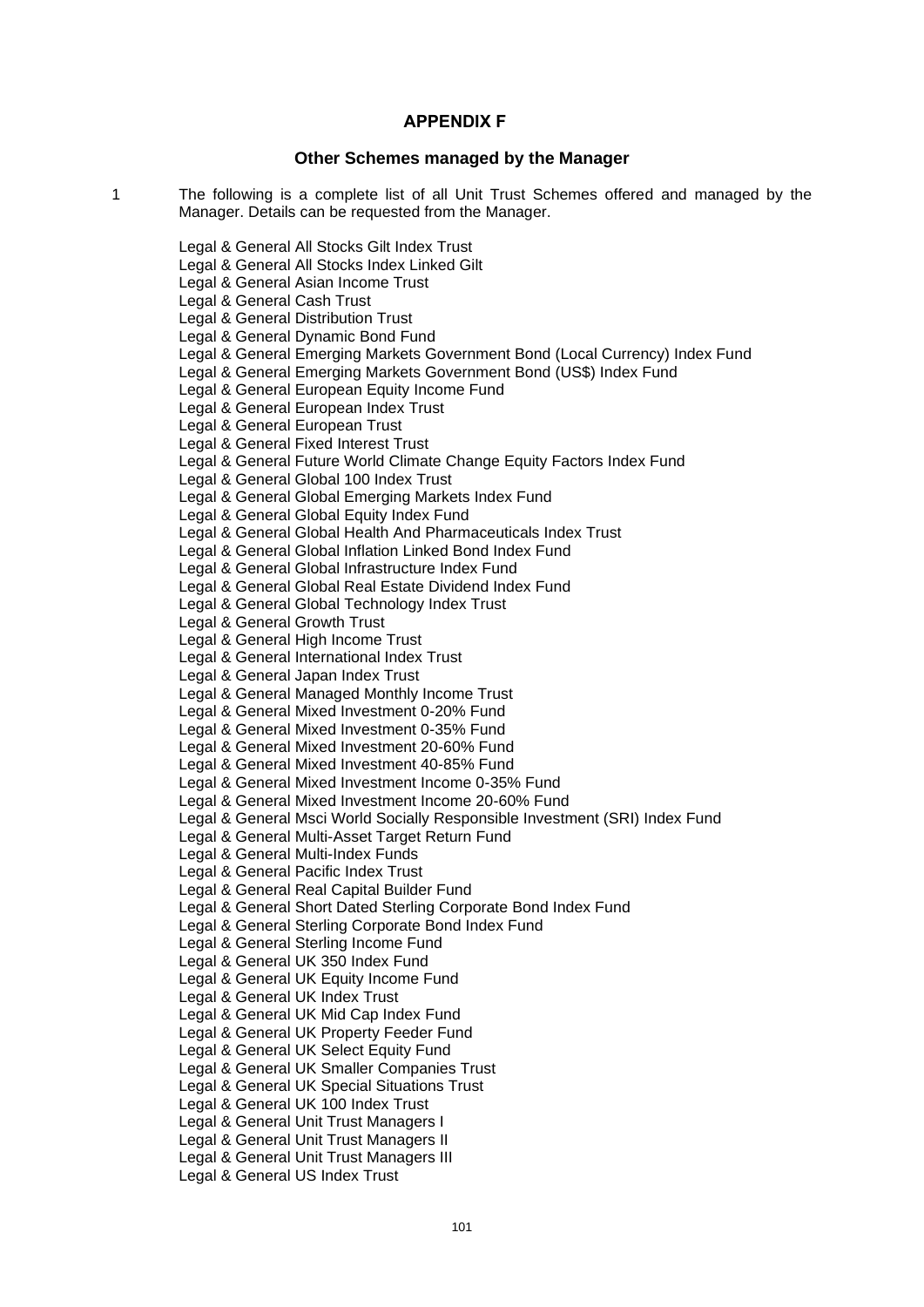## APPENDIX F

### Other Schemes managed by the Manager

1. The following is a complete list of all Unit Trust Schemes offered and managed by the Manager. Details can be requested from the Manager.

Legal & General All Stocks Gilt Index Trust
Legal & General All Stocks Index Linked Gilt
Legal & General Asian Income Trust
Legal & General Cash Trust
Legal & General Distribution Trust
Legal & General Dynamic Bond Fund
Legal & General Emerging Markets Government Bond (Local Currency) Index Fund
Legal & General Emerging Markets Government Bond (US$) Index Fund
Legal & General European Equity Income Fund
Legal & General European Index Trust
Legal & General European Trust
Legal & General Fixed Interest Trust
Legal & General Future World Climate Change Equity Factors Index Fund
Legal & General Global 100 Index Trust
Legal & General Global Emerging Markets Index Fund
Legal & General Global Equity Index Fund
Legal & General Global Health And Pharmaceuticals Index Trust
Legal & General Global Inflation Linked Bond Index Fund
Legal & General Global Infrastructure Index Fund
Legal & General Global Real Estate Dividend Index Fund
Legal & General Global Technology Index Trust
Legal & General Growth Trust
Legal & General High Income Trust
Legal & General International Index Trust
Legal & General Japan Index Trust
Legal & General Managed Monthly Income Trust
Legal & General Mixed Investment 0-20% Fund
Legal & General Mixed Investment 0-35% Fund
Legal & General Mixed Investment 20-60% Fund
Legal & General Mixed Investment 40-85% Fund
Legal & General Mixed Investment Income 0-35% Fund
Legal & General Mixed Investment Income 20-60% Fund
Legal & General Msci World Socially Responsible Investment (SRI) Index Fund
Legal & General Multi-Asset Target Return Fund
Legal & General Multi-Index Funds
Legal & General Pacific Index Trust
Legal & General Real Capital Builder Fund
Legal & General Short Dated Sterling Corporate Bond Index Fund
Legal & General Sterling Corporate Bond Index Fund
Legal & General Sterling Income Fund
Legal & General UK 350 Index Fund
Legal & General UK Equity Income Fund
Legal & General UK Index Trust
Legal & General UK Mid Cap Index Fund
Legal & General UK Property Feeder Fund
Legal & General UK Select Equity Fund
Legal & General UK Smaller Companies Trust
Legal & General UK Special Situations Trust
Legal & General UK 100 Index Trust
Legal & General Unit Trust Managers I
Legal & General Unit Trust Managers II
Legal & General Unit Trust Managers III
Legal & General US Index Trust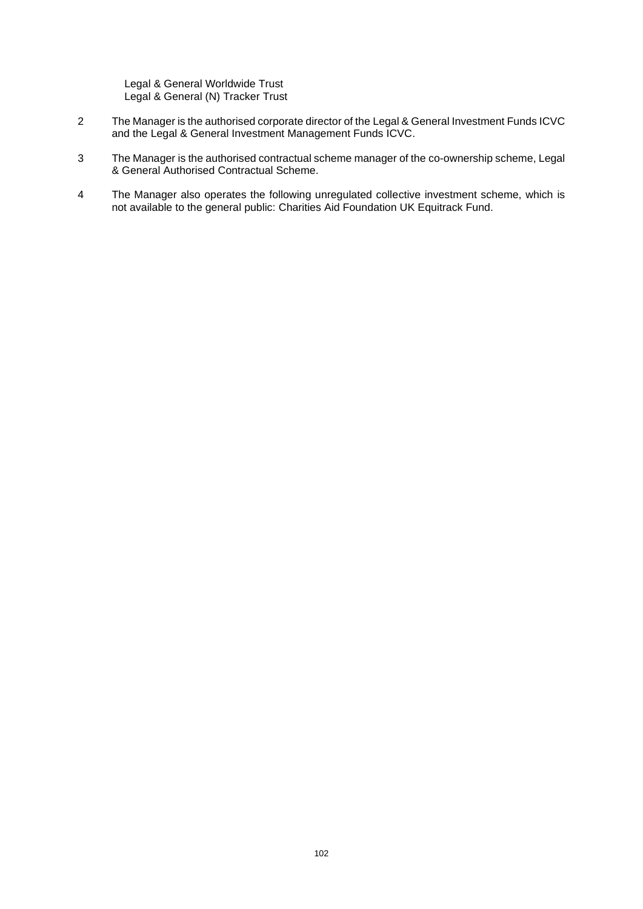Legal & General Worldwide Trust
Legal & General (N) Tracker Trust

2 The Manager is the authorised corporate director of the Legal & General Investment Funds ICVC and the Legal & General Investment Management Funds ICVC.

3 The Manager is the authorised contractual scheme manager of the co-ownership scheme, Legal & General Authorised Contractual Scheme.

4 The Manager also operates the following unregulated collective investment scheme, which is not available to the general public: Charities Aid Foundation UK Equitrack Fund.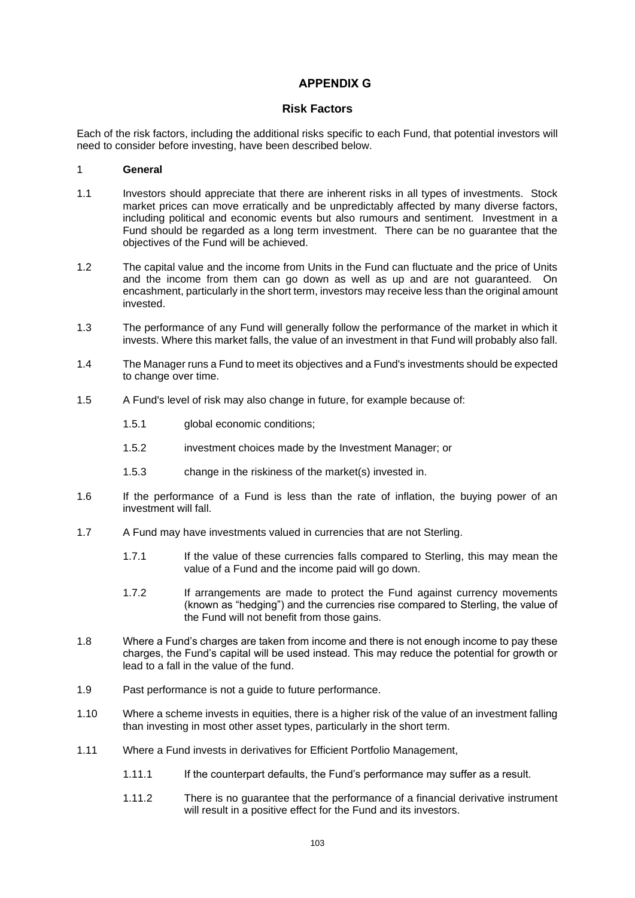# APPENDIX G

## Risk Factors

Each of the risk factors, including the additional risks specific to each Fund, that potential investors will need to consider before investing, have been described below.

### 1 General

1.1 Investors should appreciate that there are inherent risks in all types of investments. Stock market prices can move erratically and be unpredictably affected by many diverse factors, including political and economic events but also rumours and sentiment. Investment in a Fund should be regarded as a long term investment. There can be no guarantee that the objectives of the Fund will be achieved.

1.2 The capital value and the income from Units in the Fund can fluctuate and the price of Units and the income from them can go down as well as up and are not guaranteed. On encashment, particularly in the short term, investors may receive less than the original amount invested.

1.3 The performance of any Fund will generally follow the performance of the market in which it invests. Where this market falls, the value of an investment in that Fund will probably also fall.

1.4 The Manager runs a Fund to meet its objectives and a Fund's investments should be expected to change over time.

1.5 A Fund's level of risk may also change in future, for example because of:

1.5.1 global economic conditions;

1.5.2 investment choices made by the Investment Manager; or

1.5.3 change in the riskiness of the market(s) invested in.

1.6 If the performance of a Fund is less than the rate of inflation, the buying power of an investment will fall.

1.7 A Fund may have investments valued in currencies that are not Sterling.

1.7.1 If the value of these currencies falls compared to Sterling, this may mean the value of a Fund and the income paid will go down.

1.7.2 If arrangements are made to protect the Fund against currency movements (known as "hedging") and the currencies rise compared to Sterling, the value of the Fund will not benefit from those gains.

1.8 Where a Fund's charges are taken from income and there is not enough income to pay these charges, the Fund's capital will be used instead. This may reduce the potential for growth or lead to a fall in the value of the fund.

1.9 Past performance is not a guide to future performance.

1.10 Where a scheme invests in equities, there is a higher risk of the value of an investment falling than investing in most other asset types, particularly in the short term.

1.11 Where a Fund invests in derivatives for Efficient Portfolio Management,

1.11.1 If the counterpart defaults, the Fund's performance may suffer as a result.

1.11.2 There is no guarantee that the performance of a financial derivative instrument will result in a positive effect for the Fund and its investors.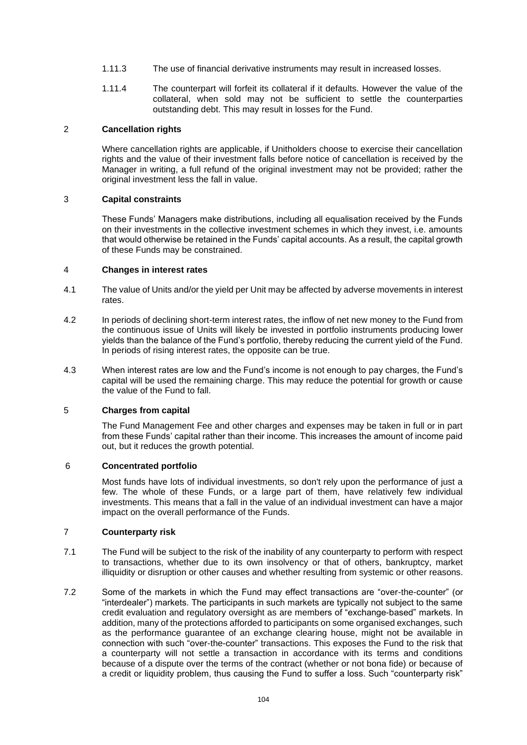1.11.3 The use of financial derivative instruments may result in increased losses.

1.11.4 The counterpart will forfeit its collateral if it defaults. However the value of the collateral, when sold may not be sufficient to settle the counterparties outstanding debt. This may result in losses for the Fund.

## 2 Cancellation rights

Where cancellation rights are applicable, if Unitholders choose to exercise their cancellation rights and the value of their investment falls before notice of cancellation is received by the Manager in writing, a full refund of the original investment may not be provided; rather the original investment less the fall in value.

## 3 Capital constraints

These Funds' Managers make distributions, including all equalisation received by the Funds on their investments in the collective investment schemes in which they invest, i.e. amounts that would otherwise be retained in the Funds' capital accounts. As a result, the capital growth of these Funds may be constrained.

## 4 Changes in interest rates

4.1 The value of Units and/or the yield per Unit may be affected by adverse movements in interest rates.

4.2 In periods of declining short-term interest rates, the inflow of net new money to the Fund from the continuous issue of Units will likely be invested in portfolio instruments producing lower yields than the balance of the Fund's portfolio, thereby reducing the current yield of the Fund. In periods of rising interest rates, the opposite can be true.

4.3 When interest rates are low and the Fund's income is not enough to pay charges, the Fund's capital will be used the remaining charge. This may reduce the potential for growth or cause the value of the Fund to fall.

## 5 Charges from capital

The Fund Management Fee and other charges and expenses may be taken in full or in part from these Funds' capital rather than their income. This increases the amount of income paid out, but it reduces the growth potential.

## 6 Concentrated portfolio

Most funds have lots of individual investments, so don't rely upon the performance of just a few. The whole of these Funds, or a large part of them, have relatively few individual investments. This means that a fall in the value of an individual investment can have a major impact on the overall performance of the Funds.

## 7 Counterparty risk

7.1 The Fund will be subject to the risk of the inability of any counterparty to perform with respect to transactions, whether due to its own insolvency or that of others, bankruptcy, market illiquidity or disruption or other causes and whether resulting from systemic or other reasons.

7.2 Some of the markets in which the Fund may effect transactions are "over-the-counter" (or "interdealer") markets. The participants in such markets are typically not subject to the same credit evaluation and regulatory oversight as are members of "exchange-based" markets. In addition, many of the protections afforded to participants on some organised exchanges, such as the performance guarantee of an exchange clearing house, might not be available in connection with such "over-the-counter" transactions. This exposes the Fund to the risk that a counterparty will not settle a transaction in accordance with its terms and conditions because of a dispute over the terms of the contract (whether or not bona fide) or because of a credit or liquidity problem, thus causing the Fund to suffer a loss. Such "counterparty risk"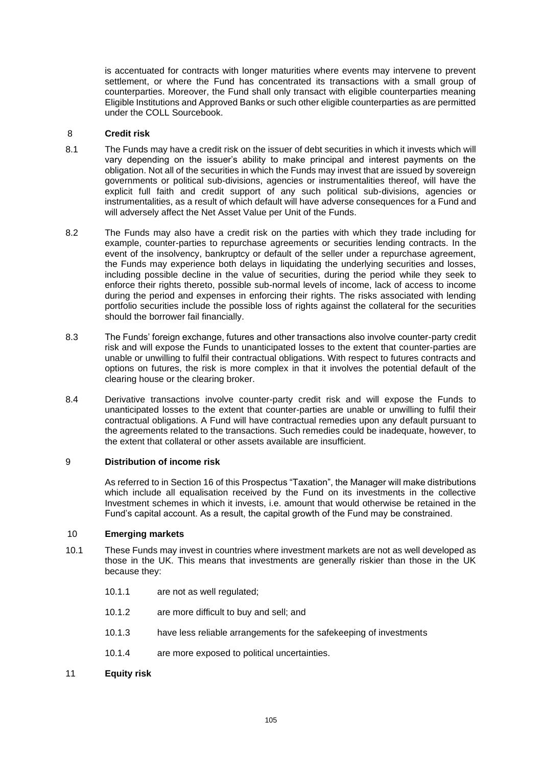is accentuated for contracts with longer maturities where events may intervene to prevent settlement, or where the Fund has concentrated its transactions with a small group of counterparties. Moreover, the Fund shall only transact with eligible counterparties meaning Eligible Institutions and Approved Banks or such other eligible counterparties as are permitted under the COLL Sourcebook.

## 8 Credit risk

8.1 The Funds may have a credit risk on the issuer of debt securities in which it invests which will vary depending on the issuer's ability to make principal and interest payments on the obligation. Not all of the securities in which the Funds may invest that are issued by sovereign governments or political sub-divisions, agencies or instrumentalities thereof, will have the explicit full faith and credit support of any such political sub-divisions, agencies or instrumentalities, as a result of which default will have adverse consequences for a Fund and will adversely affect the Net Asset Value per Unit of the Funds.

8.2 The Funds may also have a credit risk on the parties with which they trade including for example, counter-parties to repurchase agreements or securities lending contracts. In the event of the insolvency, bankruptcy or default of the seller under a repurchase agreement, the Funds may experience both delays in liquidating the underlying securities and losses, including possible decline in the value of securities, during the period while they seek to enforce their rights thereto, possible sub-normal levels of income, lack of access to income during the period and expenses in enforcing their rights. The risks associated with lending portfolio securities include the possible loss of rights against the collateral for the securities should the borrower fail financially.

8.3 The Funds' foreign exchange, futures and other transactions also involve counter-party credit risk and will expose the Funds to unanticipated losses to the extent that counter-parties are unable or unwilling to fulfil their contractual obligations. With respect to futures contracts and options on futures, the risk is more complex in that it involves the potential default of the clearing house or the clearing broker.

8.4 Derivative transactions involve counter-party credit risk and will expose the Funds to unanticipated losses to the extent that counter-parties are unable or unwilling to fulfil their contractual obligations. A Fund will have contractual remedies upon any default pursuant to the agreements related to the transactions. Such remedies could be inadequate, however, to the extent that collateral or other assets available are insufficient.

## 9 Distribution of income risk

As referred to in Section 16 of this Prospectus "Taxation", the Manager will make distributions which include all equalisation received by the Fund on its investments in the collective Investment schemes in which it invests, i.e. amount that would otherwise be retained in the Fund's capital account. As a result, the capital growth of the Fund may be constrained.

## 10 Emerging markets

10.1 These Funds may invest in countries where investment markets are not as well developed as those in the UK. This means that investments are generally riskier than those in the UK because they:

- 10.1.1 are not as well regulated;
- 10.1.2 are more difficult to buy and sell; and
- 10.1.3 have less reliable arrangements for the safekeeping of investments
- 10.1.4 are more exposed to political uncertainties.

## 11 Equity risk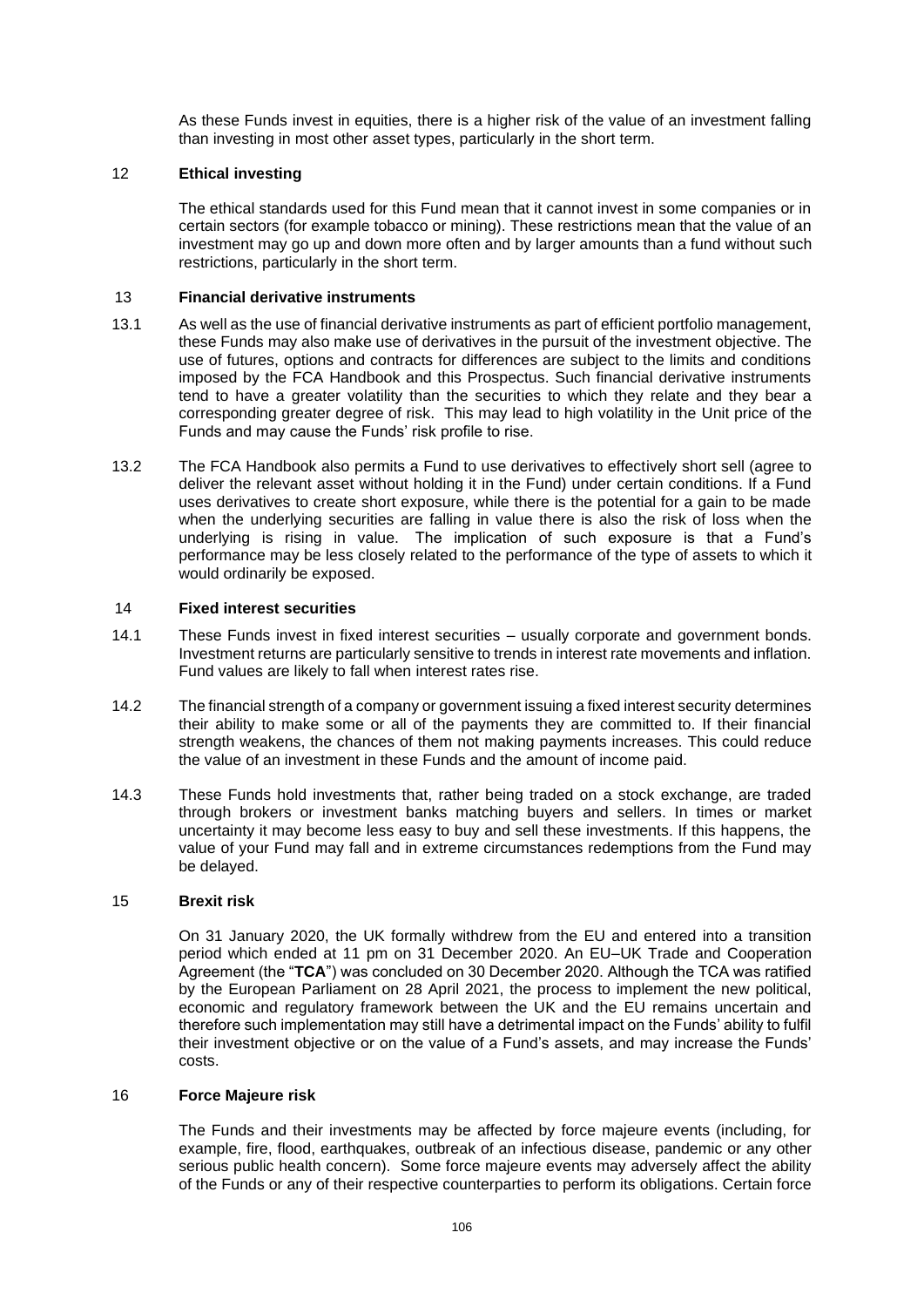As these Funds invest in equities, there is a higher risk of the value of an investment falling than investing in most other asset types, particularly in the short term.

## 12 Ethical investing

The ethical standards used for this Fund mean that it cannot invest in some companies or in certain sectors (for example tobacco or mining). These restrictions mean that the value of an investment may go up and down more often and by larger amounts than a fund without such restrictions, particularly in the short term.

## 13 Financial derivative instruments

13.1 As well as the use of financial derivative instruments as part of efficient portfolio management, these Funds may also make use of derivatives in the pursuit of the investment objective. The use of futures, options and contracts for differences are subject to the limits and conditions imposed by the FCA Handbook and this Prospectus. Such financial derivative instruments tend to have a greater volatility than the securities to which they relate and they bear a corresponding greater degree of risk. This may lead to high volatility in the Unit price of the Funds and may cause the Funds' risk profile to rise.

13.2 The FCA Handbook also permits a Fund to use derivatives to effectively short sell (agree to deliver the relevant asset without holding it in the Fund) under certain conditions. If a Fund uses derivatives to create short exposure, while there is the potential for a gain to be made when the underlying securities are falling in value there is also the risk of loss when the underlying is rising in value. The implication of such exposure is that a Fund's performance may be less closely related to the performance of the type of assets to which it would ordinarily be exposed.

## 14 Fixed interest securities

14.1 These Funds invest in fixed interest securities – usually corporate and government bonds. Investment returns are particularly sensitive to trends in interest rate movements and inflation. Fund values are likely to fall when interest rates rise.

14.2 The financial strength of a company or government issuing a fixed interest security determines their ability to make some or all of the payments they are committed to. If their financial strength weakens, the chances of them not making payments increases. This could reduce the value of an investment in these Funds and the amount of income paid.

14.3 These Funds hold investments that, rather being traded on a stock exchange, are traded through brokers or investment banks matching buyers and sellers. In times or market uncertainty it may become less easy to buy and sell these investments. If this happens, the value of your Fund may fall and in extreme circumstances redemptions from the Fund may be delayed.

## 15 Brexit risk

On 31 January 2020, the UK formally withdrew from the EU and entered into a transition period which ended at 11 pm on 31 December 2020. An EU–UK Trade and Cooperation Agreement (the "**TCA**") was concluded on 30 December 2020. Although the TCA was ratified by the European Parliament on 28 April 2021, the process to implement the new political, economic and regulatory framework between the UK and the EU remains uncertain and therefore such implementation may still have a detrimental impact on the Funds' ability to fulfil their investment objective or on the value of a Fund's assets, and may increase the Funds' costs.

## 16 Force Majeure risk

The Funds and their investments may be affected by force majeure events (including, for example, fire, flood, earthquakes, outbreak of an infectious disease, pandemic or any other serious public health concern). Some force majeure events may adversely affect the ability of the Funds or any of their respective counterparties to perform its obligations. Certain force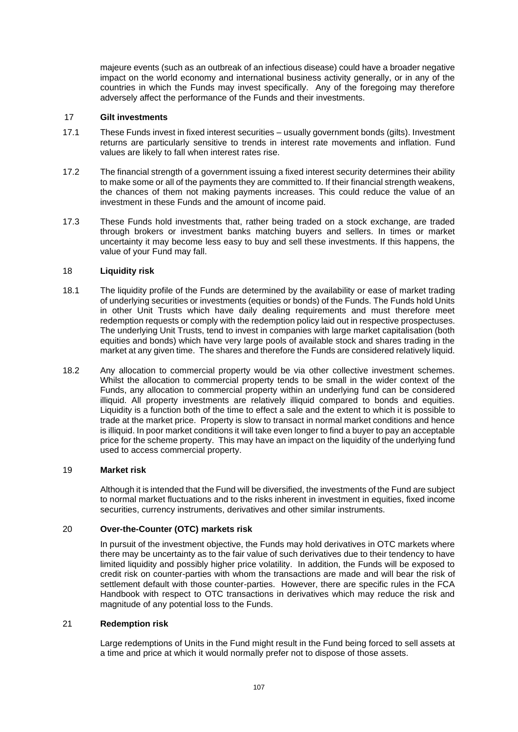majeure events (such as an outbreak of an infectious disease) could have a broader negative impact on the world economy and international business activity generally, or in any of the countries in which the Funds may invest specifically. Any of the foregoing may therefore adversely affect the performance of the Funds and their investments.

## 17 Gilt investments

17.1 These Funds invest in fixed interest securities – usually government bonds (gilts). Investment returns are particularly sensitive to trends in interest rate movements and inflation. Fund values are likely to fall when interest rates rise.

17.2 The financial strength of a government issuing a fixed interest security determines their ability to make some or all of the payments they are committed to. If their financial strength weakens, the chances of them not making payments increases. This could reduce the value of an investment in these Funds and the amount of income paid.

17.3 These Funds hold investments that, rather being traded on a stock exchange, are traded through brokers or investment banks matching buyers and sellers. In times or market uncertainty it may become less easy to buy and sell these investments. If this happens, the value of your Fund may fall.

## 18 Liquidity risk

18.1 The liquidity profile of the Funds are determined by the availability or ease of market trading of underlying securities or investments (equities or bonds) of the Funds. The Funds hold Units in other Unit Trusts which have daily dealing requirements and must therefore meet redemption requests or comply with the redemption policy laid out in respective prospectuses. The underlying Unit Trusts, tend to invest in companies with large market capitalisation (both equities and bonds) which have very large pools of available stock and shares trading in the market at any given time. The shares and therefore the Funds are considered relatively liquid.

18.2 Any allocation to commercial property would be via other collective investment schemes. Whilst the allocation to commercial property tends to be small in the wider context of the Funds, any allocation to commercial property within an underlying fund can be considered illiquid. All property investments are relatively illiquid compared to bonds and equities. Liquidity is a function both of the time to effect a sale and the extent to which it is possible to trade at the market price. Property is slow to transact in normal market conditions and hence is illiquid. In poor market conditions it will take even longer to find a buyer to pay an acceptable price for the scheme property. This may have an impact on the liquidity of the underlying fund used to access commercial property.

## 19 Market risk

Although it is intended that the Fund will be diversified, the investments of the Fund are subject to normal market fluctuations and to the risks inherent in investment in equities, fixed income securities, currency instruments, derivatives and other similar instruments.

## 20 Over-the-Counter (OTC) markets risk

In pursuit of the investment objective, the Funds may hold derivatives in OTC markets where there may be uncertainty as to the fair value of such derivatives due to their tendency to have limited liquidity and possibly higher price volatility. In addition, the Funds will be exposed to credit risk on counter-parties with whom the transactions are made and will bear the risk of settlement default with those counter-parties. However, there are specific rules in the FCA Handbook with respect to OTC transactions in derivatives which may reduce the risk and magnitude of any potential loss to the Funds.

## 21 Redemption risk

Large redemptions of Units in the Fund might result in the Fund being forced to sell assets at a time and price at which it would normally prefer not to dispose of those assets.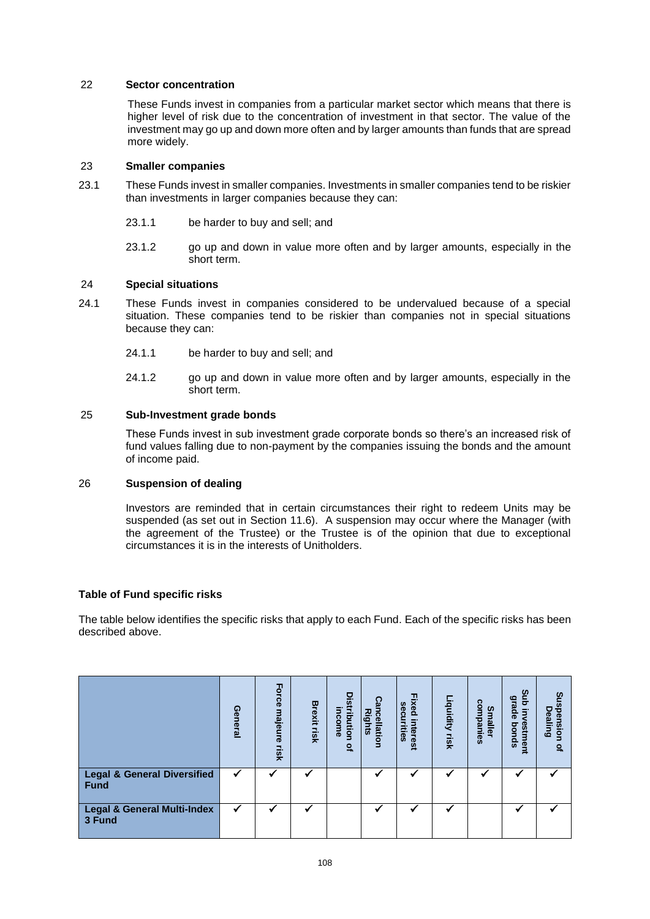## 22 Sector concentration

These Funds invest in companies from a particular market sector which means that there is higher level of risk due to the concentration of investment in that sector. The value of the investment may go up and down more often and by larger amounts than funds that are spread more widely.

## 23 Smaller companies

23.1 These Funds invest in smaller companies. Investments in smaller companies tend to be riskier than investments in larger companies because they can:

23.1.1 be harder to buy and sell; and

23.1.2 go up and down in value more often and by larger amounts, especially in the short term.

## 24 Special situations

24.1 These Funds invest in companies considered to be undervalued because of a special situation. These companies tend to be riskier than companies not in special situations because they can:

24.1.1 be harder to buy and sell; and

24.1.2 go up and down in value more often and by larger amounts, especially in the short term.

## 25 Sub-Investment grade bonds

These Funds invest in sub investment grade corporate bonds so there's an increased risk of fund values falling due to non-payment by the companies issuing the bonds and the amount of income paid.

## 26 Suspension of dealing

Investors are reminded that in certain circumstances their right to redeem Units may be suspended (as set out in Section 11.6). A suspension may occur where the Manager (with the agreement of the Trustee) or the Trustee is of the opinion that due to exceptional circumstances it is in the interests of Unitholders.

**Table of Fund specific risks**

The table below identifies the specific risks that apply to each Fund. Each of the specific risks has been described above.

| | General | Force majeure risk | Brexit risk | Distribution of income | Cancellation Rights | Fixed interest securities | Liquidity risk | Smaller companies | Sub investment grade bonds | Suspension of Dealing |
|---|---|---|---|---|---|---|---|---|---|---|
| **Legal & General Diversified Fund** | ✓ | ✓ | ✓ | | ✓ | ✓ | ✓ | ✓ | ✓ | ✓ |
| **Legal & General Multi-Index 3 Fund** | ✓ | ✓ | ✓ | | ✓ | ✓ | ✓ | | ✓ | ✓ |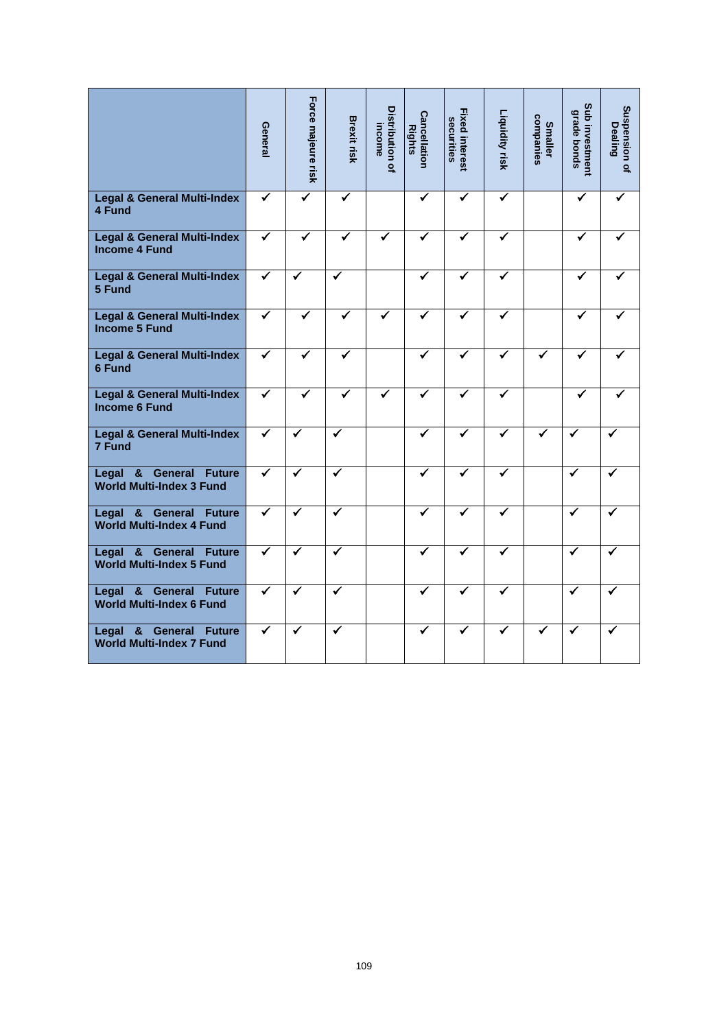| | General | Force majeure risk | Brexit risk | Distribution of income | Cancellation Rights | Fixed interest securities | Liquidity risk | Smaller companies | Sub investment grade bonds | Suspension of Dealing |
|---|---|---|---|---|---|---|---|---|---|---|
| **Legal & General Multi-Index 4 Fund** | ✓ | ✓ | ✓ | | ✓ | ✓ | ✓ | | ✓ | ✓ |
| **Legal & General Multi-Index Income 4 Fund** | ✓ | ✓ | ✓ | ✓ | ✓ | ✓ | ✓ | | ✓ | ✓ |
| **Legal & General Multi-Index 5 Fund** | ✓ | ✓ | ✓ | | ✓ | ✓ | ✓ | | ✓ | ✓ |
| **Legal & General Multi-Index Income 5 Fund** | ✓ | ✓ | ✓ | ✓ | ✓ | ✓ | ✓ | | ✓ | ✓ |
| **Legal & General Multi-Index 6 Fund** | ✓ | ✓ | ✓ | | ✓ | ✓ | ✓ | ✓ | ✓ | ✓ |
| **Legal & General Multi-Index Income 6 Fund** | ✓ | ✓ | ✓ | ✓ | ✓ | ✓ | ✓ | | ✓ | ✓ |
| **Legal & General Multi-Index 7 Fund** | ✓ | ✓ | ✓ | | ✓ | ✓ | ✓ | ✓ | ✓ | ✓ |
| **Legal & General Future World Multi-Index 3 Fund** | ✓ | ✓ | ✓ | | ✓ | ✓ | ✓ | | ✓ | ✓ |
| **Legal & General Future World Multi-Index 4 Fund** | ✓ | ✓ | ✓ | | ✓ | ✓ | ✓ | | ✓ | ✓ |
| **Legal & General Future World Multi-Index 5 Fund** | ✓ | ✓ | ✓ | | ✓ | ✓ | ✓ | | ✓ | ✓ |
| **Legal & General Future World Multi-Index 6 Fund** | ✓ | ✓ | ✓ | | ✓ | ✓ | ✓ | | ✓ | ✓ |
| **Legal & General Future World Multi-Index 7 Fund** | ✓ | ✓ | ✓ | | ✓ | ✓ | ✓ | ✓ | ✓ | ✓ |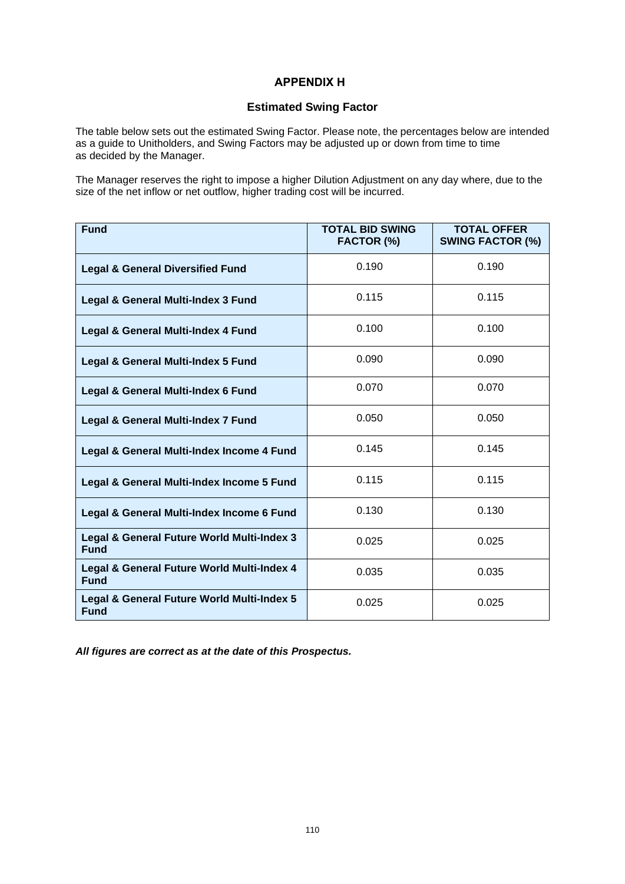# APPENDIX H

## Estimated Swing Factor

The table below sets out the estimated Swing Factor. Please note, the percentages below are intended as a guide to Unitholders, and Swing Factors may be adjusted up or down from time to time as decided by the Manager.

The Manager reserves the right to impose a higher Dilution Adjustment on any day where, due to the size of the net inflow or net outflow, higher trading cost will be incurred.

| Fund | TOTAL BID SWING FACTOR (%) | TOTAL OFFER SWING FACTOR (%) |
|---|---|---|
| **Legal & General Diversified Fund** | 0.190 | 0.190 |
| **Legal & General Multi-Index 3 Fund** | 0.115 | 0.115 |
| **Legal & General Multi-Index 4 Fund** | 0.100 | 0.100 |
| **Legal & General Multi-Index 5 Fund** | 0.090 | 0.090 |
| **Legal & General Multi-Index 6 Fund** | 0.070 | 0.070 |
| **Legal & General Multi-Index 7 Fund** | 0.050 | 0.050 |
| **Legal & General Multi-Index Income 4 Fund** | 0.145 | 0.145 |
| **Legal & General Multi-Index Income 5 Fund** | 0.115 | 0.115 |
| **Legal & General Multi-Index Income 6 Fund** | 0.130 | 0.130 |
| **Legal & General Future World Multi-Index 3 Fund** | 0.025 | 0.025 |
| **Legal & General Future World Multi-Index 4 Fund** | 0.035 | 0.035 |
| **Legal & General Future World Multi-Index 5 Fund** | 0.025 | 0.025 |

***All figures are correct as at the date of this Prospectus.***